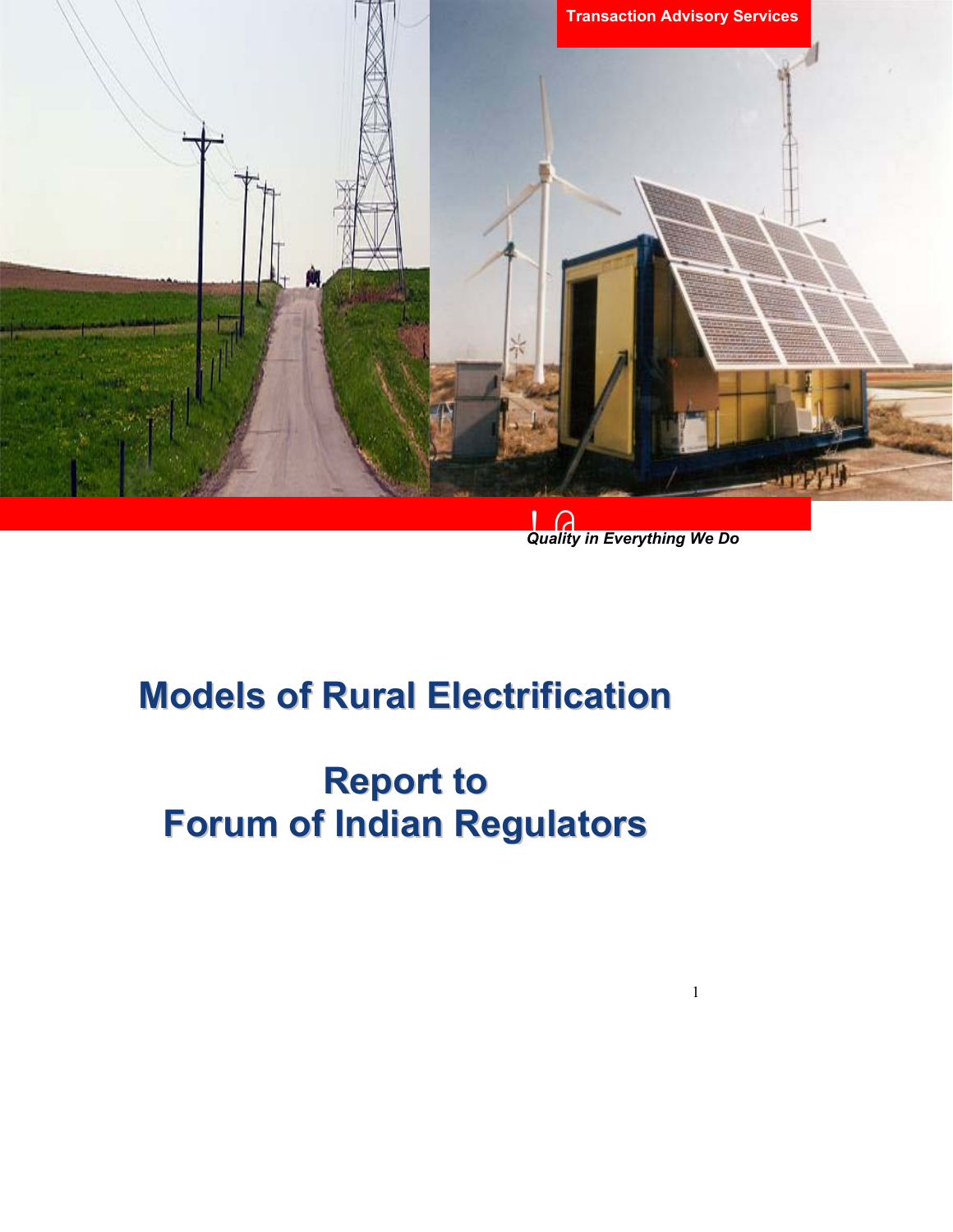Transaction Advisory Services

*Quality in Everything We Do*

# Models of Rural Electrification

# Report to Forum of Indian Regulators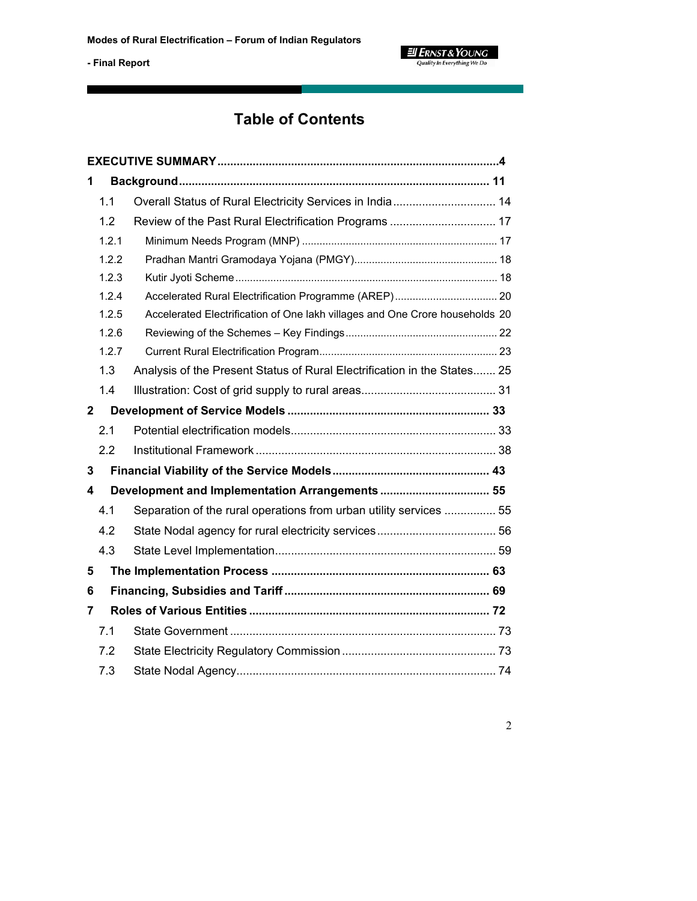# Table of Contents

EXECUTIVE SUMMARY ....................................................................................4

1 Background ................................................................................................ 11

- 1.1 Overall Status of Rural Electricity Services in India ................................ 14
- 1.2 Review of the Past Rural Electrification Programs ................................. 17
  - 1.2.1 Minimum Needs Program (MNP) ................................................................. 17
  - 1.2.2 Pradhan Mantri Gramodaya Yojana (PMGY)................................................ 18
  - 1.2.3 Kutir Jyoti Scheme ....................................................................................... 18
  - 1.2.4 Accelerated Rural Electrification Programme (AREP) .................................. 20
  - 1.2.5 Accelerated Electrification of One lakh villages and One Crore households 20
  - 1.2.6 Reviewing of the Schemes – Key Findings ................................................... 22
  - 1.2.7 Current Rural Electrification Program............................................................ 23
- 1.3 Analysis of the Present Status of Rural Electrification in the States....... 25
- 1.4 Illustration: Cost of grid supply to rural areas.......................................... 31

2 Development of Service Models .............................................................. 33

- 2.1 Potential electrification models................................................................ 33
- 2.2 Institutional Framework ........................................................................... 38

3 Financial Viability of the Service Models ................................................ 43

4 Development and Implementation Arrangements .................................. 55

- 4.1 Separation of the rural operations from urban utility services ................ 55
- 4.2 State Nodal agency for rural electricity services ..................................... 56
- 4.3 State Level Implementation..................................................................... 59

5 The Implementation Process ................................................................... 63

6 Financing, Subsidies and Tariff ............................................................... 69

7 Roles of Various Entities .......................................................................... 72

- 7.1 State Government ................................................................................... 73
- 7.2 State Electricity Regulatory Commission ................................................ 73
- 7.3 State Nodal Agency................................................................................. 74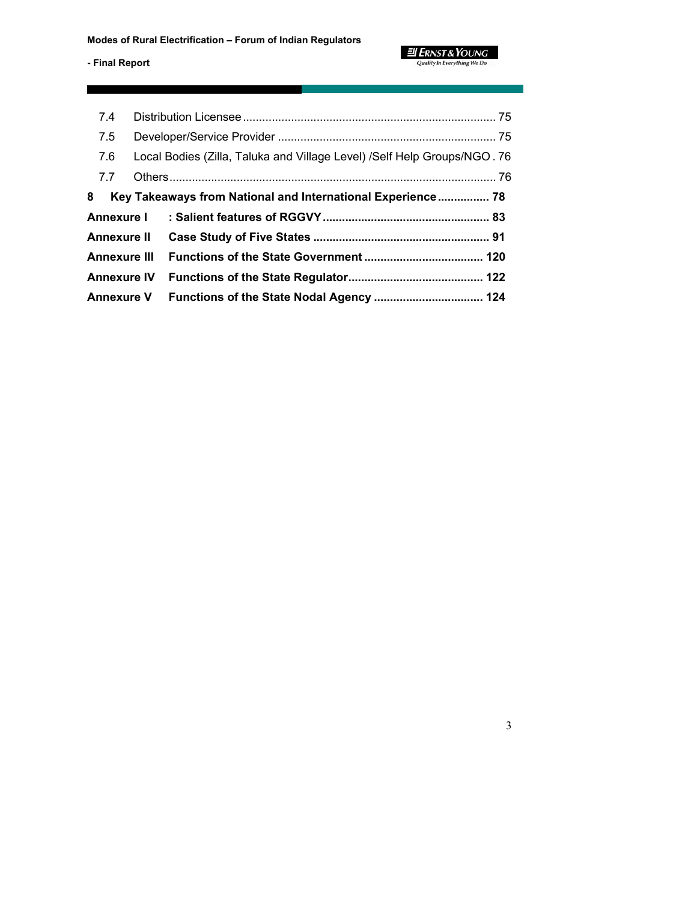7.4 Distribution Licensee ............................................................................... 75

7.5 Developer/Service Provider .................................................................... 75

7.6 Local Bodies (Zilla, Taluka and Village Level) /Self Help Groups/NGO . 76

7.7 Others...................................................................................................... 76

**8 Key Takeaways from National and International Experience ................ 78**

**Annexure I : Salient features of RGGVY ................................................... 83**

**Annexure II Case Study of Five States ...................................................... 91**

**Annexure III Functions of the State Government ..................................... 120**

**Annexure IV Functions of the State Regulator.......................................... 122**

**Annexure V Functions of the State Nodal Agency .................................. 124**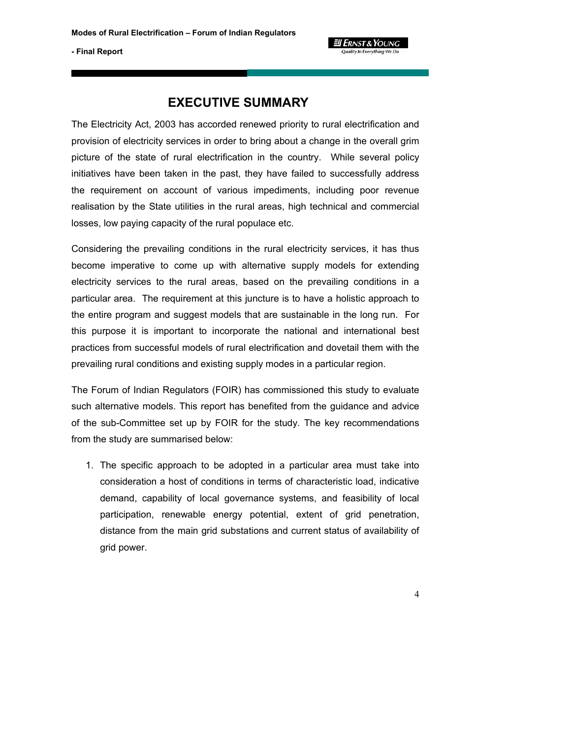# EXECUTIVE SUMMARY

The Electricity Act, 2003 has accorded renewed priority to rural electrification and provision of electricity services in order to bring about a change in the overall grim picture of the state of rural electrification in the country. While several policy initiatives have been taken in the past, they have failed to successfully address the requirement on account of various impediments, including poor revenue realisation by the State utilities in the rural areas, high technical and commercial losses, low paying capacity of the rural populace etc.

Considering the prevailing conditions in the rural electricity services, it has thus become imperative to come up with alternative supply models for extending electricity services to the rural areas, based on the prevailing conditions in a particular area. The requirement at this juncture is to have a holistic approach to the entire program and suggest models that are sustainable in the long run. For this purpose it is important to incorporate the national and international best practices from successful models of rural electrification and dovetail them with the prevailing rural conditions and existing supply modes in a particular region.

The Forum of Indian Regulators (FOIR) has commissioned this study to evaluate such alternative models. This report has benefited from the guidance and advice of the sub-Committee set up by FOIR for the study. The key recommendations from the study are summarised below:

1. The specific approach to be adopted in a particular area must take into consideration a host of conditions in terms of characteristic load, indicative demand, capability of local governance systems, and feasibility of local participation, renewable energy potential, extent of grid penetration, distance from the main grid substations and current status of availability of grid power.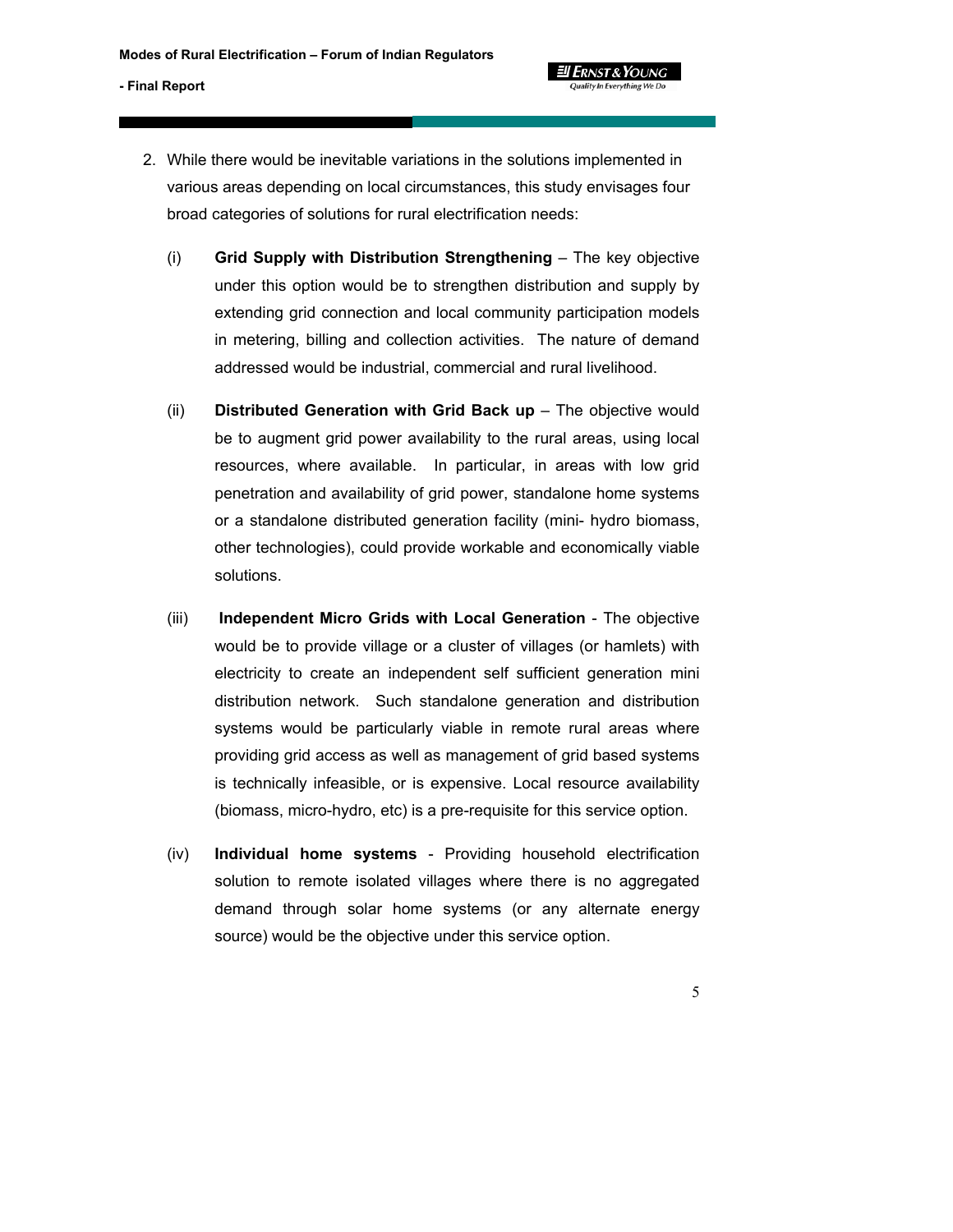2. While there would be inevitable variations in the solutions implemented in various areas depending on local circumstances, this study envisages four broad categories of solutions for rural electrification needs:

   (i) **Grid Supply with Distribution Strengthening** – The key objective under this option would be to strengthen distribution and supply by extending grid connection and local community participation models in metering, billing and collection activities. The nature of demand addressed would be industrial, commercial and rural livelihood.

   (ii) **Distributed Generation with Grid Back up** – The objective would be to augment grid power availability to the rural areas, using local resources, where available. In particular, in areas with low grid penetration and availability of grid power, standalone home systems or a standalone distributed generation facility (mini- hydro biomass, other technologies), could provide workable and economically viable solutions.

   (iii) **Independent Micro Grids with Local Generation** - The objective would be to provide village or a cluster of villages (or hamlets) with electricity to create an independent self sufficient generation mini distribution network. Such standalone generation and distribution systems would be particularly viable in remote rural areas where providing grid access as well as management of grid based systems is technically infeasible, or is expensive. Local resource availability (biomass, micro-hydro, etc) is a pre-requisite for this service option.

   (iv) **Individual home systems** - Providing household electrification solution to remote isolated villages where there is no aggregated demand through solar home systems (or any alternate energy source) would be the objective under this service option.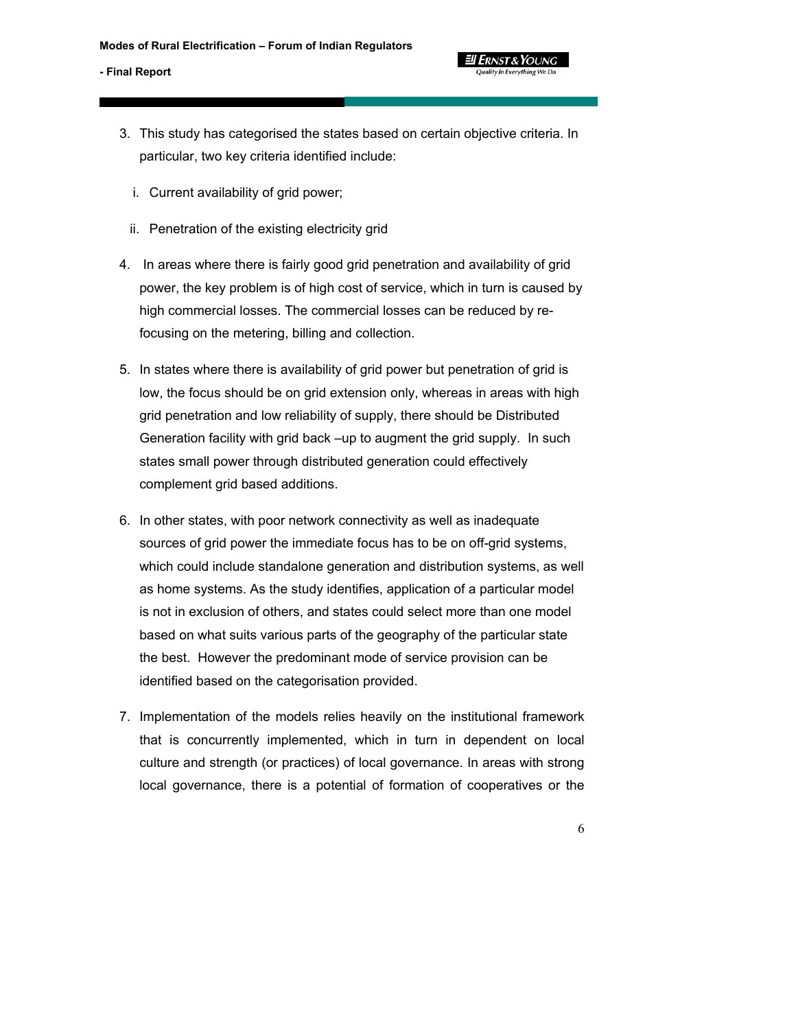3. This study has categorised the states based on certain objective criteria. In particular, two key criteria identified include:

   i. Current availability of grid power;

   ii. Penetration of the existing electricity grid

4. In areas where there is fairly good grid penetration and availability of grid power, the key problem is of high cost of service, which in turn is caused by high commercial losses. The commercial losses can be reduced by re-focusing on the metering, billing and collection.

5. In states where there is availability of grid power but penetration of grid is low, the focus should be on grid extension only, whereas in areas with high grid penetration and low reliability of supply, there should be Distributed Generation facility with grid back –up to augment the grid supply. In such states small power through distributed generation could effectively complement grid based additions.

6. In other states, with poor network connectivity as well as inadequate sources of grid power the immediate focus has to be on off-grid systems, which could include standalone generation and distribution systems, as well as home systems. As the study identifies, application of a particular model is not in exclusion of others, and states could select more than one model based on what suits various parts of the geography of the particular state the best. However the predominant mode of service provision can be identified based on the categorisation provided.

7. Implementation of the models relies heavily on the institutional framework that is concurrently implemented, which in turn in dependent on local culture and strength (or practices) of local governance. In areas with strong local governance, there is a potential of formation of cooperatives or the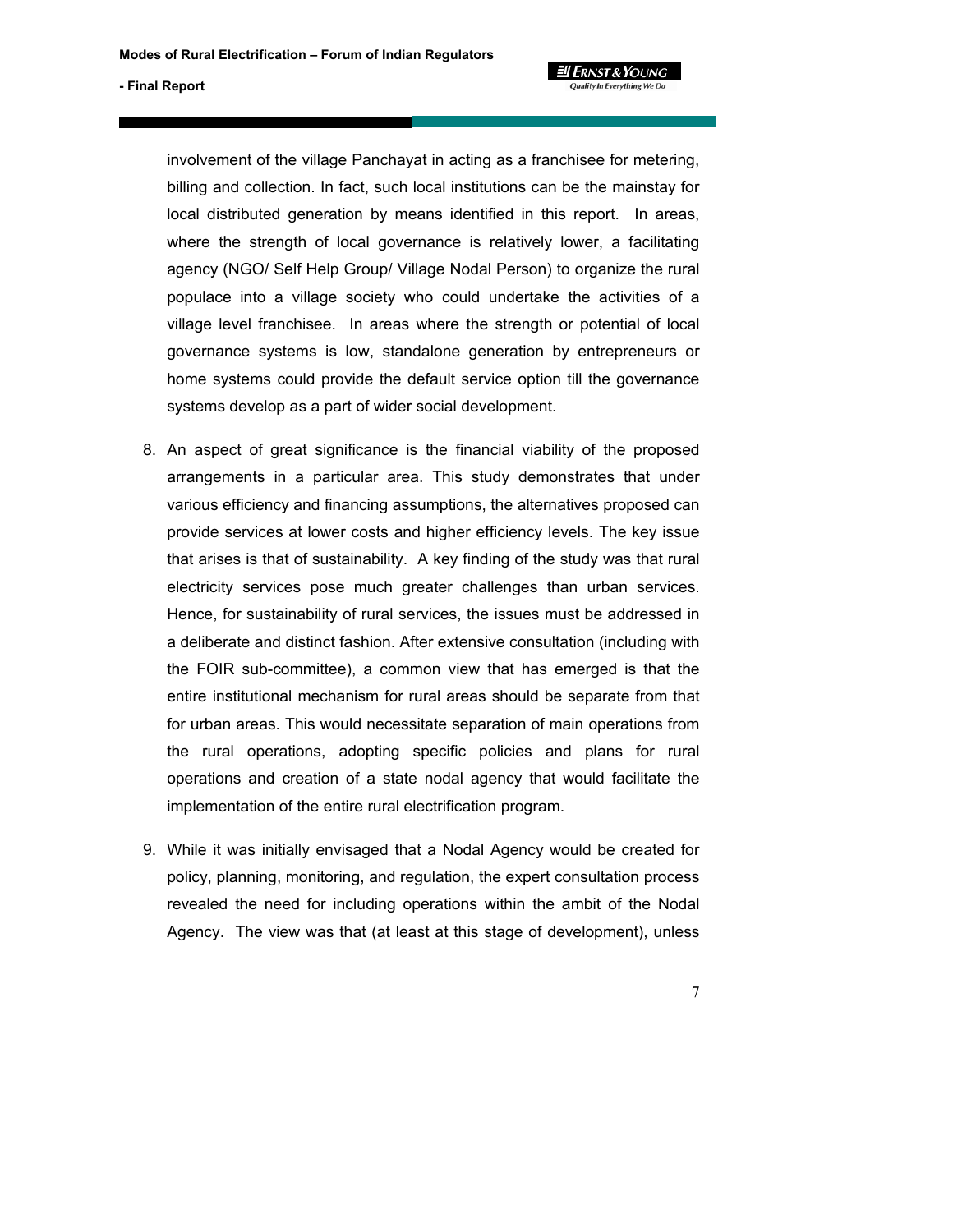involvement of the village Panchayat in acting as a franchisee for metering, billing and collection. In fact, such local institutions can be the mainstay for local distributed generation by means identified in this report. In areas, where the strength of local governance is relatively lower, a facilitating agency (NGO/ Self Help Group/ Village Nodal Person) to organize the rural populace into a village society who could undertake the activities of a village level franchisee. In areas where the strength or potential of local governance systems is low, standalone generation by entrepreneurs or home systems could provide the default service option till the governance systems develop as a part of wider social development.

8. An aspect of great significance is the financial viability of the proposed arrangements in a particular area. This study demonstrates that under various efficiency and financing assumptions, the alternatives proposed can provide services at lower costs and higher efficiency levels. The key issue that arises is that of sustainability. A key finding of the study was that rural electricity services pose much greater challenges than urban services. Hence, for sustainability of rural services, the issues must be addressed in a deliberate and distinct fashion. After extensive consultation (including with the FOIR sub-committee), a common view that has emerged is that the entire institutional mechanism for rural areas should be separate from that for urban areas. This would necessitate separation of main operations from the rural operations, adopting specific policies and plans for rural operations and creation of a state nodal agency that would facilitate the implementation of the entire rural electrification program.

9. While it was initially envisaged that a Nodal Agency would be created for policy, planning, monitoring, and regulation, the expert consultation process revealed the need for including operations within the ambit of the Nodal Agency. The view was that (at least at this stage of development), unless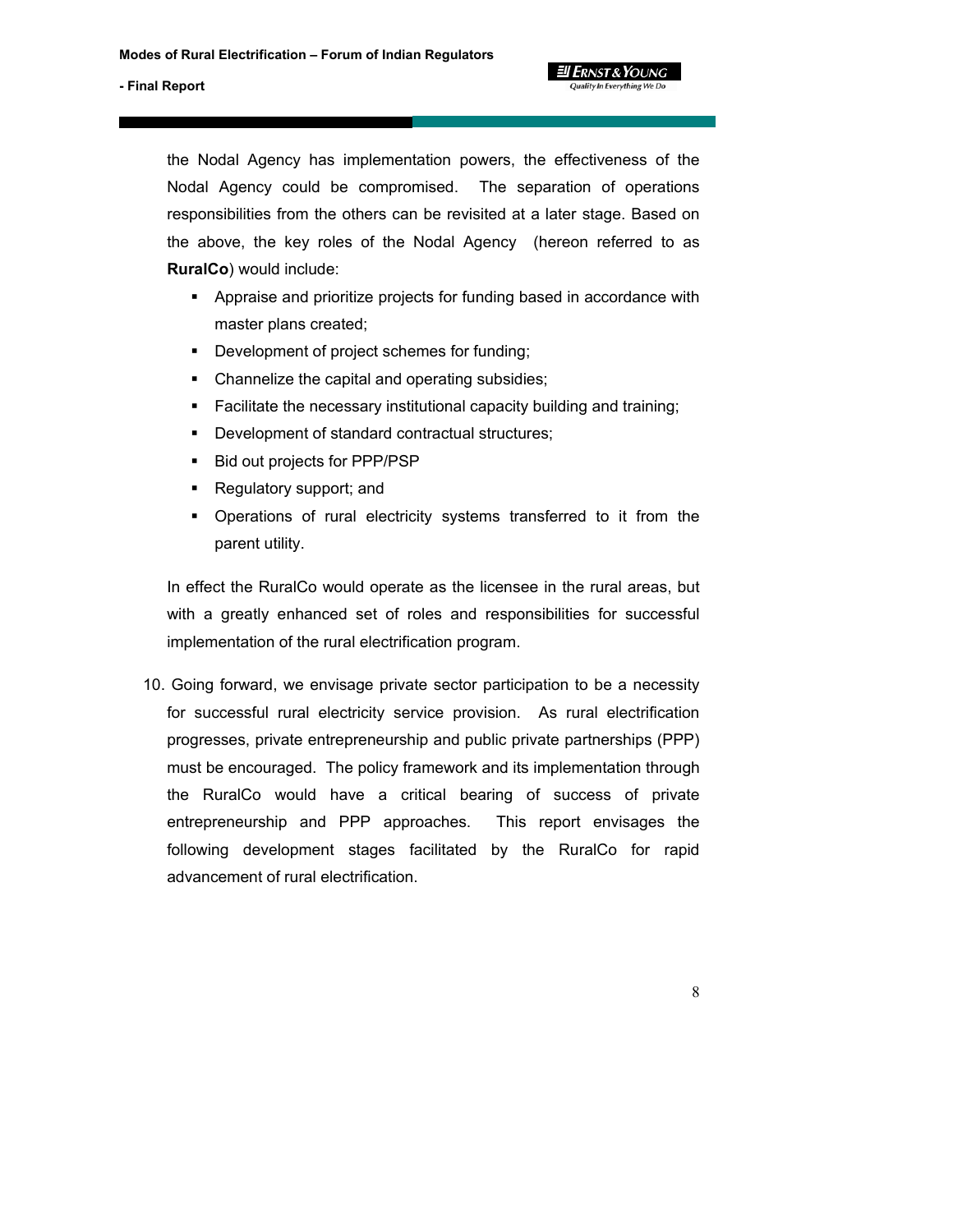the Nodal Agency has implementation powers, the effectiveness of the Nodal Agency could be compromised. The separation of operations responsibilities from the others can be revisited at a later stage. Based on the above, the key roles of the Nodal Agency (hereon referred to as **RuralCo**) would include:

- Appraise and prioritize projects for funding based in accordance with master plans created;
- Development of project schemes for funding;
- Channelize the capital and operating subsidies;
- Facilitate the necessary institutional capacity building and training;
- Development of standard contractual structures;
- Bid out projects for PPP/PSP
- Regulatory support; and
- Operations of rural electricity systems transferred to it from the parent utility.

In effect the RuralCo would operate as the licensee in the rural areas, but with a greatly enhanced set of roles and responsibilities for successful implementation of the rural electrification program.

10. Going forward, we envisage private sector participation to be a necessity for successful rural electricity service provision. As rural electrification progresses, private entrepreneurship and public private partnerships (PPP) must be encouraged. The policy framework and its implementation through the RuralCo would have a critical bearing of success of private entrepreneurship and PPP approaches. This report envisages the following development stages facilitated by the RuralCo for rapid advancement of rural electrification.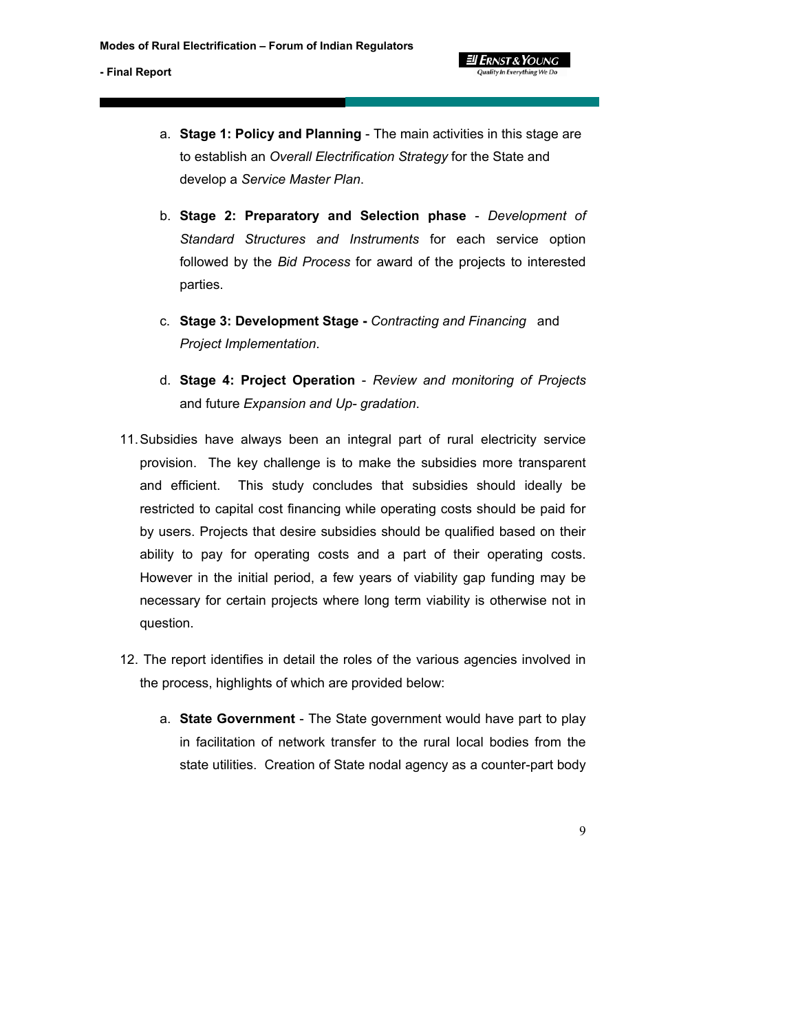a. **Stage 1: Policy and Planning** - The main activities in this stage are to establish an *Overall Electrification Strategy* for the State and develop a *Service Master Plan*.

b. **Stage 2: Preparatory and Selection phase** - *Development of Standard Structures and Instruments* for each service option followed by the *Bid Process* for award of the projects to interested parties.

c. **Stage 3: Development Stage -** *Contracting and Financing* and *Project Implementation*.

d. **Stage 4: Project Operation** - *Review and monitoring of Projects* and future *Expansion and Up- gradation*.

11. Subsidies have always been an integral part of rural electricity service provision. The key challenge is to make the subsidies more transparent and efficient. This study concludes that subsidies should ideally be restricted to capital cost financing while operating costs should be paid for by users. Projects that desire subsidies should be qualified based on their ability to pay for operating costs and a part of their operating costs. However in the initial period, a few years of viability gap funding may be necessary for certain projects where long term viability is otherwise not in question.

12. The report identifies in detail the roles of the various agencies involved in the process, highlights of which are provided below:

a. **State Government** - The State government would have part to play in facilitation of network transfer to the rural local bodies from the state utilities. Creation of State nodal agency as a counter-part body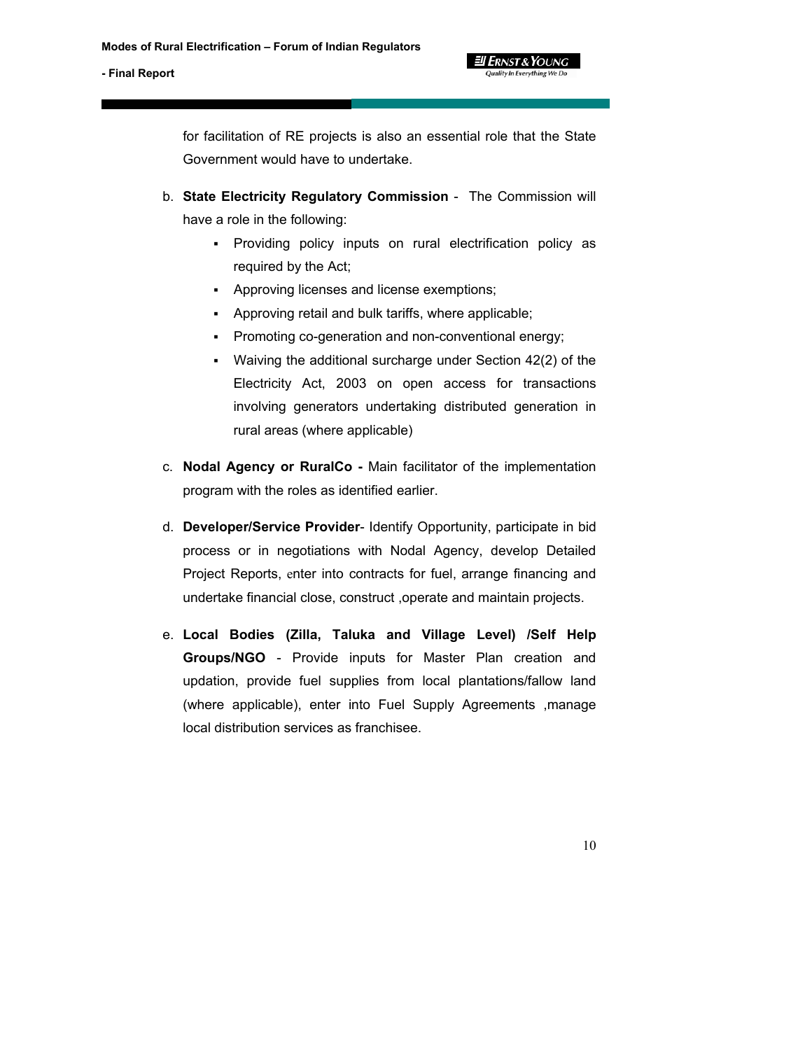for facilitation of RE projects is also an essential role that the State Government would have to undertake.

b. **State Electricity Regulatory Commission** - The Commission will have a role in the following:
    - Providing policy inputs on rural electrification policy as required by the Act;
    - Approving licenses and license exemptions;
    - Approving retail and bulk tariffs, where applicable;
    - Promoting co-generation and non-conventional energy;
    - Waiving the additional surcharge under Section 42(2) of the Electricity Act, 2003 on open access for transactions involving generators undertaking distributed generation in rural areas (where applicable)

c. **Nodal Agency or RuralCo -** Main facilitator of the implementation program with the roles as identified earlier.

d. **Developer/Service Provider**- Identify Opportunity, participate in bid process or in negotiations with Nodal Agency, develop Detailed Project Reports, enter into contracts for fuel, arrange financing and undertake financial close, construct ,operate and maintain projects.

e. **Local Bodies (Zilla, Taluka and Village Level) /Self Help Groups/NGO** - Provide inputs for Master Plan creation and updation, provide fuel supplies from local plantations/fallow land (where applicable), enter into Fuel Supply Agreements ,manage local distribution services as franchisee.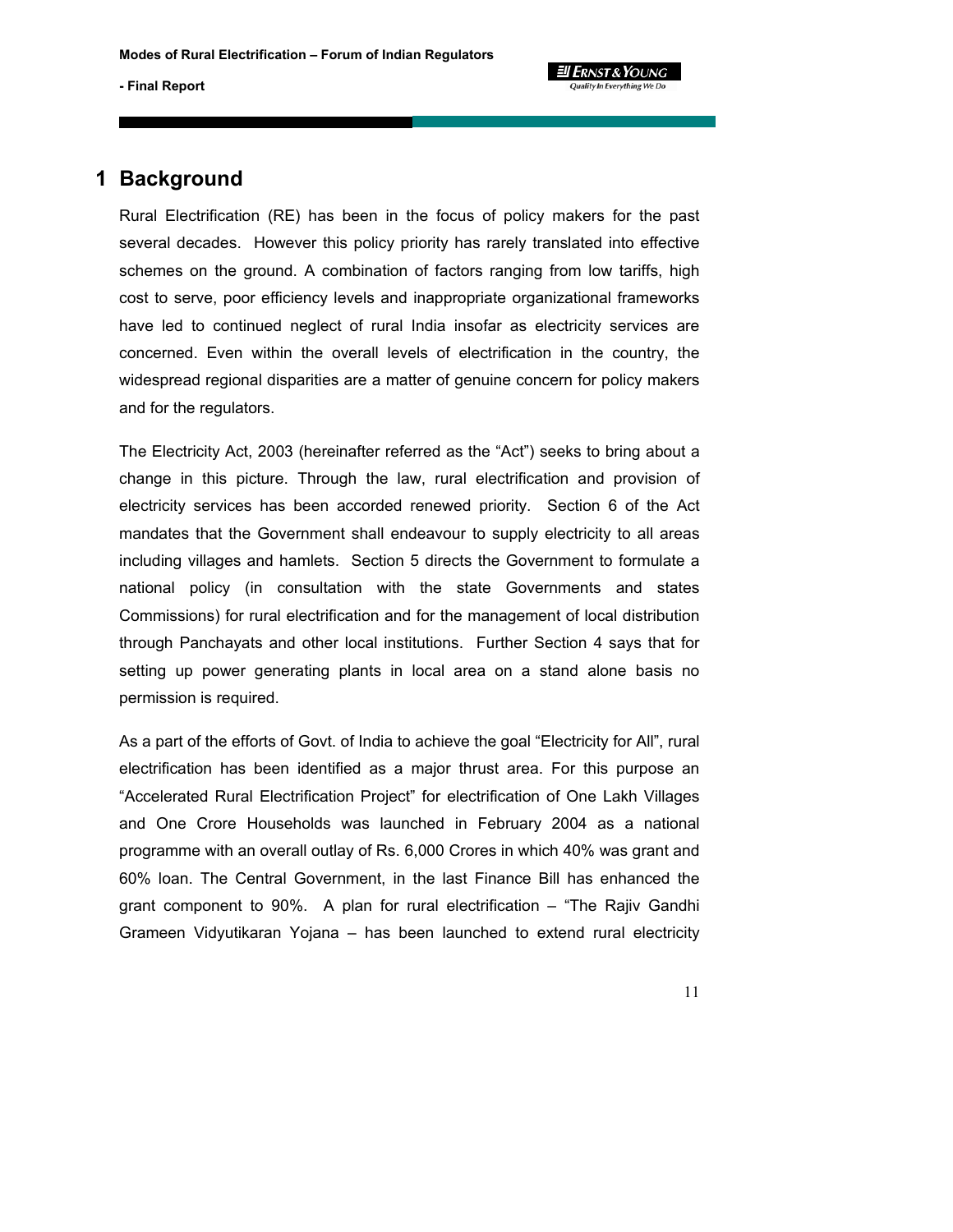# 1 Background

Rural Electrification (RE) has been in the focus of policy makers for the past several decades. However this policy priority has rarely translated into effective schemes on the ground. A combination of factors ranging from low tariffs, high cost to serve, poor efficiency levels and inappropriate organizational frameworks have led to continued neglect of rural India insofar as electricity services are concerned. Even within the overall levels of electrification in the country, the widespread regional disparities are a matter of genuine concern for policy makers and for the regulators.

The Electricity Act, 2003 (hereinafter referred as the "Act") seeks to bring about a change in this picture. Through the law, rural electrification and provision of electricity services has been accorded renewed priority. Section 6 of the Act mandates that the Government shall endeavour to supply electricity to all areas including villages and hamlets. Section 5 directs the Government to formulate a national policy (in consultation with the state Governments and states Commissions) for rural electrification and for the management of local distribution through Panchayats and other local institutions. Further Section 4 says that for setting up power generating plants in local area on a stand alone basis no permission is required.

As a part of the efforts of Govt. of India to achieve the goal "Electricity for All", rural electrification has been identified as a major thrust area. For this purpose an "Accelerated Rural Electrification Project" for electrification of One Lakh Villages and One Crore Households was launched in February 2004 as a national programme with an overall outlay of Rs. 6,000 Crores in which 40% was grant and 60% loan. The Central Government, in the last Finance Bill has enhanced the grant component to 90%. A plan for rural electrification – "The Rajiv Gandhi Grameen Vidyutikaran Yojana – has been launched to extend rural electricity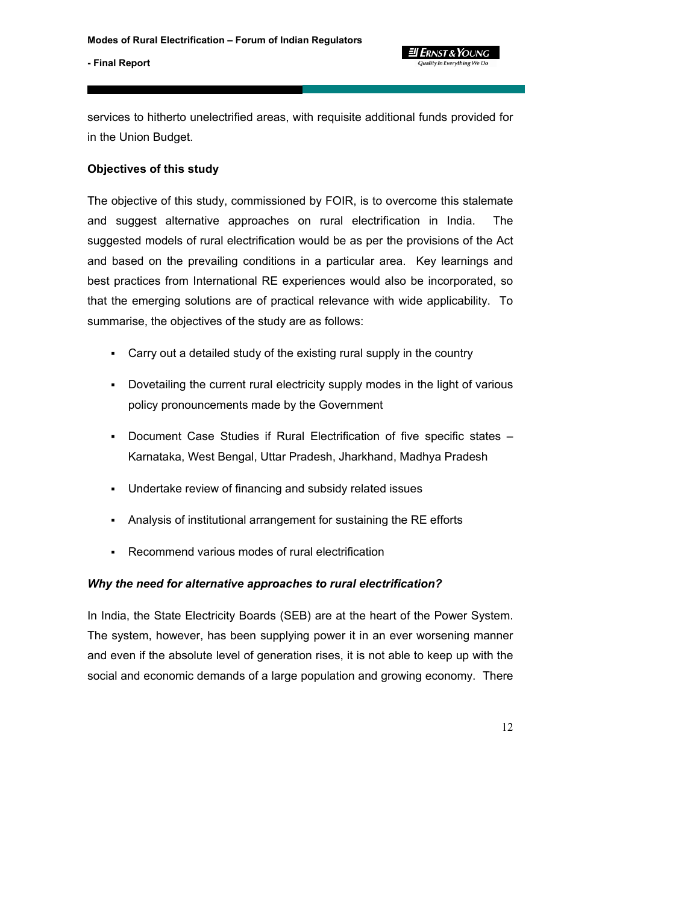services to hitherto unelectrified areas, with requisite additional funds provided for in the Union Budget.

**Objectives of this study**

The objective of this study, commissioned by FOIR, is to overcome this stalemate and suggest alternative approaches on rural electrification in India. The suggested models of rural electrification would be as per the provisions of the Act and based on the prevailing conditions in a particular area. Key learnings and best practices from International RE experiences would also be incorporated, so that the emerging solutions are of practical relevance with wide applicability. To summarise, the objectives of the study are as follows:

- Carry out a detailed study of the existing rural supply in the country
- Dovetailing the current rural electricity supply modes in the light of various policy pronouncements made by the Government
- Document Case Studies if Rural Electrification of five specific states – Karnataka, West Bengal, Uttar Pradesh, Jharkhand, Madhya Pradesh
- Undertake review of financing and subsidy related issues
- Analysis of institutional arrangement for sustaining the RE efforts
- Recommend various modes of rural electrification

***Why the need for alternative approaches to rural electrification?***

In India, the State Electricity Boards (SEB) are at the heart of the Power System. The system, however, has been supplying power it in an ever worsening manner and even if the absolute level of generation rises, it is not able to keep up with the social and economic demands of a large population and growing economy. There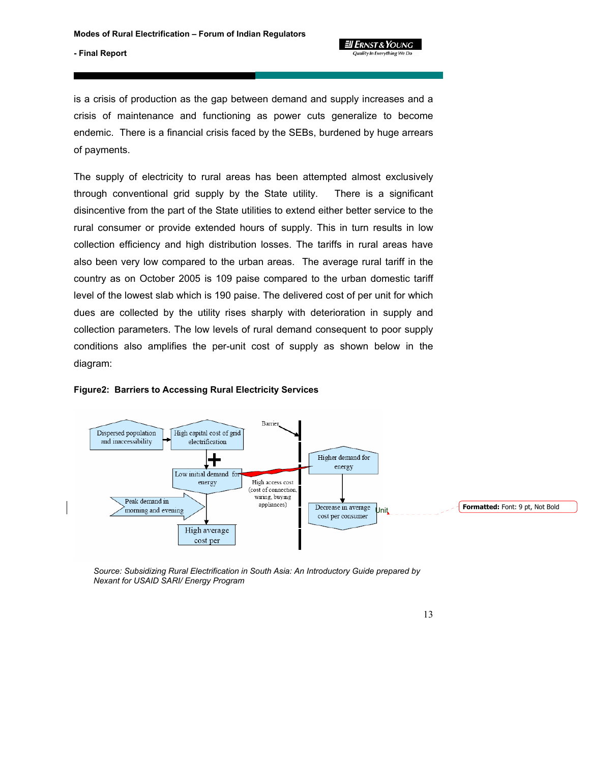is a crisis of production as the gap between demand and supply increases and a crisis of maintenance and functioning as power cuts generalize to become endemic. There is a financial crisis faced by the SEBs, burdened by huge arrears of payments.

The supply of electricity to rural areas has been attempted almost exclusively through conventional grid supply by the State utility. There is a significant disincentive from the part of the State utilities to extend either better service to the rural consumer or provide extended hours of supply. This in turn results in low collection efficiency and high distribution losses. The tariffs in rural areas have also been very low compared to the urban areas. The average rural tariff in the country as on October 2005 is 109 paise compared to the urban domestic tariff level of the lowest slab which is 190 paise. The delivered cost of per unit for which dues are collected by the utility rises sharply with deterioration in supply and collection parameters. The low levels of rural demand consequent to poor supply conditions also amplifies the per-unit cost of supply as shown below in the diagram:

**Figure2: Barriers to Accessing Rural Electricity Services**

Dispersed population and inaccessibility → High capital cost of grid electrification

\+ Low initial demand for energy

Peak demand in morning and evening → High average cost per

Barrier

High access cost (cost of connection, wiring, buying appliances)

Higher demand for energy → Decrease in average cost per consumer Unit

*Source: Subsidizing Rural Electrification in South Asia: An Introductory Guide prepared by Nexant for USAID SARI/ Energy Program*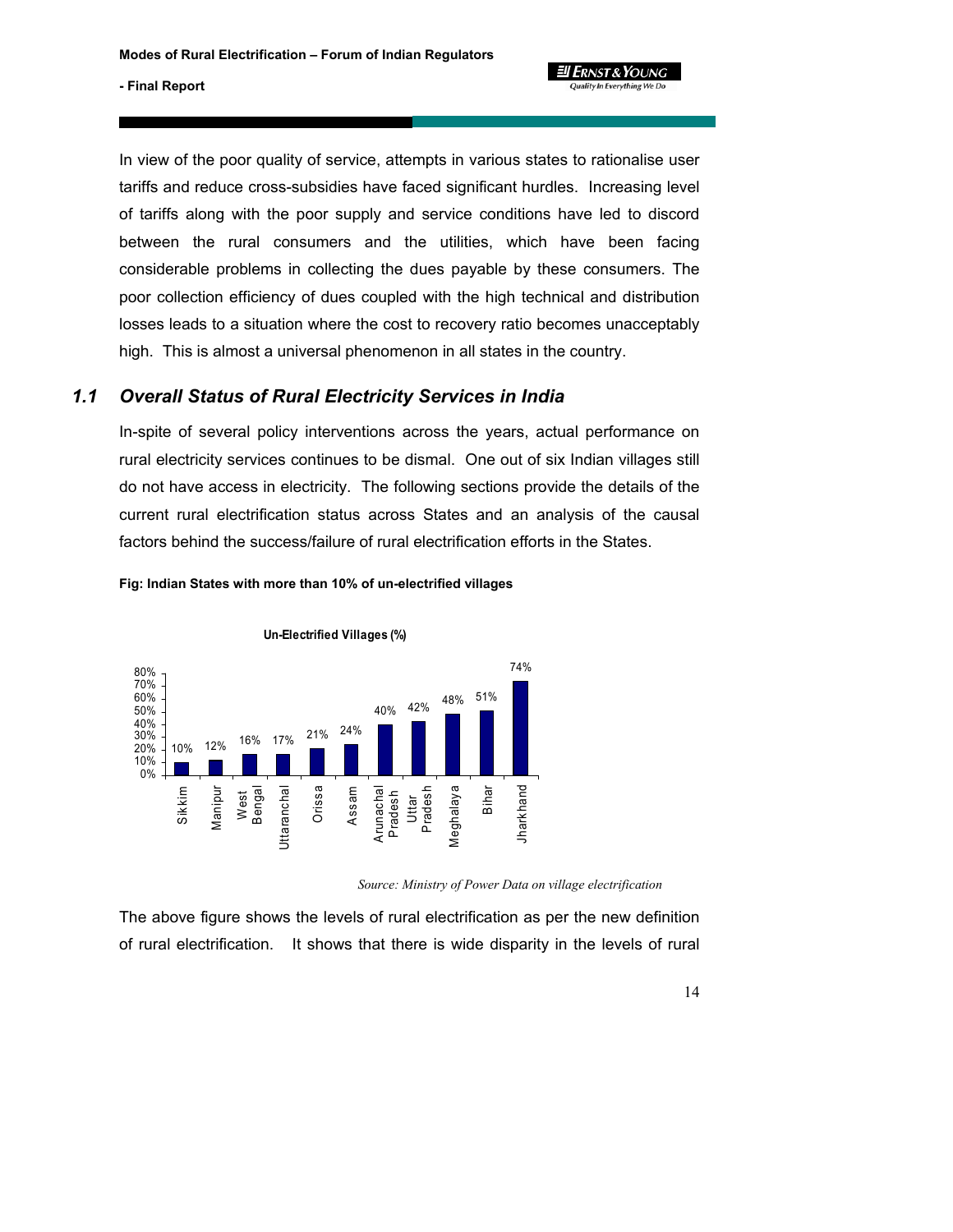In view of the poor quality of service, attempts in various states to rationalise user tariffs and reduce cross-subsidies have faced significant hurdles. Increasing level of tariffs along with the poor supply and service conditions have led to discord between the rural consumers and the utilities, which have been facing considerable problems in collecting the dues payable by these consumers. The poor collection efficiency of dues coupled with the high technical and distribution losses leads to a situation where the cost to recovery ratio becomes unacceptably high. This is almost a universal phenomenon in all states in the country.

## 1.1 *Overall Status of Rural Electricity Services in India*

In-spite of several policy interventions across the years, actual performance on rural electricity services continues to be dismal. One out of six Indian villages still do not have access in electricity. The following sections provide the details of the current rural electrification status across States and an analysis of the causal factors behind the success/failure of rural electrification efforts in the States.

**Fig: Indian States with more than 10% of un-electrified villages**

Un-Electrified Villages (%)

| State | Un-Electrified Villages (%) |
|---|---|
| Sikkim | 10% |
| Manipur | 12% |
| West Bengal | 16% |
| Uttaranchal | 17% |
| Orissa | 21% |
| Assam | 24% |
| Arunachal Pradesh | 40% |
| Uttar Pradesh | 42% |
| Meghalaya | 48% |
| Bihar | 51% |
| Jharkhand | 74% |

*Source: Ministry of Power Data on village electrification*

The above figure shows the levels of rural electrification as per the new definition of rural electrification. It shows that there is wide disparity in the levels of rural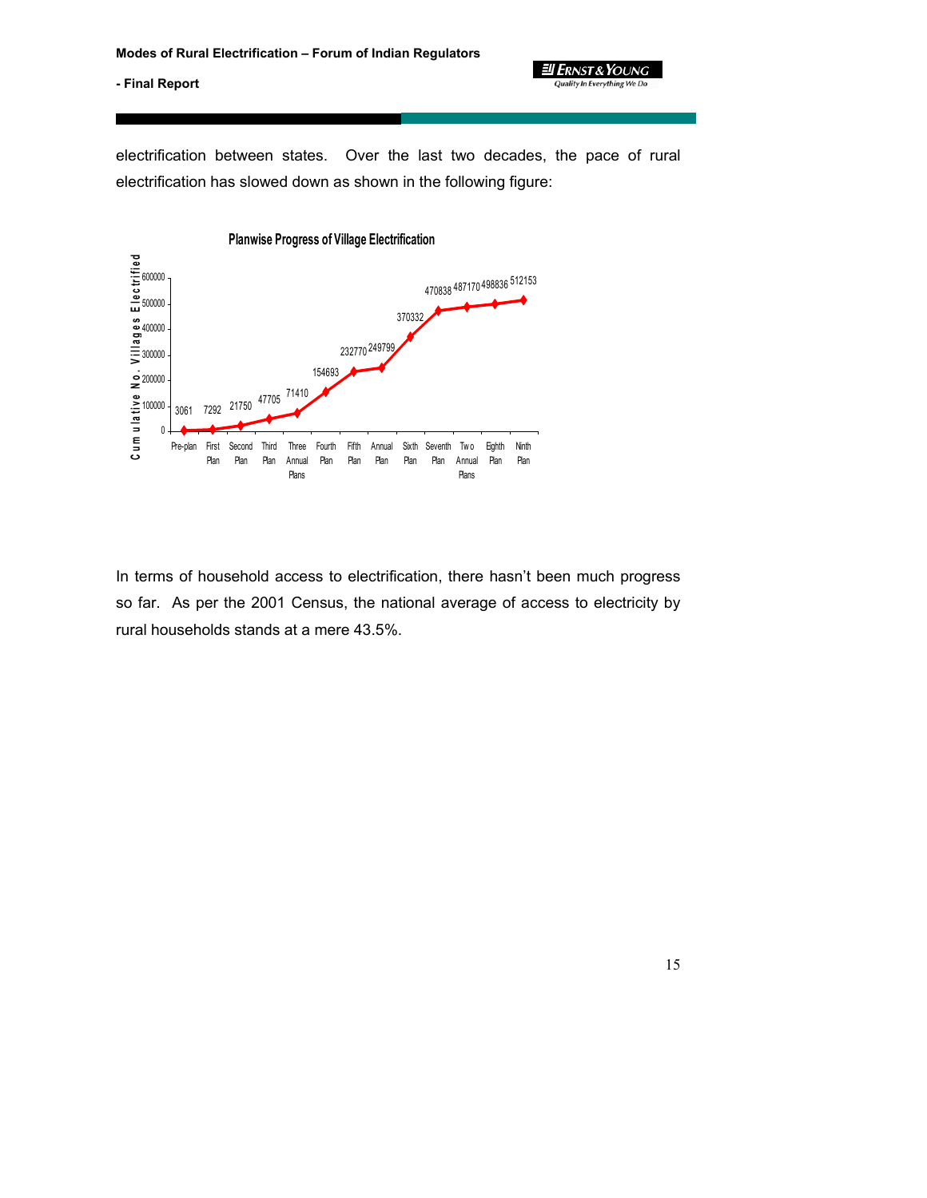electrification between states. Over the last two decades, the pace of rural electrification has slowed down as shown in the following figure:

**Planwise Progress of Village Electrification**

| Plan | Cumulative No. Villages Electrified |
|---|---|
| Pre-plan | 3061 |
| First Plan | 7292 |
| Second Plan | 21750 |
| Third Plan | 47705 |
| Three Annual Plans | 71410 |
| Fourth Plan | 154693 |
| Fifth Plan | 232770 |
| Annual Plan | 249799 |
| Sixth Plan | 370332 |
| Seventh Plan | 470838 |
| Two Annual Plans | 487170 |
| Eighth Plan | 498836 |
| Ninth Plan | 512153 |

In terms of household access to electrification, there hasn't been much progress so far. As per the 2001 Census, the national average of access to electricity by rural households stands at a mere 43.5%.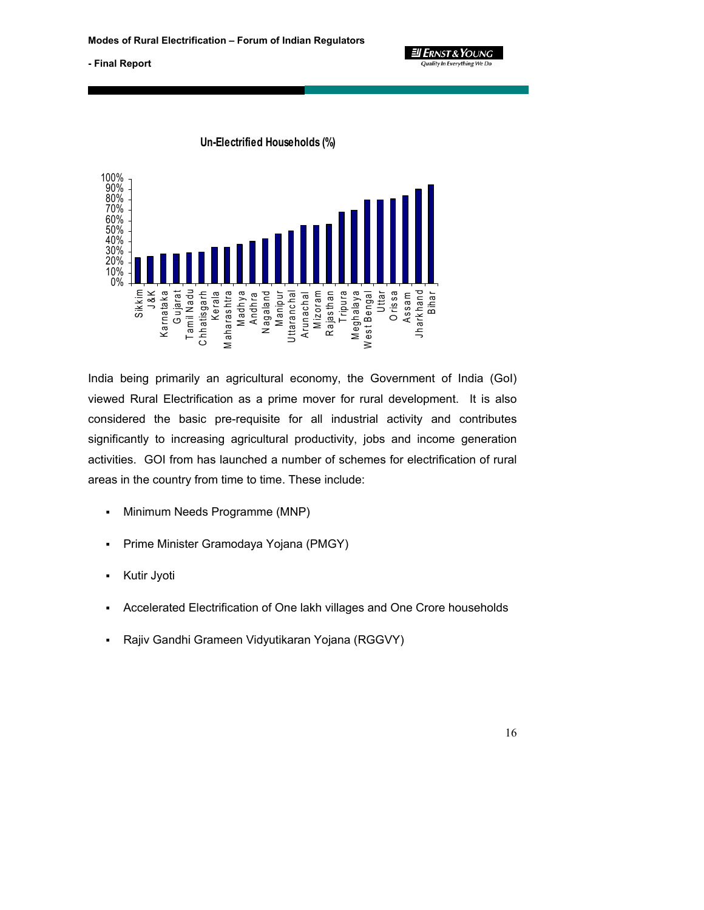**Un-Electrified Households (%)**

India being primarily an agricultural economy, the Government of India (GoI) viewed Rural Electrification as a prime mover for rural development. It is also considered the basic pre-requisite for all industrial activity and contributes significantly to increasing agricultural productivity, jobs and income generation activities. GOI from has launched a number of schemes for electrification of rural areas in the country from time to time. These include:

- Minimum Needs Programme (MNP)
- Prime Minister Gramodaya Yojana (PMGY)
- Kutir Jyoti
- Accelerated Electrification of One lakh villages and One Crore households
- Rajiv Gandhi Grameen Vidyutikaran Yojana (RGGVY)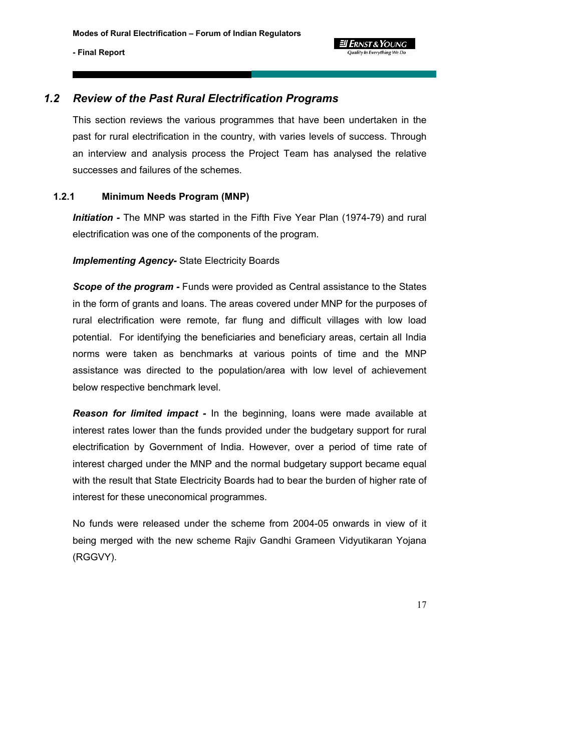## *1.2 Review of the Past Rural Electrification Programs*

This section reviews the various programmes that have been undertaken in the past for rural electrification in the country, with varies levels of success. Through an interview and analysis process the Project Team has analysed the relative successes and failures of the schemes.

### 1.2.1 Minimum Needs Program (MNP)

***Initiation -*** The MNP was started in the Fifth Five Year Plan (1974-79) and rural electrification was one of the components of the program.

***Implementing Agency-*** State Electricity Boards

***Scope of the program -*** Funds were provided as Central assistance to the States in the form of grants and loans. The areas covered under MNP for the purposes of rural electrification were remote, far flung and difficult villages with low load potential. For identifying the beneficiaries and beneficiary areas, certain all India norms were taken as benchmarks at various points of time and the MNP assistance was directed to the population/area with low level of achievement below respective benchmark level.

***Reason for limited impact -*** In the beginning, loans were made available at interest rates lower than the funds provided under the budgetary support for rural electrification by Government of India. However, over a period of time rate of interest charged under the MNP and the normal budgetary support became equal with the result that State Electricity Boards had to bear the burden of higher rate of interest for these uneconomical programmes.

No funds were released under the scheme from 2004-05 onwards in view of it being merged with the new scheme Rajiv Gandhi Grameen Vidyutikaran Yojana (RGGVY).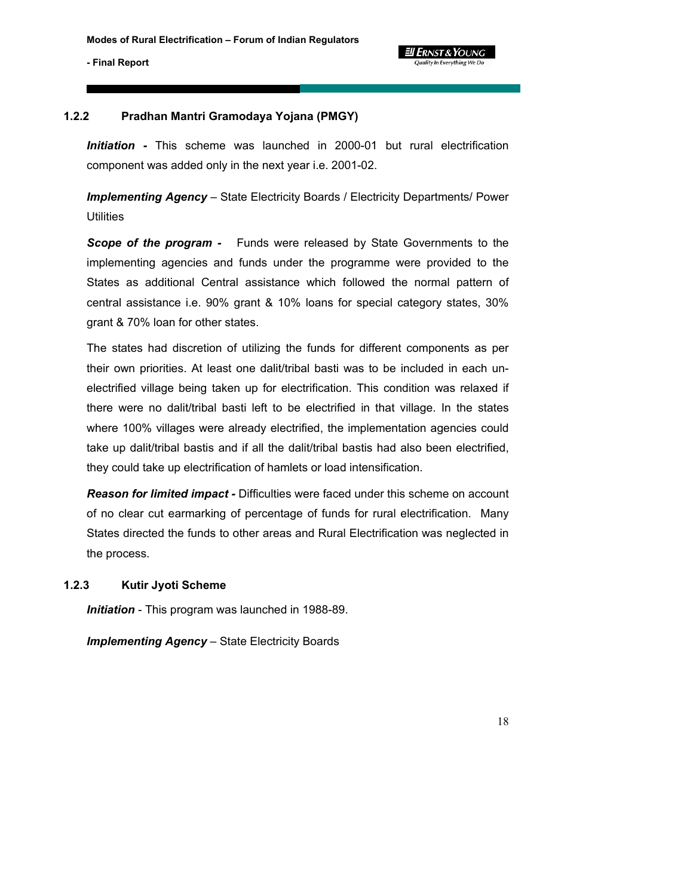### 1.2.2 Pradhan Mantri Gramodaya Yojana (PMGY)

***Initiation -*** This scheme was launched in 2000-01 but rural electrification component was added only in the next year i.e. 2001-02.

***Implementing Agency*** – State Electricity Boards / Electricity Departments/ Power Utilities

***Scope of the program -*** Funds were released by State Governments to the implementing agencies and funds under the programme were provided to the States as additional Central assistance which followed the normal pattern of central assistance i.e. 90% grant & 10% loans for special category states, 30% grant & 70% loan for other states.

The states had discretion of utilizing the funds for different components as per their own priorities. At least one dalit/tribal basti was to be included in each un-electrified village being taken up for electrification. This condition was relaxed if there were no dalit/tribal basti left to be electrified in that village. In the states where 100% villages were already electrified, the implementation agencies could take up dalit/tribal bastis and if all the dalit/tribal bastis had also been electrified, they could take up electrification of hamlets or load intensification.

***Reason for limited impact -*** Difficulties were faced under this scheme on account of no clear cut earmarking of percentage of funds for rural electrification. Many States directed the funds to other areas and Rural Electrification was neglected in the process.

### 1.2.3 Kutir Jyoti Scheme

***Initiation*** - This program was launched in 1988-89.

***Implementing Agency*** – State Electricity Boards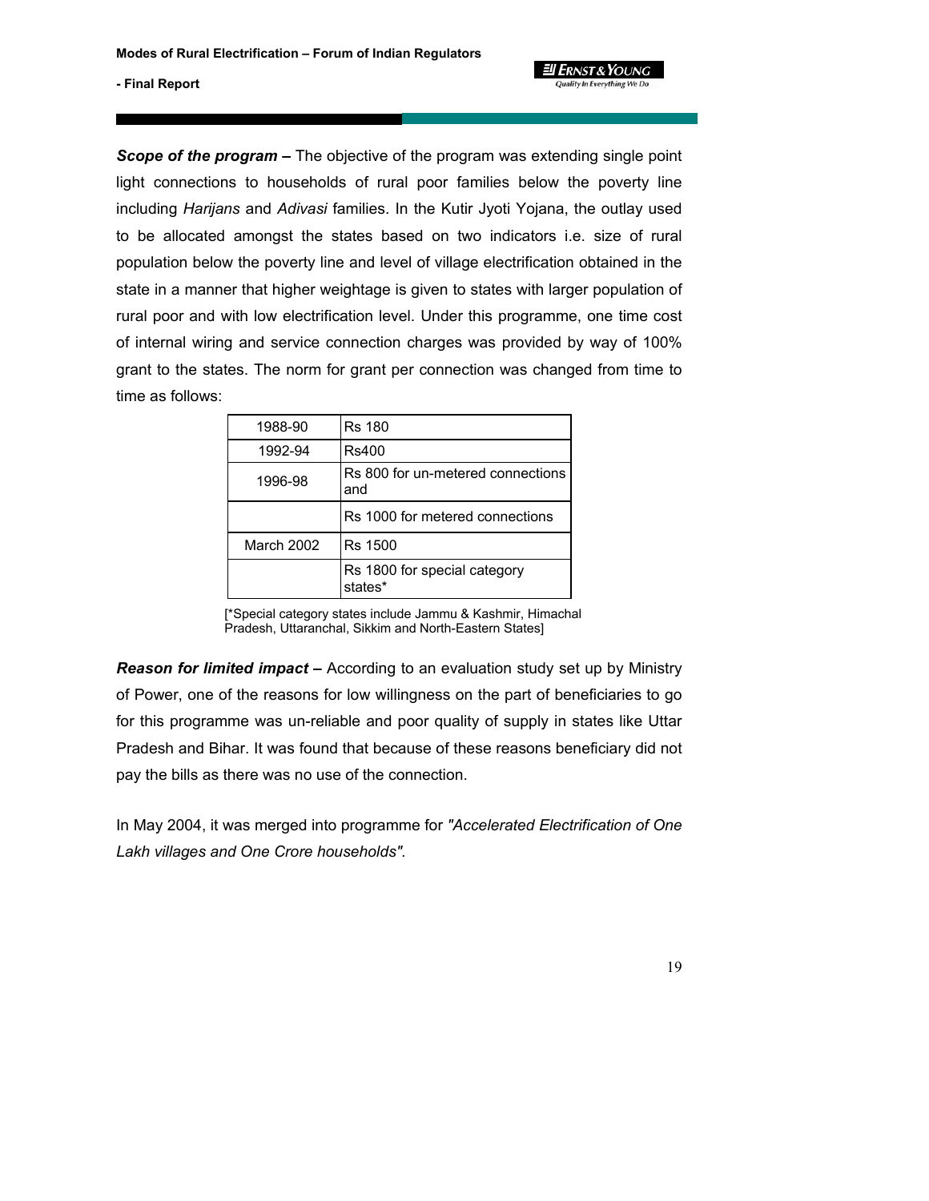***Scope of the program –*** The objective of the program was extending single point light connections to households of rural poor families below the poverty line including *Harijans* and *Adivasi* families. In the Kutir Jyoti Yojana, the outlay used to be allocated amongst the states based on two indicators i.e. size of rural population below the poverty line and level of village electrification obtained in the state in a manner that higher weightage is given to states with larger population of rural poor and with low electrification level. Under this programme, one time cost of internal wiring and service connection charges was provided by way of 100% grant to the states. The norm for grant per connection was changed from time to time as follows:

| | |
|---|---|
| 1988-90 | Rs 180 |
| 1992-94 | Rs400 |
| 1996-98 | Rs 800 for un-metered connections and |
| | Rs 1000 for metered connections |
| March 2002 | Rs 1500 |
| | Rs 1800 for special category states* |

[*Special category states include Jammu & Kashmir, Himachal Pradesh, Uttaranchal, Sikkim and North-Eastern States]

***Reason for limited impact –*** According to an evaluation study set up by Ministry of Power, one of the reasons for low willingness on the part of beneficiaries to go for this programme was un-reliable and poor quality of supply in states like Uttar Pradesh and Bihar. It was found that because of these reasons beneficiary did not pay the bills as there was no use of the connection.

In May 2004, it was merged into programme for *"Accelerated Electrification of One Lakh villages and One Crore households".*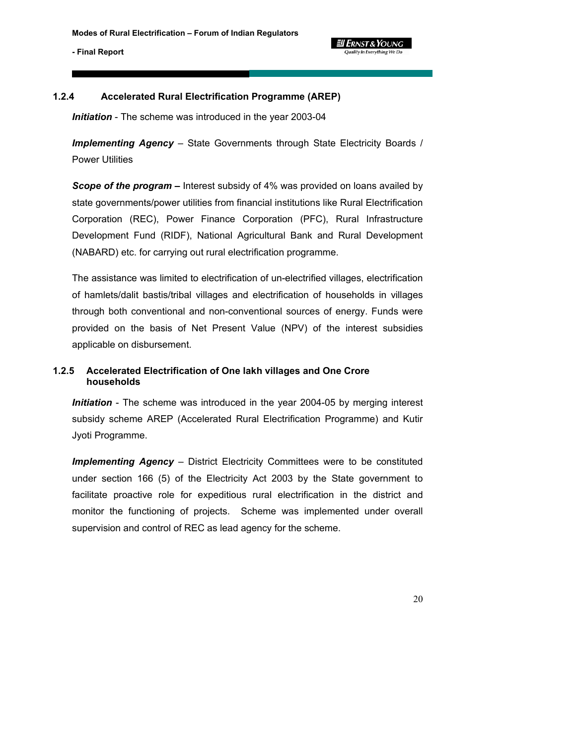### 1.2.4 Accelerated Rural Electrification Programme (AREP)

***Initiation*** - The scheme was introduced in the year 2003-04

***Implementing Agency*** – State Governments through State Electricity Boards / Power Utilities

***Scope of the program*** **–** Interest subsidy of 4% was provided on loans availed by state governments/power utilities from financial institutions like Rural Electrification Corporation (REC), Power Finance Corporation (PFC), Rural Infrastructure Development Fund (RIDF), National Agricultural Bank and Rural Development (NABARD) etc. for carrying out rural electrification programme.

The assistance was limited to electrification of un-electrified villages, electrification of hamlets/dalit bastis/tribal villages and electrification of households in villages through both conventional and non-conventional sources of energy. Funds were provided on the basis of Net Present Value (NPV) of the interest subsidies applicable on disbursement.

### 1.2.5 Accelerated Electrification of One lakh villages and One Crore households

***Initiation*** - The scheme was introduced in the year 2004-05 by merging interest subsidy scheme AREP (Accelerated Rural Electrification Programme) and Kutir Jyoti Programme.

***Implementing Agency*** – District Electricity Committees were to be constituted under section 166 (5) of the Electricity Act 2003 by the State government to facilitate proactive role for expeditious rural electrification in the district and monitor the functioning of projects. Scheme was implemented under overall supervision and control of REC as lead agency for the scheme.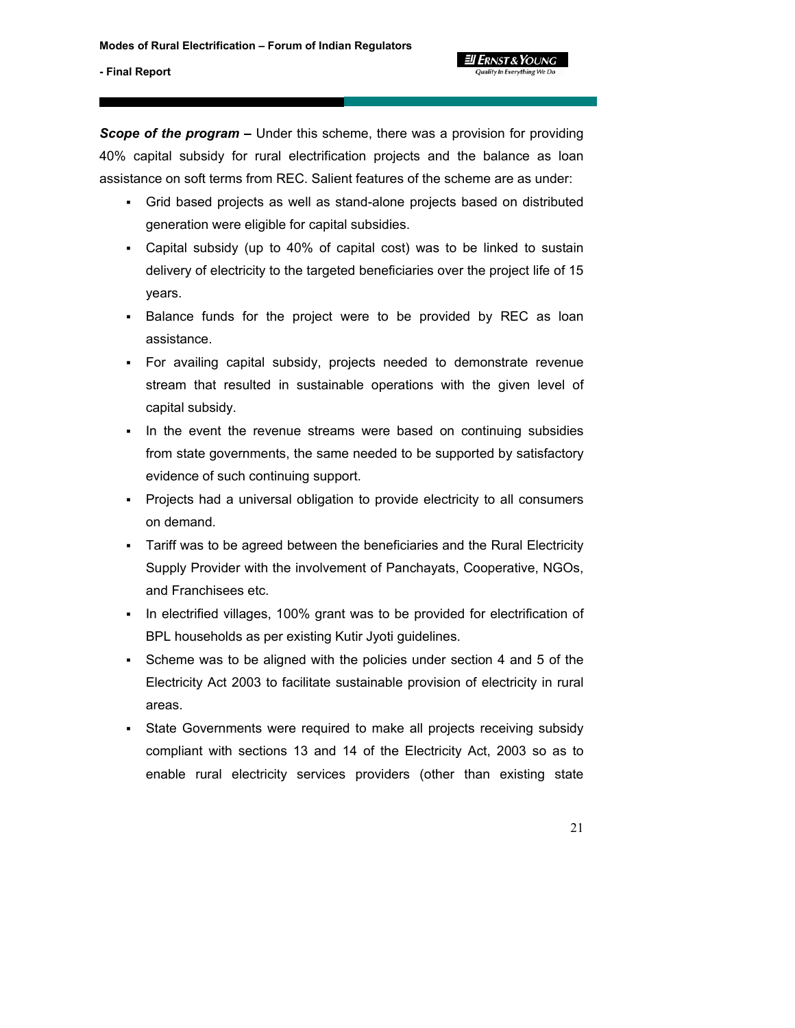***Scope of the program –*** Under this scheme, there was a provision for providing 40% capital subsidy for rural electrification projects and the balance as loan assistance on soft terms from REC. Salient features of the scheme are as under:

- Grid based projects as well as stand-alone projects based on distributed generation were eligible for capital subsidies.
- Capital subsidy (up to 40% of capital cost) was to be linked to sustain delivery of electricity to the targeted beneficiaries over the project life of 15 years.
- Balance funds for the project were to be provided by REC as loan assistance.
- For availing capital subsidy, projects needed to demonstrate revenue stream that resulted in sustainable operations with the given level of capital subsidy.
- In the event the revenue streams were based on continuing subsidies from state governments, the same needed to be supported by satisfactory evidence of such continuing support.
- Projects had a universal obligation to provide electricity to all consumers on demand.
- Tariff was to be agreed between the beneficiaries and the Rural Electricity Supply Provider with the involvement of Panchayats, Cooperative, NGOs, and Franchisees etc.
- In electrified villages, 100% grant was to be provided for electrification of BPL households as per existing Kutir Jyoti guidelines.
- Scheme was to be aligned with the policies under section 4 and 5 of the Electricity Act 2003 to facilitate sustainable provision of electricity in rural areas.
- State Governments were required to make all projects receiving subsidy compliant with sections 13 and 14 of the Electricity Act, 2003 so as to enable rural electricity services providers (other than existing state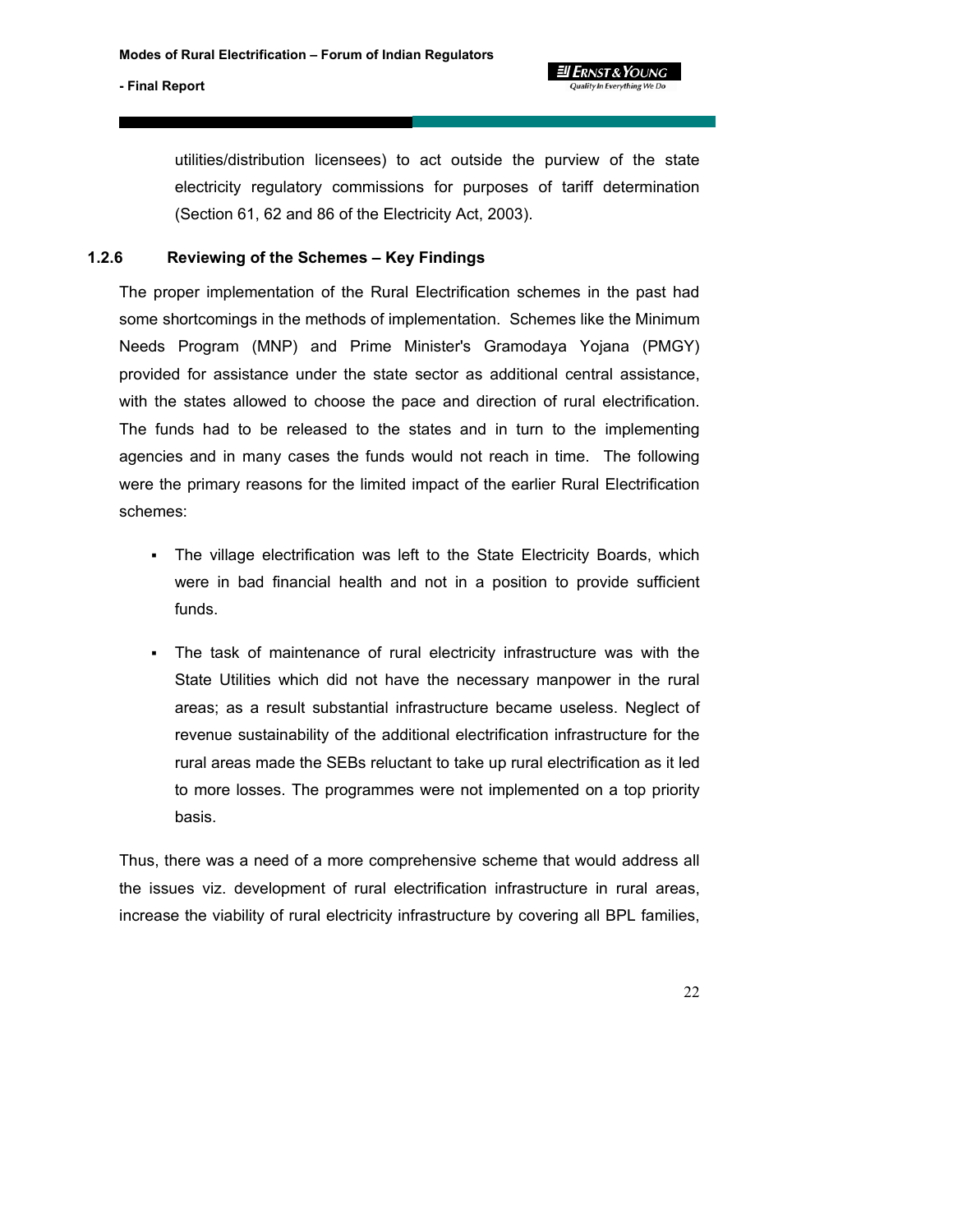utilities/distribution licensees) to act outside the purview of the state electricity regulatory commissions for purposes of tariff determination (Section 61, 62 and 86 of the Electricity Act, 2003).

### 1.2.6 Reviewing of the Schemes – Key Findings

The proper implementation of the Rural Electrification schemes in the past had some shortcomings in the methods of implementation. Schemes like the Minimum Needs Program (MNP) and Prime Minister's Gramodaya Yojana (PMGY) provided for assistance under the state sector as additional central assistance, with the states allowed to choose the pace and direction of rural electrification. The funds had to be released to the states and in turn to the implementing agencies and in many cases the funds would not reach in time. The following were the primary reasons for the limited impact of the earlier Rural Electrification schemes:

- The village electrification was left to the State Electricity Boards, which were in bad financial health and not in a position to provide sufficient funds.
- The task of maintenance of rural electricity infrastructure was with the State Utilities which did not have the necessary manpower in the rural areas; as a result substantial infrastructure became useless. Neglect of revenue sustainability of the additional electrification infrastructure for the rural areas made the SEBs reluctant to take up rural electrification as it led to more losses. The programmes were not implemented on a top priority basis.

Thus, there was a need of a more comprehensive scheme that would address all the issues viz. development of rural electrification infrastructure in rural areas, increase the viability of rural electricity infrastructure by covering all BPL families,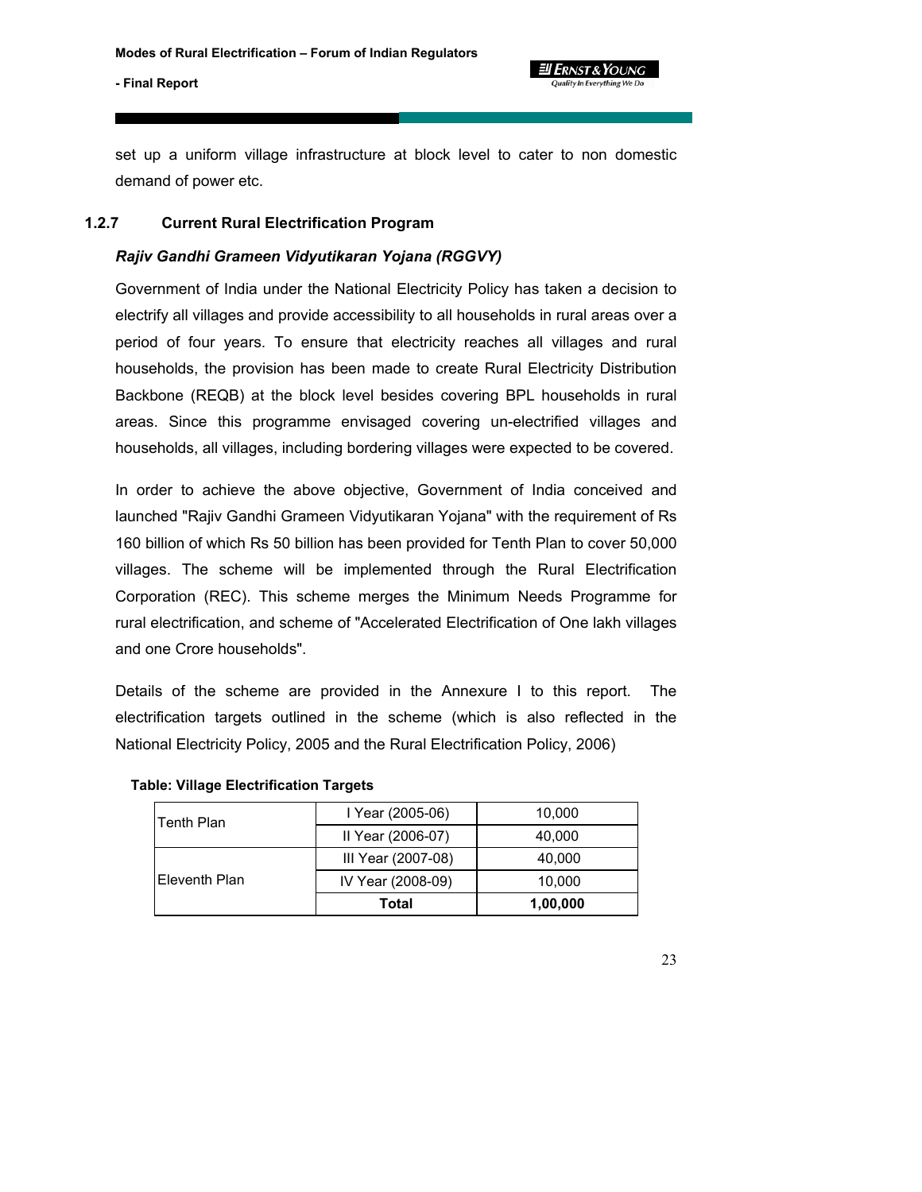set up a uniform village infrastructure at block level to cater to non domestic demand of power etc.

### 1.2.7 Current Rural Electrification Program

***Rajiv Gandhi Grameen Vidyutikaran Yojana (RGGVY)***

Government of India under the National Electricity Policy has taken a decision to electrify all villages and provide accessibility to all households in rural areas over a period of four years. To ensure that electricity reaches all villages and rural households, the provision has been made to create Rural Electricity Distribution Backbone (REQB) at the block level besides covering BPL households in rural areas. Since this programme envisaged covering un-electrified villages and households, all villages, including bordering villages were expected to be covered.

In order to achieve the above objective, Government of India conceived and launched "Rajiv Gandhi Grameen Vidyutikaran Yojana" with the requirement of Rs 160 billion of which Rs 50 billion has been provided for Tenth Plan to cover 50,000 villages. The scheme will be implemented through the Rural Electrification Corporation (REC). This scheme merges the Minimum Needs Programme for rural electrification, and scheme of "Accelerated Electrification of One lakh villages and one Crore households".

Details of the scheme are provided in the Annexure I to this report. The electrification targets outlined in the scheme (which is also reflected in the National Electricity Policy, 2005 and the Rural Electrification Policy, 2006)

**Table: Village Electrification Targets**

| | | |
|---|---|---|
| Tenth Plan | I Year (2005-06) | 10,000 |
| | II Year (2006-07) | 40,000 |
| Eleventh Plan | III Year (2007-08) | 40,000 |
| | IV Year (2008-09) | 10,000 |
| | **Total** | **1,00,000** |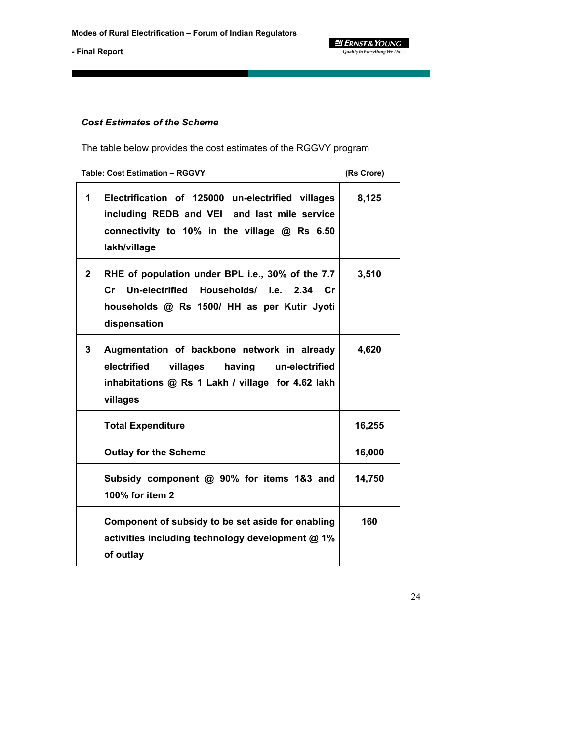### *Cost Estimates of the Scheme*

The table below provides the cost estimates of the RGGVY program

**Table: Cost Estimation – RGGVY** **(Rs Crore)**

| | | |
|---|---|---|
| **1** | **Electrification of 125000 un-electrified villages including REDB and VEI and last mile service connectivity to 10% in the village @ Rs 6.50 lakh/village** | **8,125** |
| **2** | **RHE of population under BPL i.e., 30% of the 7.7 Cr Un-electrified Households/ i.e. 2.34 Cr households @ Rs 1500/ HH as per Kutir Jyoti dispensation** | **3,510** |
| **3** | **Augmentation of backbone network in already electrified villages having un-electrified inhabitations @ Rs 1 Lakh / village for 4.62 lakh villages** | **4,620** |
| | **Total Expenditure** | **16,255** |
| | **Outlay for the Scheme** | **16,000** |
| | **Subsidy component @ 90% for items 1&3 and 100% for item 2** | **14,750** |
| | **Component of subsidy to be set aside for enabling activities including technology development @ 1% of outlay** | **160** |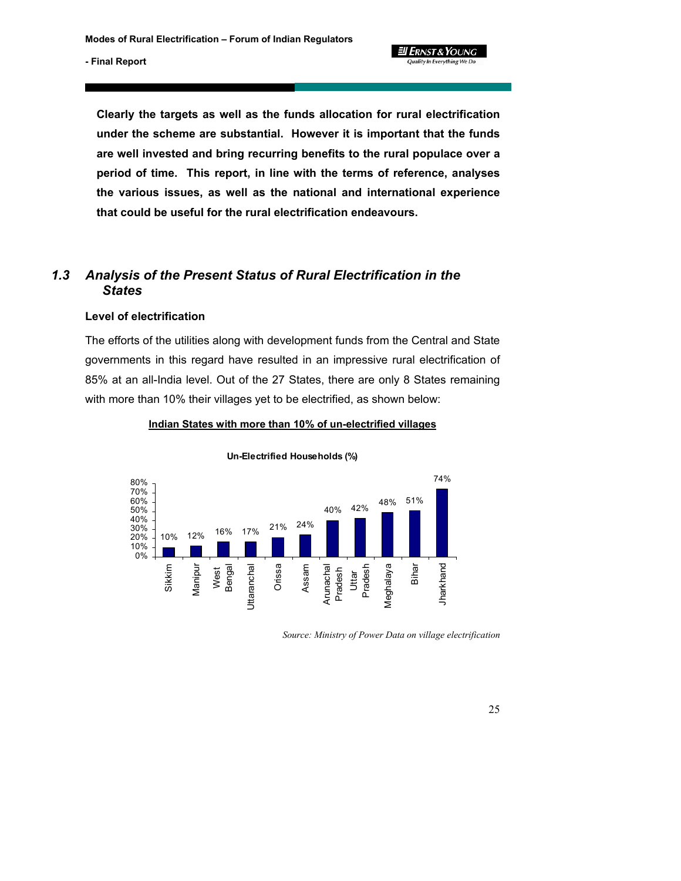**Clearly the targets as well as the funds allocation for rural electrification under the scheme are substantial. However it is important that the funds are well invested and bring recurring benefits to the rural populace over a period of time. This report, in line with the terms of reference, analyses the various issues, as well as the national and international experience that could be useful for the rural electrification endeavours.**

## *1.3 Analysis of the Present Status of Rural Electrification in the States*

**Level of electrification**

The efforts of the utilities along with development funds from the Central and State governments in this regard have resulted in an impressive rural electrification of 85% at an all-India level. Out of the 27 States, there are only 8 States remaining with more than 10% their villages yet to be electrified, as shown below:

**Indian States with more than 10% of un-electrified villages**

**Un-Electrified Households (%)**

| State | Un-Electrified Households (%) |
|---|---|
| Sikkim | 10% |
| Manipur | 12% |
| West Bengal | 16% |
| Uttaranchal | 17% |
| Orissa | 21% |
| Assam | 24% |
| Arunachal Pradesh | 40% |
| Uttar Pradesh | 42% |
| Meghalaya | 48% |
| Bihar | 51% |
| Jharkhand | 74% |

*Source: Ministry of Power Data on village electrification*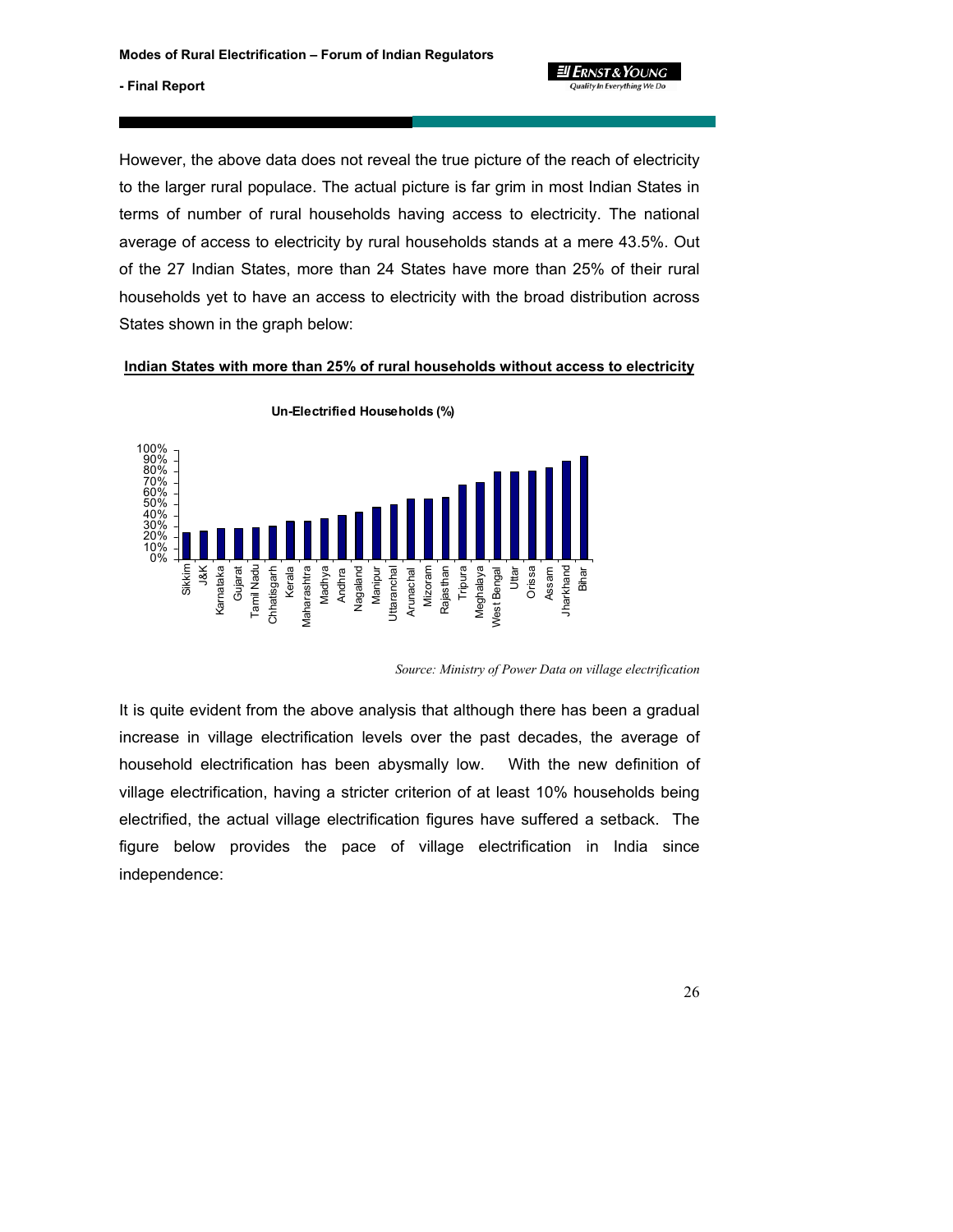However, the above data does not reveal the true picture of the reach of electricity to the larger rural populace. The actual picture is far grim in most Indian States in terms of number of rural households having access to electricity. The national average of access to electricity by rural households stands at a mere 43.5%. Out of the 27 Indian States, more than 24 States have more than 25% of their rural households yet to have an access to electricity with the broad distribution across States shown in the graph below:

**Indian States with more than 25% of rural households without access to electricity**

**Un-Electrified Households (%)**

100%
90%
80%
70%
60%
50%
40%
30%
20%
10%
0%

Sikkim, J&K, Karnataka, Gujarat, Tamil Nadu, Chhatisgarh, Kerala, Maharashtra, Madhya, Andhra, Nagaland, Manipur, Uttaranchal, Arunachal, Mizoram, Rajasthan, Tripura, Meghalaya, West Bengal, Uttar, Orissa, Assam, Jharkhand, Bihar

*Source: Ministry of Power Data on village electrification*

It is quite evident from the above analysis that although there has been a gradual increase in village electrification levels over the past decades, the average of household electrification has been abysmally low. With the new definition of village electrification, having a stricter criterion of at least 10% households being electrified, the actual village electrification figures have suffered a setback. The figure below provides the pace of village electrification in India since independence: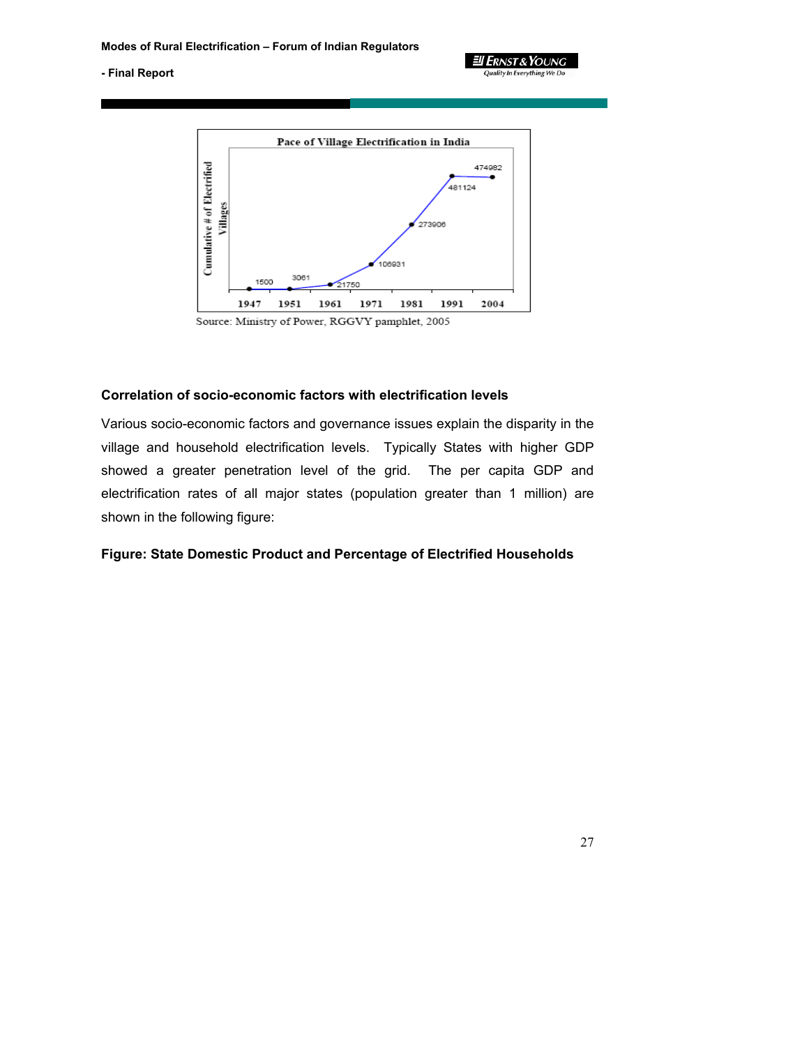Pace of Village Electrification in India

| Year | Cumulative # of Electrified Villages |
|---|---|
| 1947 | 1500 |
| 1951 | 3061 |
| 1961 | 21750 |
| 1971 | 106931 |
| 1981 | 273906 |
| 1991 | 481124 |
| 2004 | 474982 |

Source: Ministry of Power, RGGVY pamphlet, 2005

### Correlation of socio-economic factors with electrification levels

Various socio-economic factors and governance issues explain the disparity in the village and household electrification levels. Typically States with higher GDP showed a greater penetration level of the grid. The per capita GDP and electrification rates of all major states (population greater than 1 million) are shown in the following figure:

**Figure: State Domestic Product and Percentage of Electrified Households**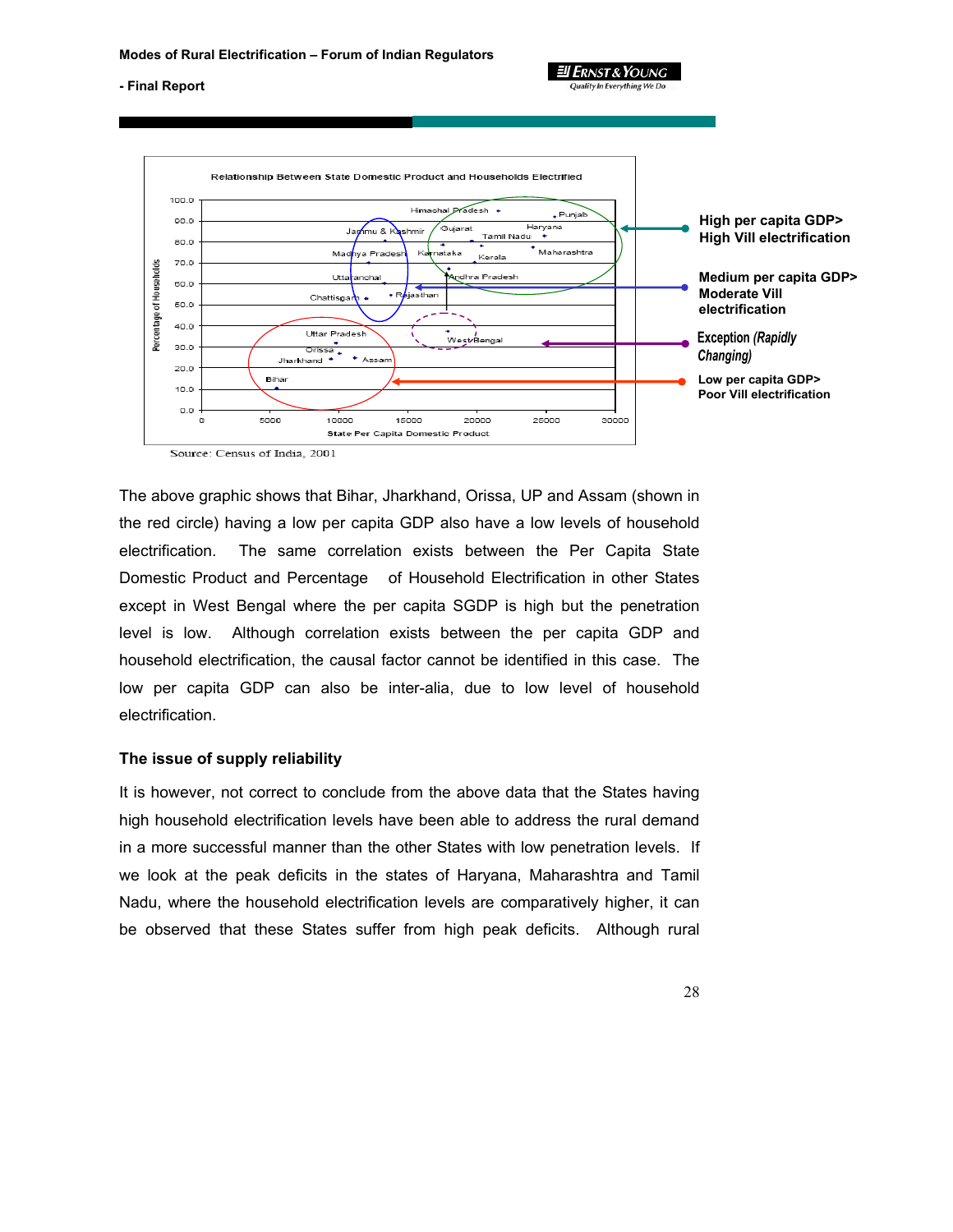Relationship Between State Domestic Product and Households Electrified

High per capita GDP> High Vill electrification

Medium per capita GDP> Moderate Vill electrification

Exception *(Rapidly Changing)*

Low per capita GDP> Poor Vill electrification

Source: Census of India, 2001

The above graphic shows that Bihar, Jharkhand, Orissa, UP and Assam (shown in the red circle) having a low per capita GDP also have a low levels of household electrification. The same correlation exists between the Per Capita State Domestic Product and Percentage of Household Electrification in other States except in West Bengal where the per capita SGDP is high but the penetration level is low. Although correlation exists between the per capita GDP and household electrification, the causal factor cannot be identified in this case. The low per capita GDP can also be inter-alia, due to low level of household electrification.

### The issue of supply reliability

It is however, not correct to conclude from the above data that the States having high household electrification levels have been able to address the rural demand in a more successful manner than the other States with low penetration levels. If we look at the peak deficits in the states of Haryana, Maharashtra and Tamil Nadu, where the household electrification levels are comparatively higher, it can be observed that these States suffer from high peak deficits. Although rural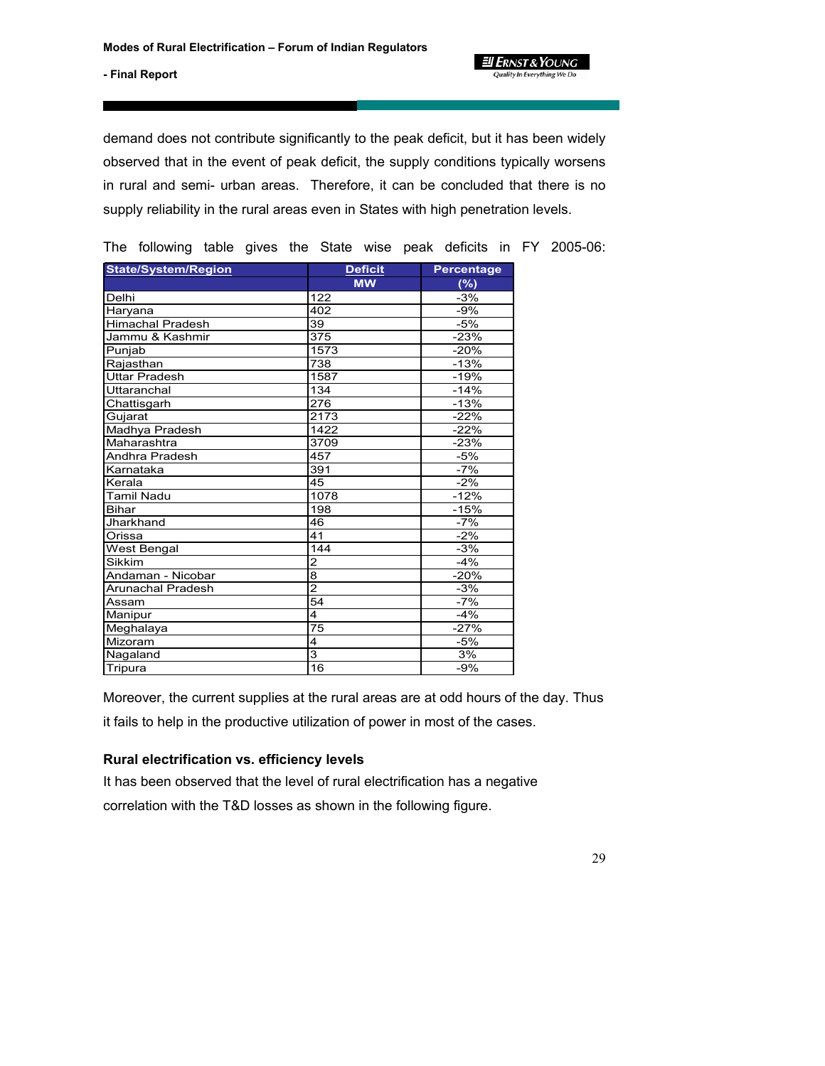demand does not contribute significantly to the peak deficit, but it has been widely observed that in the event of peak deficit, the supply conditions typically worsens in rural and semi- urban areas. Therefore, it can be concluded that there is no supply reliability in the rural areas even in States with high penetration levels.

The following table gives the State wise peak deficits in FY 2005-06:

| State/System/Region | Deficit MW | Percentage (%) |
|---|---|---|
| Delhi | 122 | -3% |
| Haryana | 402 | -9% |
| Himachal Pradesh | 39 | -5% |
| Jammu & Kashmir | 375 | -23% |
| Punjab | 1573 | -20% |
| Rajasthan | 738 | -13% |
| Uttar Pradesh | 1587 | -19% |
| Uttaranchal | 134 | -14% |
| Chattisgarh | 276 | -13% |
| Gujarat | 2173 | -22% |
| Madhya Pradesh | 1422 | -22% |
| Maharashtra | 3709 | -23% |
| Andhra Pradesh | 457 | -5% |
| Karnataka | 391 | -7% |
| Kerala | 45 | -2% |
| Tamil Nadu | 1078 | -12% |
| Bihar | 198 | -15% |
| Jharkhand | 46 | -7% |
| Orissa | 41 | -2% |
| West Bengal | 144 | -3% |
| Sikkim | 2 | -4% |
| Andaman - Nicobar | 8 | -20% |
| Arunachal Pradesh | 2 | -3% |
| Assam | 54 | -7% |
| Manipur | 4 | -4% |
| Meghalaya | 75 | -27% |
| Mizoram | 4 | -5% |
| Nagaland | 3 | 3% |
| Tripura | 16 | -9% |

Moreover, the current supplies at the rural areas are at odd hours of the day. Thus it fails to help in the productive utilization of power in most of the cases.

### Rural electrification vs. efficiency levels

It has been observed that the level of rural electrification has a negative correlation with the T&D losses as shown in the following figure.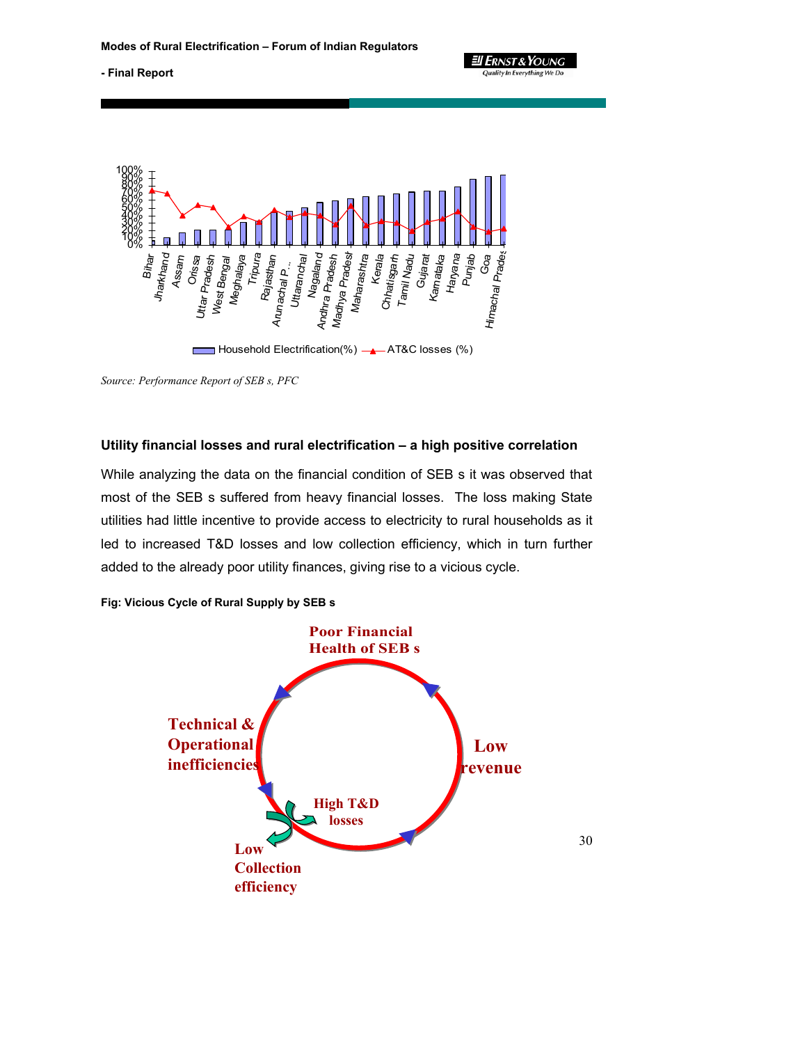Source: Performance Report of SEB s, PFC

## Utility financial losses and rural electrification – a high positive correlation

While analyzing the data on the financial condition of SEB s it was observed that most of the SEB s suffered from heavy financial losses. The loss making State utilities had little incentive to provide access to electricity to rural households as it led to increased T&D losses and low collection efficiency, which in turn further added to the already poor utility finances, giving rise to a vicious cycle.

**Fig: Vicious Cycle of Rural Supply by SEB s**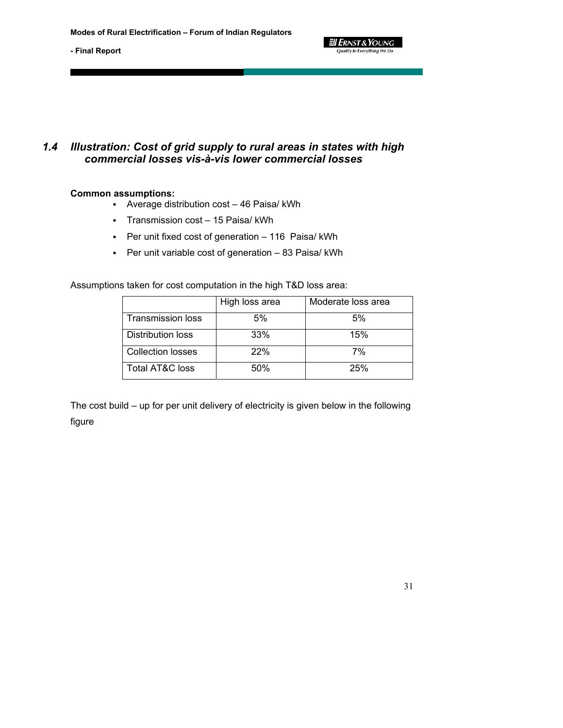## 1.4 *Illustration: Cost of grid supply to rural areas in states with high commercial losses vis-à-vis lower commercial losses*

**Common assumptions:**

- Average distribution cost – 46 Paisa/ kWh
- Transmission cost – 15 Paisa/ kWh
- Per unit fixed cost of generation – 116 Paisa/ kWh
- Per unit variable cost of generation – 83 Paisa/ kWh

Assumptions taken for cost computation in the high T&D loss area:

| | High loss area | Moderate loss area |
|---|---|---|
| Transmission loss | 5% | 5% |
| Distribution loss | 33% | 15% |
| Collection losses | 22% | 7% |
| Total AT&C loss | 50% | 25% |

The cost build – up for per unit delivery of electricity is given below in the following figure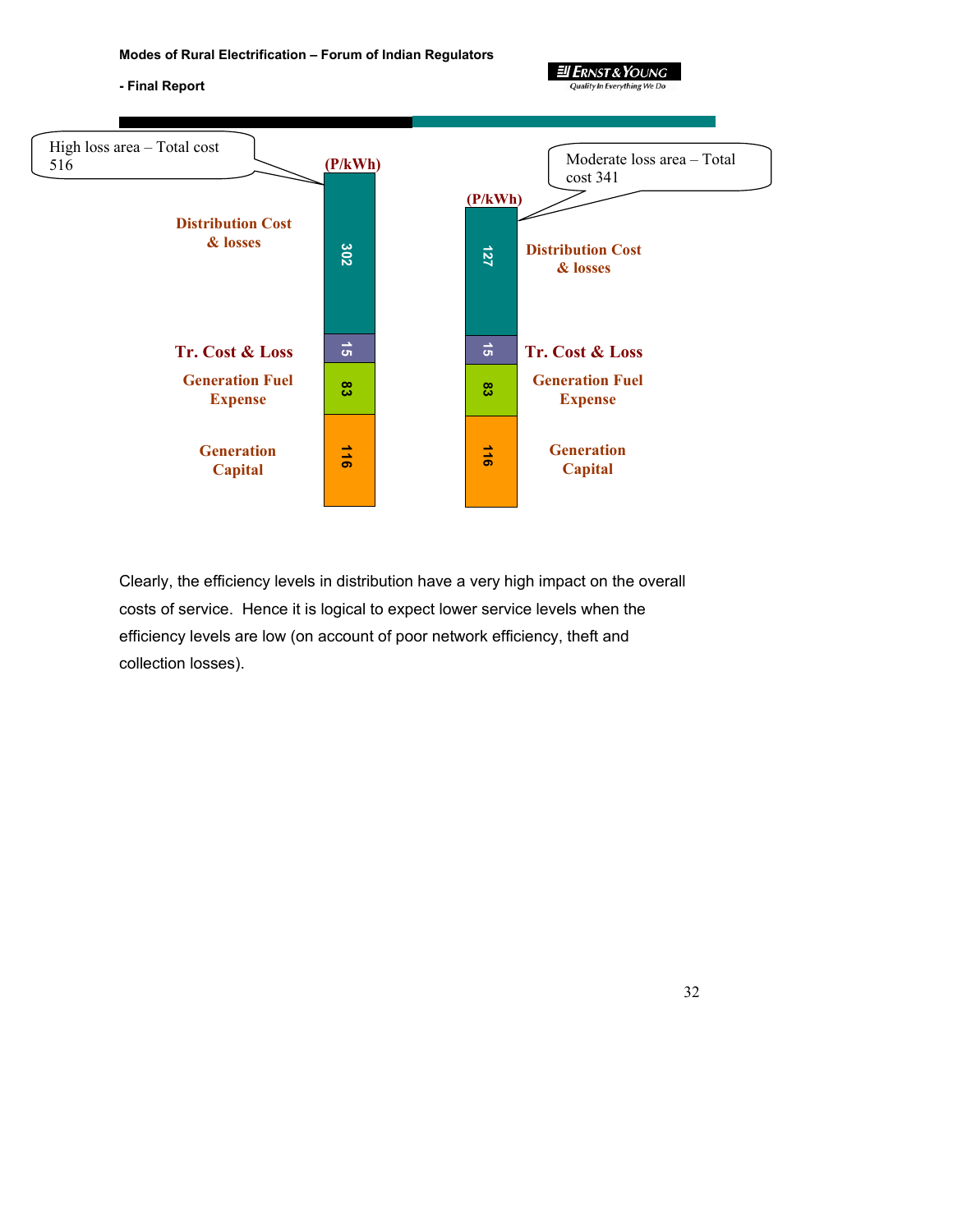High loss area – Total cost 516

Moderate loss area – Total cost 341

| (P/kWh) | High loss area | Moderate loss area |
|---|---|---|
| Distribution Cost & losses | 302 | 127 |
| Tr. Cost & Loss | 15 | 15 |
| Generation Fuel Expense | 83 | 83 |
| Generation Capital | 116 | 116 |

Clearly, the efficiency levels in distribution have a very high impact on the overall costs of service. Hence it is logical to expect lower service levels when the efficiency levels are low (on account of poor network efficiency, theft and collection losses).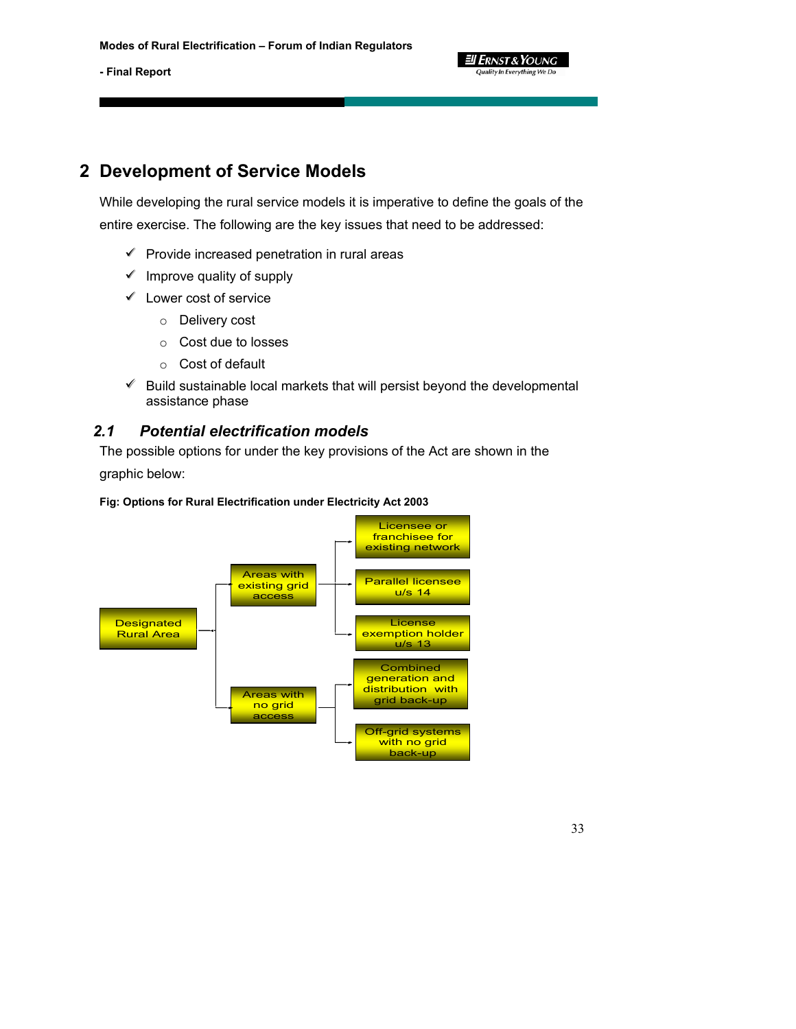# 2 Development of Service Models

While developing the rural service models it is imperative to define the goals of the entire exercise. The following are the key issues that need to be addressed:

- ✓ Provide increased penetration in rural areas
- ✓ Improve quality of supply
- ✓ Lower cost of service
  - Delivery cost
  - Cost due to losses
  - Cost of default
- ✓ Build sustainable local markets that will persist beyond the developmental assistance phase

## 2.1 *Potential electrification models*

The possible options for under the key provisions of the Act are shown in the graphic below:

**Fig: Options for Rural Electrification under Electricity Act 2003**

- Designated Rural Area
  - Areas with existing grid access
    - Licensee or franchisee for existing network
    - Parallel licensee u/s 14
    - License exemption holder u/s 13
  - Areas with no grid access
    - Combined generation and distribution with grid back-up
    - Off-grid systems with no grid back-up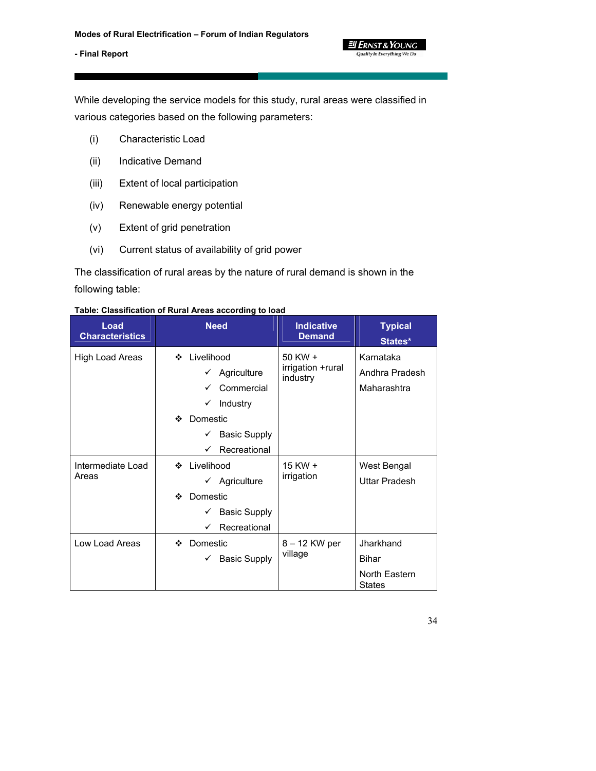While developing the service models for this study, rural areas were classified in various categories based on the following parameters:

(i) Characteristic Load

(ii) Indicative Demand

(iii) Extent of local participation

(iv) Renewable energy potential

(v) Extent of grid penetration

(vi) Current status of availability of grid power

The classification of rural areas by the nature of rural demand is shown in the following table:

**Table: Classification of Rural Areas according to load**

| Load Characteristics | Need | Indicative Demand | Typical States* |
|---|---|---|---|
| High Load Areas | ❖ Livelihood<br>✓ Agriculture<br>✓ Commercial<br>✓ Industry<br>❖ Domestic<br>✓ Basic Supply<br>✓ Recreational | 50 KW + irrigation +rural industry | Karnataka<br>Andhra Pradesh<br>Maharashtra |
| Intermediate Load Areas | ❖ Livelihood<br>✓ Agriculture<br>❖ Domestic<br>✓ Basic Supply<br>✓ Recreational | 15 KW + irrigation | West Bengal<br>Uttar Pradesh |
| Low Load Areas | ❖ Domestic<br>✓ Basic Supply | 8 – 12 KW per village | Jharkhand<br>Bihar<br>North Eastern States |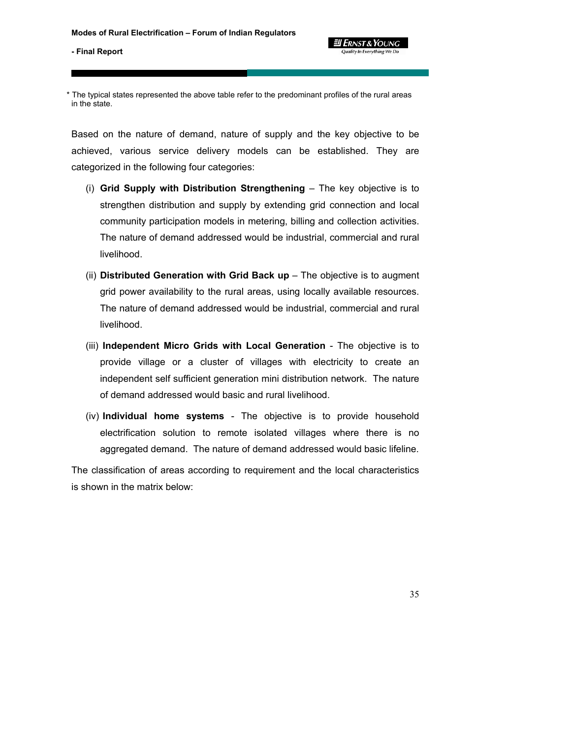\* The typical states represented the above table refer to the predominant profiles of the rural areas in the state.

Based on the nature of demand, nature of supply and the key objective to be achieved, various service delivery models can be established. They are categorized in the following four categories:

(i) **Grid Supply with Distribution Strengthening** – The key objective is to strengthen distribution and supply by extending grid connection and local community participation models in metering, billing and collection activities. The nature of demand addressed would be industrial, commercial and rural livelihood.

(ii) **Distributed Generation with Grid Back up** – The objective is to augment grid power availability to the rural areas, using locally available resources. The nature of demand addressed would be industrial, commercial and rural livelihood.

(iii) **Independent Micro Grids with Local Generation** - The objective is to provide village or a cluster of villages with electricity to create an independent self sufficient generation mini distribution network. The nature of demand addressed would basic and rural livelihood.

(iv) **Individual home systems** - The objective is to provide household electrification solution to remote isolated villages where there is no aggregated demand. The nature of demand addressed would basic lifeline.

The classification of areas according to requirement and the local characteristics is shown in the matrix below: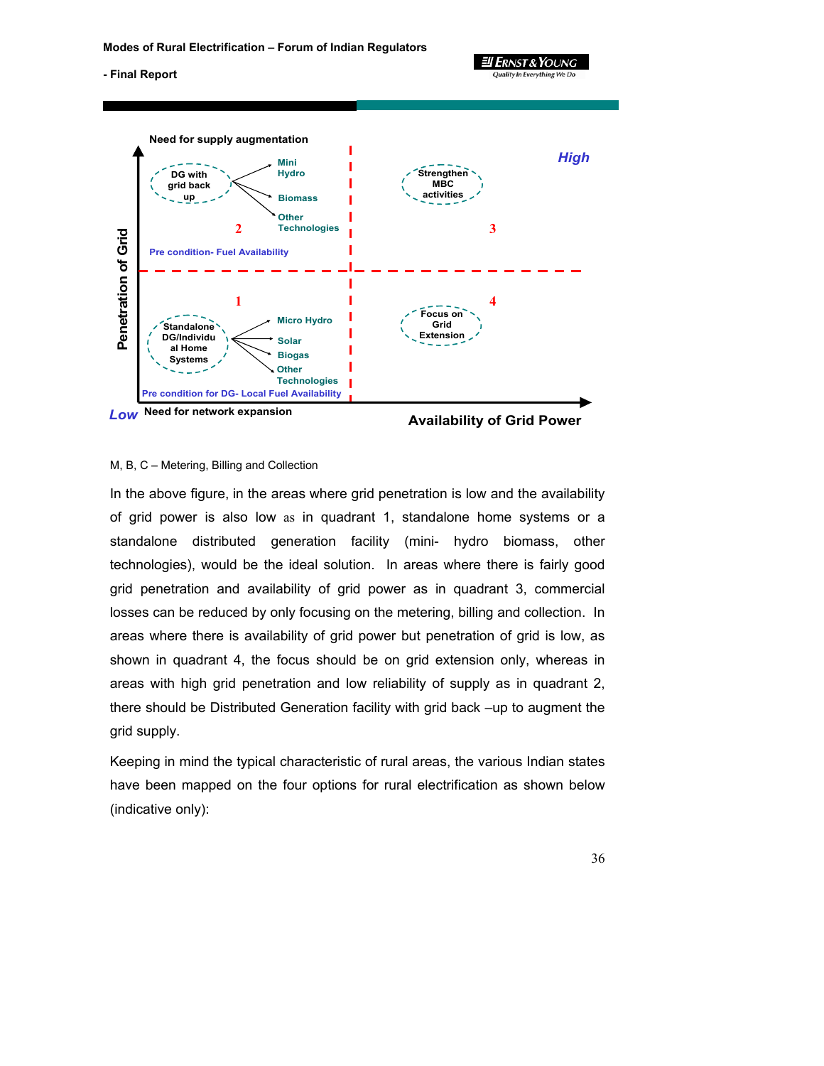Need for supply augmentation

High

| | |
|---|---|
| **2** — DG with grid back up → Mini Hydro, Biomass, Other Technologies. Pre condition- Fuel Availability | **3** — Strengthen MBC activities |
| **1** — Standalone DG/Individual Home Systems → Micro Hydro, Solar, Biogas, Other Technologies. Pre condition for DG- Local Fuel Availability | **4** — Focus on Grid Extension |

Penetration of Grid (vertical axis)

Low — Need for network expansion — Availability of Grid Power (horizontal axis)

M, B, C – Metering, Billing and Collection

In the above figure, in the areas where grid penetration is low and the availability of grid power is also low as in quadrant 1, standalone home systems or a standalone distributed generation facility (mini- hydro biomass, other technologies), would be the ideal solution. In areas where there is fairly good grid penetration and availability of grid power as in quadrant 3, commercial losses can be reduced by only focusing on the metering, billing and collection. In areas where there is availability of grid power but penetration of grid is low, as shown in quadrant 4, the focus should be on grid extension only, whereas in areas with high grid penetration and low reliability of supply as in quadrant 2, there should be Distributed Generation facility with grid back –up to augment the grid supply.

Keeping in mind the typical characteristic of rural areas, the various Indian states have been mapped on the four options for rural electrification as shown below (indicative only):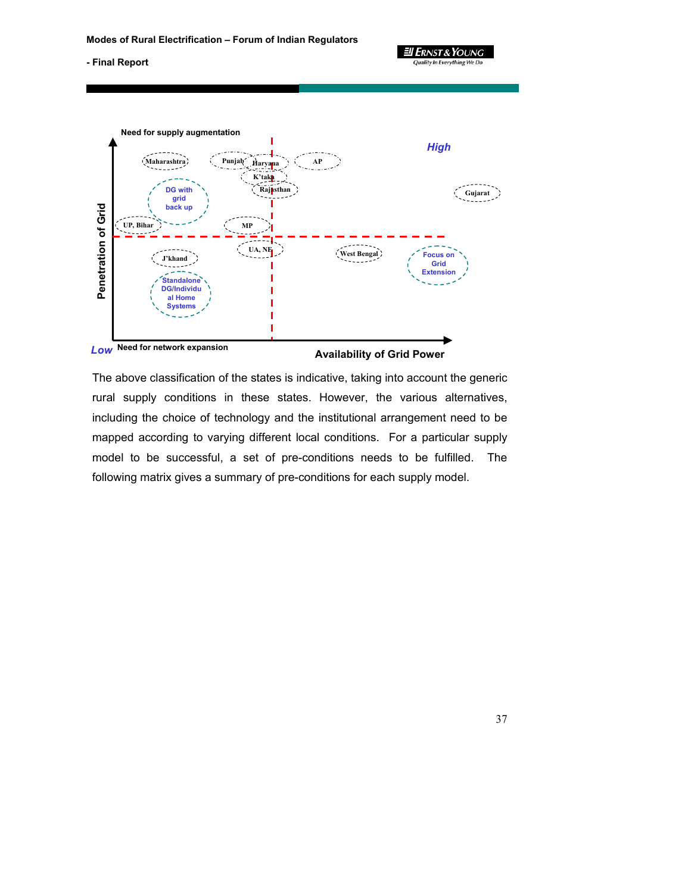Need for supply augmentation

High

Maharashtra | Punjab | Haryana | AP | K'taka | Rajasthan | Gujarat

DG with grid back up

UP, Bihar | MP

UA, NE | West Bengal

J'khand

Focus on Grid Extension

Standalone DG/Individual Home Systems

Penetration of Grid

Low | Need for network expansion | Availability of Grid Power

The above classification of the states is indicative, taking into account the generic rural supply conditions in these states. However, the various alternatives, including the choice of technology and the institutional arrangement need to be mapped according to varying different local conditions. For a particular supply model to be successful, a set of pre-conditions needs to be fulfilled. The following matrix gives a summary of pre-conditions for each supply model.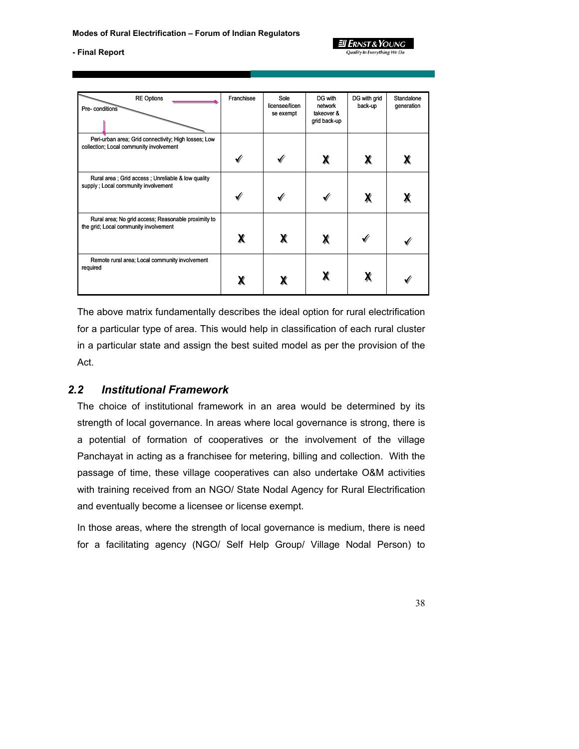| RE Options / Pre- conditions | Franchisee | Sole licensee/license exempt | DG with network takeover & grid back-up | DG with grid back-up | Standalone generation |
|---|---|---|---|---|---|
| Peri-urban area; Grid connectivity; High losses; Low collection; Local community involvement | ✓ | ✓ | X | X | X |
| Rural area ; Grid access ; Unreliable & low quality supply ; Local community involvement | ✓ | ✓ | ✓ | X | X |
| Rural area; No grid access; Reasonable proximity to the grid; Local community involvement | X | X | X | ✓ | ✓ |
| Remote rural area; Local community involvement required | X | X | X | X | ✓ |

The above matrix fundamentally describes the ideal option for rural electrification for a particular type of area. This would help in classification of each rural cluster in a particular state and assign the best suited model as per the provision of the Act.

## 2.2 Institutional Framework

The choice of institutional framework in an area would be determined by its strength of local governance. In areas where local governance is strong, there is a potential of formation of cooperatives or the involvement of the village Panchayat in acting as a franchisee for metering, billing and collection. With the passage of time, these village cooperatives can also undertake O&M activities with training received from an NGO/ State Nodal Agency for Rural Electrification and eventually become a licensee or license exempt.

In those areas, where the strength of local governance is medium, there is need for a facilitating agency (NGO/ Self Help Group/ Village Nodal Person) to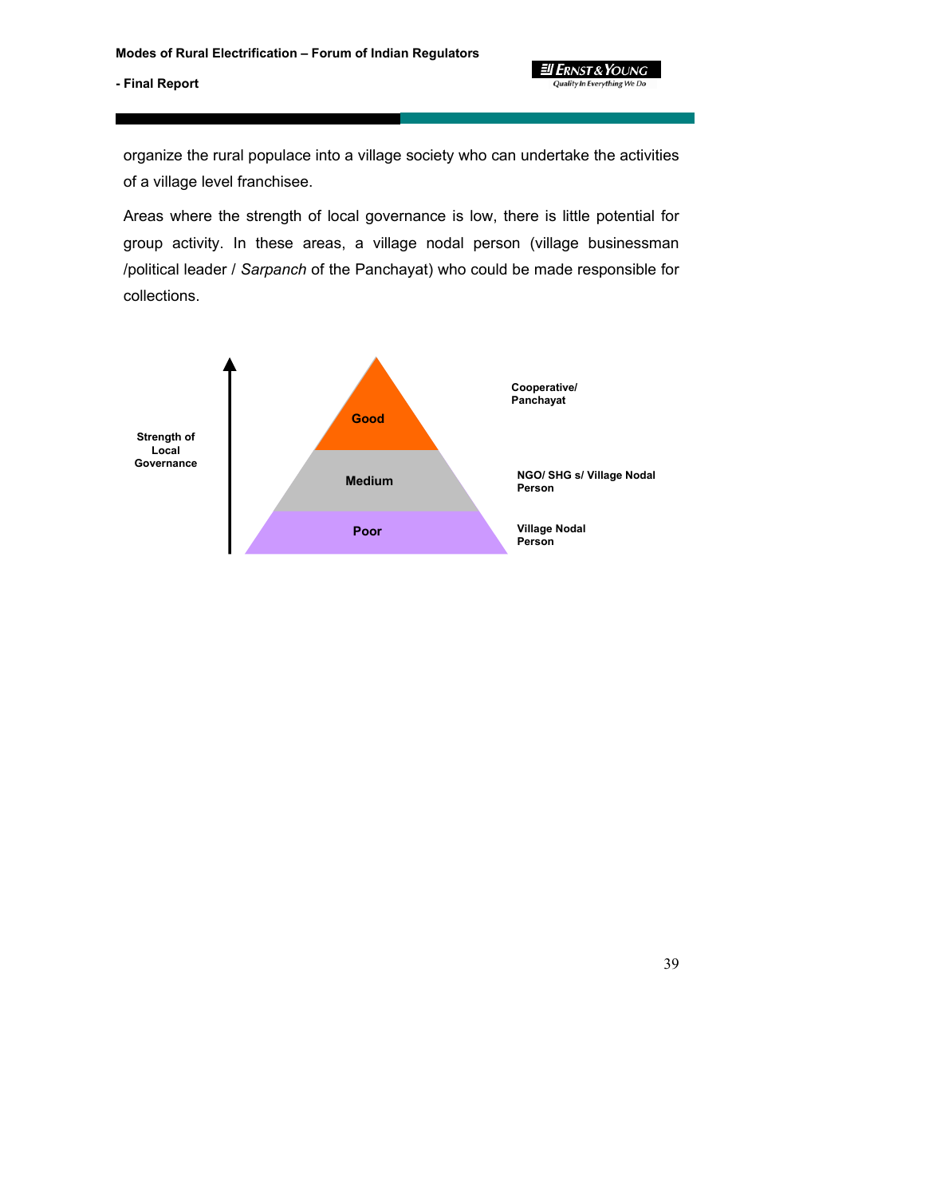organize the rural populace into a village society who can undertake the activities of a village level franchisee.

Areas where the strength of local governance is low, there is little potential for group activity. In these areas, a village nodal person (village businessman /political leader / *Sarpanch* of the Panchayat) who could be made responsible for collections.

| Strength of Local Governance | Mode |
| --- | --- |
| Good | Cooperative/ Panchayat |
| Medium | NGO/ SHG s/ Village Nodal Person |
| Poor | Village Nodal Person |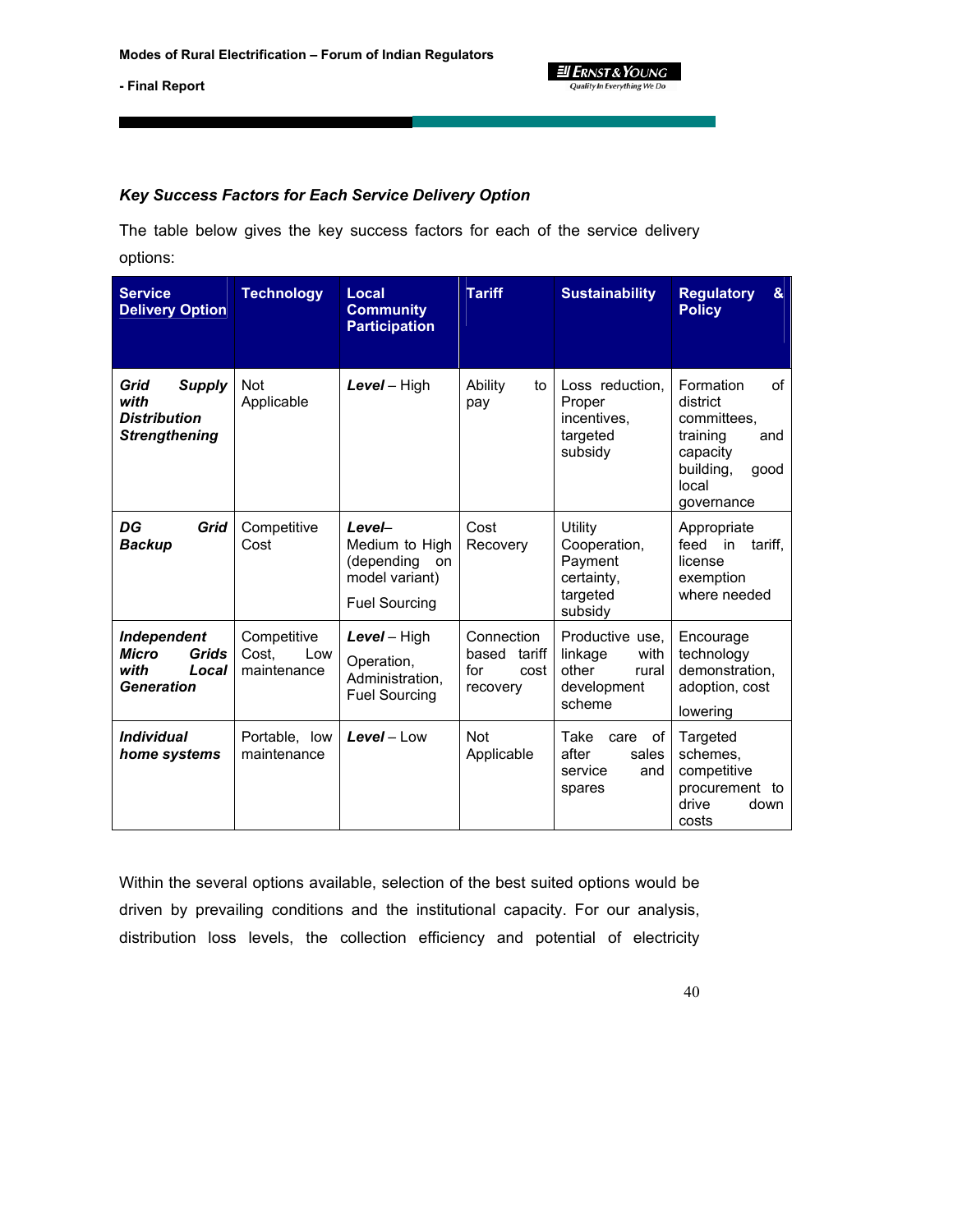### *Key Success Factors for Each Service Delivery Option*

The table below gives the key success factors for each of the service delivery options:

| Service Delivery Option | Technology | Local Community Participation | Tariff | Sustainability | Regulatory & Policy |
|---|---|---|---|---|---|
| ***Grid Supply with Distribution Strengthening*** | Not Applicable | ***Level*** – High | Ability to pay | Loss reduction, Proper incentives, targeted subsidy | Formation of district committees, training and capacity building, good local governance |
| ***DG Grid Backup*** | Competitive Cost | ***Level***– Medium to High (depending on model variant)<br><br>Fuel Sourcing | Cost Recovery | Utility Cooperation, Payment certainty, targeted subsidy | Appropriate feed in tariff, license exemption where needed |
| ***Independent Micro Grids with Local Generation*** | Competitive Cost, Low maintenance | ***Level*** – High<br><br>Operation, Administration, Fuel Sourcing | Connection based tariff for cost recovery | Productive use, linkage with other rural development scheme | Encourage technology demonstration, adoption, cost lowering |
| ***Individual home systems*** | Portable, low maintenance | ***Level*** – Low | Not Applicable | Take care of after sales service and spares | Targeted schemes, competitive procurement to drive down costs |

Within the several options available, selection of the best suited options would be driven by prevailing conditions and the institutional capacity. For our analysis, distribution loss levels, the collection efficiency and potential of electricity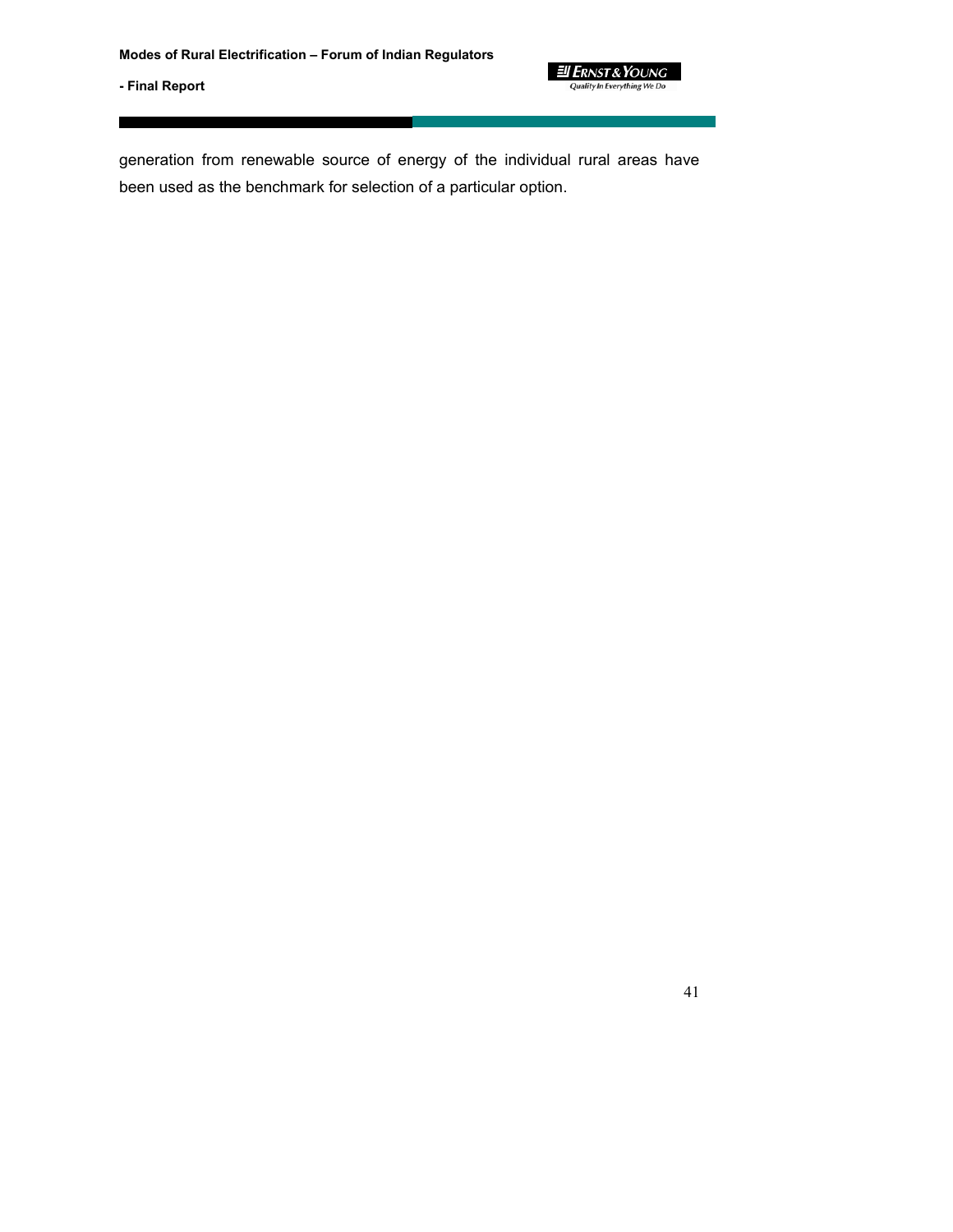generation from renewable source of energy of the individual rural areas have been used as the benchmark for selection of a particular option.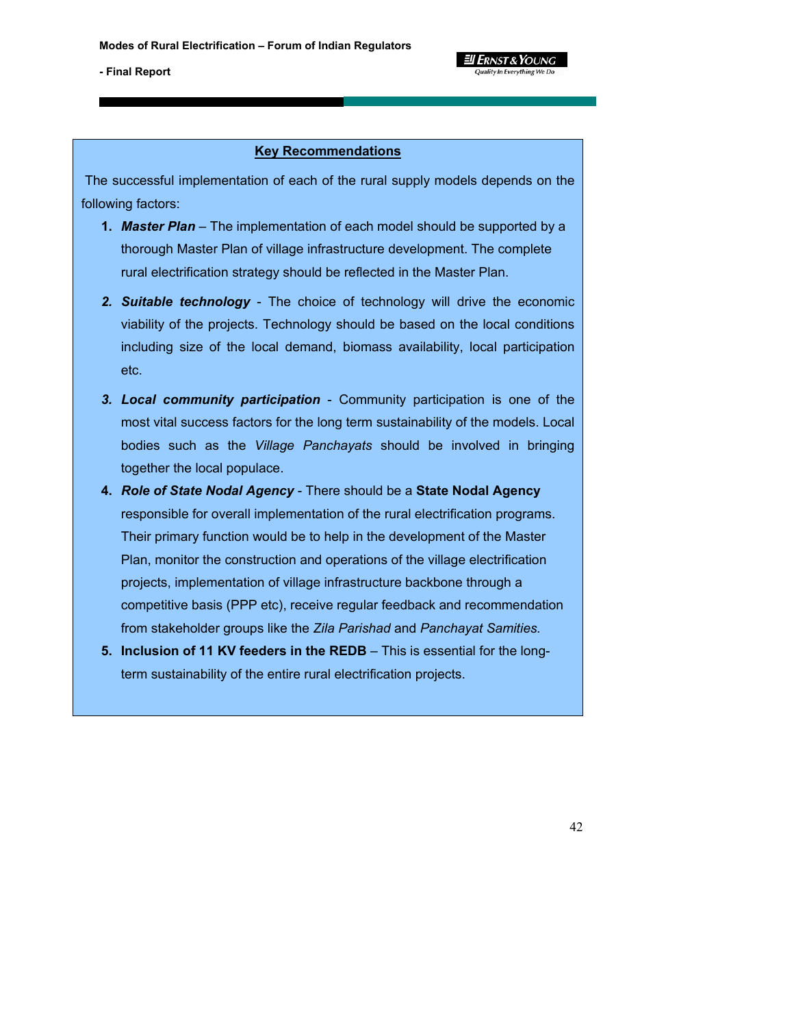## Key Recommendations

The successful implementation of each of the rural supply models depends on the following factors:

1. ***Master Plan*** – The implementation of each model should be supported by a thorough Master Plan of village infrastructure development. The complete rural electrification strategy should be reflected in the Master Plan.
2. ***Suitable technology*** - The choice of technology will drive the economic viability of the projects. Technology should be based on the local conditions including size of the local demand, biomass availability, local participation etc.
3. ***Local community participation*** - Community participation is one of the most vital success factors for the long term sustainability of the models. Local bodies such as the *Village Panchayats* should be involved in bringing together the local populace.
4. ***Role of State Nodal Agency*** - There should be a **State Nodal Agency** responsible for overall implementation of the rural electrification programs. Their primary function would be to help in the development of the Master Plan, monitor the construction and operations of the village electrification projects, implementation of village infrastructure backbone through a competitive basis (PPP etc), receive regular feedback and recommendation from stakeholder groups like the *Zila Parishad* and *Panchayat Samities.*
5. **Inclusion of 11 KV feeders in the REDB** – This is essential for the long-term sustainability of the entire rural electrification projects.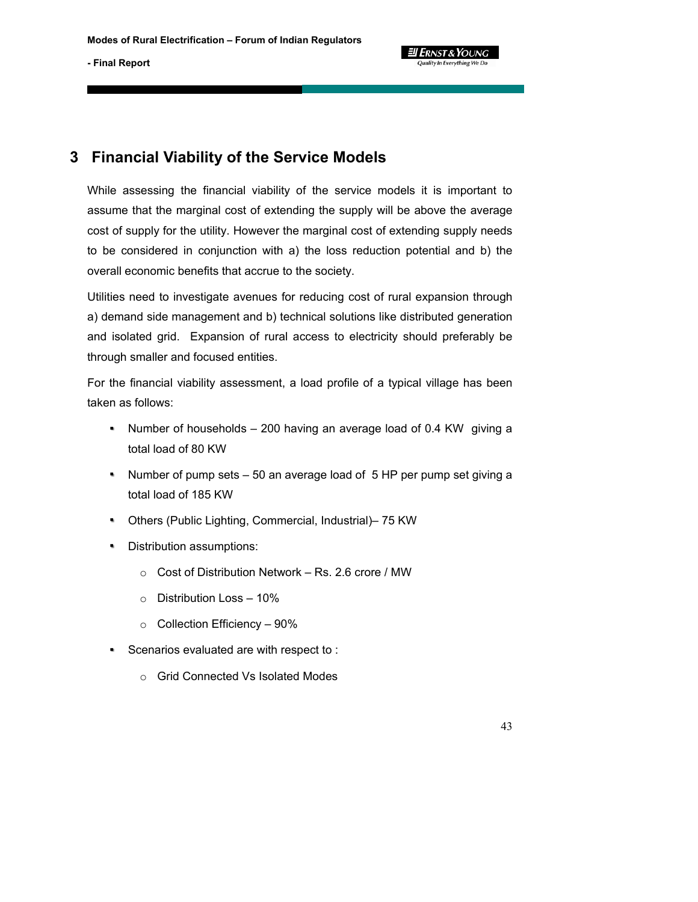# 3 Financial Viability of the Service Models

While assessing the financial viability of the service models it is important to assume that the marginal cost of extending the supply will be above the average cost of supply for the utility. However the marginal cost of extending supply needs to be considered in conjunction with a) the loss reduction potential and b) the overall economic benefits that accrue to the society.

Utilities need to investigate avenues for reducing cost of rural expansion through a) demand side management and b) technical solutions like distributed generation and isolated grid. Expansion of rural access to electricity should preferably be through smaller and focused entities.

For the financial viability assessment, a load profile of a typical village has been taken as follows:

- Number of households – 200 having an average load of 0.4 KW giving a total load of 80 KW
- Number of pump sets – 50 an average load of 5 HP per pump set giving a total load of 185 KW
- Others (Public Lighting, Commercial, Industrial)– 75 KW
- Distribution assumptions:
  - Cost of Distribution Network – Rs. 2.6 crore / MW
  - Distribution Loss – 10%
  - Collection Efficiency – 90%
- Scenarios evaluated are with respect to :
  - Grid Connected Vs Isolated Modes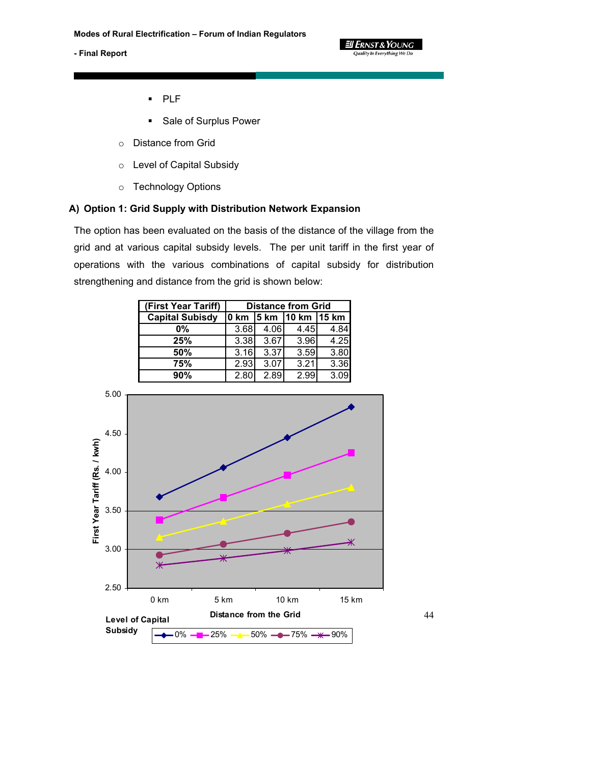- PLF
- Sale of Surplus Power

- Distance from Grid
- Level of Capital Subsidy
- Technology Options

### A) Option 1: Grid Supply with Distribution Network Expansion

The option has been evaluated on the basis of the distance of the village from the grid and at various capital subsidy levels. The per unit tariff in the first year of operations with the various combinations of capital subsidy for distribution strengthening and distance from the grid is shown below:

| (First Year Tariff) | Distance from Grid | | | |
|---|---|---|---|---|
| **Capital Subisdy** | **0 km** | **5 km** | **10 km** | **15 km** |
| **0%** | 3.68 | 4.06 | 4.45 | 4.84 |
| **25%** | 3.38 | 3.67 | 3.96 | 4.25 |
| **50%** | 3.16 | 3.37 | 3.59 | 3.80 |
| **75%** | 2.93 | 3.07 | 3.21 | 3.36 |
| **90%** | 2.80 | 2.89 | 2.99 | 3.09 |

First Year Tariff (Rs. / kwh)

Distance from the Grid: 0 km, 5 km, 10 km, 15 km

Level of Capital Subsidy: 0%, 25%, 50%, 75%, 90%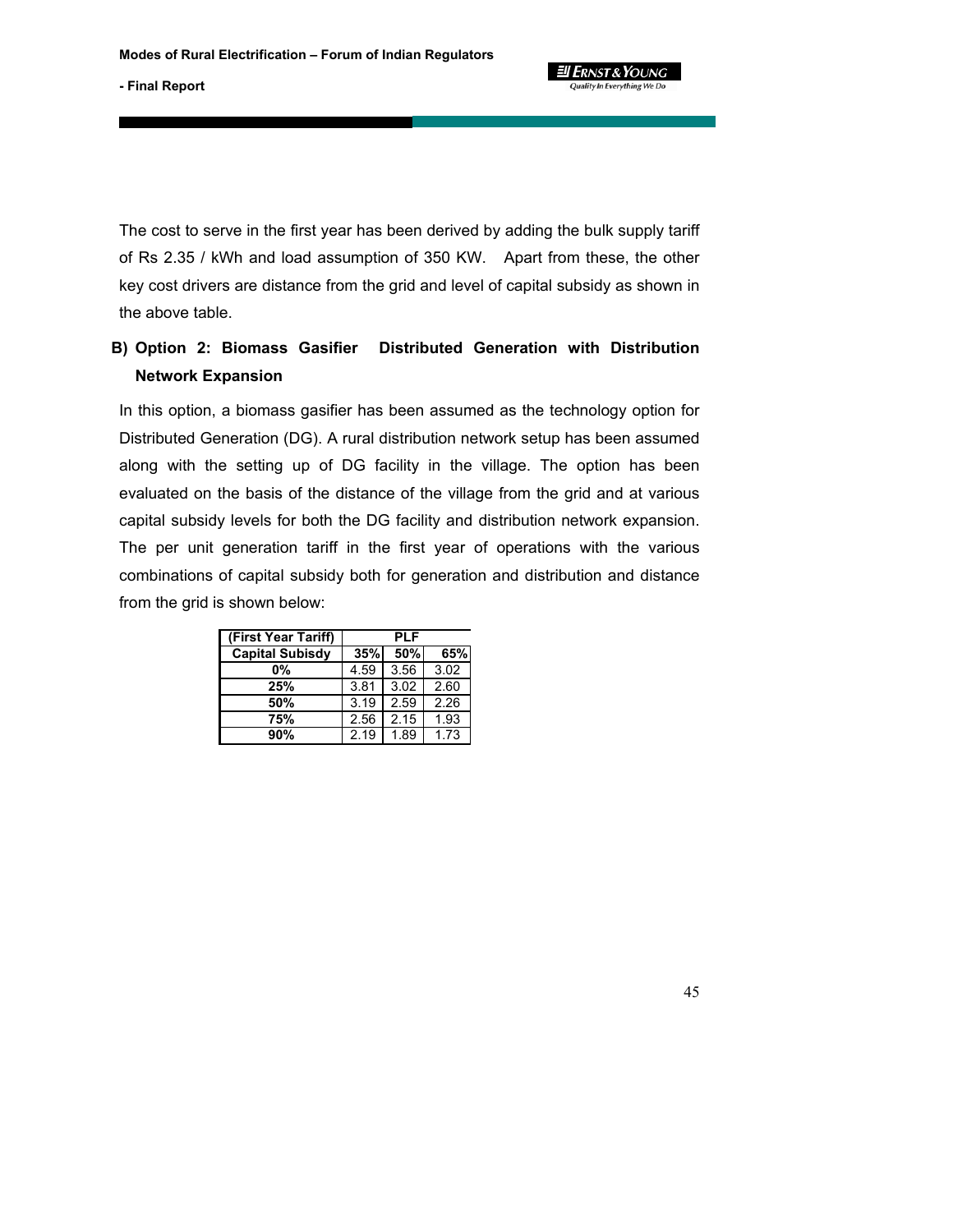The cost to serve in the first year has been derived by adding the bulk supply tariff of Rs 2.35 / kWh and load assumption of 350 KW. Apart from these, the other key cost drivers are distance from the grid and level of capital subsidy as shown in the above table.

**B) Option 2: Biomass Gasifier Distributed Generation with Distribution Network Expansion**

In this option, a biomass gasifier has been assumed as the technology option for Distributed Generation (DG). A rural distribution network setup has been assumed along with the setting up of DG facility in the village. The option has been evaluated on the basis of the distance of the village from the grid and at various capital subsidy levels for both the DG facility and distribution network expansion. The per unit generation tariff in the first year of operations with the various combinations of capital subsidy both for generation and distribution and distance from the grid is shown below:

| (First Year Tariff) | PLF | | |
|---|---|---|---|
| **Capital Subisdy** | **35%** | **50%** | **65%** |
| **0%** | 4.59 | 3.56 | 3.02 |
| **25%** | 3.81 | 3.02 | 2.60 |
| **50%** | 3.19 | 2.59 | 2.26 |
| **75%** | 2.56 | 2.15 | 1.93 |
| **90%** | 2.19 | 1.89 | 1.73 |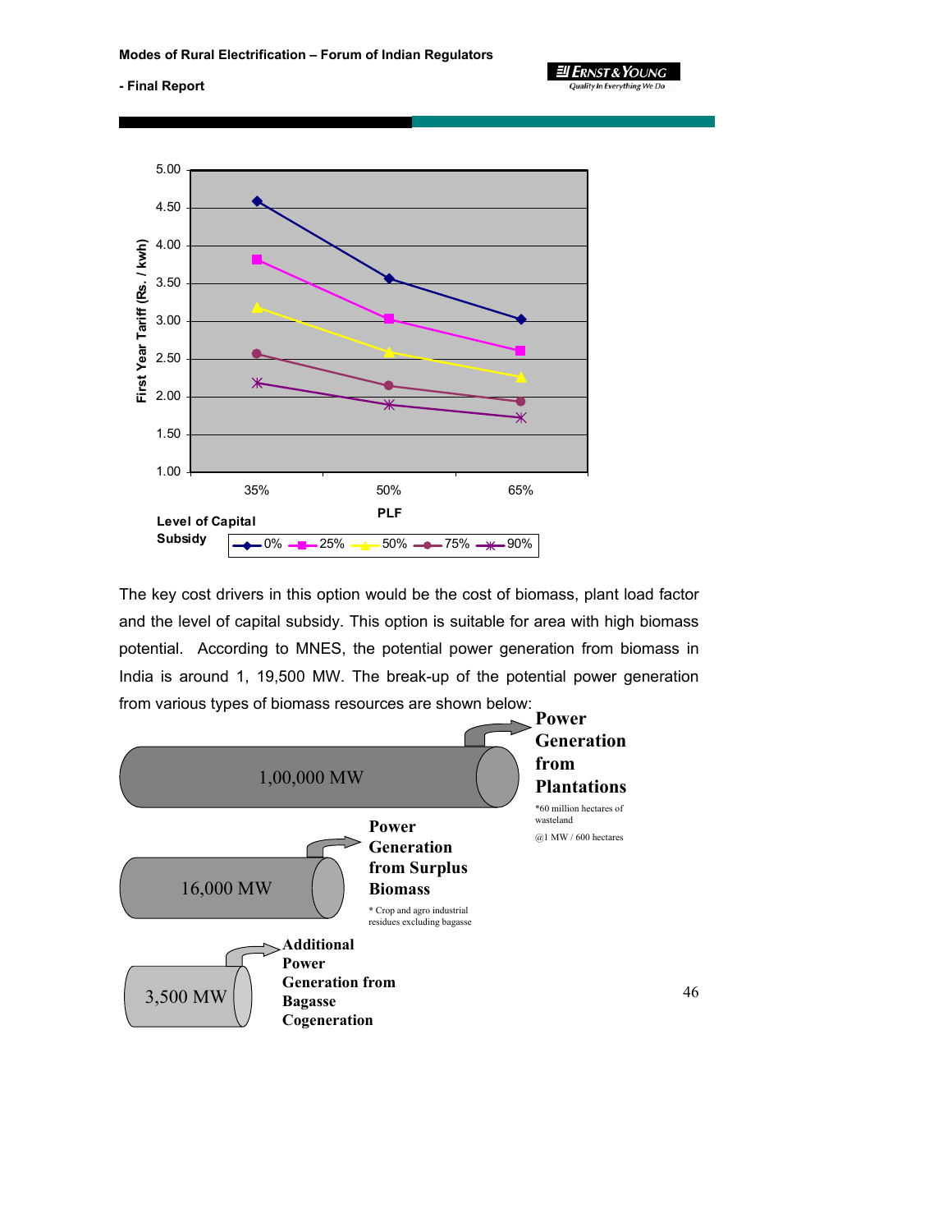First Year Tariff (Rs. / kwh)

PLF

Level of Capital Subsidy: 0%, 25%, 50%, 75%, 90%

The key cost drivers in this option would be the cost of biomass, plant load factor and the level of capital subsidy. This option is suitable for area with high biomass potential. According to MNES, the potential power generation from biomass in India is around 1, 19,500 MW. The break-up of the potential power generation from various types of biomass resources are shown below:

**1,00,000 MW – Power Generation from Plantations**

*60 million hectares of wasteland

@1 MW / 600 hectares

**16,000 MW – Power Generation from Surplus Biomass**

* Crop and agro industrial residues excluding bagasse

**3,500 MW – Additional Power Generation from Bagasse Cogeneration**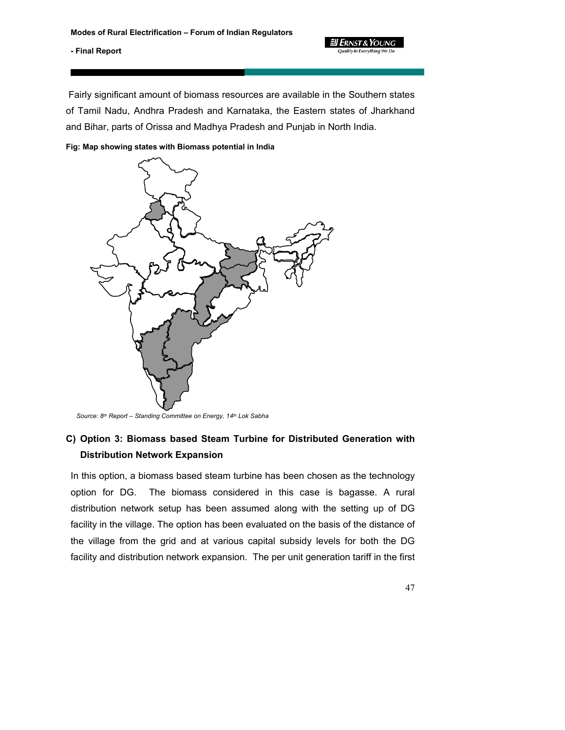Fairly significant amount of biomass resources are available in the Southern states of Tamil Nadu, Andhra Pradesh and Karnataka, the Eastern states of Jharkhand and Bihar, parts of Orissa and Madhya Pradesh and Punjab in North India.

**Fig: Map showing states with Biomass potential in India**

*Source: 8th Report – Standing Committee on Energy, 14th Lok Sabha*

### C) Option 3: Biomass based Steam Turbine for Distributed Generation with Distribution Network Expansion

In this option, a biomass based steam turbine has been chosen as the technology option for DG. The biomass considered in this case is bagasse. A rural distribution network setup has been assumed along with the setting up of DG facility in the village. The option has been evaluated on the basis of the distance of the village from the grid and at various capital subsidy levels for both the DG facility and distribution network expansion. The per unit generation tariff in the first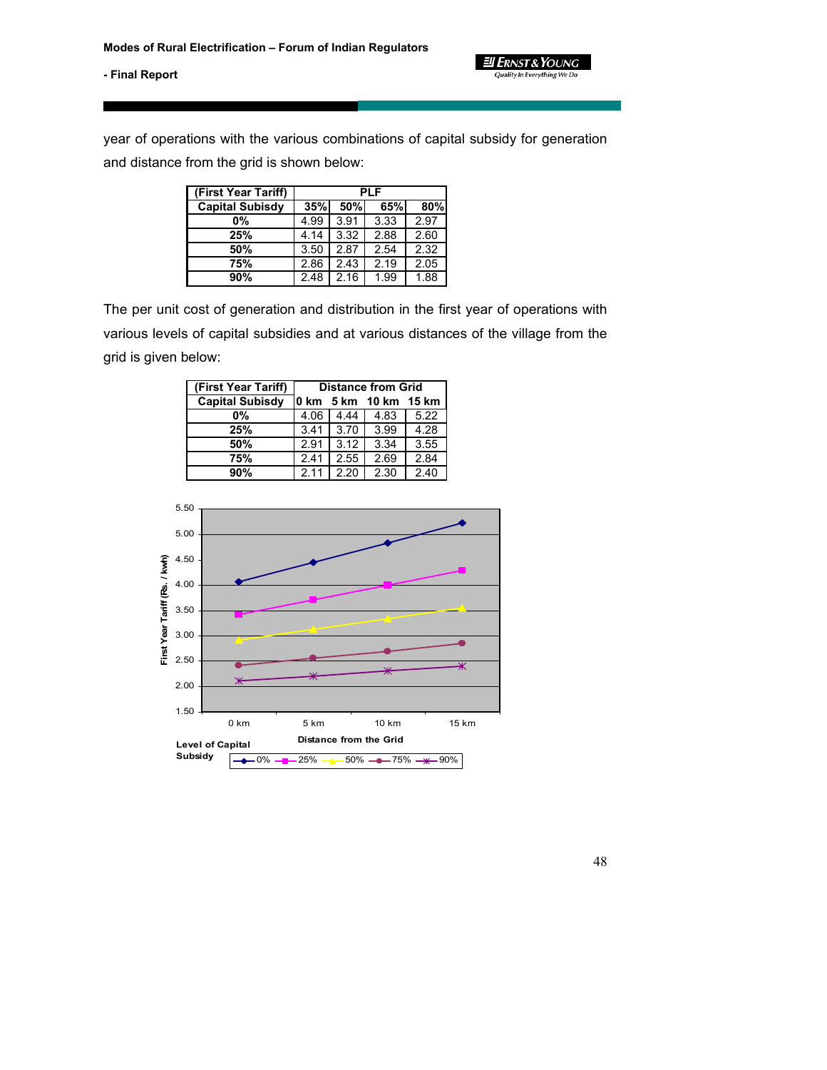year of operations with the various combinations of capital subsidy for generation and distance from the grid is shown below:

| (First Year Tariff) | PLF | | | |
|---|---|---|---|---|
| Capital Subisdy | 35% | 50% | 65% | 80% |
| 0% | 4.99 | 3.91 | 3.33 | 2.97 |
| 25% | 4.14 | 3.32 | 2.88 | 2.60 |
| 50% | 3.50 | 2.87 | 2.54 | 2.32 |
| 75% | 2.86 | 2.43 | 2.19 | 2.05 |
| 90% | 2.48 | 2.16 | 1.99 | 1.88 |

The per unit cost of generation and distribution in the first year of operations with various levels of capital subsidies and at various distances of the village from the grid is given below:

| (First Year Tariff) | Distance from Grid | | | |
|---|---|---|---|---|
| Capital Subisdy | 0 km | 5 km | 10 km | 15 km |
| 0% | 4.06 | 4.44 | 4.83 | 5.22 |
| 25% | 3.41 | 3.70 | 3.99 | 4.28 |
| 50% | 2.91 | 3.12 | 3.34 | 3.55 |
| 75% | 2.41 | 2.55 | 2.69 | 2.84 |
| 90% | 2.11 | 2.20 | 2.30 | 2.40 |

First Year Tariff (Rs. / kwh)

Distance from the Grid

Level of Capital Subsidy: 0%, 25%, 50%, 75%, 90%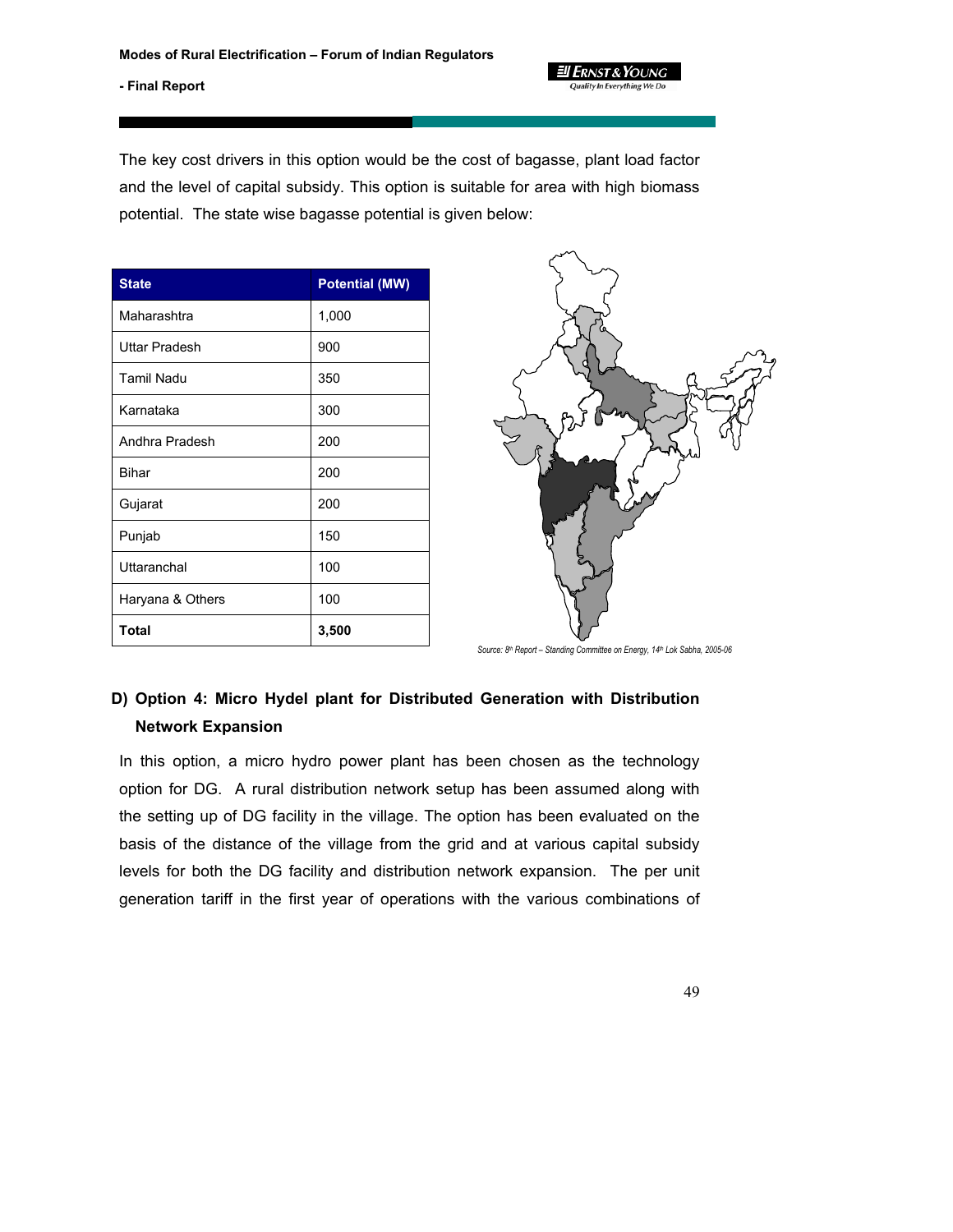The key cost drivers in this option would be the cost of bagasse, plant load factor and the level of capital subsidy. This option is suitable for area with high biomass potential. The state wise bagasse potential is given below:

| State | Potential (MW) |
|---|---|
| Maharashtra | 1,000 |
| Uttar Pradesh | 900 |
| Tamil Nadu | 350 |
| Karnataka | 300 |
| Andhra Pradesh | 200 |
| Bihar | 200 |
| Gujarat | 200 |
| Punjab | 150 |
| Uttaranchal | 100 |
| Haryana & Others | 100 |
| **Total** | **3,500** |

*Source: 8th Report – Standing Committee on Energy, 14th Lok Sabha, 2005-06*

## D) Option 4: Micro Hydel plant for Distributed Generation with Distribution Network Expansion

In this option, a micro hydro power plant has been chosen as the technology option for DG. A rural distribution network setup has been assumed along with the setting up of DG facility in the village. The option has been evaluated on the basis of the distance of the village from the grid and at various capital subsidy levels for both the DG facility and distribution network expansion. The per unit generation tariff in the first year of operations with the various combinations of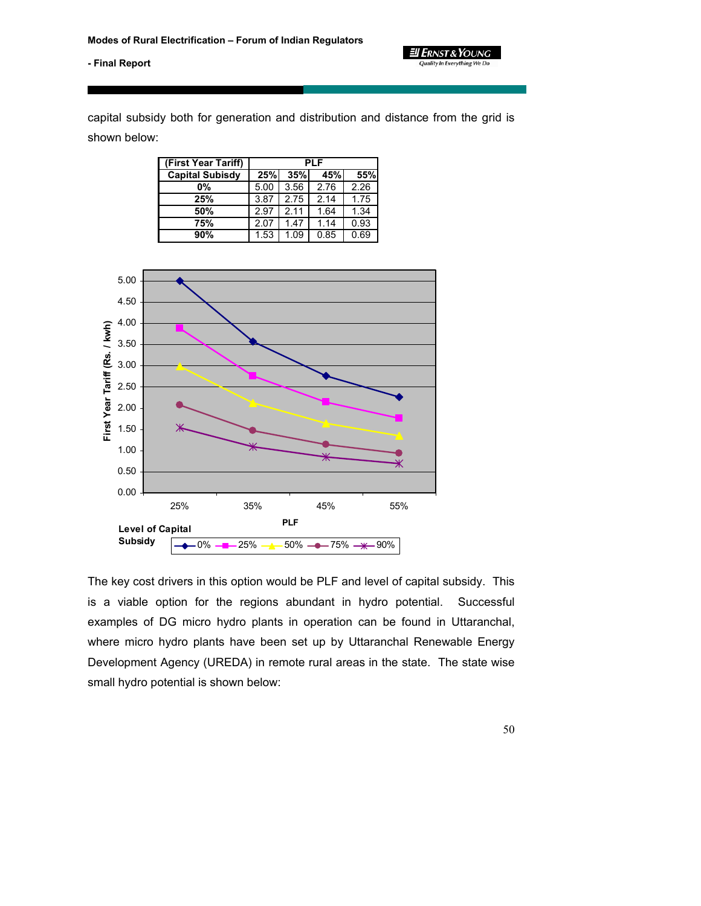capital subsidy both for generation and distribution and distance from the grid is shown below:

| (First Year Tariff) | PLF | | | |
|---|---|---|---|---|
| Capital Subisdy | 25% | 35% | 45% | 55% |
| 0% | 5.00 | 3.56 | 2.76 | 2.26 |
| 25% | 3.87 | 2.75 | 2.14 | 1.75 |
| 50% | 2.97 | 2.11 | 1.64 | 1.34 |
| 75% | 2.07 | 1.47 | 1.14 | 0.93 |
| 90% | 1.53 | 1.09 | 0.85 | 0.69 |

The key cost drivers in this option would be PLF and level of capital subsidy. This is a viable option for the regions abundant in hydro potential. Successful examples of DG micro hydro plants in operation can be found in Uttaranchal, where micro hydro plants have been set up by Uttaranchal Renewable Energy Development Agency (UREDA) in remote rural areas in the state. The state wise small hydro potential is shown below: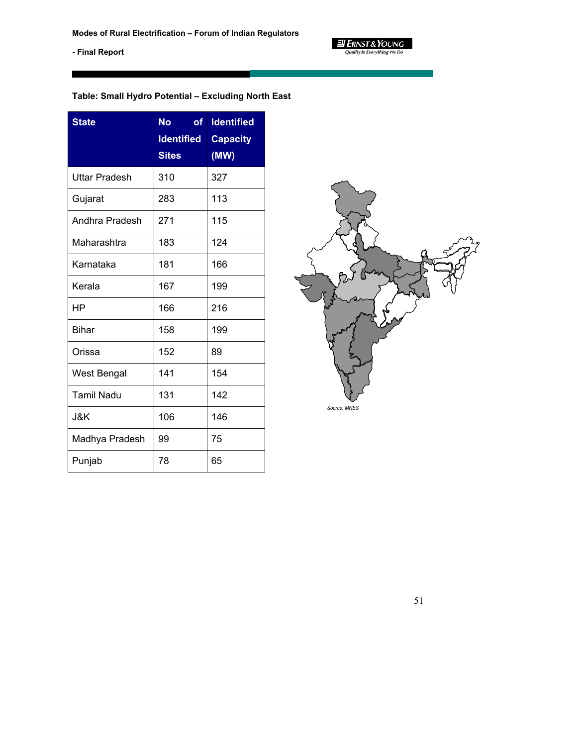**Table: Small Hydro Potential – Excluding North East**

| State | No of Identified Sites | Identified Capacity (MW) |
|---|---|---|
| Uttar Pradesh | 310 | 327 |
| Gujarat | 283 | 113 |
| Andhra Pradesh | 271 | 115 |
| Maharashtra | 183 | 124 |
| Karnataka | 181 | 166 |
| Kerala | 167 | 199 |
| HP | 166 | 216 |
| Bihar | 158 | 199 |
| Orissa | 152 | 89 |
| West Bengal | 141 | 154 |
| Tamil Nadu | 131 | 142 |
| J&K | 106 | 146 |
| Madhya Pradesh | 99 | 75 |
| Punjab | 78 | 65 |

Source: MNES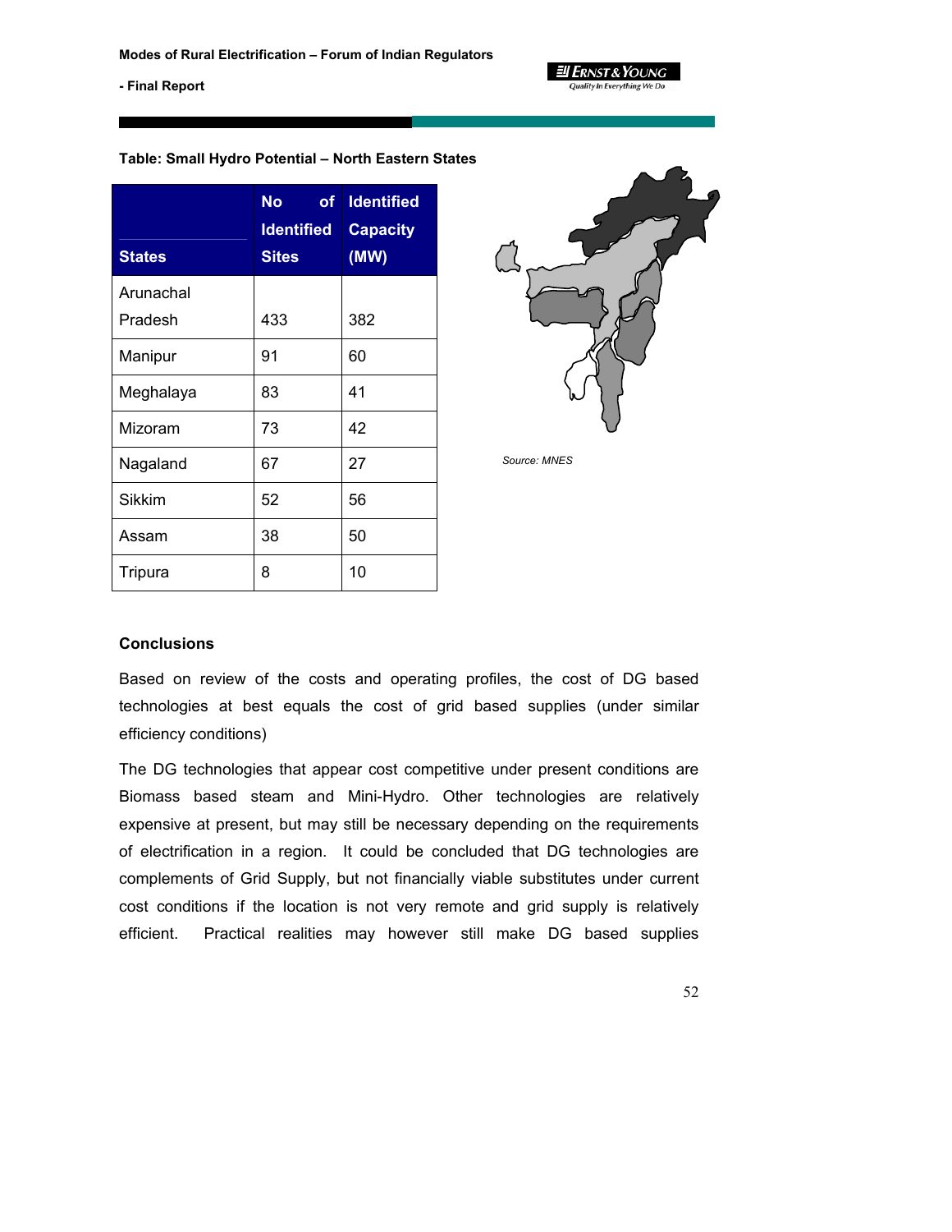**Table: Small Hydro Potential – North Eastern States**

| States | No of Identified Sites | Identified Capacity (MW) |
|---|---|---|
| Arunachal Pradesh | 433 | 382 |
| Manipur | 91 | 60 |
| Meghalaya | 83 | 41 |
| Mizoram | 73 | 42 |
| Nagaland | 67 | 27 |
| Sikkim | 52 | 56 |
| Assam | 38 | 50 |
| Tripura | 8 | 10 |

*Source: MNES*

### Conclusions

Based on review of the costs and operating profiles, the cost of DG based technologies at best equals the cost of grid based supplies (under similar efficiency conditions)

The DG technologies that appear cost competitive under present conditions are Biomass based steam and Mini-Hydro. Other technologies are relatively expensive at present, but may still be necessary depending on the requirements of electrification in a region. It could be concluded that DG technologies are complements of Grid Supply, but not financially viable substitutes under current cost conditions if the location is not very remote and grid supply is relatively efficient. Practical realities may however still make DG based supplies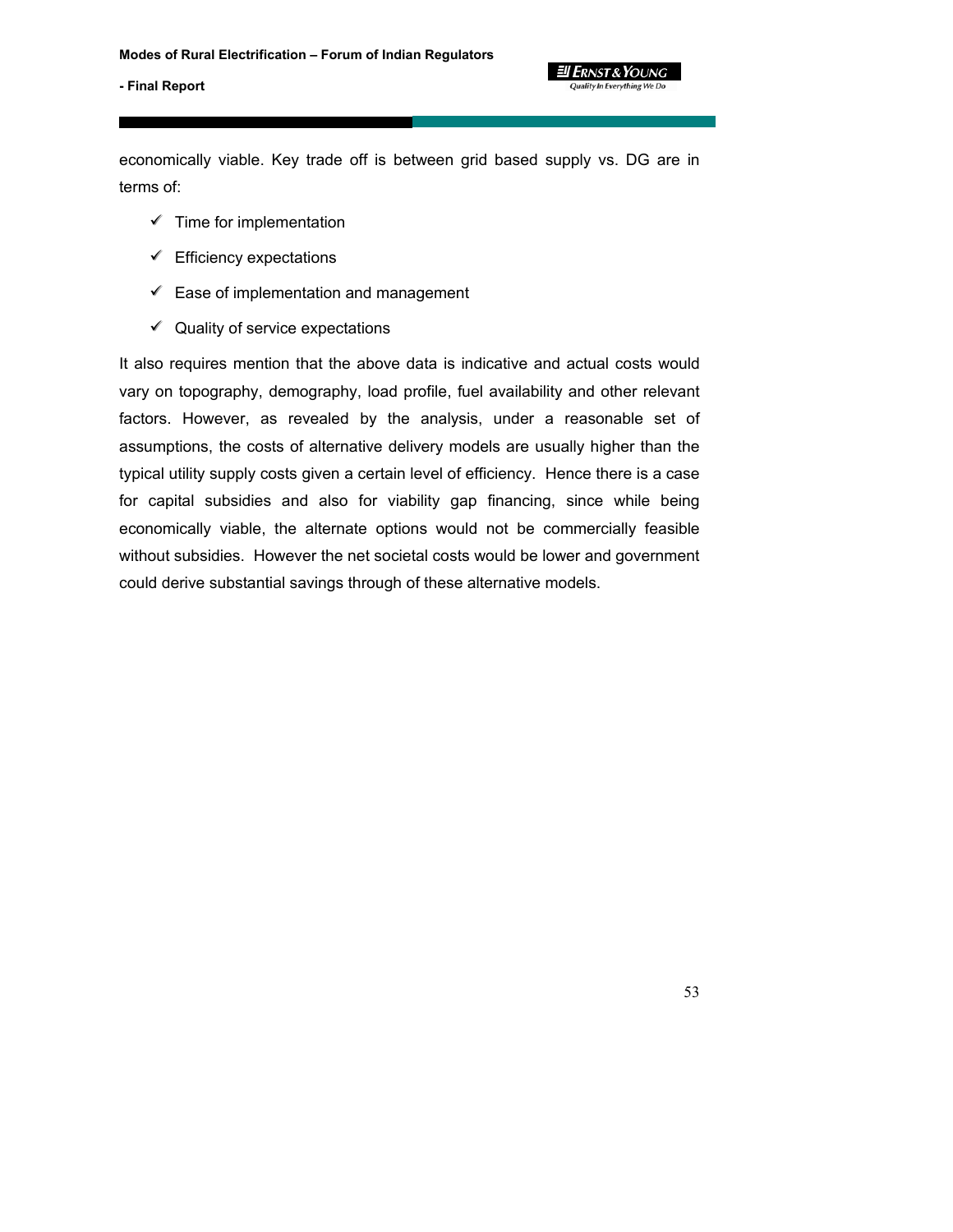economically viable. Key trade off is between grid based supply vs. DG are in terms of:

- ✓ Time for implementation
- ✓ Efficiency expectations
- ✓ Ease of implementation and management
- ✓ Quality of service expectations

It also requires mention that the above data is indicative and actual costs would vary on topography, demography, load profile, fuel availability and other relevant factors. However, as revealed by the analysis, under a reasonable set of assumptions, the costs of alternative delivery models are usually higher than the typical utility supply costs given a certain level of efficiency. Hence there is a case for capital subsidies and also for viability gap financing, since while being economically viable, the alternate options would not be commercially feasible without subsidies. However the net societal costs would be lower and government could derive substantial savings through of these alternative models.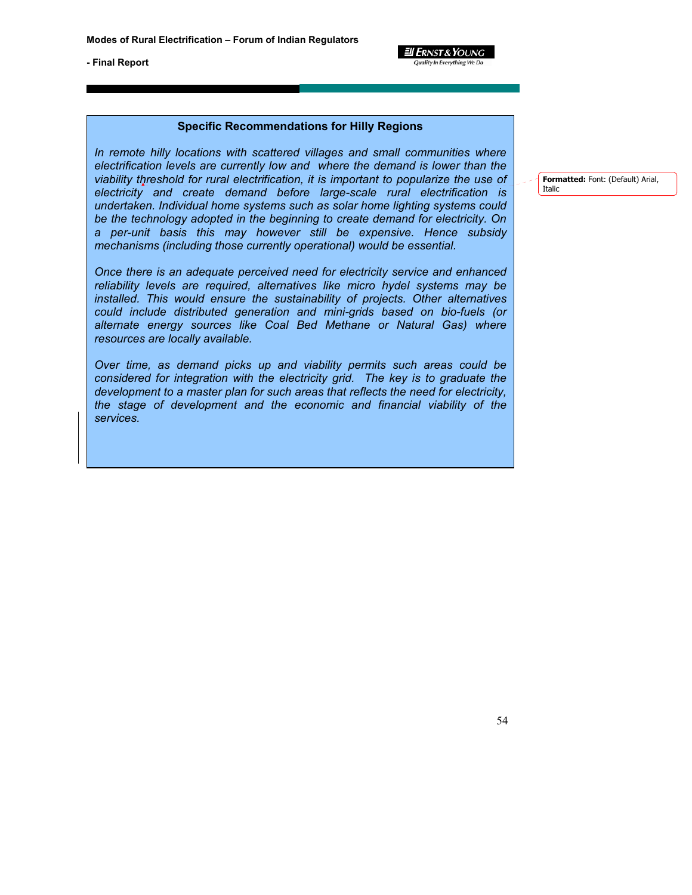### Specific Recommendations for Hilly Regions

*In remote hilly locations with scattered villages and small communities where electrification levels are currently low and where the demand is lower than the viability threshold for rural electrification, it is important to popularize the use of electricity and create demand before large-scale rural electrification is undertaken. Individual home systems such as solar home lighting systems could be the technology adopted in the beginning to create demand for electricity. On a per-unit basis this may however still be expensive. Hence subsidy mechanisms (including those currently operational) would be essential.*

*Once there is an adequate perceived need for electricity service and enhanced reliability levels are required, alternatives like micro hydel systems may be installed. This would ensure the sustainability of projects. Other alternatives could include distributed generation and mini-grids based on bio-fuels (or alternate energy sources like Coal Bed Methane or Natural Gas) where resources are locally available.*

*Over time, as demand picks up and viability permits such areas could be considered for integration with the electricity grid. The key is to graduate the development to a master plan for such areas that reflects the need for electricity, the stage of development and the economic and financial viability of the services.*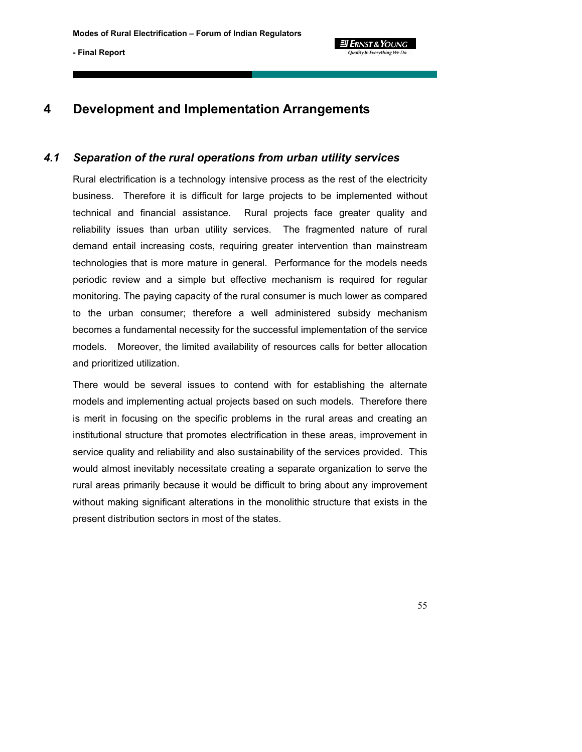# 4 Development and Implementation Arrangements

## *4.1 Separation of the rural operations from urban utility services*

Rural electrification is a technology intensive process as the rest of the electricity business. Therefore it is difficult for large projects to be implemented without technical and financial assistance. Rural projects face greater quality and reliability issues than urban utility services. The fragmented nature of rural demand entail increasing costs, requiring greater intervention than mainstream technologies that is more mature in general. Performance for the models needs periodic review and a simple but effective mechanism is required for regular monitoring. The paying capacity of the rural consumer is much lower as compared to the urban consumer; therefore a well administered subsidy mechanism becomes a fundamental necessity for the successful implementation of the service models. Moreover, the limited availability of resources calls for better allocation and prioritized utilization.

There would be several issues to contend with for establishing the alternate models and implementing actual projects based on such models. Therefore there is merit in focusing on the specific problems in the rural areas and creating an institutional structure that promotes electrification in these areas, improvement in service quality and reliability and also sustainability of the services provided. This would almost inevitably necessitate creating a separate organization to serve the rural areas primarily because it would be difficult to bring about any improvement without making significant alterations in the monolithic structure that exists in the present distribution sectors in most of the states.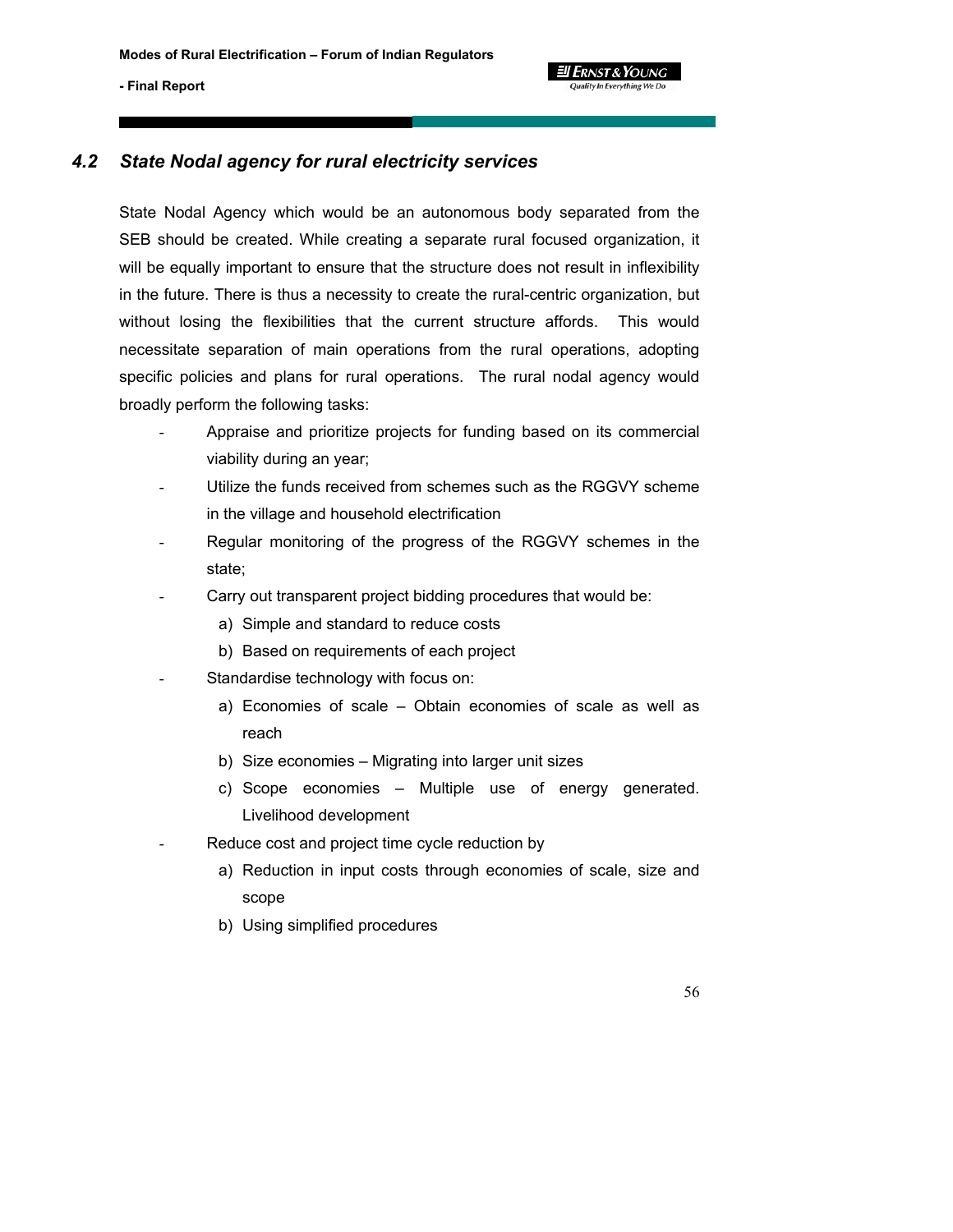### 4.2 *State Nodal agency for rural electricity services*

State Nodal Agency which would be an autonomous body separated from the SEB should be created. While creating a separate rural focused organization, it will be equally important to ensure that the structure does not result in inflexibility in the future. There is thus a necessity to create the rural-centric organization, but without losing the flexibilities that the current structure affords. This would necessitate separation of main operations from the rural operations, adopting specific policies and plans for rural operations. The rural nodal agency would broadly perform the following tasks:

- Appraise and prioritize projects for funding based on its commercial viability during an year;
- Utilize the funds received from schemes such as the RGGVY scheme in the village and household electrification
- Regular monitoring of the progress of the RGGVY schemes in the state;
- Carry out transparent project bidding procedures that would be:
  a) Simple and standard to reduce costs
  b) Based on requirements of each project
- Standardise technology with focus on:
  a) Economies of scale – Obtain economies of scale as well as reach
  b) Size economies – Migrating into larger unit sizes
  c) Scope economies – Multiple use of energy generated. Livelihood development
- Reduce cost and project time cycle reduction by
  a) Reduction in input costs through economies of scale, size and scope
  b) Using simplified procedures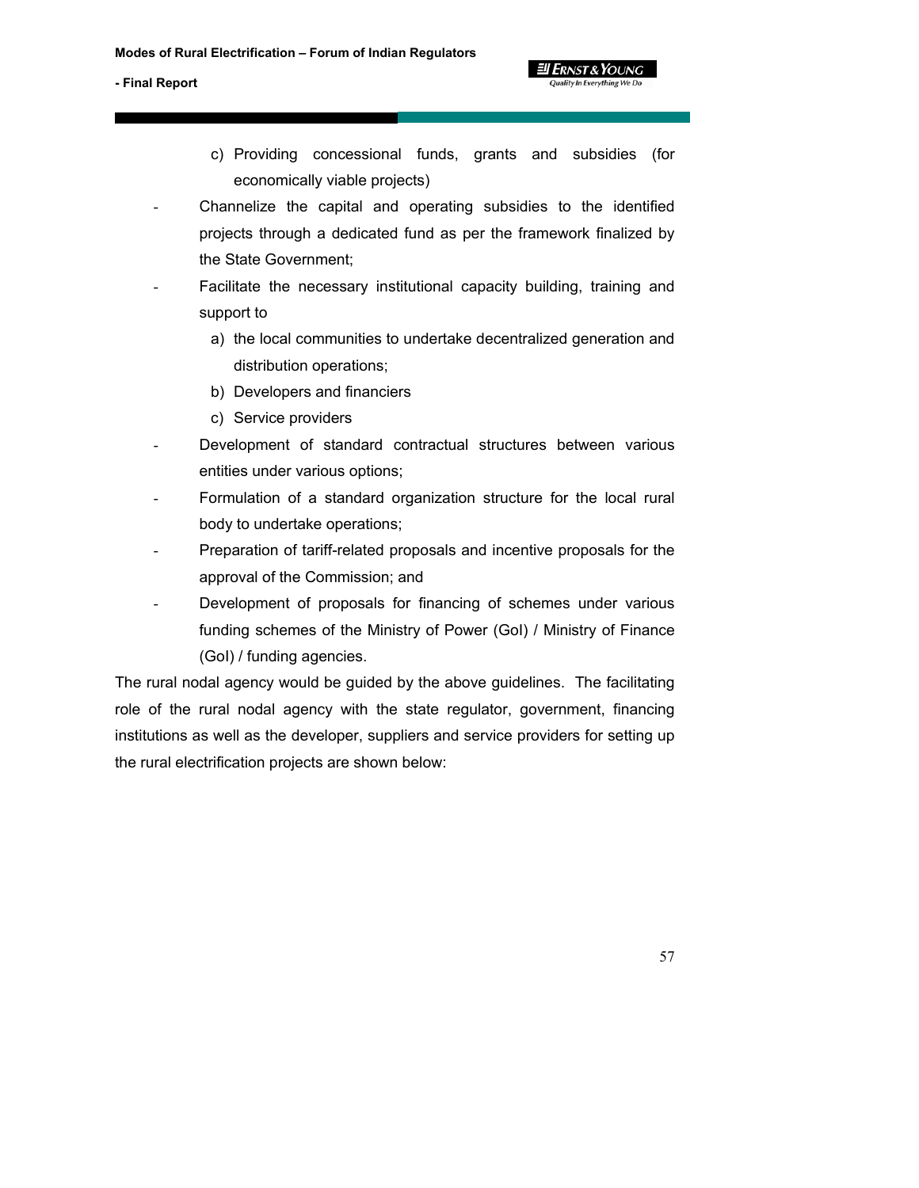c) Providing concessional funds, grants and subsidies (for economically viable projects)

- Channelize the capital and operating subsidies to the identified projects through a dedicated fund as per the framework finalized by the State Government;
- Facilitate the necessary institutional capacity building, training and support to
    a) the local communities to undertake decentralized generation and distribution operations;
    b) Developers and financiers
    c) Service providers
- Development of standard contractual structures between various entities under various options;
- Formulation of a standard organization structure for the local rural body to undertake operations;
- Preparation of tariff-related proposals and incentive proposals for the approval of the Commission; and
- Development of proposals for financing of schemes under various funding schemes of the Ministry of Power (GoI) / Ministry of Finance (GoI) / funding agencies.

The rural nodal agency would be guided by the above guidelines. The facilitating role of the rural nodal agency with the state regulator, government, financing institutions as well as the developer, suppliers and service providers for setting up the rural electrification projects are shown below: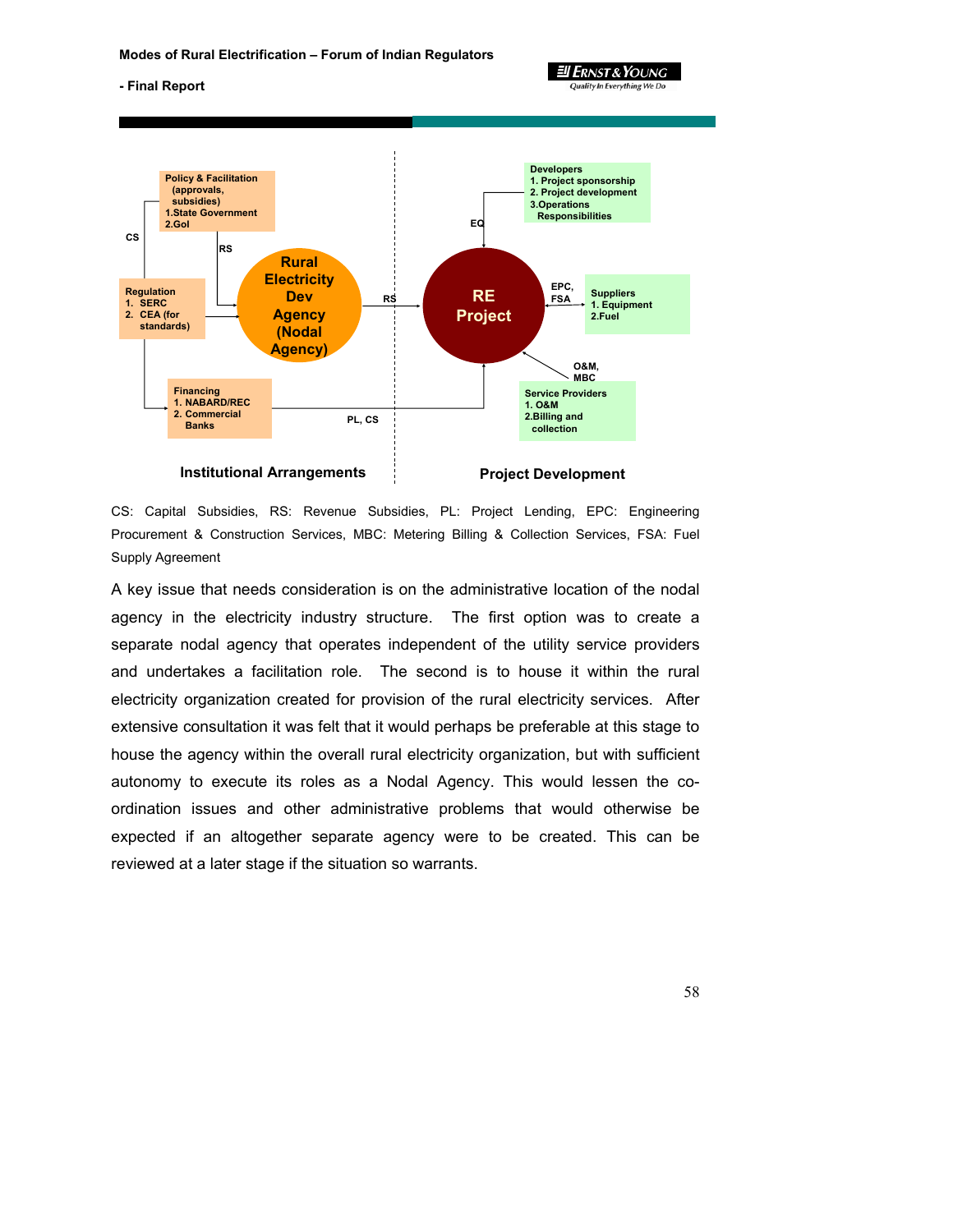Policy & Facilitation (approvals, subsidies)
1. State Government
2. GoI

Regulation
1. SERC
2. CEA (for standards)

Financing
1. NABARD/REC
2. Commercial Banks

Rural Electricity Dev Agency (Nodal Agency)

RE Project

Developers
1. Project sponsorship
2. Project development
3. Operations Responsibilities

Suppliers
1. Equipment
2. Fuel

Service Providers
1. O&M
2. Billing and collection

CS, RS, RS, EQ, EPC, FSA, O&M, MBC, PL, CS

**Institutional Arrangements** | **Project Development**

CS: Capital Subsidies, RS: Revenue Subsidies, PL: Project Lending, EPC: Engineering Procurement & Construction Services, MBC: Metering Billing & Collection Services, FSA: Fuel Supply Agreement

A key issue that needs consideration is on the administrative location of the nodal agency in the electricity industry structure. The first option was to create a separate nodal agency that operates independent of the utility service providers and undertakes a facilitation role. The second is to house it within the rural electricity organization created for provision of the rural electricity services. After extensive consultation it was felt that it would perhaps be preferable at this stage to house the agency within the overall rural electricity organization, but with sufficient autonomy to execute its roles as a Nodal Agency. This would lessen the co-ordination issues and other administrative problems that would otherwise be expected if an altogether separate agency were to be created. This can be reviewed at a later stage if the situation so warrants.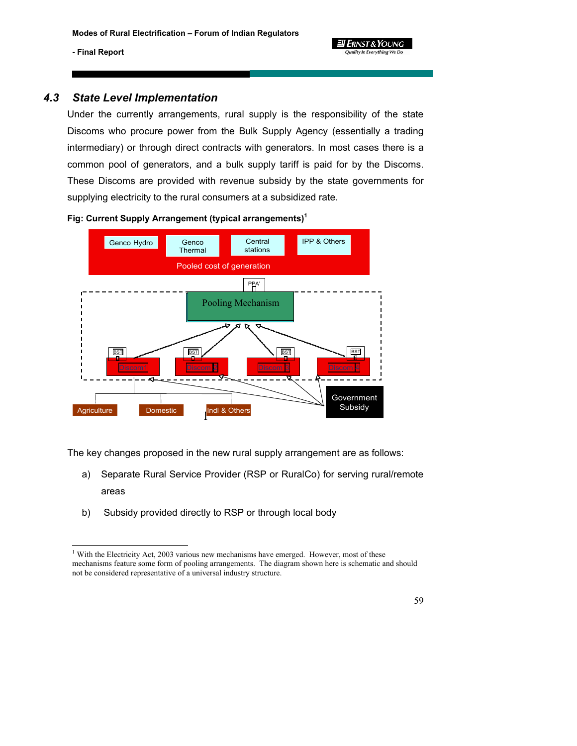## 4.3 *State Level Implementation*

Under the currently arrangements, rural supply is the responsibility of the state Discoms who procure power from the Bulk Supply Agency (essentially a trading intermediary) or through direct contracts with generators. In most cases there is a common pool of generators, and a bulk supply tariff is paid for by the Discoms. These Discoms are provided with revenue subsidy by the state governments for supplying electricity to the rural consumers at a subsidized rate.

**Fig: Current Supply Arrangement (typical arrangements)[1]**

Genco Hydro | Genco Thermal | Central stations | IPP & Others

Pooled cost of generation

PPA

Pooling Mechanism

BST | BST | BST | BST

Discom1 | Discom 2 | Discom 3 | Discom 4

Government Subsidy

Agriculture | Domestic | Indl & Others

The key changes proposed in the new rural supply arrangement are as follows:

a) Separate Rural Service Provider (RSP or RuralCo) for serving rural/remote areas

b) Subsidy provided directly to RSP or through local body

---

[1] With the Electricity Act, 2003 various new mechanisms have emerged. However, most of these mechanisms feature some form of pooling arrangements. The diagram shown here is schematic and should not be considered representative of a universal industry structure.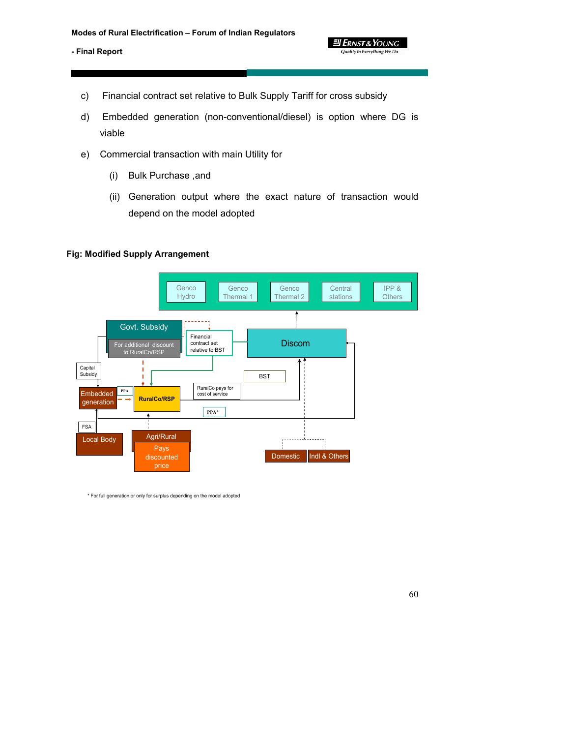c) Financial contract set relative to Bulk Supply Tariff for cross subsidy

d) Embedded generation (non-conventional/diesel) is option where DG is viable

e) Commercial transaction with main Utility for

   (i) Bulk Purchase ,and

   (ii) Generation output where the exact nature of transaction would depend on the model adopted

**Fig: Modified Supply Arrangement**

Genco Hydro | Genco Thermal 1 | Genco Thermal 2 | Central stations | IPP & Others

Govt. Subsidy — For additional discount to RuralCo/RSP

Financial contract set relative to BST

Discom

Capital Subsidy

BST

Embedded generation — PPA — RuralCo/RSP

RuralCo pays for cost of service

PPA*

FSA

Local Body

Agri/Rural — Pays discounted price

Domestic | Indl & Others

\* For full generation or only for surplus depending on the model adopted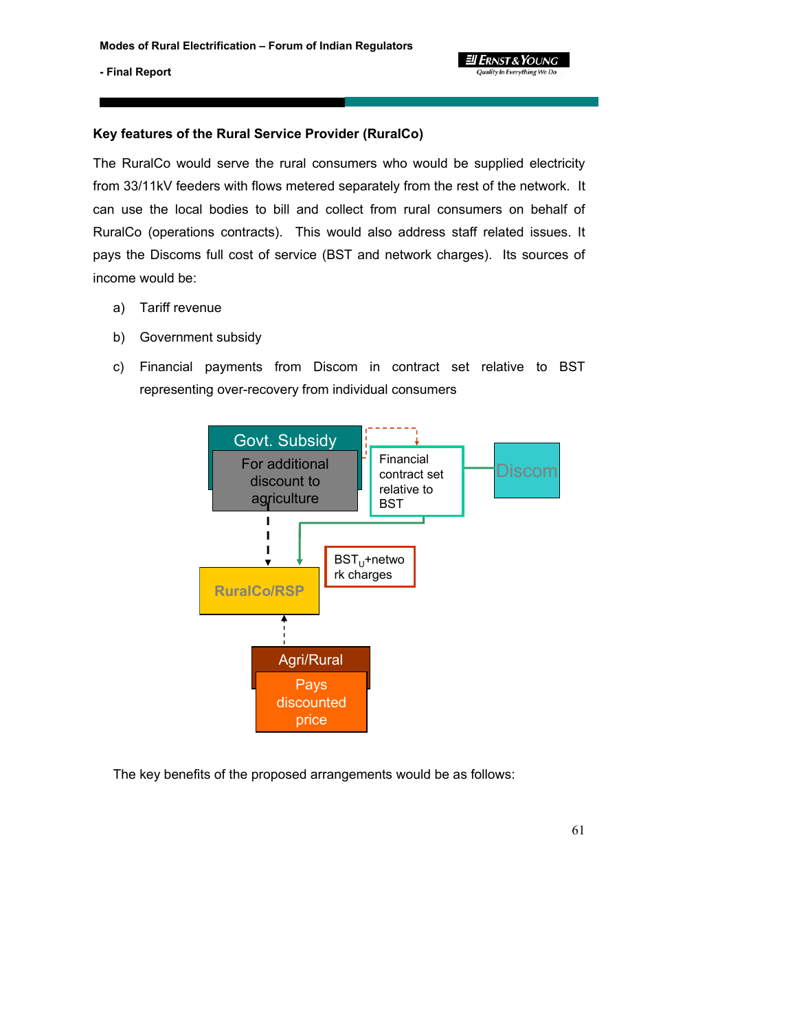**Key features of the Rural Service Provider (RuralCo)**

The RuralCo would serve the rural consumers who would be supplied electricity from 33/11kV feeders with flows metered separately from the rest of the network. It can use the local bodies to bill and collect from rural consumers on behalf of RuralCo (operations contracts). This would also address staff related issues. It pays the Discoms full cost of service (BST and network charges). Its sources of income would be:

a) Tariff revenue

b) Government subsidy

c) Financial payments from Discom in contract set relative to BST representing over-recovery from individual consumers

Govt. Subsidy

For additional discount to agriculture

Financial contract set relative to BST

Discom

$BST_U$+network charges

RuralCo/RSP

Agri/Rural

Pays discounted price

The key benefits of the proposed arrangements would be as follows: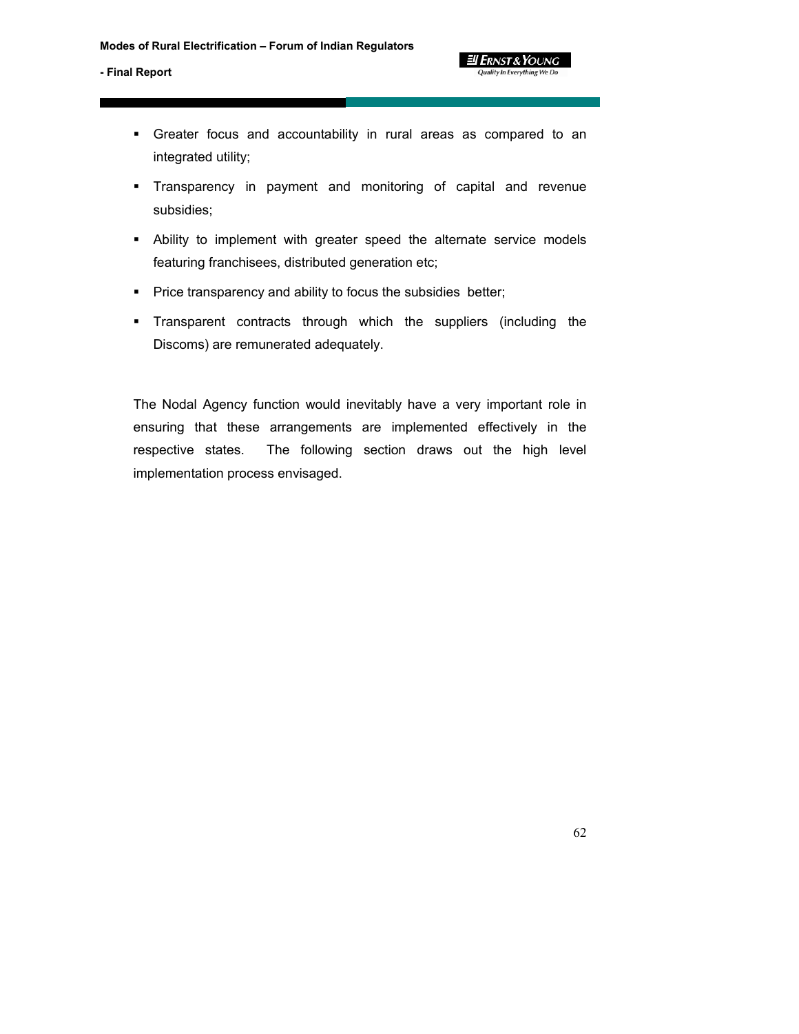- Greater focus and accountability in rural areas as compared to an integrated utility;
- Transparency in payment and monitoring of capital and revenue subsidies;
- Ability to implement with greater speed the alternate service models featuring franchisees, distributed generation etc;
- Price transparency and ability to focus the subsidies better;
- Transparent contracts through which the suppliers (including the Discoms) are remunerated adequately.

The Nodal Agency function would inevitably have a very important role in ensuring that these arrangements are implemented effectively in the respective states. The following section draws out the high level implementation process envisaged.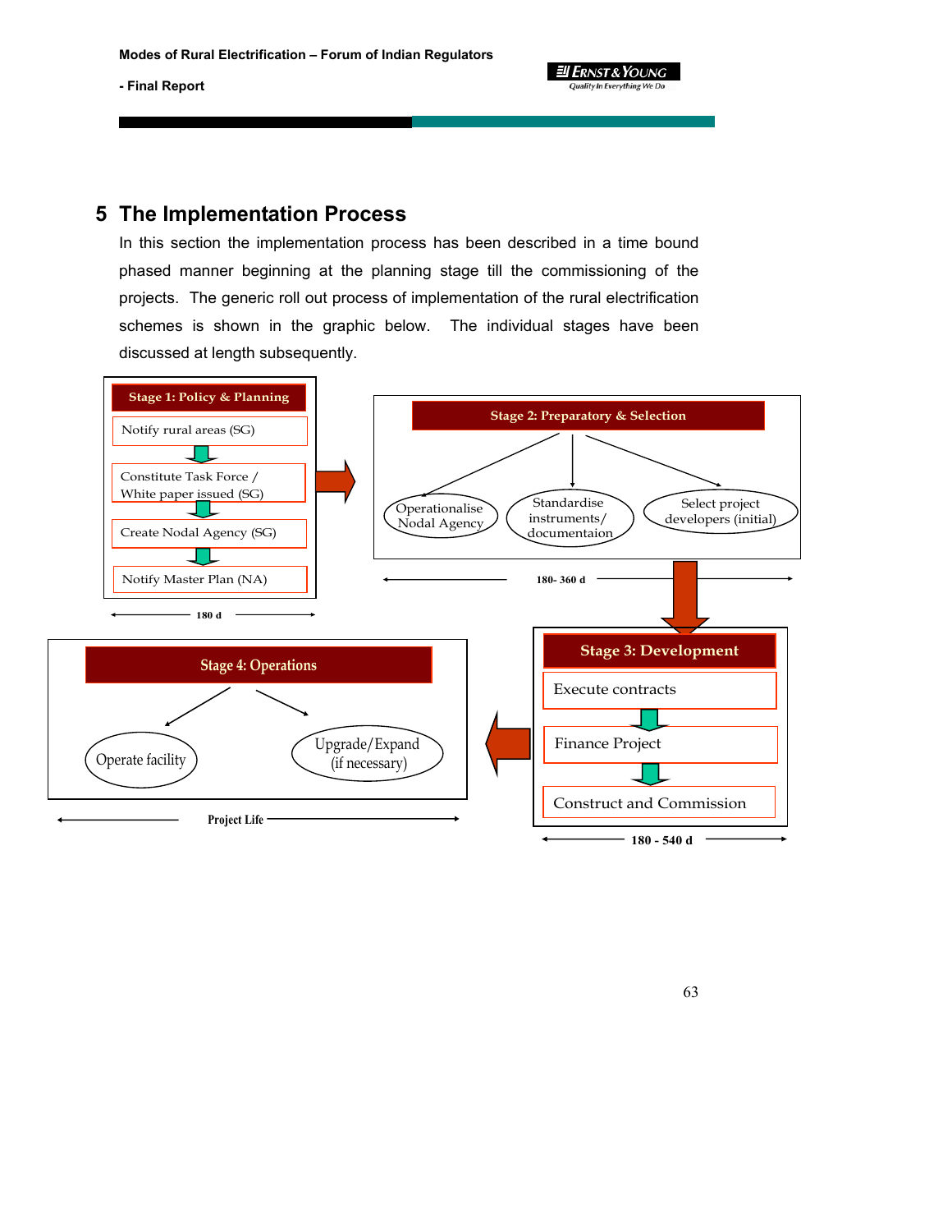# 5 The Implementation Process

In this section the implementation process has been described in a time bound phased manner beginning at the planning stage till the commissioning of the projects. The generic roll out process of implementation of the rural electrification schemes is shown in the graphic below. The individual stages have been discussed at length subsequently.

**Stage 1: Policy & Planning**

- Notify rural areas (SG)
- Constitute Task Force / White paper issued (SG)
- Create Nodal Agency (SG)
- Notify Master Plan (NA)

180 d

**Stage 2: Preparatory & Selection**

- Operationalise Nodal Agency
- Standardise instruments/ documentaion
- Select project developers (initial)

180- 360 d

**Stage 3: Development**

- Execute contracts
- Finance Project
- Construct and Commission

180 - 540 d

**Stage 4: Operations**

- Operate facility
- Upgrade/Expand (if necessary)

Project Life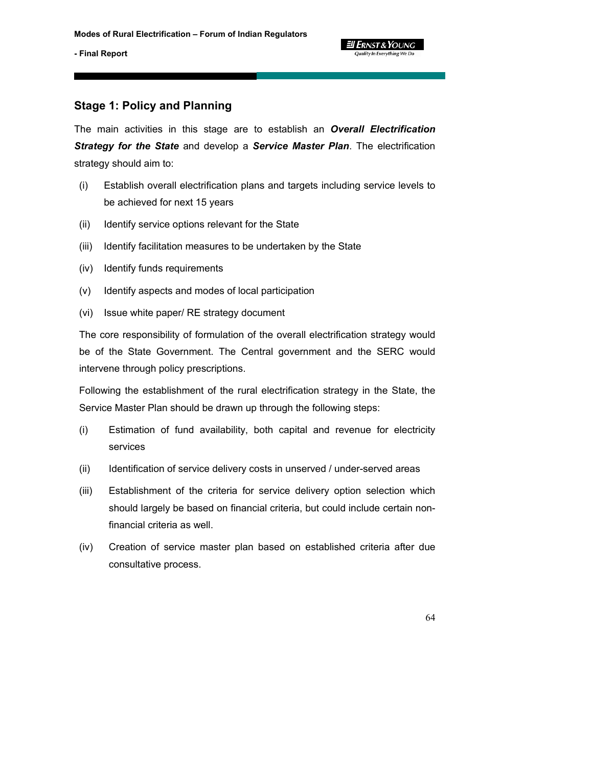## Stage 1: Policy and Planning

The main activities in this stage are to establish an ***Overall Electrification Strategy for the State*** and develop a ***Service Master Plan***. The electrification strategy should aim to:

(i) Establish overall electrification plans and targets including service levels to be achieved for next 15 years

(ii) Identify service options relevant for the State

(iii) Identify facilitation measures to be undertaken by the State

(iv) Identify funds requirements

(v) Identify aspects and modes of local participation

(vi) Issue white paper/ RE strategy document

The core responsibility of formulation of the overall electrification strategy would be of the State Government. The Central government and the SERC would intervene through policy prescriptions.

Following the establishment of the rural electrification strategy in the State, the Service Master Plan should be drawn up through the following steps:

(i) Estimation of fund availability, both capital and revenue for electricity services

(ii) Identification of service delivery costs in unserved / under-served areas

(iii) Establishment of the criteria for service delivery option selection which should largely be based on financial criteria, but could include certain non-financial criteria as well.

(iv) Creation of service master plan based on established criteria after due consultative process.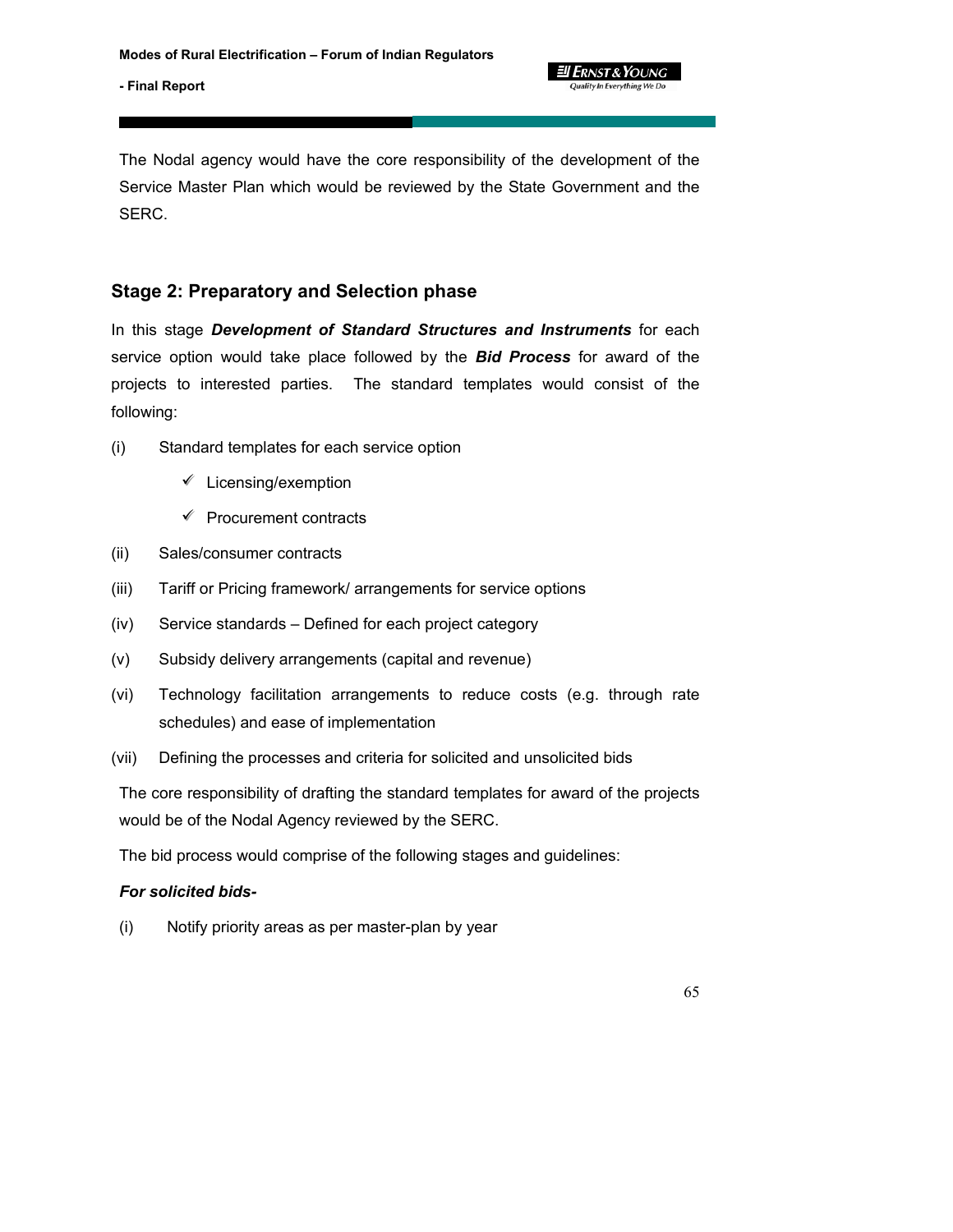The Nodal agency would have the core responsibility of the development of the Service Master Plan which would be reviewed by the State Government and the SERC.

## Stage 2: Preparatory and Selection phase

In this stage ***Development of Standard Structures and Instruments*** for each service option would take place followed by the ***Bid Process*** for award of the projects to interested parties. The standard templates would consist of the following:

(i) Standard templates for each service option

- ✓ Licensing/exemption
- ✓ Procurement contracts

(ii) Sales/consumer contracts

(iii) Tariff or Pricing framework/ arrangements for service options

(iv) Service standards – Defined for each project category

(v) Subsidy delivery arrangements (capital and revenue)

(vi) Technology facilitation arrangements to reduce costs (e.g. through rate schedules) and ease of implementation

(vii) Defining the processes and criteria for solicited and unsolicited bids

The core responsibility of drafting the standard templates for award of the projects would be of the Nodal Agency reviewed by the SERC.

The bid process would comprise of the following stages and guidelines:

***For solicited bids-***

(i) Notify priority areas as per master-plan by year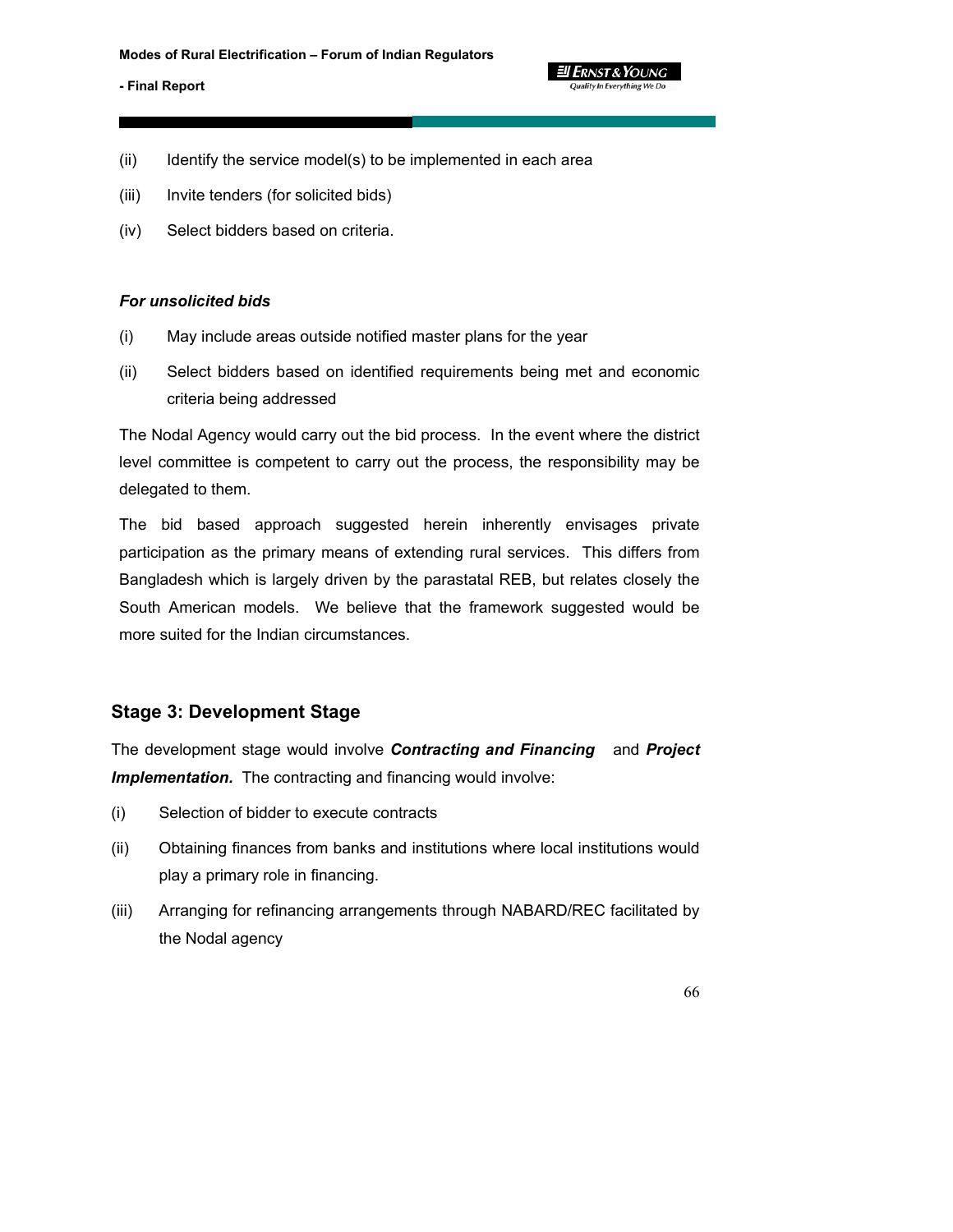(ii) Identify the service model(s) to be implemented in each area

(iii) Invite tenders (for solicited bids)

(iv) Select bidders based on criteria.

***For unsolicited bids***

(i) May include areas outside notified master plans for the year

(ii) Select bidders based on identified requirements being met and economic criteria being addressed

The Nodal Agency would carry out the bid process. In the event where the district level committee is competent to carry out the process, the responsibility may be delegated to them.

The bid based approach suggested herein inherently envisages private participation as the primary means of extending rural services. This differs from Bangladesh which is largely driven by the parastatal REB, but relates closely the South American models. We believe that the framework suggested would be more suited for the Indian circumstances.

## Stage 3: Development Stage

The development stage would involve ***Contracting and Financing*** and ***Project Implementation.*** The contracting and financing would involve:

(i) Selection of bidder to execute contracts

(ii) Obtaining finances from banks and institutions where local institutions would play a primary role in financing.

(iii) Arranging for refinancing arrangements through NABARD/REC facilitated by the Nodal agency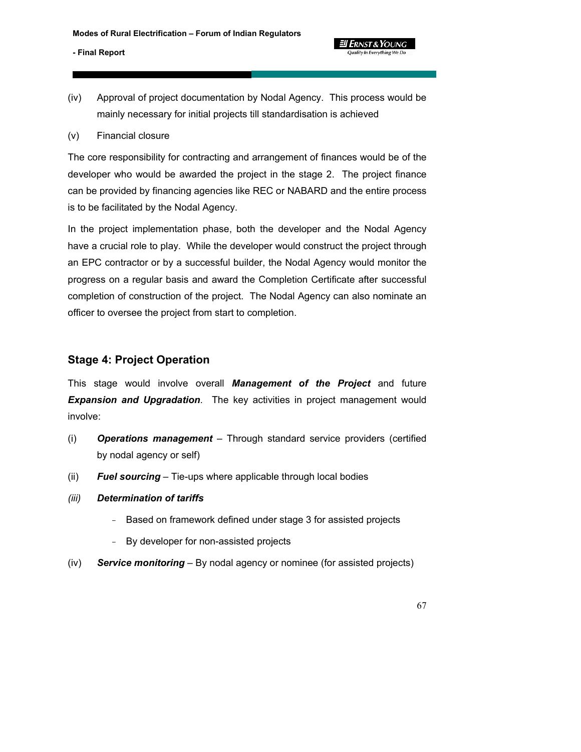(iv) Approval of project documentation by Nodal Agency. This process would be mainly necessary for initial projects till standardisation is achieved

(v) Financial closure

The core responsibility for contracting and arrangement of finances would be of the developer who would be awarded the project in the stage 2. The project finance can be provided by financing agencies like REC or NABARD and the entire process is to be facilitated by the Nodal Agency.

In the project implementation phase, both the developer and the Nodal Agency have a crucial role to play. While the developer would construct the project through an EPC contractor or by a successful builder, the Nodal Agency would monitor the progress on a regular basis and award the Completion Certificate after successful completion of construction of the project. The Nodal Agency can also nominate an officer to oversee the project from start to completion.

## Stage 4: Project Operation

This stage would involve overall ***Management of the Project*** and future ***Expansion and Upgradation***. The key activities in project management would involve:

(i) ***Operations management*** – Through standard service providers (certified by nodal agency or self)

(ii) ***Fuel sourcing*** – Tie-ups where applicable through local bodies

*(iii)* ***Determination of tariffs***

- Based on framework defined under stage 3 for assisted projects
- By developer for non-assisted projects

(iv) ***Service monitoring*** – By nodal agency or nominee (for assisted projects)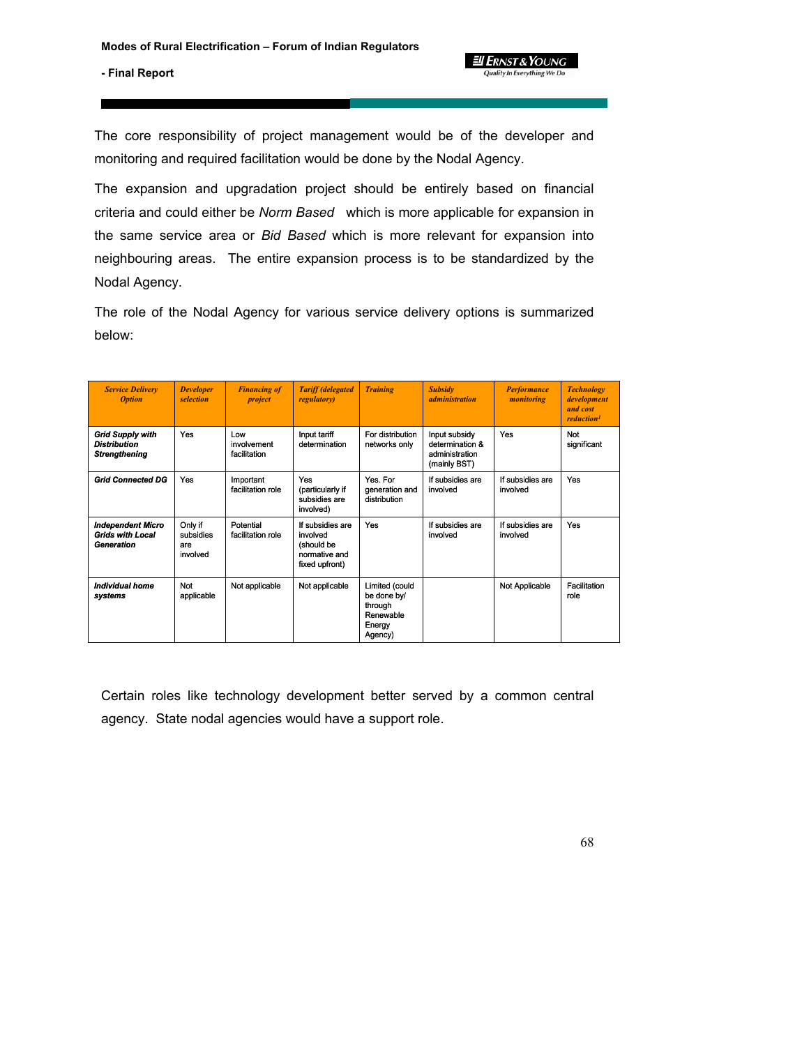The core responsibility of project management would be of the developer and monitoring and required facilitation would be done by the Nodal Agency.

The expansion and upgradation project should be entirely based on financial criteria and could either be *Norm Based* which is more applicable for expansion in the same service area or *Bid Based* which is more relevant for expansion into neighbouring areas. The entire expansion process is to be standardized by the Nodal Agency.

The role of the Nodal Agency for various service delivery options is summarized below:

| *Service Delivery Option* | *Developer selection* | *Financing of project* | *Tariff (delegated regulatory)* | *Training* | *Subsidy administration* | *Performance monitoring* | *Technology development and cost reduction*[1] |
|---|---|---|---|---|---|---|---|
| ***Grid Supply with Distribution Strengthening*** | Yes | Low involvement facilitation | Input tariff determination | For distribution networks only | Input subsidy determination & administration (mainly BST) | Yes | Not significant |
| ***Grid Connected DG*** | Yes | Important facilitation role | Yes (particularly if subsidies are involved) | Yes. For generation and distribution | If subsidies are involved | If subsidies are involved | Yes |
| ***Independent Micro Grids with Local Generation*** | Only if subsidies are involved | Potential facilitation role | If subsidies are involved (should be normative and fixed upfront) | Yes | If subsidies are involved | If subsidies are involved | Yes |
| ***Individual home systems*** | Not applicable | Not applicable | Not applicable | Limited (could be done by/ through Renewable Energy Agency) | | Not Applicable | Facilitation role |

Certain roles like technology development better served by a common central agency. State nodal agencies would have a support role.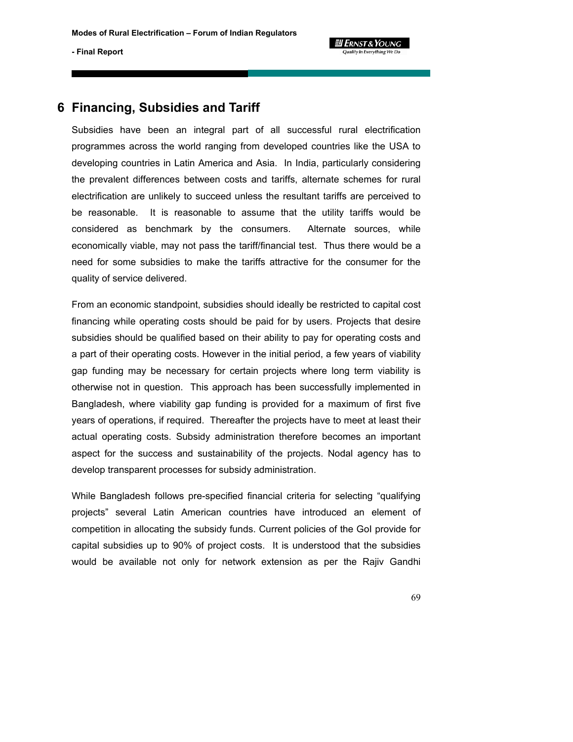# 6 Financing, Subsidies and Tariff

Subsidies have been an integral part of all successful rural electrification programmes across the world ranging from developed countries like the USA to developing countries in Latin America and Asia. In India, particularly considering the prevalent differences between costs and tariffs, alternate schemes for rural electrification are unlikely to succeed unless the resultant tariffs are perceived to be reasonable. It is reasonable to assume that the utility tariffs would be considered as benchmark by the consumers. Alternate sources, while economically viable, may not pass the tariff/financial test. Thus there would be a need for some subsidies to make the tariffs attractive for the consumer for the quality of service delivered.

From an economic standpoint, subsidies should ideally be restricted to capital cost financing while operating costs should be paid for by users. Projects that desire subsidies should be qualified based on their ability to pay for operating costs and a part of their operating costs. However in the initial period, a few years of viability gap funding may be necessary for certain projects where long term viability is otherwise not in question. This approach has been successfully implemented in Bangladesh, where viability gap funding is provided for a maximum of first five years of operations, if required. Thereafter the projects have to meet at least their actual operating costs. Subsidy administration therefore becomes an important aspect for the success and sustainability of the projects. Nodal agency has to develop transparent processes for subsidy administration.

While Bangladesh follows pre-specified financial criteria for selecting "qualifying projects" several Latin American countries have introduced an element of competition in allocating the subsidy funds. Current policies of the GoI provide for capital subsidies up to 90% of project costs. It is understood that the subsidies would be available not only for network extension as per the Rajiv Gandhi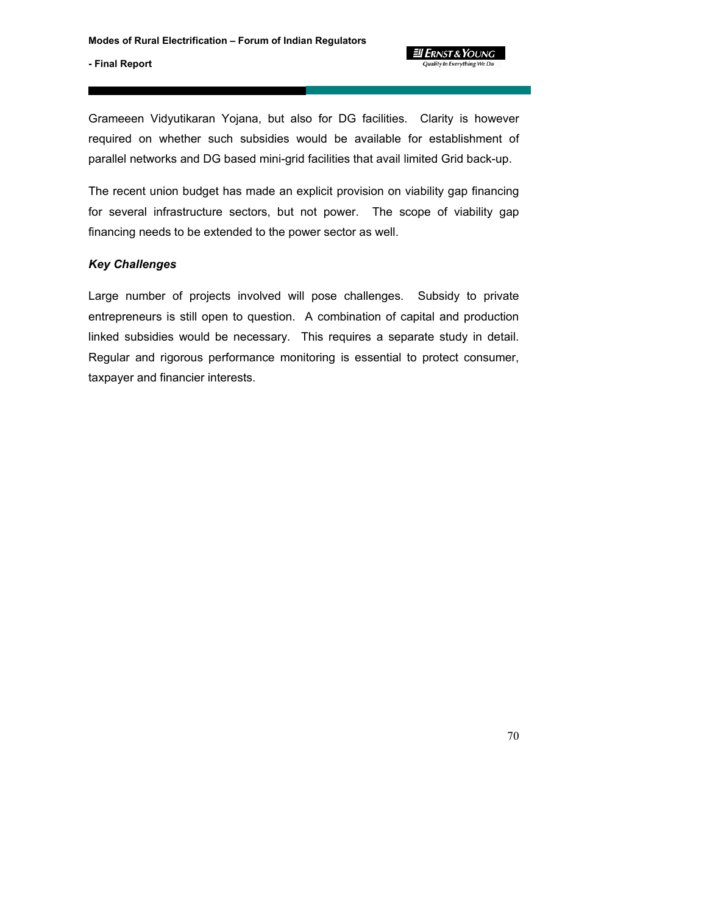Grameeen Vidyutikaran Yojana, but also for DG facilities. Clarity is however required on whether such subsidies would be available for establishment of parallel networks and DG based mini-grid facilities that avail limited Grid back-up.

The recent union budget has made an explicit provision on viability gap financing for several infrastructure sectors, but not power. The scope of viability gap financing needs to be extended to the power sector as well.

***Key Challenges***

Large number of projects involved will pose challenges. Subsidy to private entrepreneurs is still open to question. A combination of capital and production linked subsidies would be necessary. This requires a separate study in detail. Regular and rigorous performance monitoring is essential to protect consumer, taxpayer and financier interests.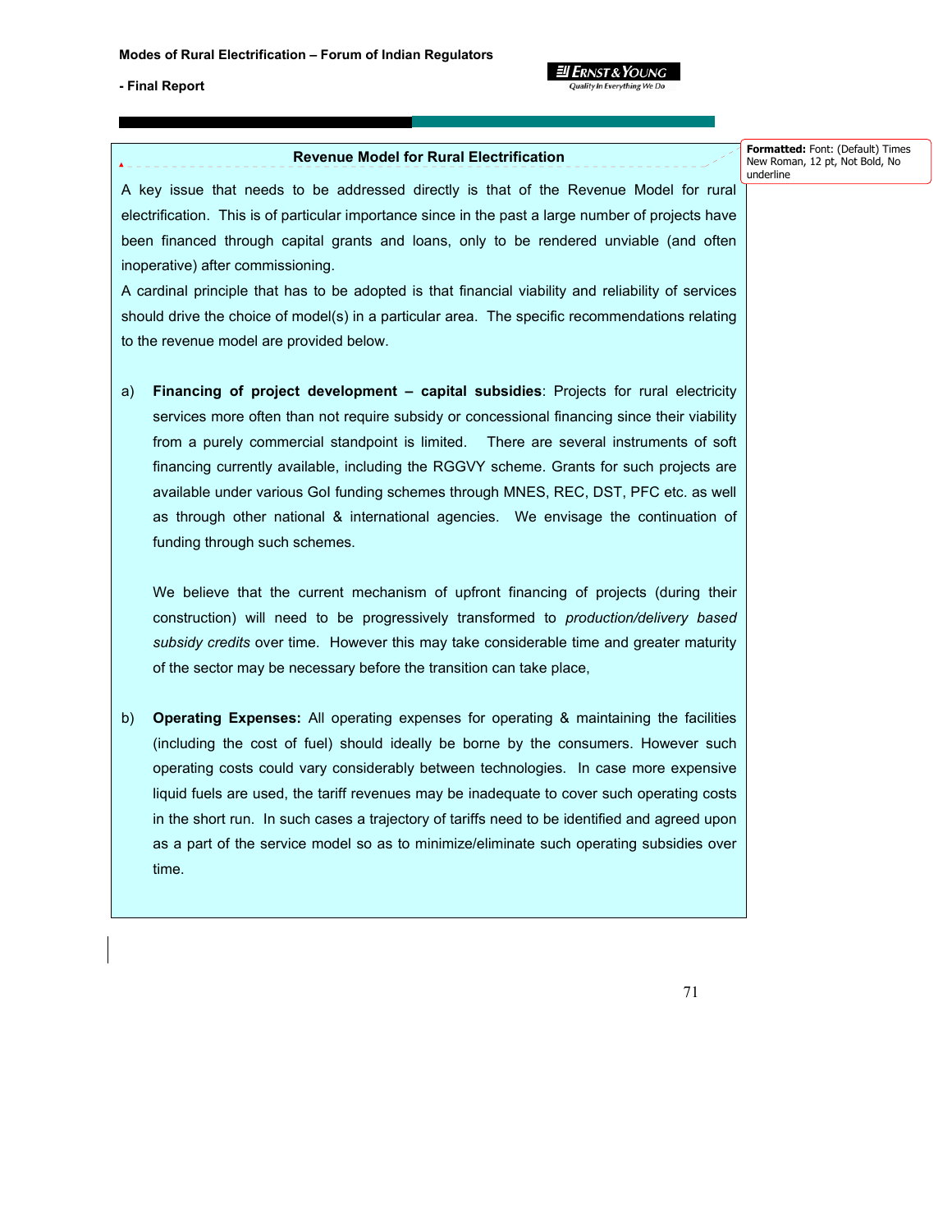## Revenue Model for Rural Electrification

A key issue that needs to be addressed directly is that of the Revenue Model for rural electrification. This is of particular importance since in the past a large number of projects have been financed through capital grants and loans, only to be rendered unviable (and often inoperative) after commissioning.

A cardinal principle that has to be adopted is that financial viability and reliability of services should drive the choice of model(s) in a particular area. The specific recommendations relating to the revenue model are provided below.

a) **Financing of project development – capital subsidies**: Projects for rural electricity services more often than not require subsidy or concessional financing since their viability from a purely commercial standpoint is limited. There are several instruments of soft financing currently available, including the RGGVY scheme. Grants for such projects are available under various GoI funding schemes through MNES, REC, DST, PFC etc. as well as through other national & international agencies. We envisage the continuation of funding through such schemes.

   We believe that the current mechanism of upfront financing of projects (during their construction) will need to be progressively transformed to *production/delivery based subsidy credits* over time. However this may take considerable time and greater maturity of the sector may be necessary before the transition can take place,

b) **Operating Expenses:** All operating expenses for operating & maintaining the facilities (including the cost of fuel) should ideally be borne by the consumers. However such operating costs could vary considerably between technologies. In case more expensive liquid fuels are used, the tariff revenues may be inadequate to cover such operating costs in the short run. In such cases a trajectory of tariffs need to be identified and agreed upon as a part of the service model so as to minimize/eliminate such operating subsidies over time.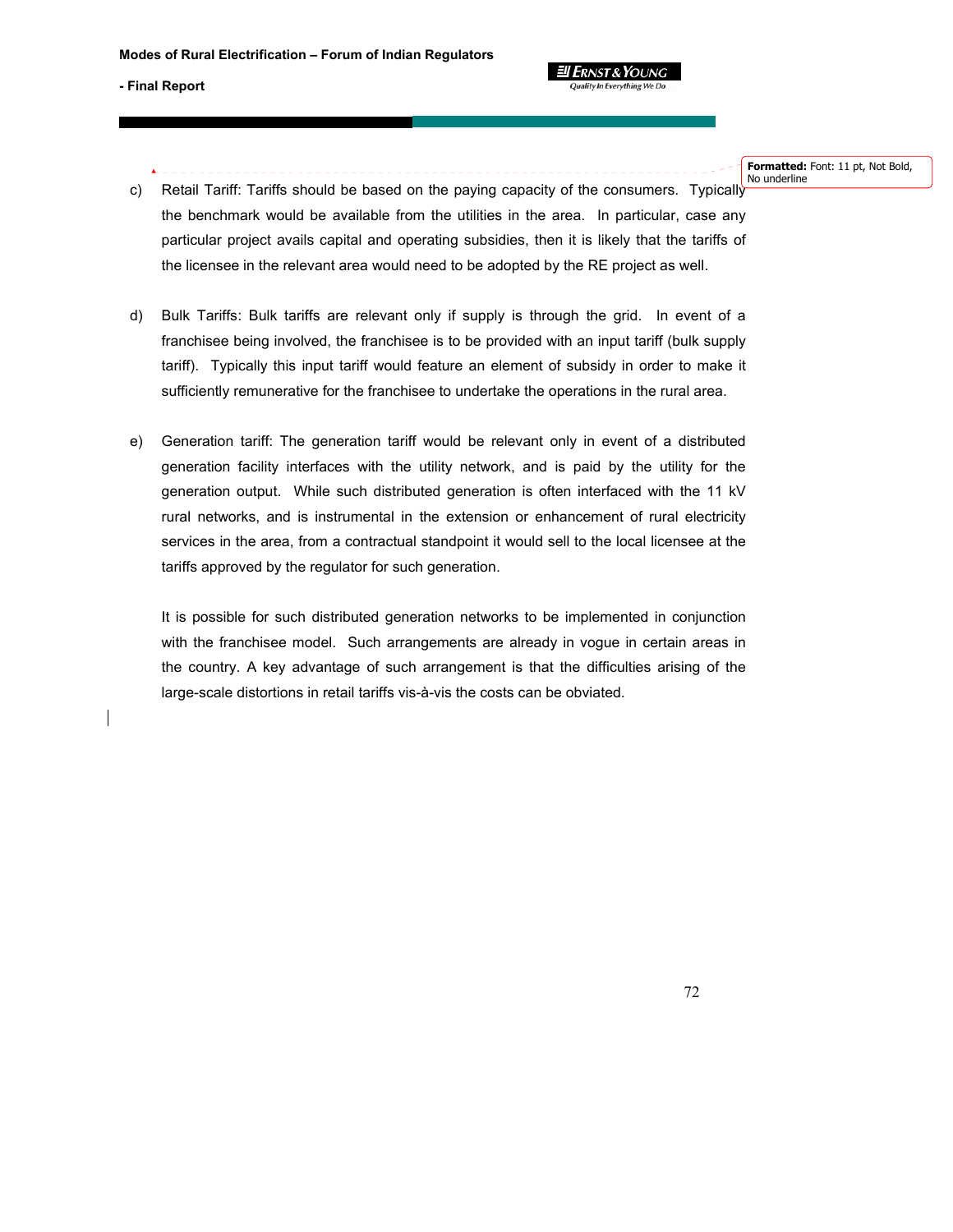c) Retail Tariff: Tariffs should be based on the paying capacity of the consumers. Typically the benchmark would be available from the utilities in the area. In particular, case any particular project avails capital and operating subsidies, then it is likely that the tariffs of the licensee in the relevant area would need to be adopted by the RE project as well.

d) Bulk Tariffs: Bulk tariffs are relevant only if supply is through the grid. In event of a franchisee being involved, the franchisee is to be provided with an input tariff (bulk supply tariff). Typically this input tariff would feature an element of subsidy in order to make it sufficiently remunerative for the franchisee to undertake the operations in the rural area.

e) Generation tariff: The generation tariff would be relevant only in event of a distributed generation facility interfaces with the utility network, and is paid by the utility for the generation output. While such distributed generation is often interfaced with the 11 kV rural networks, and is instrumental in the extension or enhancement of rural electricity services in the area, from a contractual standpoint it would sell to the local licensee at the tariffs approved by the regulator for such generation.

   It is possible for such distributed generation networks to be implemented in conjunction with the franchisee model. Such arrangements are already in vogue in certain areas in the country. A key advantage of such arrangement is that the difficulties arising of the large-scale distortions in retail tariffs vis-à-vis the costs can be obviated.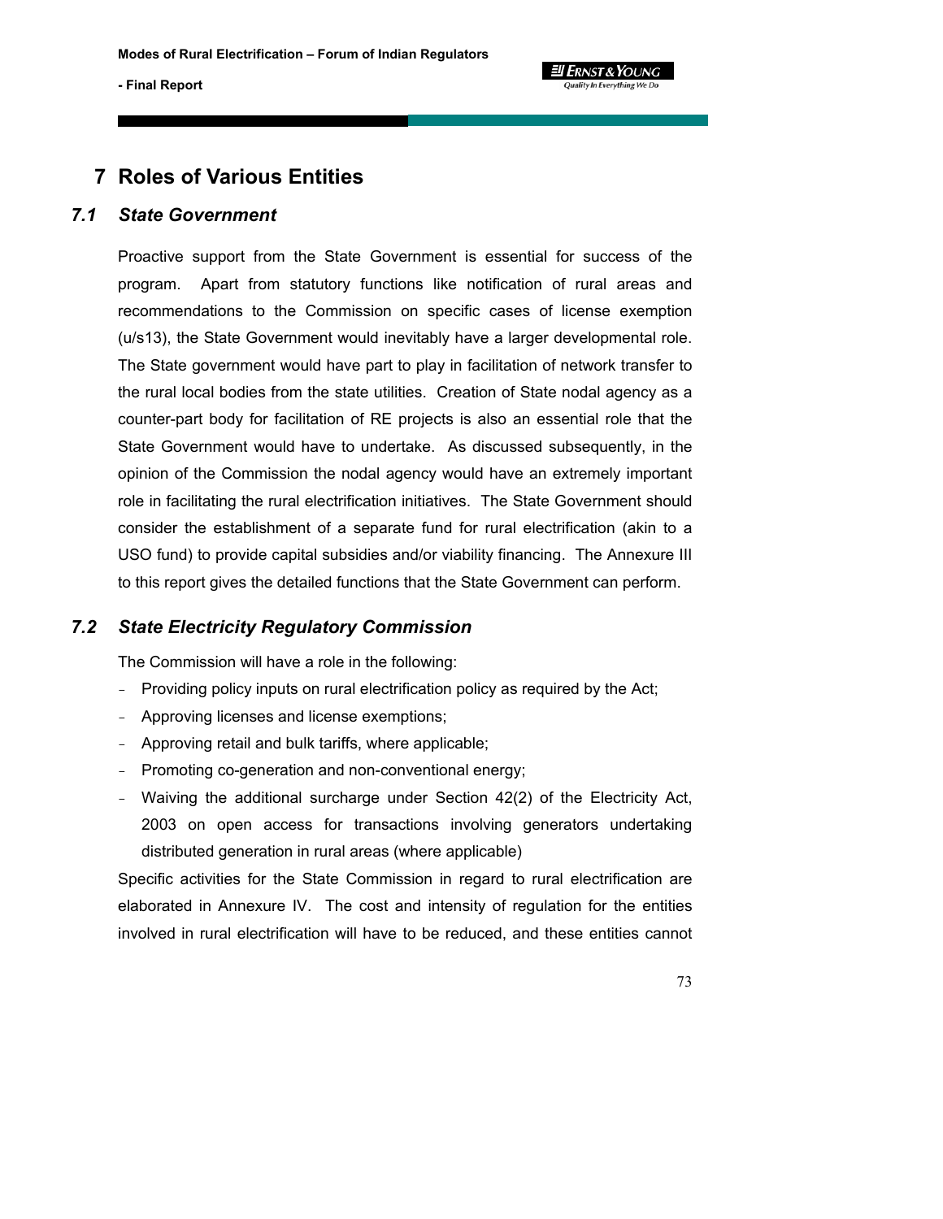# 7 Roles of Various Entities

## 7.1 *State Government*

Proactive support from the State Government is essential for success of the program. Apart from statutory functions like notification of rural areas and recommendations to the Commission on specific cases of license exemption (u/s13), the State Government would inevitably have a larger developmental role. The State government would have part to play in facilitation of network transfer to the rural local bodies from the state utilities. Creation of State nodal agency as a counter-part body for facilitation of RE projects is also an essential role that the State Government would have to undertake. As discussed subsequently, in the opinion of the Commission the nodal agency would have an extremely important role in facilitating the rural electrification initiatives. The State Government should consider the establishment of a separate fund for rural electrification (akin to a USO fund) to provide capital subsidies and/or viability financing. The Annexure III to this report gives the detailed functions that the State Government can perform.

## 7.2 *State Electricity Regulatory Commission*

The Commission will have a role in the following:

- Providing policy inputs on rural electrification policy as required by the Act;
- Approving licenses and license exemptions;
- Approving retail and bulk tariffs, where applicable;
- Promoting co-generation and non-conventional energy;
- Waiving the additional surcharge under Section 42(2) of the Electricity Act, 2003 on open access for transactions involving generators undertaking distributed generation in rural areas (where applicable)

Specific activities for the State Commission in regard to rural electrification are elaborated in Annexure IV. The cost and intensity of regulation for the entities involved in rural electrification will have to be reduced, and these entities cannot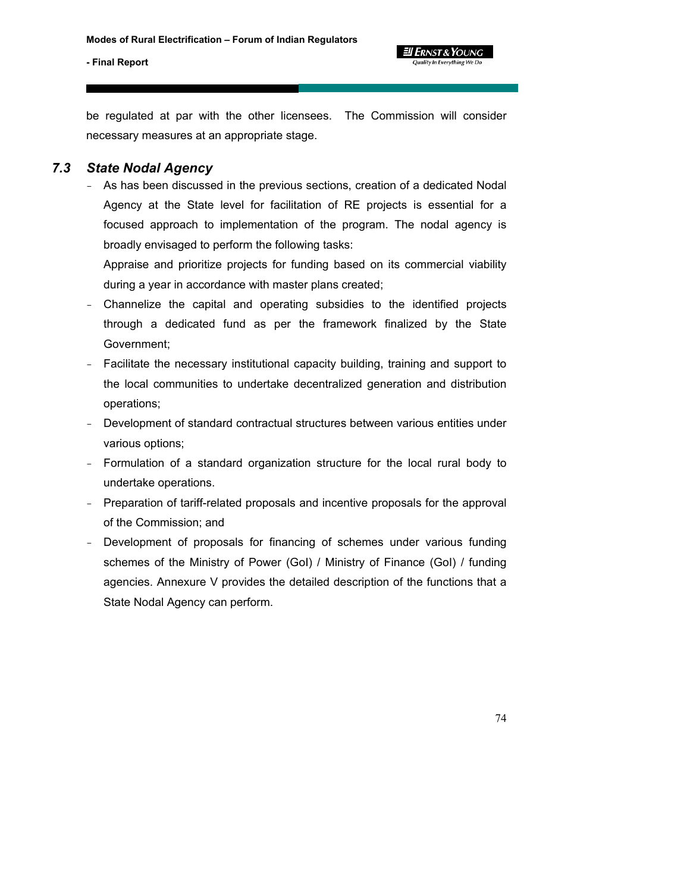be regulated at par with the other licensees. The Commission will consider necessary measures at an appropriate stage.

### *7.3 State Nodal Agency*

- As has been discussed in the previous sections, creation of a dedicated Nodal Agency at the State level for facilitation of RE projects is essential for a focused approach to implementation of the program. The nodal agency is broadly envisaged to perform the following tasks:

  Appraise and prioritize projects for funding based on its commercial viability during a year in accordance with master plans created;
- Channelize the capital and operating subsidies to the identified projects through a dedicated fund as per the framework finalized by the State Government;
- Facilitate the necessary institutional capacity building, training and support to the local communities to undertake decentralized generation and distribution operations;
- Development of standard contractual structures between various entities under various options;
- Formulation of a standard organization structure for the local rural body to undertake operations.
- Preparation of tariff-related proposals and incentive proposals for the approval of the Commission; and
- Development of proposals for financing of schemes under various funding schemes of the Ministry of Power (GoI) / Ministry of Finance (GoI) / funding agencies. Annexure V provides the detailed description of the functions that a State Nodal Agency can perform.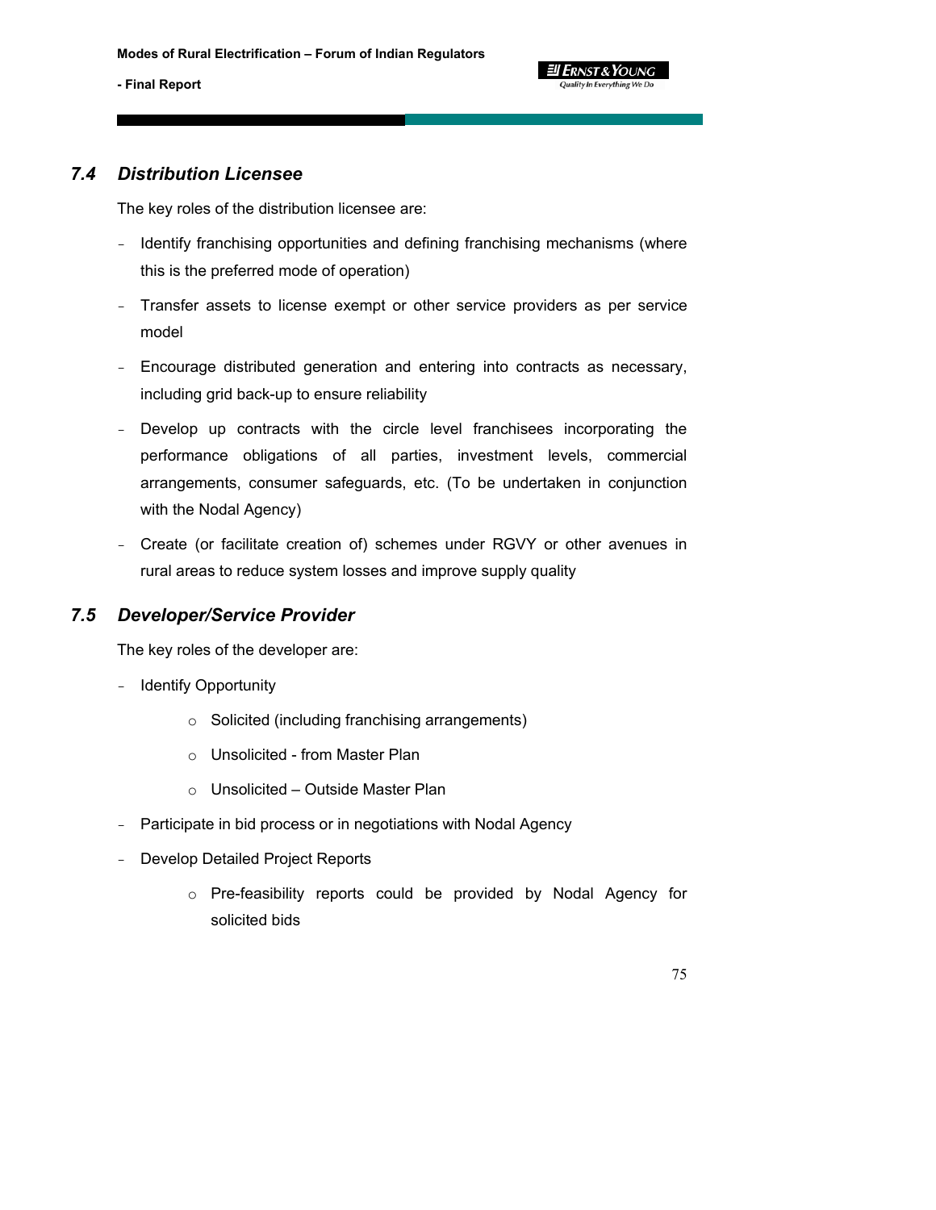## 7.4 Distribution Licensee

The key roles of the distribution licensee are:

- Identify franchising opportunities and defining franchising mechanisms (where this is the preferred mode of operation)
- Transfer assets to license exempt or other service providers as per service model
- Encourage distributed generation and entering into contracts as necessary, including grid back-up to ensure reliability
- Develop up contracts with the circle level franchisees incorporating the performance obligations of all parties, investment levels, commercial arrangements, consumer safeguards, etc. (To be undertaken in conjunction with the Nodal Agency)
- Create (or facilitate creation of) schemes under RGVY or other avenues in rural areas to reduce system losses and improve supply quality

## 7.5 Developer/Service Provider

The key roles of the developer are:

- Identify Opportunity
  - Solicited (including franchising arrangements)
  - Unsolicited - from Master Plan
  - Unsolicited – Outside Master Plan
- Participate in bid process or in negotiations with Nodal Agency
- Develop Detailed Project Reports
  - Pre-feasibility reports could be provided by Nodal Agency for solicited bids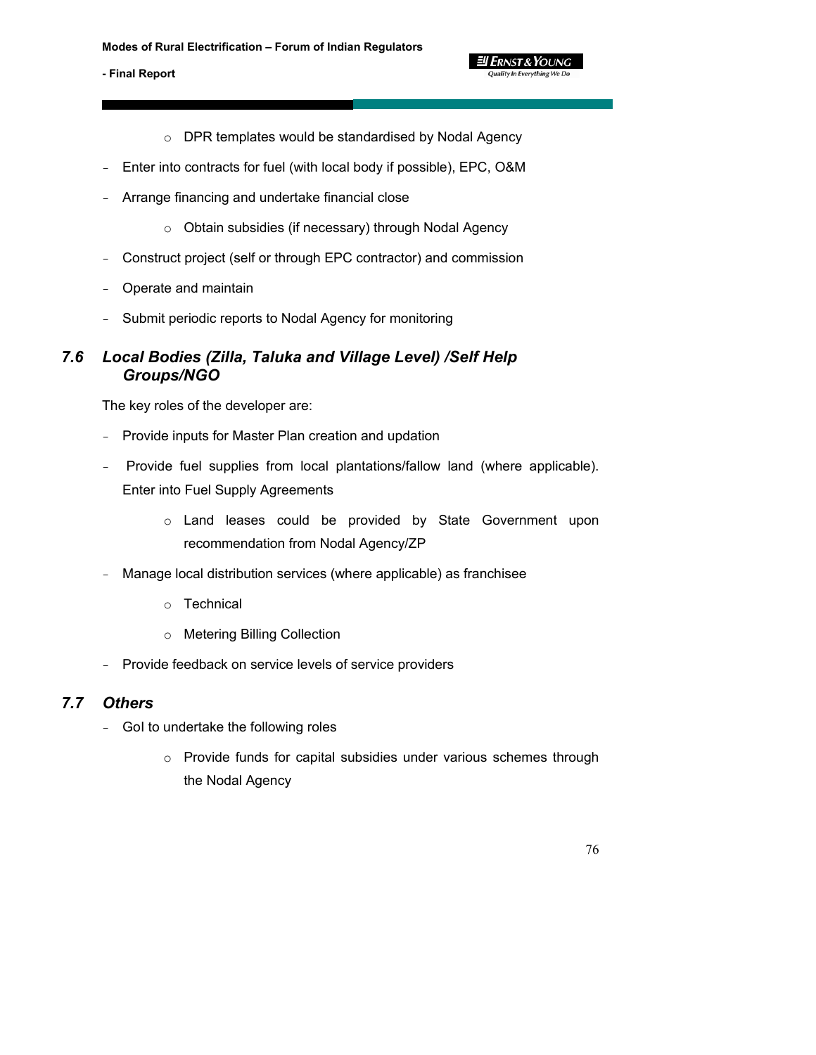- DPR templates would be standardised by Nodal Agency

- Enter into contracts for fuel (with local body if possible), EPC, O&M
- Arrange financing and undertake financial close
  - Obtain subsidies (if necessary) through Nodal Agency
- Construct project (self or through EPC contractor) and commission
- Operate and maintain
- Submit periodic reports to Nodal Agency for monitoring

## *7.6 Local Bodies (Zilla, Taluka and Village Level) /Self Help Groups/NGO*

The key roles of the developer are:

- Provide inputs for Master Plan creation and updation
- Provide fuel supplies from local plantations/fallow land (where applicable). Enter into Fuel Supply Agreements
  - Land leases could be provided by State Government upon recommendation from Nodal Agency/ZP
- Manage local distribution services (where applicable) as franchisee
  - Technical
  - Metering Billing Collection
- Provide feedback on service levels of service providers

## *7.7 Others*

- GoI to undertake the following roles
  - Provide funds for capital subsidies under various schemes through the Nodal Agency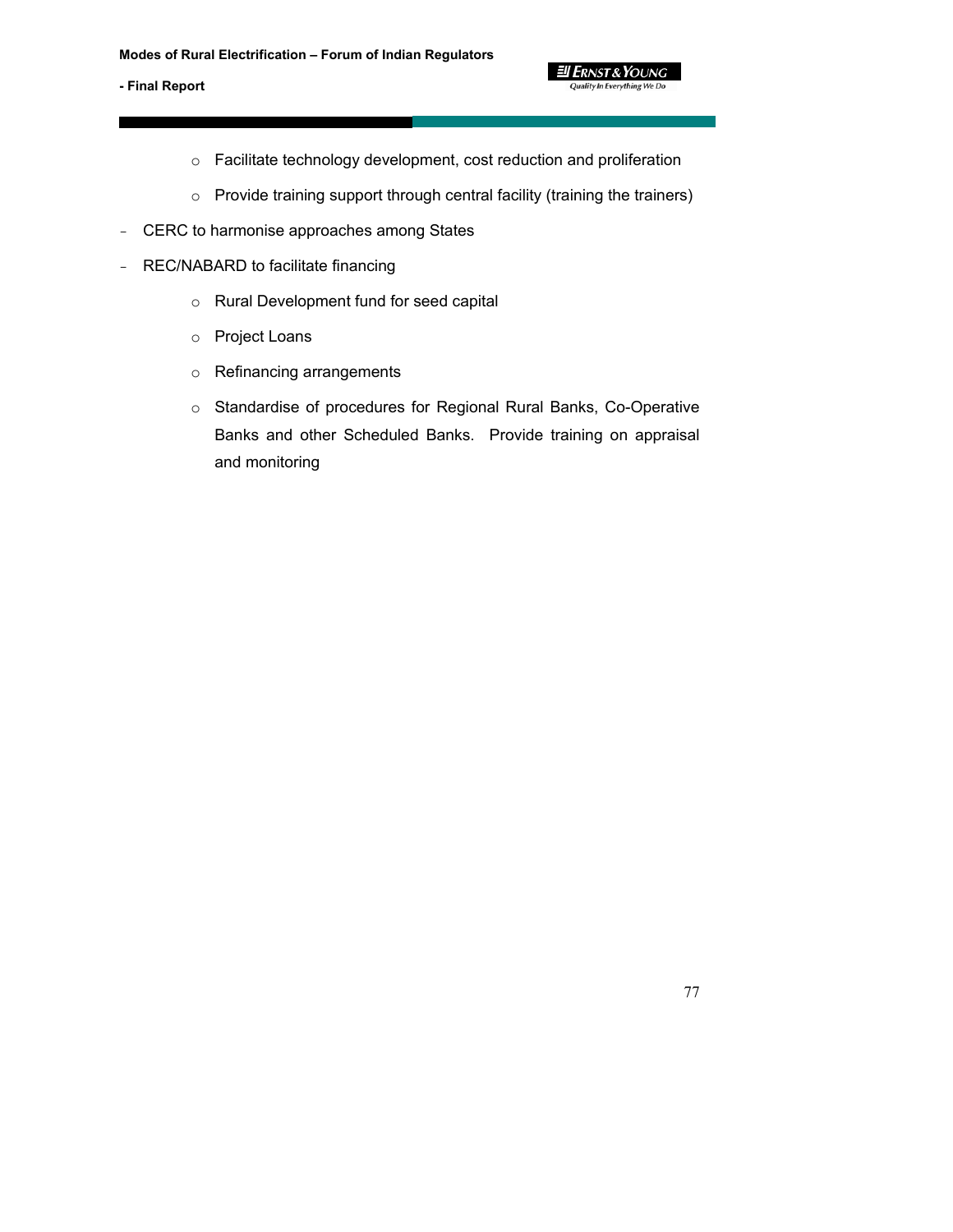- Facilitate technology development, cost reduction and proliferation
    - Provide training support through central facility (training the trainers)

- CERC to harmonise approaches among States
- REC/NABARD to facilitate financing
    - Rural Development fund for seed capital
    - Project Loans
    - Refinancing arrangements
    - Standardise of procedures for Regional Rural Banks, Co-Operative Banks and other Scheduled Banks. Provide training on appraisal and monitoring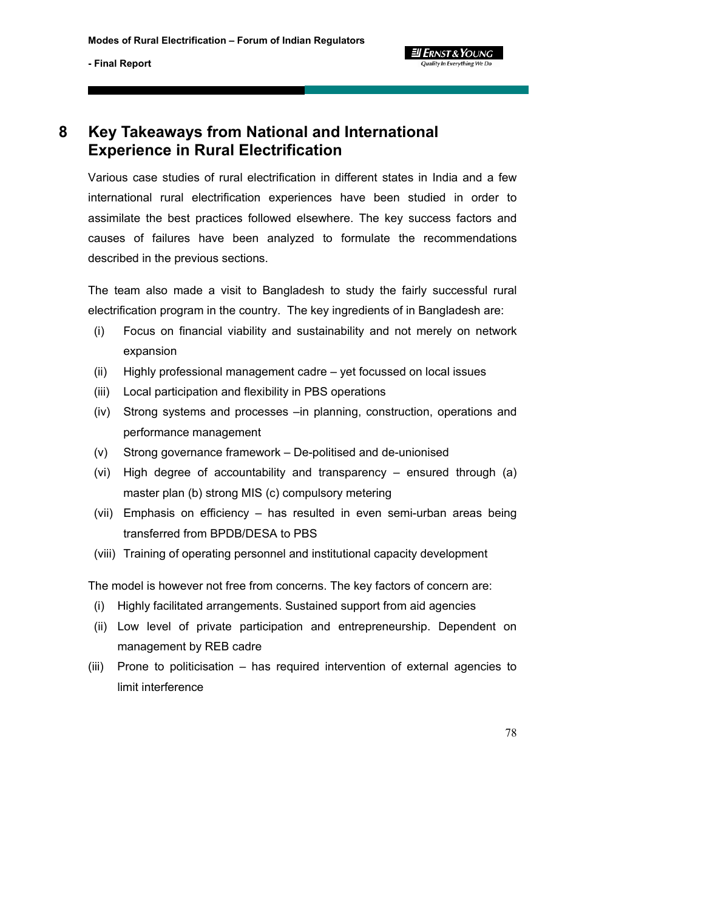# 8 Key Takeaways from National and International Experience in Rural Electrification

Various case studies of rural electrification in different states in India and a few international rural electrification experiences have been studied in order to assimilate the best practices followed elsewhere. The key success factors and causes of failures have been analyzed to formulate the recommendations described in the previous sections.

The team also made a visit to Bangladesh to study the fairly successful rural electrification program in the country. The key ingredients of in Bangladesh are:

(i) Focus on financial viability and sustainability and not merely on network expansion

(ii) Highly professional management cadre – yet focussed on local issues

(iii) Local participation and flexibility in PBS operations

(iv) Strong systems and processes –in planning, construction, operations and performance management

(v) Strong governance framework – De-politised and de-unionised

(vi) High degree of accountability and transparency – ensured through (a) master plan (b) strong MIS (c) compulsory metering

(vii) Emphasis on efficiency – has resulted in even semi-urban areas being transferred from BPDB/DESA to PBS

(viii) Training of operating personnel and institutional capacity development

The model is however not free from concerns. The key factors of concern are:

(i) Highly facilitated arrangements. Sustained support from aid agencies

(ii) Low level of private participation and entrepreneurship. Dependent on management by REB cadre

(iii) Prone to politicisation – has required intervention of external agencies to limit interference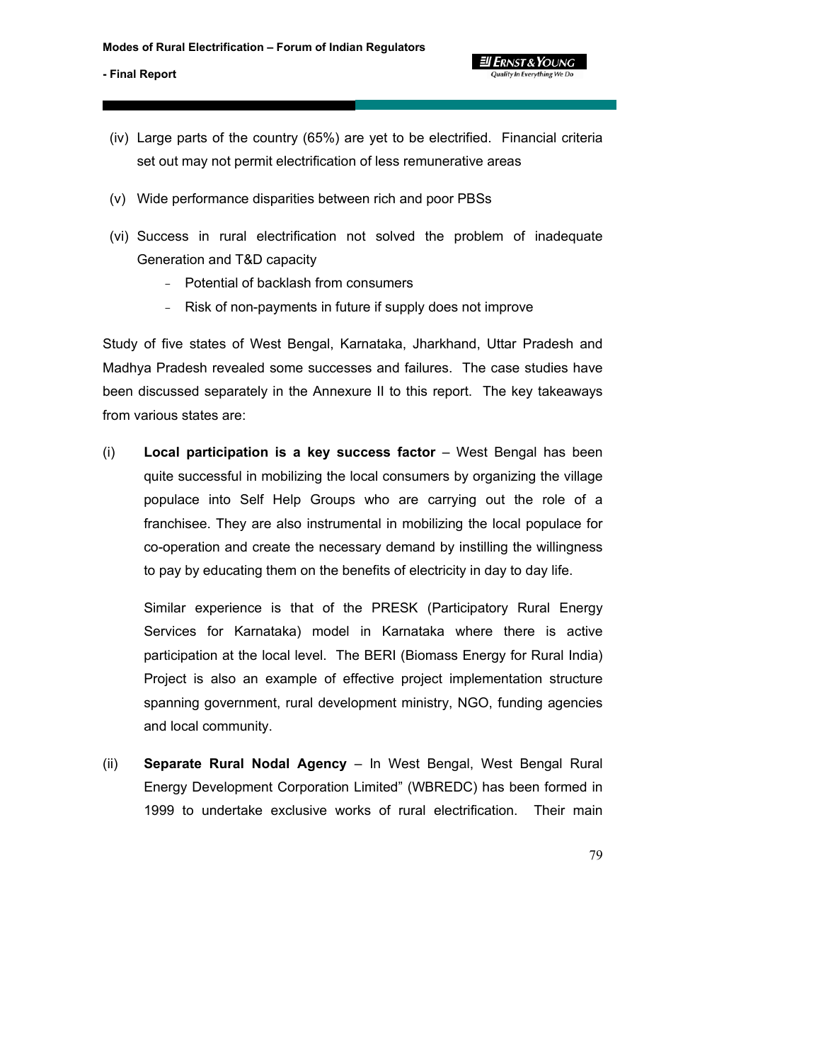(iv) Large parts of the country (65%) are yet to be electrified. Financial criteria set out may not permit electrification of less remunerative areas

(v) Wide performance disparities between rich and poor PBSs

(vi) Success in rural electrification not solved the problem of inadequate Generation and T&D capacity

- Potential of backlash from consumers
- Risk of non-payments in future if supply does not improve

Study of five states of West Bengal, Karnataka, Jharkhand, Uttar Pradesh and Madhya Pradesh revealed some successes and failures. The case studies have been discussed separately in the Annexure II to this report. The key takeaways from various states are:

(i) **Local participation is a key success factor** – West Bengal has been quite successful in mobilizing the local consumers by organizing the village populace into Self Help Groups who are carrying out the role of a franchisee. They are also instrumental in mobilizing the local populace for co-operation and create the necessary demand by instilling the willingness to pay by educating them on the benefits of electricity in day to day life.

Similar experience is that of the PRESK (Participatory Rural Energy Services for Karnataka) model in Karnataka where there is active participation at the local level. The BERI (Biomass Energy for Rural India) Project is also an example of effective project implementation structure spanning government, rural development ministry, NGO, funding agencies and local community.

(ii) **Separate Rural Nodal Agency** – In West Bengal, West Bengal Rural Energy Development Corporation Limited" (WBREDC) has been formed in 1999 to undertake exclusive works of rural electrification. Their main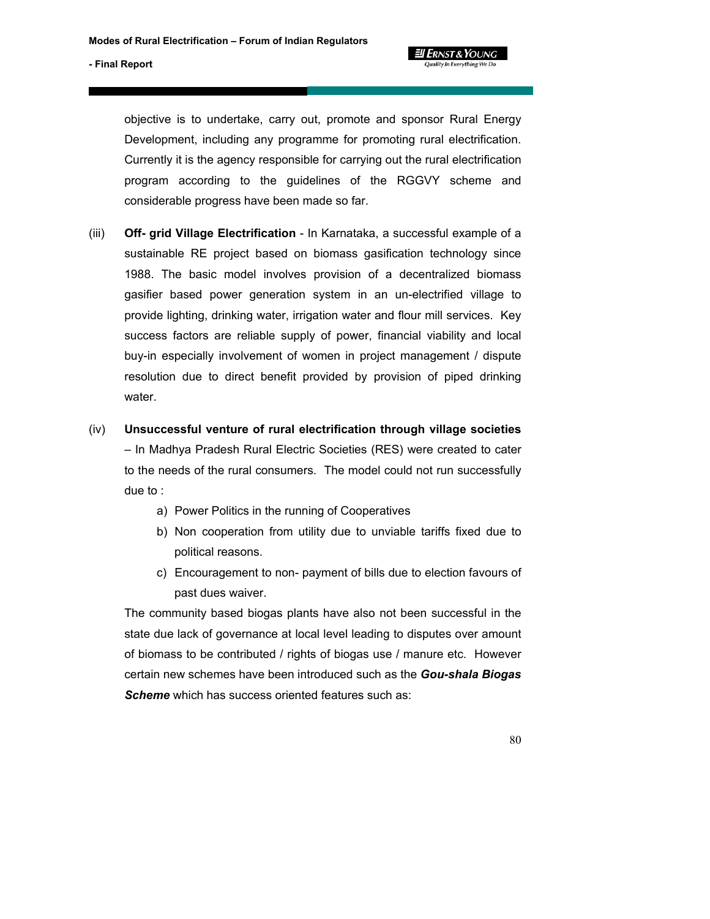objective is to undertake, carry out, promote and sponsor Rural Energy Development, including any programme for promoting rural electrification. Currently it is the agency responsible for carrying out the rural electrification program according to the guidelines of the RGGVY scheme and considerable progress have been made so far.

(iii) **Off- grid Village Electrification** - In Karnataka, a successful example of a sustainable RE project based on biomass gasification technology since 1988. The basic model involves provision of a decentralized biomass gasifier based power generation system in an un-electrified village to provide lighting, drinking water, irrigation water and flour mill services. Key success factors are reliable supply of power, financial viability and local buy-in especially involvement of women in project management / dispute resolution due to direct benefit provided by provision of piped drinking water.

(iv) **Unsuccessful venture of rural electrification through village societies** – In Madhya Pradesh Rural Electric Societies (RES) were created to cater to the needs of the rural consumers. The model could not run successfully due to :

a) Power Politics in the running of Cooperatives
b) Non cooperation from utility due to unviable tariffs fixed due to political reasons.
c) Encouragement to non- payment of bills due to election favours of past dues waiver.

The community based biogas plants have also not been successful in the state due lack of governance at local level leading to disputes over amount of biomass to be contributed / rights of biogas use / manure etc. However certain new schemes have been introduced such as the ***Gou-shala Biogas Scheme*** which has success oriented features such as: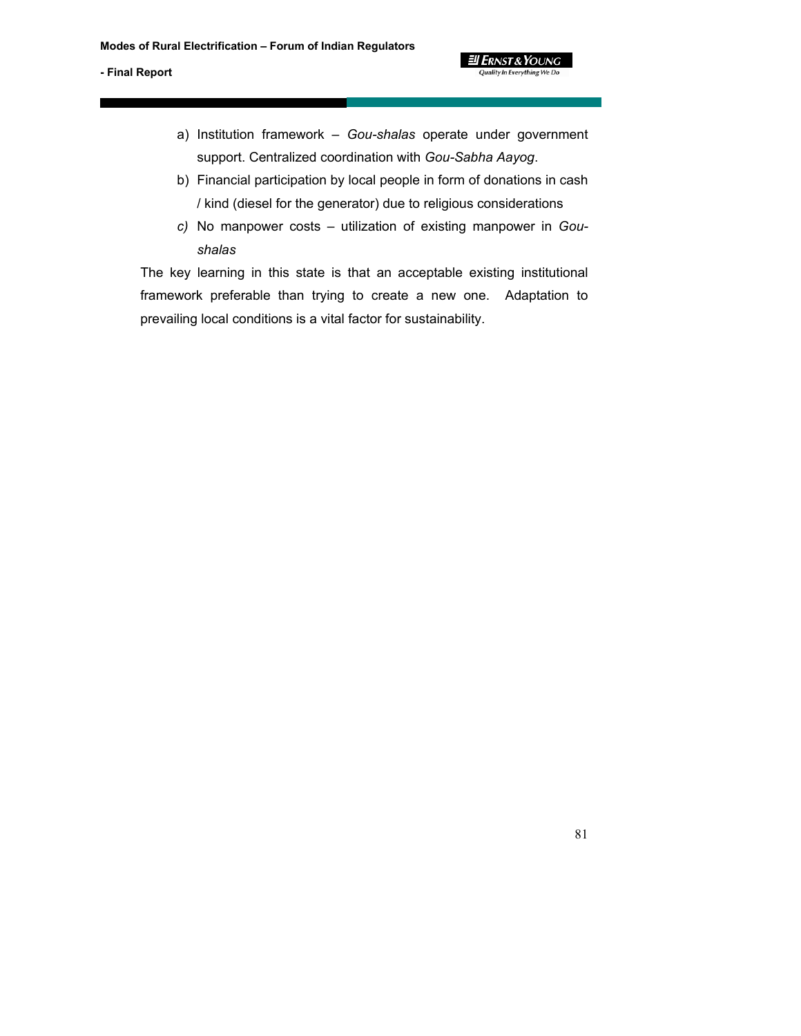a) Institution framework – *Gou-shalas* operate under government support. Centralized coordination with *Gou-Sabha Aayog*.

b) Financial participation by local people in form of donations in cash / kind (diesel for the generator) due to religious considerations

*c)* No manpower costs – utilization of existing manpower in *Gou-shalas*

The key learning in this state is that an acceptable existing institutional framework preferable than trying to create a new one. Adaptation to prevailing local conditions is a vital factor for sustainability.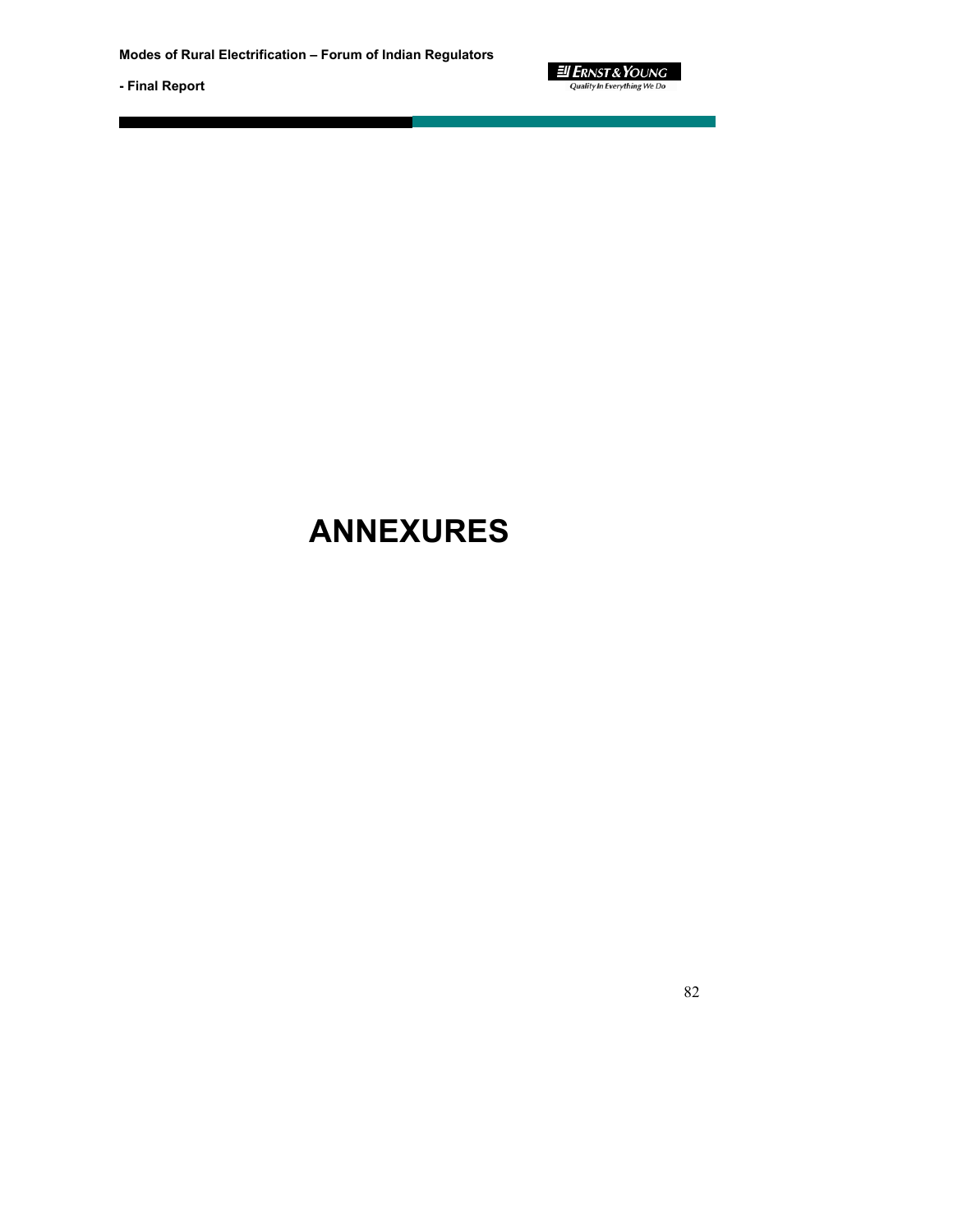# ANNEXURES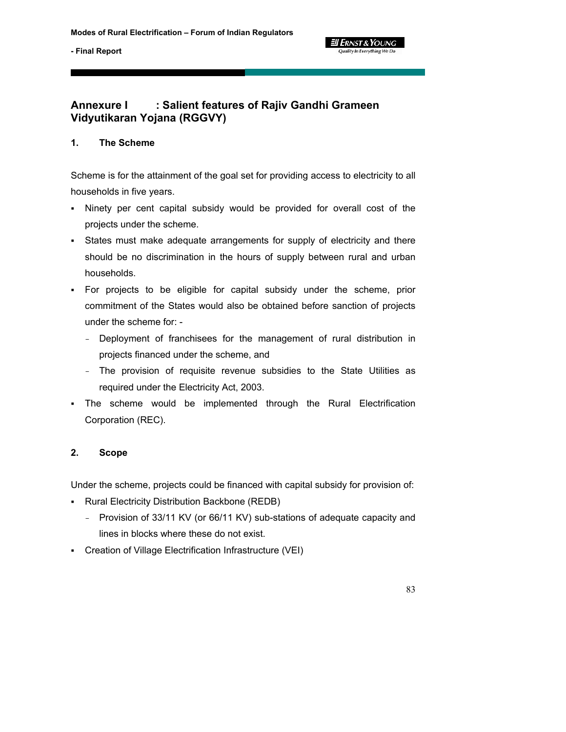## Annexure I : Salient features of Rajiv Gandhi Grameen Vidyutikaran Yojana (RGGVY)

### 1. The Scheme

Scheme is for the attainment of the goal set for providing access to electricity to all households in five years.

- Ninety per cent capital subsidy would be provided for overall cost of the projects under the scheme.
- States must make adequate arrangements for supply of electricity and there should be no discrimination in the hours of supply between rural and urban households.
- For projects to be eligible for capital subsidy under the scheme, prior commitment of the States would also be obtained before sanction of projects under the scheme for: -
  - Deployment of franchisees for the management of rural distribution in projects financed under the scheme, and
  - The provision of requisite revenue subsidies to the State Utilities as required under the Electricity Act, 2003.
- The scheme would be implemented through the Rural Electrification Corporation (REC).

### 2. Scope

Under the scheme, projects could be financed with capital subsidy for provision of:

- Rural Electricity Distribution Backbone (REDB)
  - Provision of 33/11 KV (or 66/11 KV) sub-stations of adequate capacity and lines in blocks where these do not exist.
- Creation of Village Electrification Infrastructure (VEI)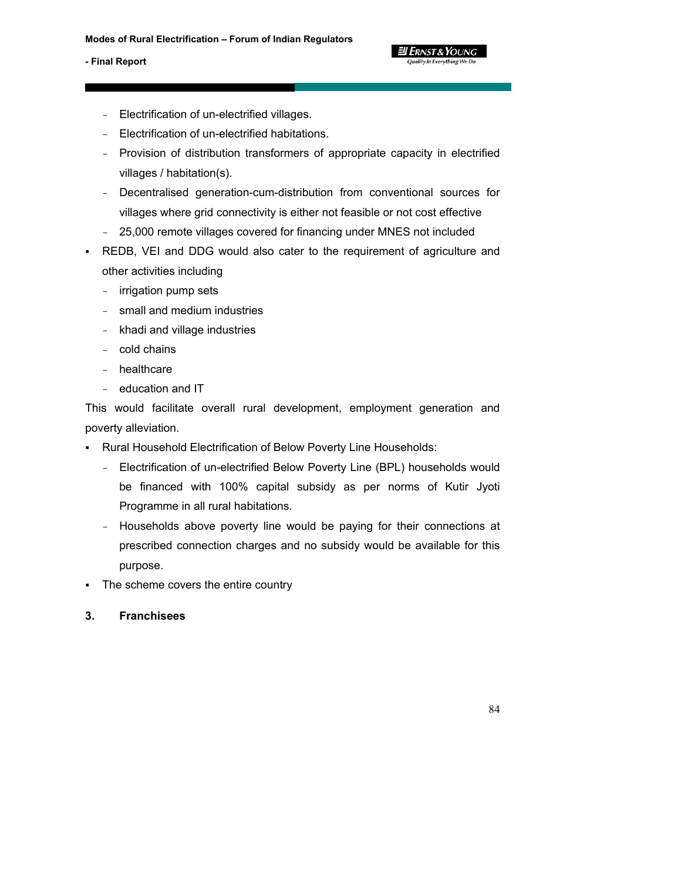- Electrification of un-electrified villages.
  - Electrification of un-electrified habitations.
  - Provision of distribution transformers of appropriate capacity in electrified villages / habitation(s).
  - Decentralised generation-cum-distribution from conventional sources for villages where grid connectivity is either not feasible or not cost effective
  - 25,000 remote villages covered for financing under MNES not included
- REDB, VEI and DDG would also cater to the requirement of agriculture and other activities including
  - irrigation pump sets
  - small and medium industries
  - khadi and village industries
  - cold chains
  - healthcare
  - education and IT

This would facilitate overall rural development, employment generation and poverty alleviation.

- Rural Household Electrification of Below Poverty Line Households:
  - Electrification of un-electrified Below Poverty Line (BPL) households would be financed with 100% capital subsidy as per norms of Kutir Jyoti Programme in all rural habitations.
  - Households above poverty line would be paying for their connections at prescribed connection charges and no subsidy would be available for this purpose.
- The scheme covers the entire country

**3. Franchisees**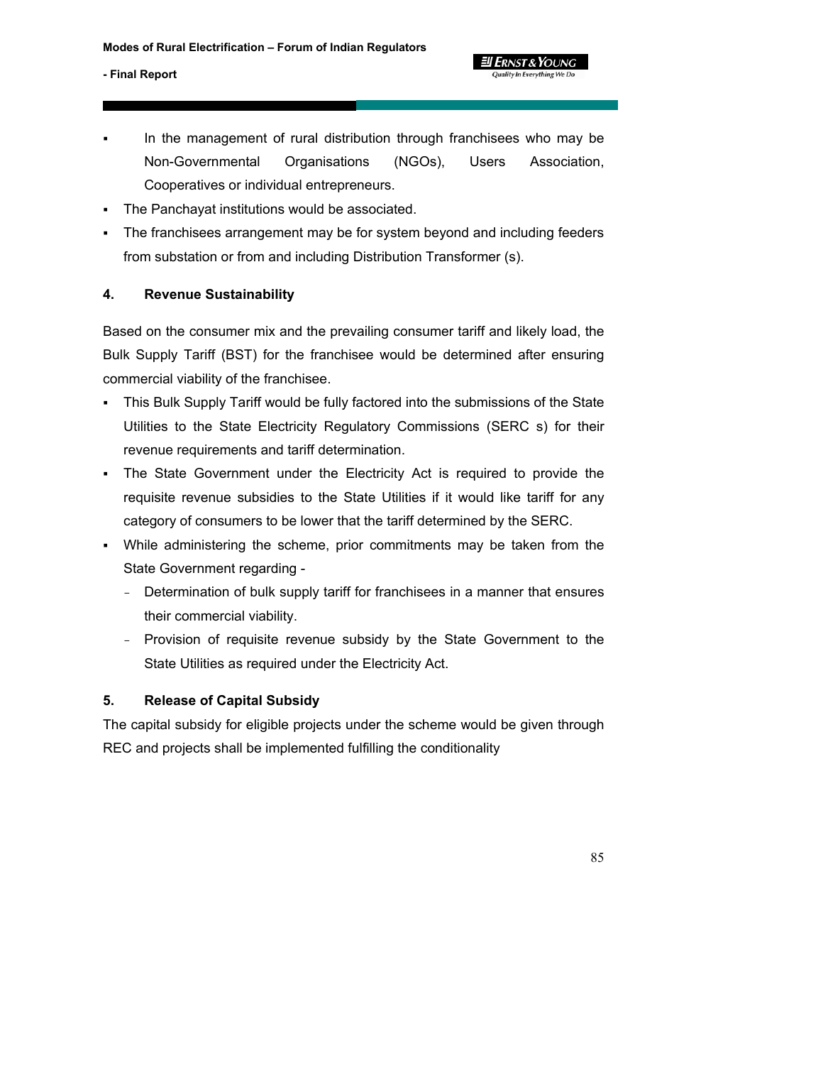- In the management of rural distribution through franchisees who may be Non-Governmental Organisations (NGOs), Users Association, Cooperatives or individual entrepreneurs.
- The Panchayat institutions would be associated.
- The franchisees arrangement may be for system beyond and including feeders from substation or from and including Distribution Transformer (s).

## 4. Revenue Sustainability

Based on the consumer mix and the prevailing consumer tariff and likely load, the Bulk Supply Tariff (BST) for the franchisee would be determined after ensuring commercial viability of the franchisee.

- This Bulk Supply Tariff would be fully factored into the submissions of the State Utilities to the State Electricity Regulatory Commissions (SERC s) for their revenue requirements and tariff determination.
- The State Government under the Electricity Act is required to provide the requisite revenue subsidies to the State Utilities if it would like tariff for any category of consumers to be lower that the tariff determined by the SERC.
- While administering the scheme, prior commitments may be taken from the State Government regarding -
  - Determination of bulk supply tariff for franchisees in a manner that ensures their commercial viability.
  - Provision of requisite revenue subsidy by the State Government to the State Utilities as required under the Electricity Act.

## 5. Release of Capital Subsidy

The capital subsidy for eligible projects under the scheme would be given through REC and projects shall be implemented fulfilling the conditionality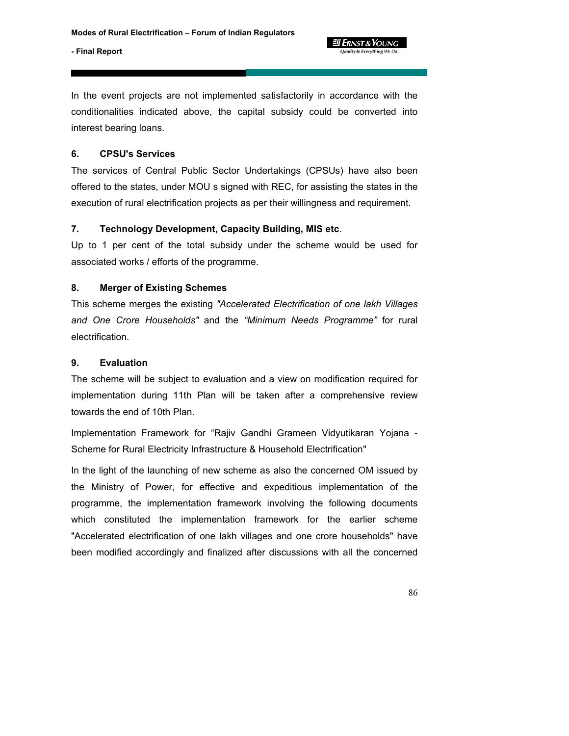In the event projects are not implemented satisfactorily in accordance with the conditionalities indicated above, the capital subsidy could be converted into interest bearing loans.

### 6. CPSU's Services

The services of Central Public Sector Undertakings (CPSUs) have also been offered to the states, under MOU s signed with REC, for assisting the states in the execution of rural electrification projects as per their willingness and requirement.

### 7. Technology Development, Capacity Building, MIS etc.

Up to 1 per cent of the total subsidy under the scheme would be used for associated works / efforts of the programme.

### 8. Merger of Existing Schemes

This scheme merges the existing *"Accelerated Electrification of one lakh Villages and One Crore Households"* and the *"Minimum Needs Programme"* for rural electrification.

### 9. Evaluation

The scheme will be subject to evaluation and a view on modification required for implementation during 11th Plan will be taken after a comprehensive review towards the end of 10th Plan.

Implementation Framework for "Rajiv Gandhi Grameen Vidyutikaran Yojana - Scheme for Rural Electricity Infrastructure & Household Electrification"

In the light of the launching of new scheme as also the concerned OM issued by the Ministry of Power, for effective and expeditious implementation of the programme, the implementation framework involving the following documents which constituted the implementation framework for the earlier scheme "Accelerated electrification of one lakh villages and one crore households" have been modified accordingly and finalized after discussions with all the concerned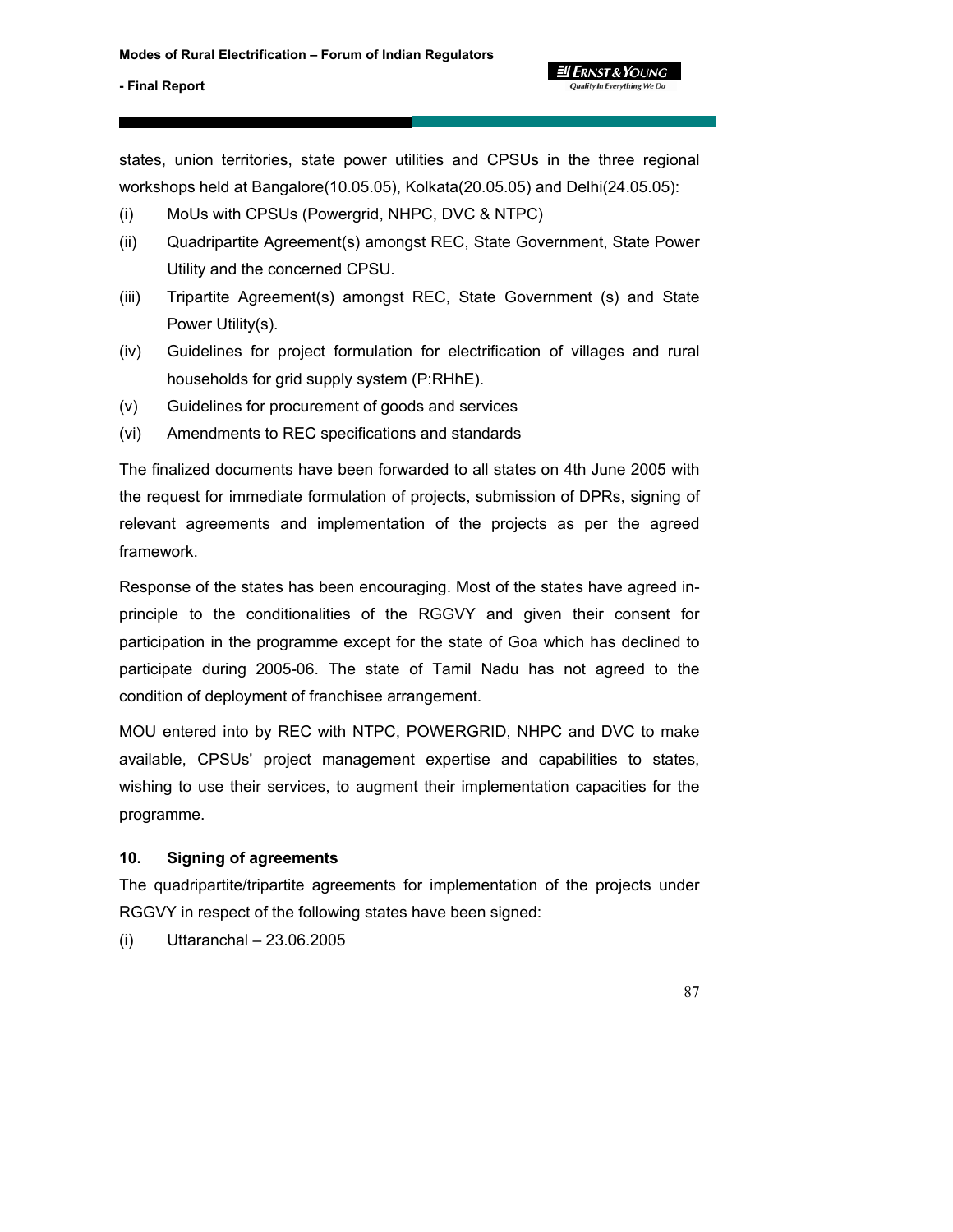states, union territories, state power utilities and CPSUs in the three regional workshops held at Bangalore(10.05.05), Kolkata(20.05.05) and Delhi(24.05.05):

(i) MoUs with CPSUs (Powergrid, NHPC, DVC & NTPC)

(ii) Quadripartite Agreement(s) amongst REC, State Government, State Power Utility and the concerned CPSU.

(iii) Tripartite Agreement(s) amongst REC, State Government (s) and State Power Utility(s).

(iv) Guidelines for project formulation for electrification of villages and rural households for grid supply system (P:RHhE).

(v) Guidelines for procurement of goods and services

(vi) Amendments to REC specifications and standards

The finalized documents have been forwarded to all states on 4th June 2005 with the request for immediate formulation of projects, submission of DPRs, signing of relevant agreements and implementation of the projects as per the agreed framework.

Response of the states has been encouraging. Most of the states have agreed in-principle to the conditionalities of the RGGVY and given their consent for participation in the programme except for the state of Goa which has declined to participate during 2005-06. The state of Tamil Nadu has not agreed to the condition of deployment of franchisee arrangement.

MOU entered into by REC with NTPC, POWERGRID, NHPC and DVC to make available, CPSUs' project management expertise and capabilities to states, wishing to use their services, to augment their implementation capacities for the programme.

**10. Signing of agreements**

The quadripartite/tripartite agreements for implementation of the projects under RGGVY in respect of the following states have been signed:

(i) Uttaranchal – 23.06.2005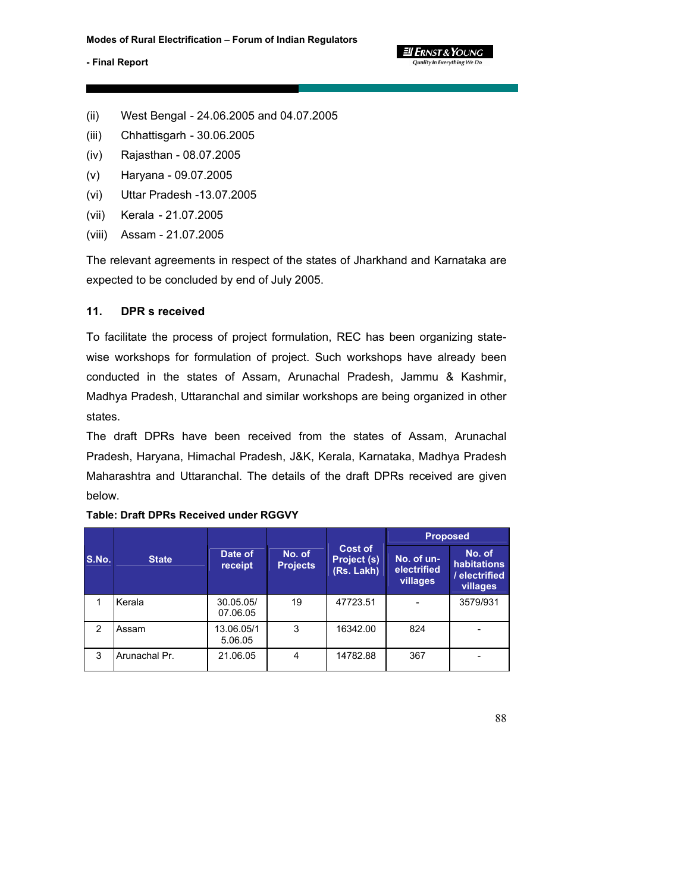(ii) West Bengal - 24.06.2005 and 04.07.2005

(iii) Chhattisgarh - 30.06.2005

(iv) Rajasthan - 08.07.2005

(v) Haryana - 09.07.2005

(vi) Uttar Pradesh -13.07.2005

(vii) Kerala - 21.07.2005

(viii) Assam - 21.07.2005

The relevant agreements in respect of the states of Jharkhand and Karnataka are expected to be concluded by end of July 2005.

## 11. DPR s received

To facilitate the process of project formulation, REC has been organizing state-wise workshops for formulation of project. Such workshops have already been conducted in the states of Assam, Arunachal Pradesh, Jammu & Kashmir, Madhya Pradesh, Uttaranchal and similar workshops are being organized in other states.

The draft DPRs have been received from the states of Assam, Arunachal Pradesh, Haryana, Himachal Pradesh, J&K, Kerala, Karnataka, Madhya Pradesh Maharashtra and Uttaranchal. The details of the draft DPRs received are given below.

**Table: Draft DPRs Received under RGGVY**

| S.No. | State | Date of receipt | No. of Projects | Cost of Project (s) (Rs. Lakh) | Proposed | |
|---|---|---|---|---|---|---|
| | | | | | No. of un-electrified villages | No. of habitations / electrified villages |
| 1 | Kerala | 30.05.05/ 07.06.05 | 19 | 47723.51 | - | 3579/931 |
| 2 | Assam | 13.06.05/1 5.06.05 | 3 | 16342.00 | 824 | - |
| 3 | Arunachal Pr. | 21.06.05 | 4 | 14782.88 | 367 | - |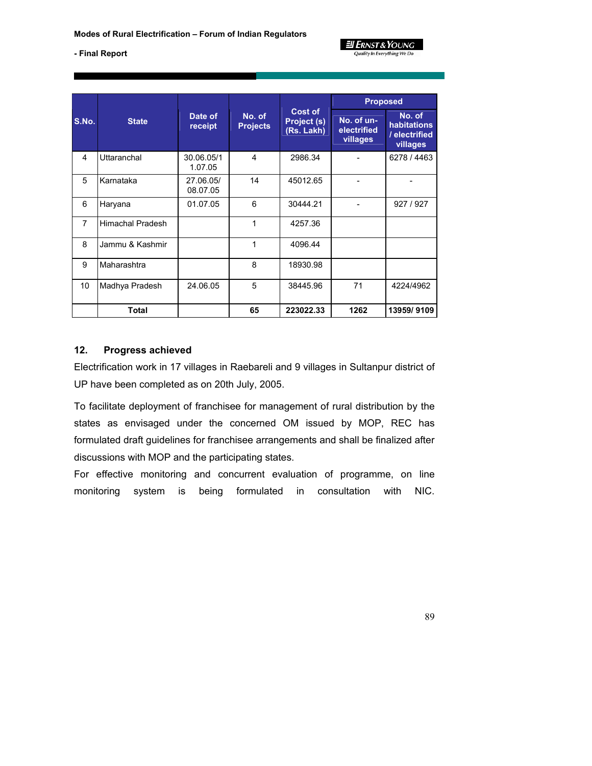| S.No. | State | Date of receipt | No. of Projects | Cost of Project (s) (Rs. Lakh) | Proposed | |
|---|---|---|---|---|---|---|
| | | | | | No. of un-electrified villages | No. of habitations / electrified villages |
| 4 | Uttaranchal | 30.06.05/11.07.05 | 4 | 2986.34 | - | 6278 / 4463 |
| 5 | Karnataka | 27.06.05/ 08.07.05 | 14 | 45012.65 | - | - |
| 6 | Haryana | 01.07.05 | 6 | 30444.21 | - | 927 / 927 |
| 7 | Himachal Pradesh | | 1 | 4257.36 | | |
| 8 | Jammu & Kashmir | | 1 | 4096.44 | | |
| 9 | Maharashtra | | 8 | 18930.98 | | |
| 10 | Madhya Pradesh | 24.06.05 | 5 | 38445.96 | 71 | 4224/4962 |
| | **Total** | | **65** | **223022.33** | **1262** | **13959/ 9109** |

## 12. Progress achieved

Electrification work in 17 villages in Raebareli and 9 villages in Sultanpur district of UP have been completed as on 20th July, 2005.

To facilitate deployment of franchisee for management of rural distribution by the states as envisaged under the concerned OM issued by MOP, REC has formulated draft guidelines for franchisee arrangements and shall be finalized after discussions with MOP and the participating states.

For effective monitoring and concurrent evaluation of programme, on line monitoring system is being formulated in consultation with NIC.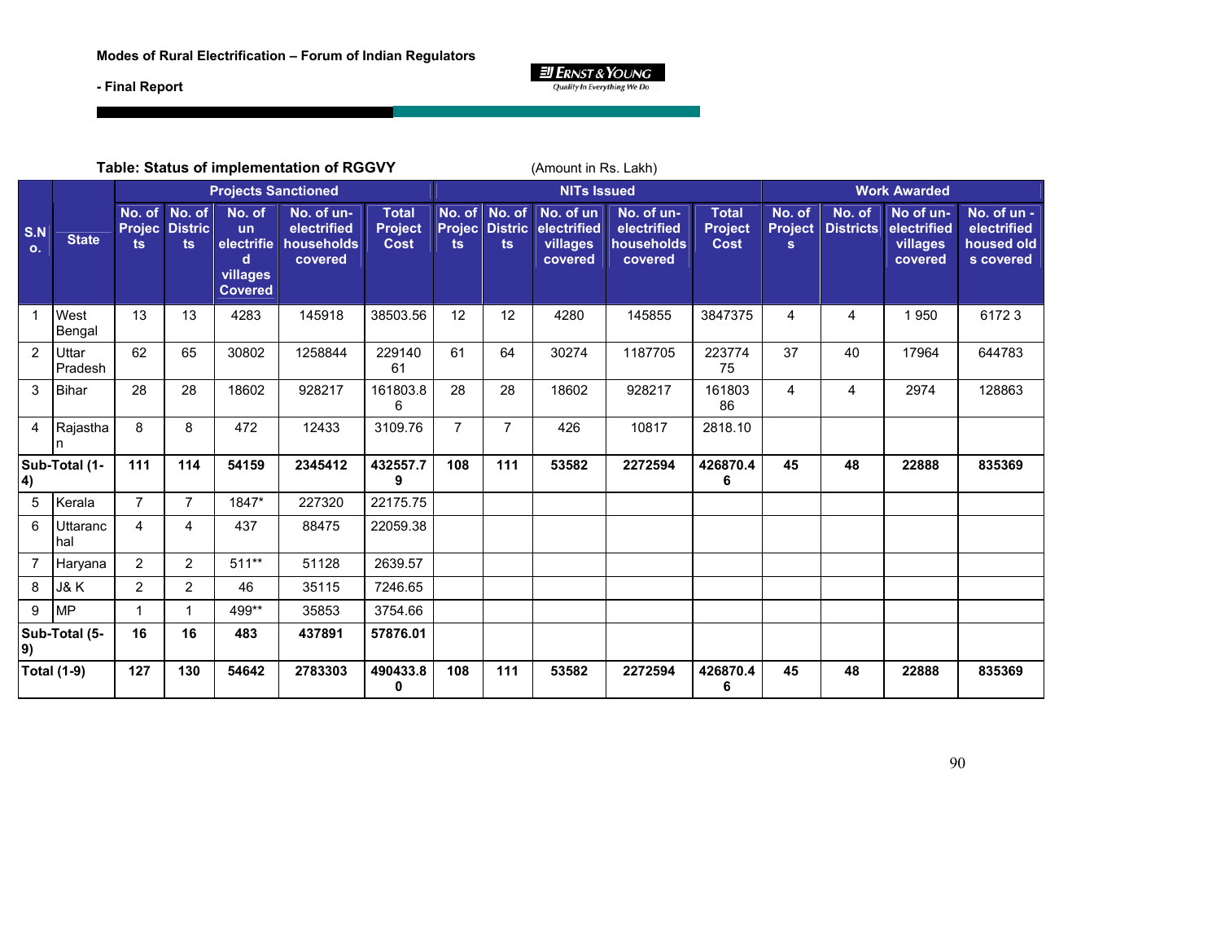**Table: Status of implementation of RGGVY** (Amount in Rs. Lakh)

| S.No. | State | Projects Sanctioned | | | | | NITs Issued | | | | | Work Awarded | | | |
|---|---|---|---|---|---|---|---|---|---|---|---|---|---|---|---|
| | | No. of Projects | No. of Districts | No. of un electrified villages Covered | No. of un-electrified households covered | Total Project Cost | No. of Projects | No. of Districts | No. of un electrified villages covered | No. of un-electrified households covered | Total Project Cost | No. of Projects | No. of Districts | No of un-electrified villages covered | No. of un - electrified housed olds covered |
| 1 | West Bengal | 13 | 13 | 4283 | 145918 | 38503.56 | 12 | 12 | 4280 | 145855 | 3847375 | 4 | 4 | 1 950 | 6172 3 |
| 2 | Uttar Pradesh | 62 | 65 | 30802 | 1258844 | 22914061 | 61 | 64 | 30274 | 1187705 | 22377475 | 37 | 40 | 17964 | 644783 |
| 3 | Bihar | 28 | 28 | 18602 | 928217 | 161803.86 | 28 | 28 | 18602 | 928217 | 16180386 | 4 | 4 | 2974 | 128863 |
| 4 | Rajasthan | 8 | 8 | 472 | 12433 | 3109.76 | 7 | 7 | 426 | 10817 | 2818.10 | | | | |
| **Sub-Total (1-4)** | | **111** | **114** | **54159** | **2345412** | **432557.79** | **108** | **111** | **53582** | **2272594** | **426870.46** | **45** | **48** | **22888** | **835369** |
| 5 | Kerala | 7 | 7 | 1847* | 227320 | 22175.75 | | | | | | | | | |
| 6 | Uttaranchal | 4 | 4 | 437 | 88475 | 22059.38 | | | | | | | | | |
| 7 | Haryana | 2 | 2 | 511** | 51128 | 2639.57 | | | | | | | | | |
| 8 | J& K | 2 | 2 | 46 | 35115 | 7246.65 | | | | | | | | | |
| 9 | MP | 1 | 1 | 499** | 35853 | 3754.66 | | | | | | | | | |
| **Sub-Total (5-9)** | | **16** | **16** | **483** | **437891** | **57876.01** | | | | | | | | | |
| **Total (1-9)** | | **127** | **130** | **54642** | **2783303** | **490433.80** | **108** | **111** | **53582** | **2272594** | **426870.46** | **45** | **48** | **22888** | **835369** |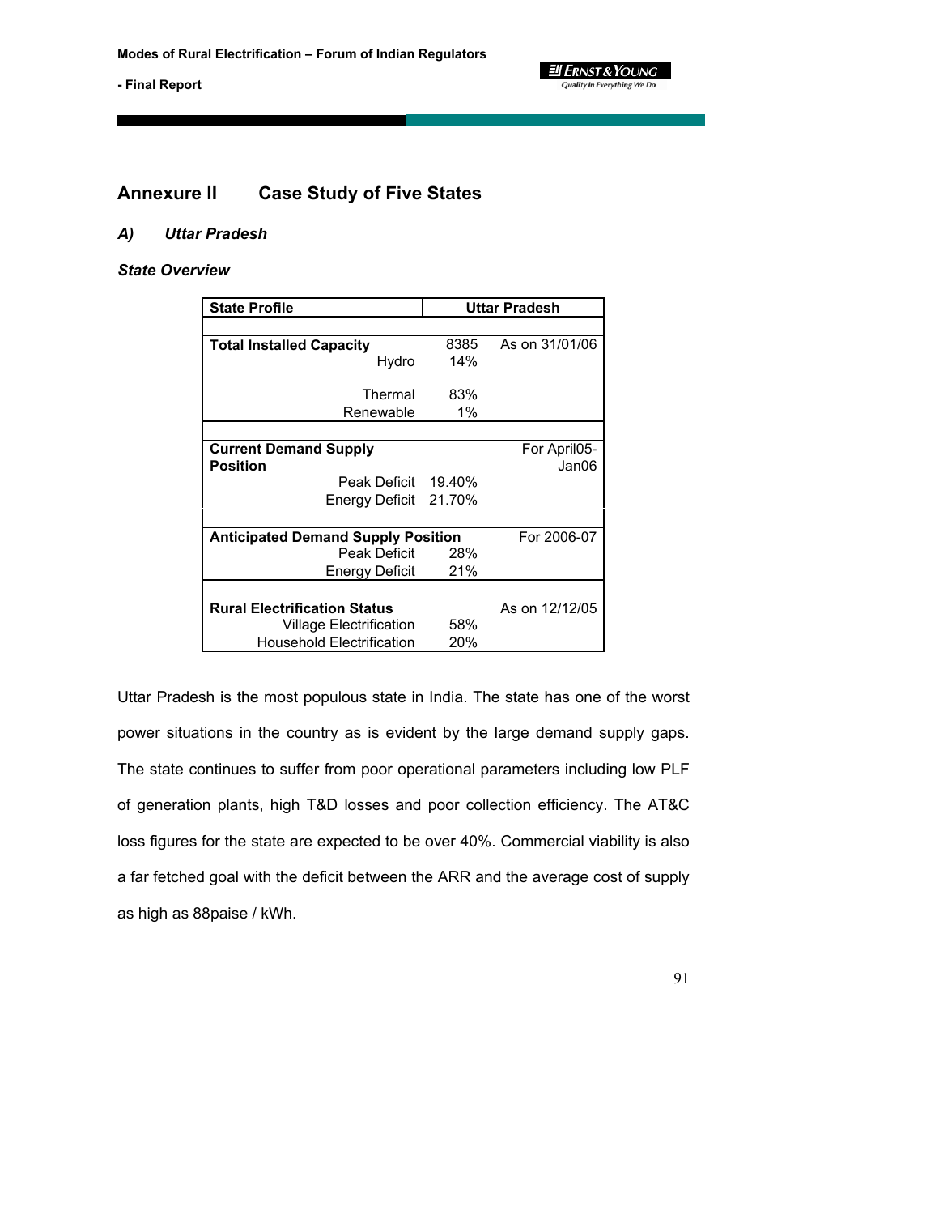# Annexure II Case Study of Five States

## *A) Uttar Pradesh*

### *State Overview*

| State Profile | Uttar Pradesh | |
|---|---|---|
| **Total Installed Capacity** | 8385 | As on 31/01/06 |
| Hydro | 14% | |
| Thermal | 83% | |
| Renewable | 1% | |
| **Current Demand Supply Position** | | For April05-Jan06 |
| Peak Deficit | 19.40% | |
| Energy Deficit | 21.70% | |
| **Anticipated Demand Supply Position** | | For 2006-07 |
| Peak Deficit | 28% | |
| Energy Deficit | 21% | |
| **Rural Electrification Status** | | As on 12/12/05 |
| Village Electrification | 58% | |
| Household Electrification | 20% | |

Uttar Pradesh is the most populous state in India. The state has one of the worst power situations in the country as is evident by the large demand supply gaps. The state continues to suffer from poor operational parameters including low PLF of generation plants, high T&D losses and poor collection efficiency. The AT&C loss figures for the state are expected to be over 40%. Commercial viability is also a far fetched goal with the deficit between the ARR and the average cost of supply as high as 88paise / kWh.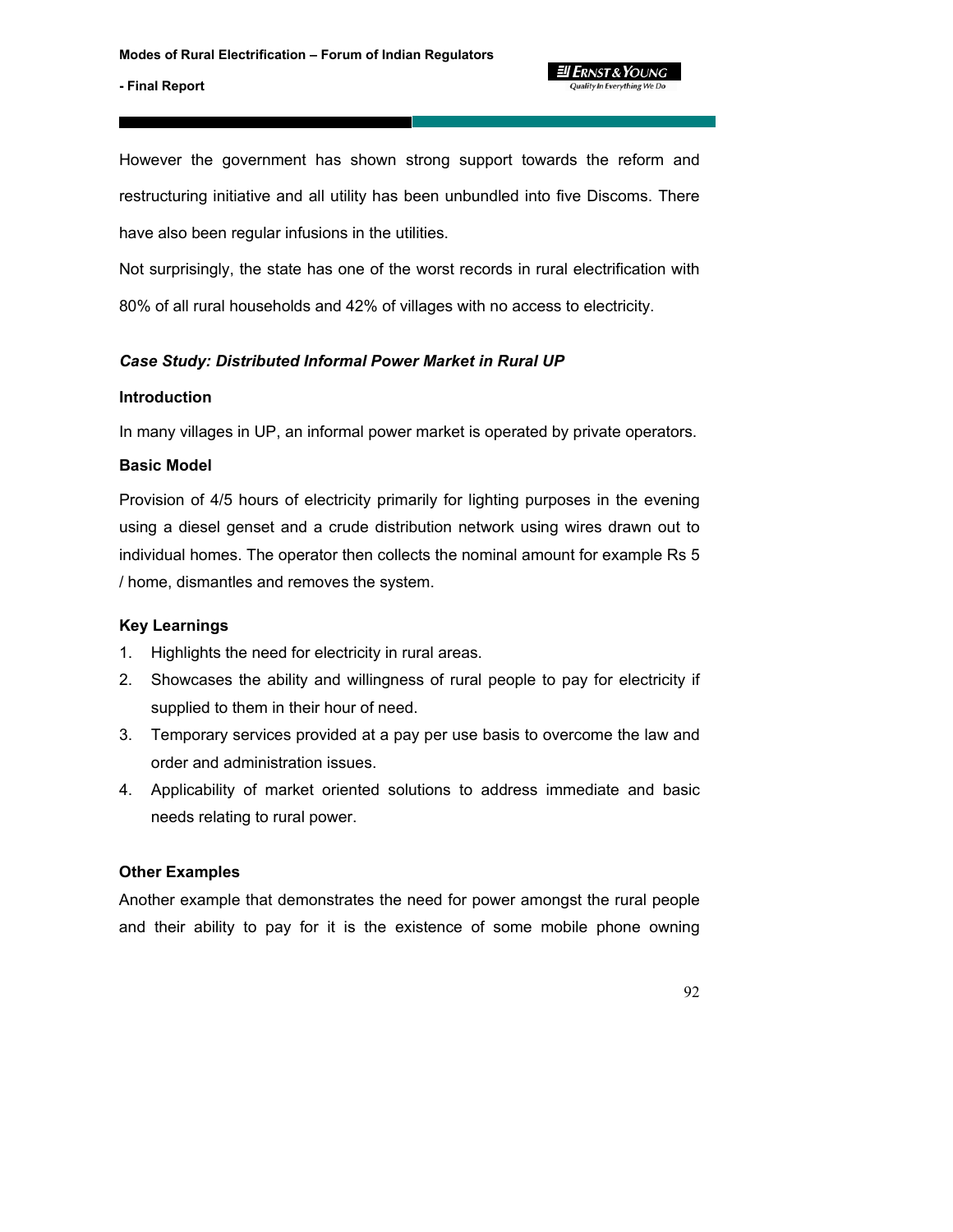However the government has shown strong support towards the reform and restructuring initiative and all utility has been unbundled into five Discoms. There have also been regular infusions in the utilities.

Not surprisingly, the state has one of the worst records in rural electrification with 80% of all rural households and 42% of villages with no access to electricity.

***Case Study: Distributed Informal Power Market in Rural UP***

**Introduction**

In many villages in UP, an informal power market is operated by private operators.

**Basic Model**

Provision of 4/5 hours of electricity primarily for lighting purposes in the evening using a diesel genset and a crude distribution network using wires drawn out to individual homes. The operator then collects the nominal amount for example Rs 5 / home, dismantles and removes the system.

**Key Learnings**

1. Highlights the need for electricity in rural areas.
2. Showcases the ability and willingness of rural people to pay for electricity if supplied to them in their hour of need.
3. Temporary services provided at a pay per use basis to overcome the law and order and administration issues.
4. Applicability of market oriented solutions to address immediate and basic needs relating to rural power.

**Other Examples**

Another example that demonstrates the need for power amongst the rural people and their ability to pay for it is the existence of some mobile phone owning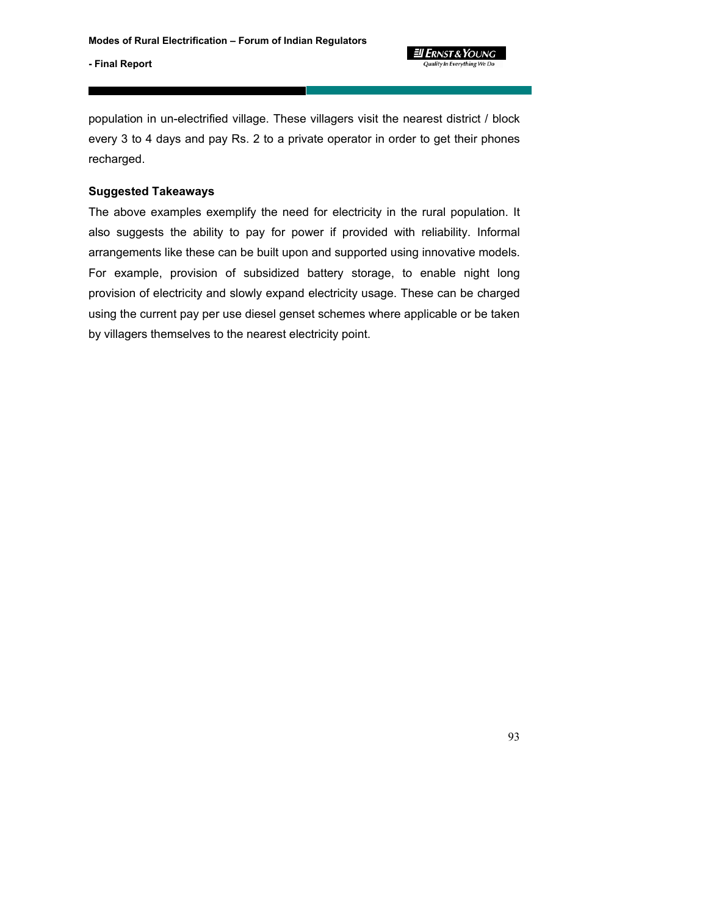population in un-electrified village. These villagers visit the nearest district / block every 3 to 4 days and pay Rs. 2 to a private operator in order to get their phones recharged.

**Suggested Takeaways**

The above examples exemplify the need for electricity in the rural population. It also suggests the ability to pay for power if provided with reliability. Informal arrangements like these can be built upon and supported using innovative models. For example, provision of subsidized battery storage, to enable night long provision of electricity and slowly expand electricity usage. These can be charged using the current pay per use diesel genset schemes where applicable or be taken by villagers themselves to the nearest electricity point.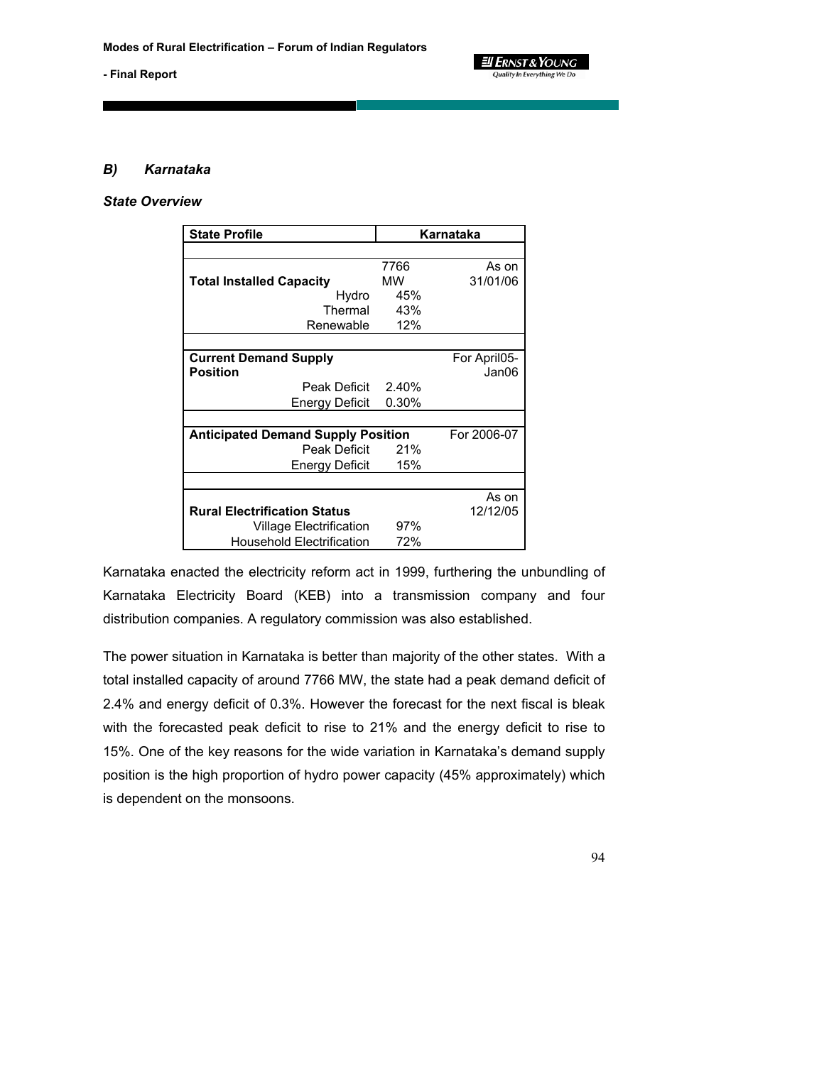### *B) Karnataka*

#### *State Overview*

| State Profile | Karnataka | |
|---|---|---|
| | | |
| **Total Installed Capacity** | 7766 MW | As on 31/01/06 |
| Hydro | 45% | |
| Thermal | 43% | |
| Renewable | 12% | |
| | | |
| **Current Demand Supply Position** | | For April05-Jan06 |
| Peak Deficit | 2.40% | |
| Energy Deficit | 0.30% | |
| | | |
| **Anticipated Demand Supply Position** | | For 2006-07 |
| Peak Deficit | 21% | |
| Energy Deficit | 15% | |
| | | |
| **Rural Electrification Status** | | As on 12/12/05 |
| Village Electrification | 97% | |
| Household Electrification | 72% | |

Karnataka enacted the electricity reform act in 1999, furthering the unbundling of Karnataka Electricity Board (KEB) into a transmission company and four distribution companies. A regulatory commission was also established.

The power situation in Karnataka is better than majority of the other states. With a total installed capacity of around 7766 MW, the state had a peak demand deficit of 2.4% and energy deficit of 0.3%. However the forecast for the next fiscal is bleak with the forecasted peak deficit to rise to 21% and the energy deficit to rise to 15%. One of the key reasons for the wide variation in Karnataka's demand supply position is the high proportion of hydro power capacity (45% approximately) which is dependent on the monsoons.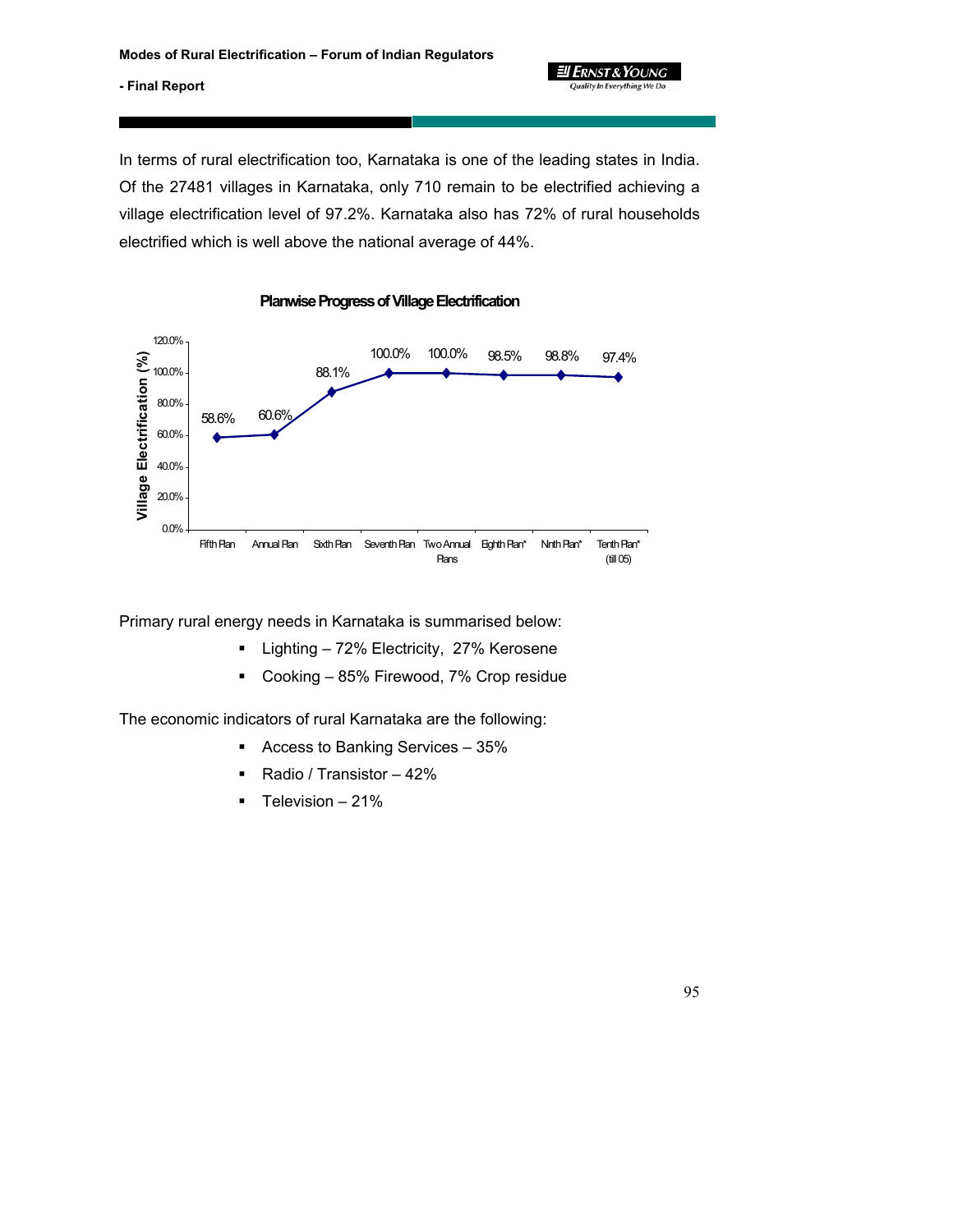In terms of rural electrification too, Karnataka is one of the leading states in India. Of the 27481 villages in Karnataka, only 710 remain to be electrified achieving a village electrification level of 97.2%. Karnataka also has 72% of rural households electrified which is well above the national average of 44%.

**Planwise Progress of Village Electrification**

| Plan | Village Electrification (%) |
|---|---|
| Fifth Plan | 58.6% |
| Annual Plan | 60.6% |
| Sixth Plan | 88.1% |
| Seventh Plan | 100.0% |
| Two Annual Plans | 100.0% |
| Eighth Plan* | 98.5% |
| Ninth Plan* | 98.8% |
| Tenth Plan* (till 05) | 97.4% |

Primary rural energy needs in Karnataka is summarised below:

- Lighting – 72% Electricity, 27% Kerosene
- Cooking – 85% Firewood, 7% Crop residue

The economic indicators of rural Karnataka are the following:

- Access to Banking Services – 35%
- Radio / Transistor – 42%
- Television – 21%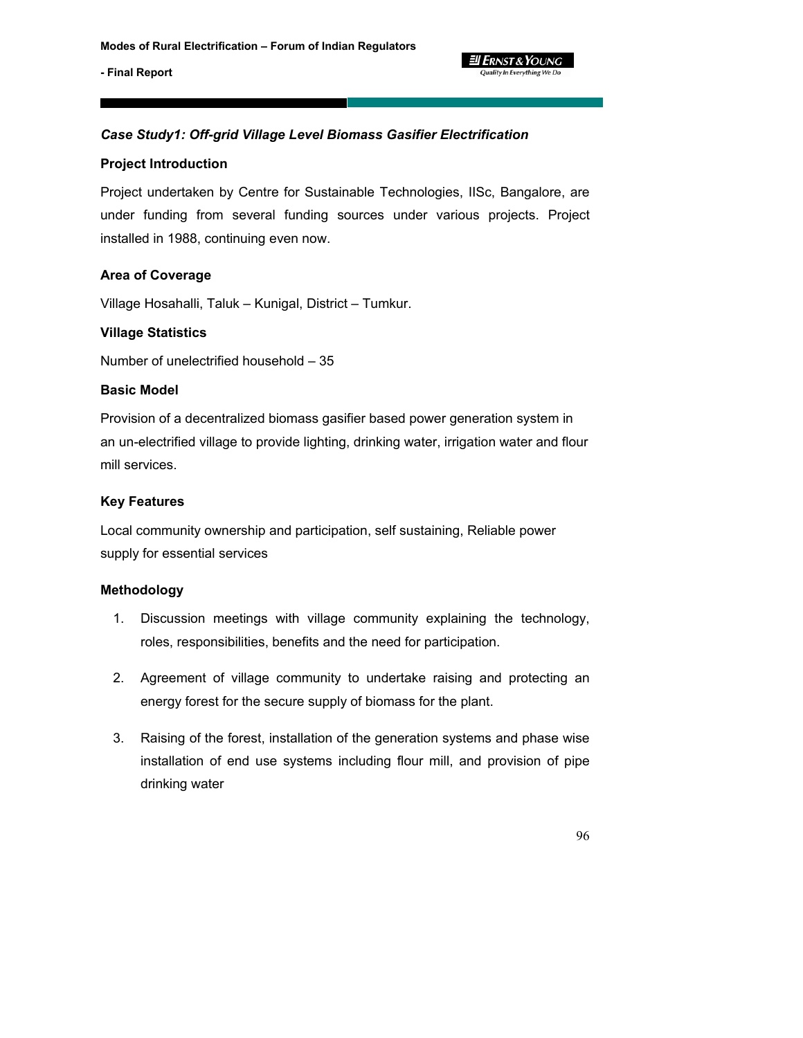***Case Study1: Off-grid Village Level Biomass Gasifier Electrification***

**Project Introduction**

Project undertaken by Centre for Sustainable Technologies, IISc, Bangalore, are under funding from several funding sources under various projects. Project installed in 1988, continuing even now.

**Area of Coverage**

Village Hosahalli, Taluk – Kunigal, District – Tumkur.

**Village Statistics**

Number of unelectrified household – 35

**Basic Model**

Provision of a decentralized biomass gasifier based power generation system in an un-electrified village to provide lighting, drinking water, irrigation water and flour mill services.

**Key Features**

Local community ownership and participation, self sustaining, Reliable power supply for essential services

**Methodology**

1. Discussion meetings with village community explaining the technology, roles, responsibilities, benefits and the need for participation.
2. Agreement of village community to undertake raising and protecting an energy forest for the secure supply of biomass for the plant.
3. Raising of the forest, installation of the generation systems and phase wise installation of end use systems including flour mill, and provision of pipe drinking water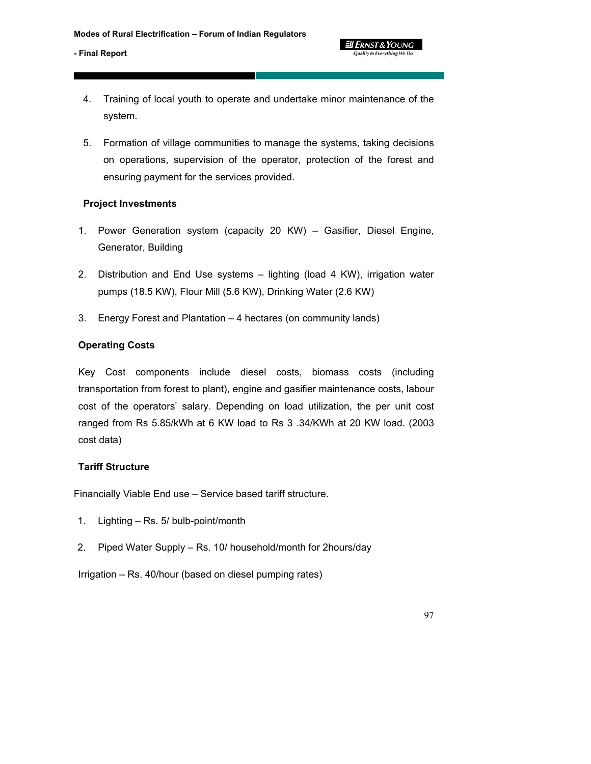4. Training of local youth to operate and undertake minor maintenance of the system.

5. Formation of village communities to manage the systems, taking decisions on operations, supervision of the operator, protection of the forest and ensuring payment for the services provided.

**Project Investments**

1. Power Generation system (capacity 20 KW) – Gasifier, Diesel Engine, Generator, Building

2. Distribution and End Use systems – lighting (load 4 KW), irrigation water pumps (18.5 KW), Flour Mill (5.6 KW), Drinking Water (2.6 KW)

3. Energy Forest and Plantation – 4 hectares (on community lands)

**Operating Costs**

Key Cost components include diesel costs, biomass costs (including transportation from forest to plant), engine and gasifier maintenance costs, labour cost of the operators' salary. Depending on load utilization, the per unit cost ranged from Rs 5.85/kWh at 6 KW load to Rs 3 .34/KWh at 20 KW load. (2003 cost data)

**Tariff Structure**

Financially Viable End use – Service based tariff structure.

1. Lighting – Rs. 5/ bulb-point/month

2. Piped Water Supply – Rs. 10/ household/month for 2hours/day

Irrigation – Rs. 40/hour (based on diesel pumping rates)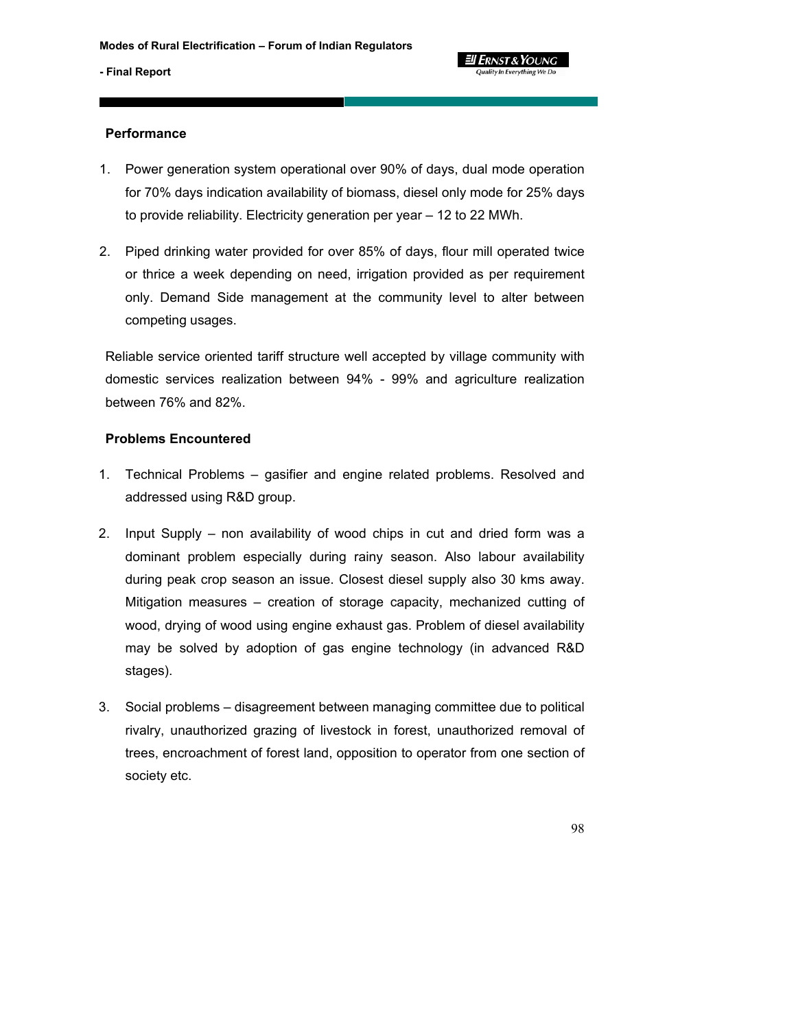**Performance**

1. Power generation system operational over 90% of days, dual mode operation for 70% days indication availability of biomass, diesel only mode for 25% days to provide reliability. Electricity generation per year – 12 to 22 MWh.

2. Piped drinking water provided for over 85% of days, flour mill operated twice or thrice a week depending on need, irrigation provided as per requirement only. Demand Side management at the community level to alter between competing usages.

Reliable service oriented tariff structure well accepted by village community with domestic services realization between 94% - 99% and agriculture realization between 76% and 82%.

**Problems Encountered**

1. Technical Problems – gasifier and engine related problems. Resolved and addressed using R&D group.

2. Input Supply – non availability of wood chips in cut and dried form was a dominant problem especially during rainy season. Also labour availability during peak crop season an issue. Closest diesel supply also 30 kms away. Mitigation measures – creation of storage capacity, mechanized cutting of wood, drying of wood using engine exhaust gas. Problem of diesel availability may be solved by adoption of gas engine technology (in advanced R&D stages).

3. Social problems – disagreement between managing committee due to political rivalry, unauthorized grazing of livestock in forest, unauthorized removal of trees, encroachment of forest land, opposition to operator from one section of society etc.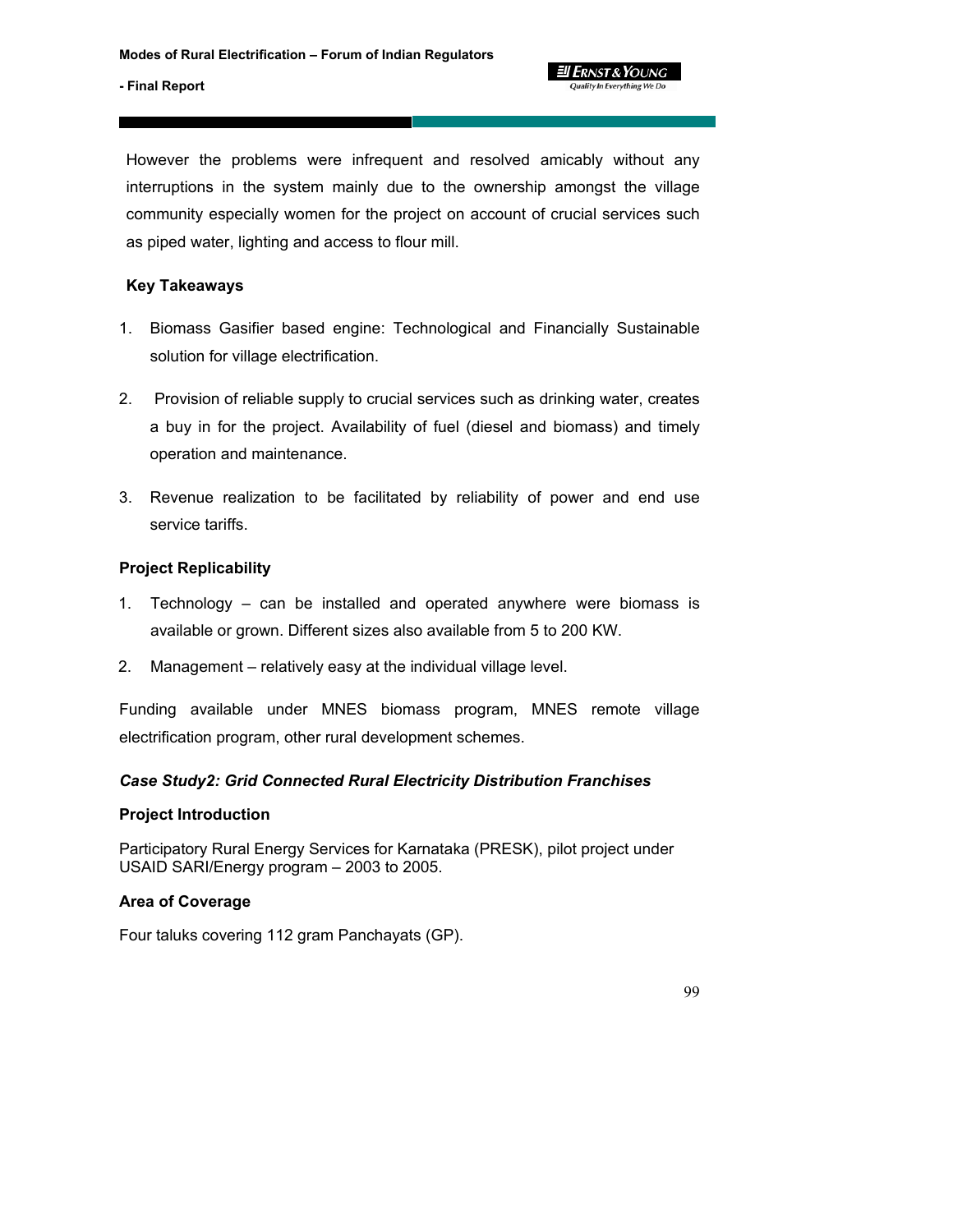However the problems were infrequent and resolved amicably without any interruptions in the system mainly due to the ownership amongst the village community especially women for the project on account of crucial services such as piped water, lighting and access to flour mill.

**Key Takeaways**

1. Biomass Gasifier based engine: Technological and Financially Sustainable solution for village electrification.
2. Provision of reliable supply to crucial services such as drinking water, creates a buy in for the project. Availability of fuel (diesel and biomass) and timely operation and maintenance.
3. Revenue realization to be facilitated by reliability of power and end use service tariffs.

**Project Replicability**

1. Technology – can be installed and operated anywhere were biomass is available or grown. Different sizes also available from 5 to 200 KW.
2. Management – relatively easy at the individual village level.

Funding available under MNES biomass program, MNES remote village electrification program, other rural development schemes.

***Case Study2: Grid Connected Rural Electricity Distribution Franchises***

**Project Introduction**

Participatory Rural Energy Services for Karnataka (PRESK), pilot project under USAID SARI/Energy program – 2003 to 2005.

**Area of Coverage**

Four taluks covering 112 gram Panchayats (GP).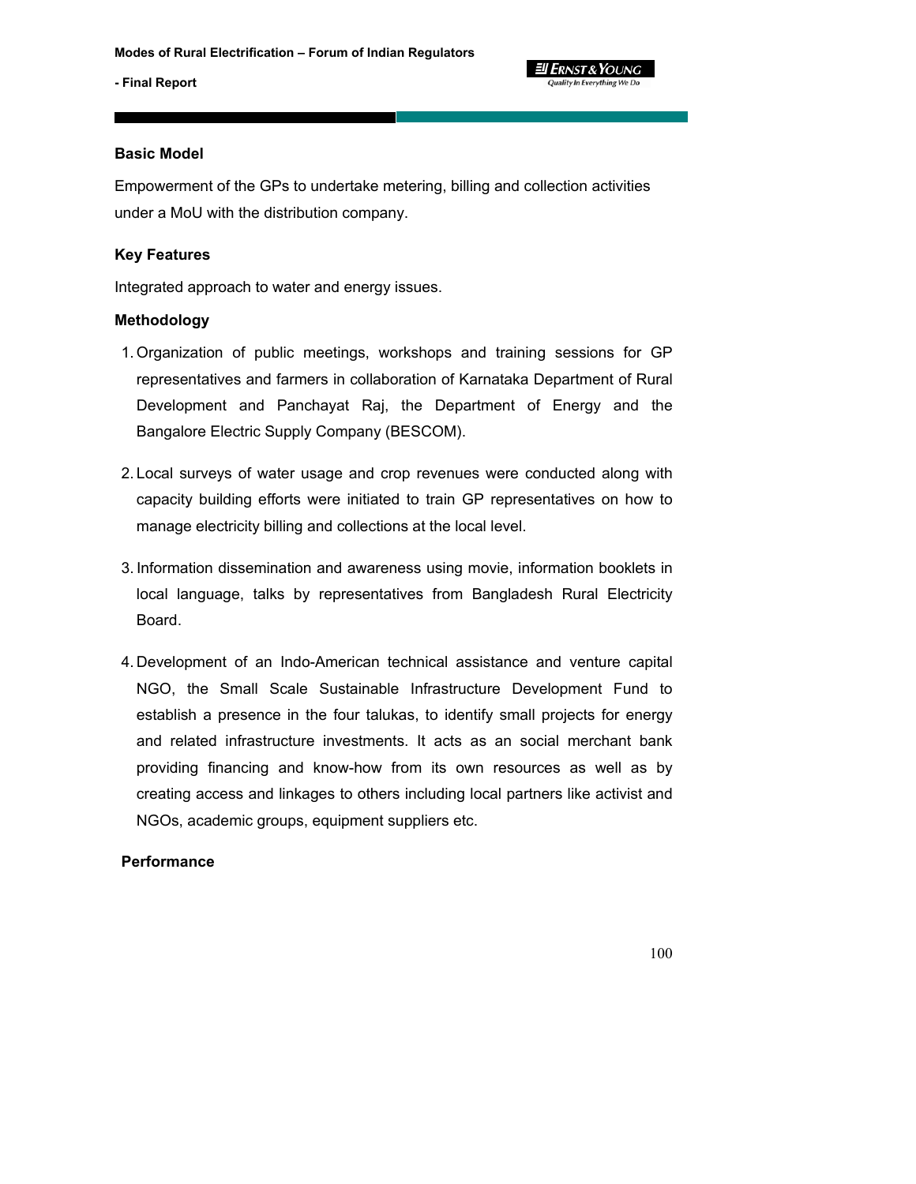**Basic Model**

Empowerment of the GPs to undertake metering, billing and collection activities under a MoU with the distribution company.

**Key Features**

Integrated approach to water and energy issues.

**Methodology**

1. Organization of public meetings, workshops and training sessions for GP representatives and farmers in collaboration of Karnataka Department of Rural Development and Panchayat Raj, the Department of Energy and the Bangalore Electric Supply Company (BESCOM).

2. Local surveys of water usage and crop revenues were conducted along with capacity building efforts were initiated to train GP representatives on how to manage electricity billing and collections at the local level.

3. Information dissemination and awareness using movie, information booklets in local language, talks by representatives from Bangladesh Rural Electricity Board.

4. Development of an Indo-American technical assistance and venture capital NGO, the Small Scale Sustainable Infrastructure Development Fund to establish a presence in the four talukas, to identify small projects for energy and related infrastructure investments. It acts as an social merchant bank providing financing and know-how from its own resources as well as by creating access and linkages to others including local partners like activist and NGOs, academic groups, equipment suppliers etc.

**Performance**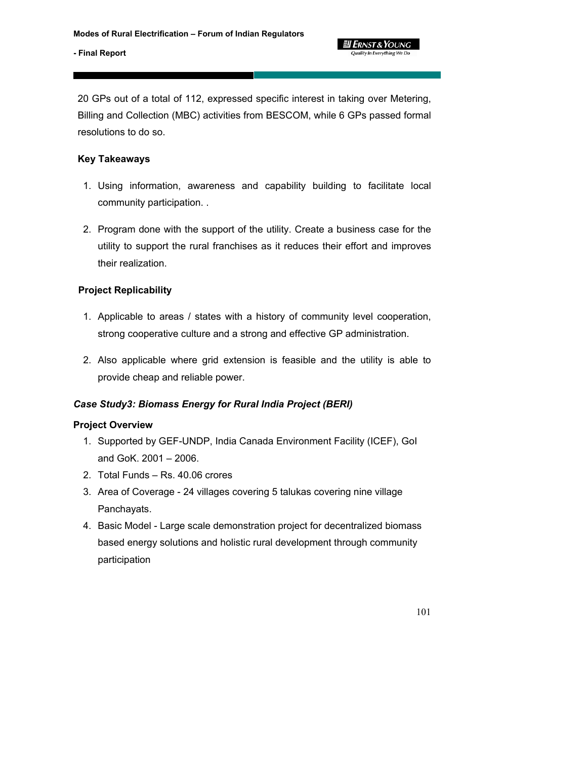20 GPs out of a total of 112, expressed specific interest in taking over Metering, Billing and Collection (MBC) activities from BESCOM, while 6 GPs passed formal resolutions to do so.

**Key Takeaways**

1. Using information, awareness and capability building to facilitate local community participation. .
2. Program done with the support of the utility. Create a business case for the utility to support the rural franchises as it reduces their effort and improves their realization.

**Project Replicability**

1. Applicable to areas / states with a history of community level cooperation, strong cooperative culture and a strong and effective GP administration.
2. Also applicable where grid extension is feasible and the utility is able to provide cheap and reliable power.

***Case Study3: Biomass Energy for Rural India Project (BERI)***

**Project Overview**

1. Supported by GEF-UNDP, India Canada Environment Facility (ICEF), GoI and GoK. 2001 – 2006.
2. Total Funds – Rs. 40.06 crores
3. Area of Coverage - 24 villages covering 5 talukas covering nine village Panchayats.
4. Basic Model - Large scale demonstration project for decentralized biomass based energy solutions and holistic rural development through community participation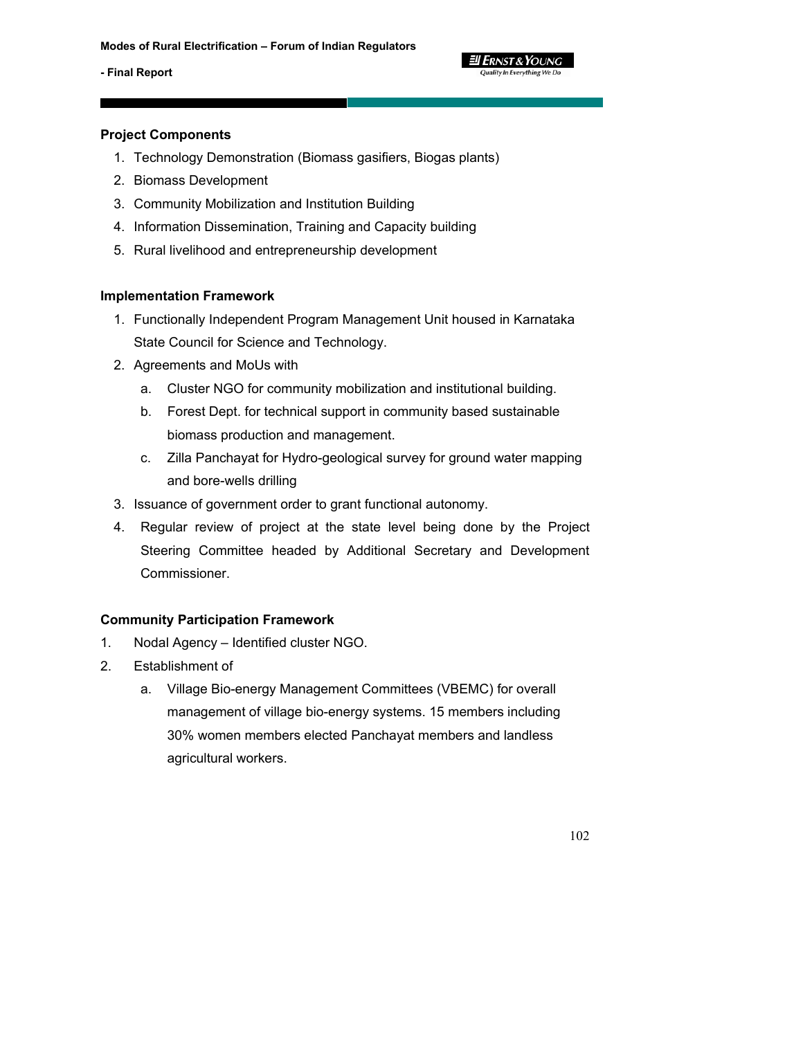**Project Components**

1. Technology Demonstration (Biomass gasifiers, Biogas plants)
2. Biomass Development
3. Community Mobilization and Institution Building
4. Information Dissemination, Training and Capacity building
5. Rural livelihood and entrepreneurship development

**Implementation Framework**

1. Functionally Independent Program Management Unit housed in Karnataka State Council for Science and Technology.
2. Agreements and MoUs with
   a. Cluster NGO for community mobilization and institutional building.
   b. Forest Dept. for technical support in community based sustainable biomass production and management.
   c. Zilla Panchayat for Hydro-geological survey for ground water mapping and bore-wells drilling
3. Issuance of government order to grant functional autonomy.
4. Regular review of project at the state level being done by the Project Steering Committee headed by Additional Secretary and Development Commissioner.

**Community Participation Framework**

1. Nodal Agency – Identified cluster NGO.
2. Establishment of
   a. Village Bio-energy Management Committees (VBEMC) for overall management of village bio-energy systems. 15 members including 30% women members elected Panchayat members and landless agricultural workers.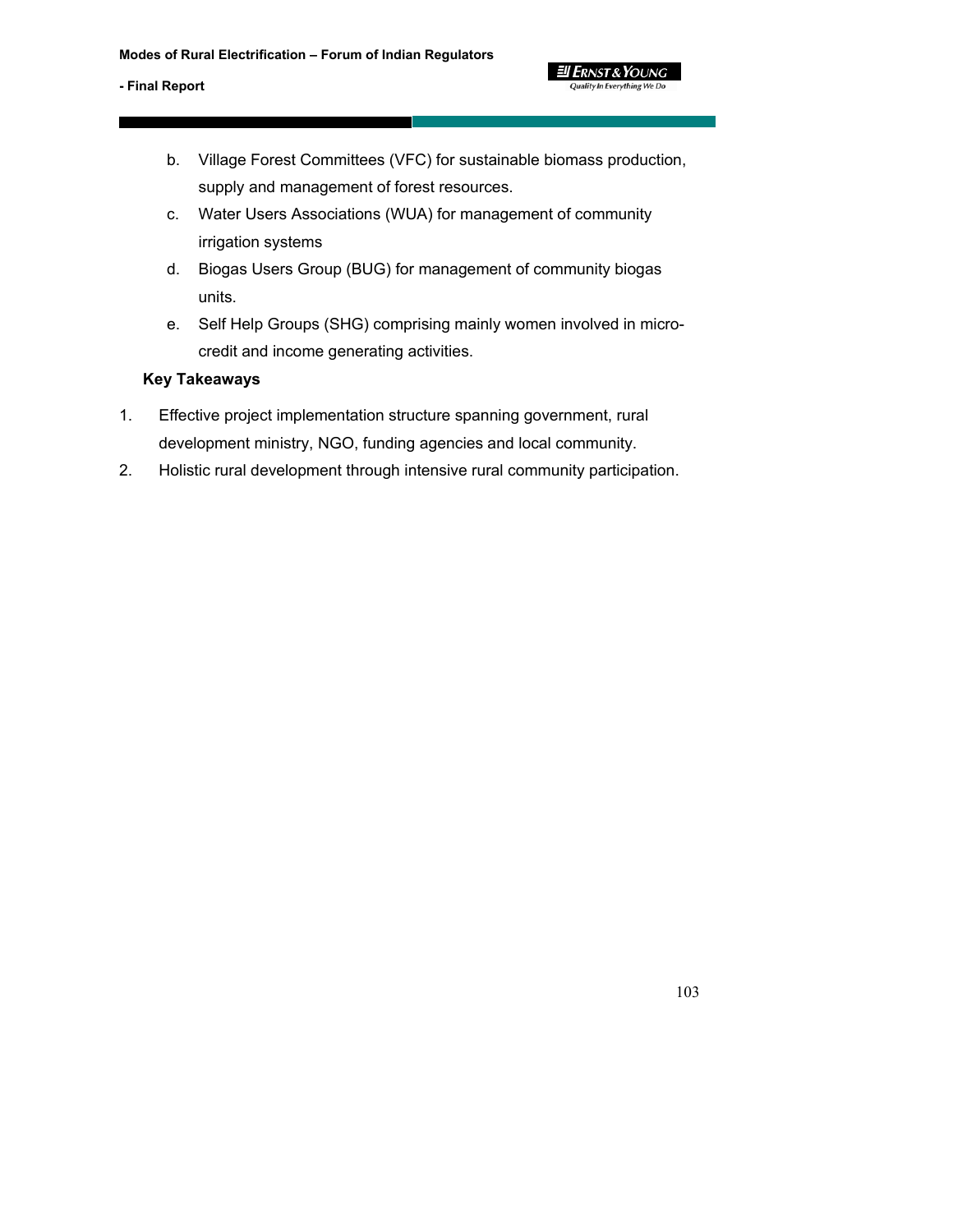b. Village Forest Committees (VFC) for sustainable biomass production, supply and management of forest resources.
c. Water Users Associations (WUA) for management of community irrigation systems
d. Biogas Users Group (BUG) for management of community biogas units.
e. Self Help Groups (SHG) comprising mainly women involved in micro-credit and income generating activities.

**Key Takeaways**

1. Effective project implementation structure spanning government, rural development ministry, NGO, funding agencies and local community.
2. Holistic rural development through intensive rural community participation.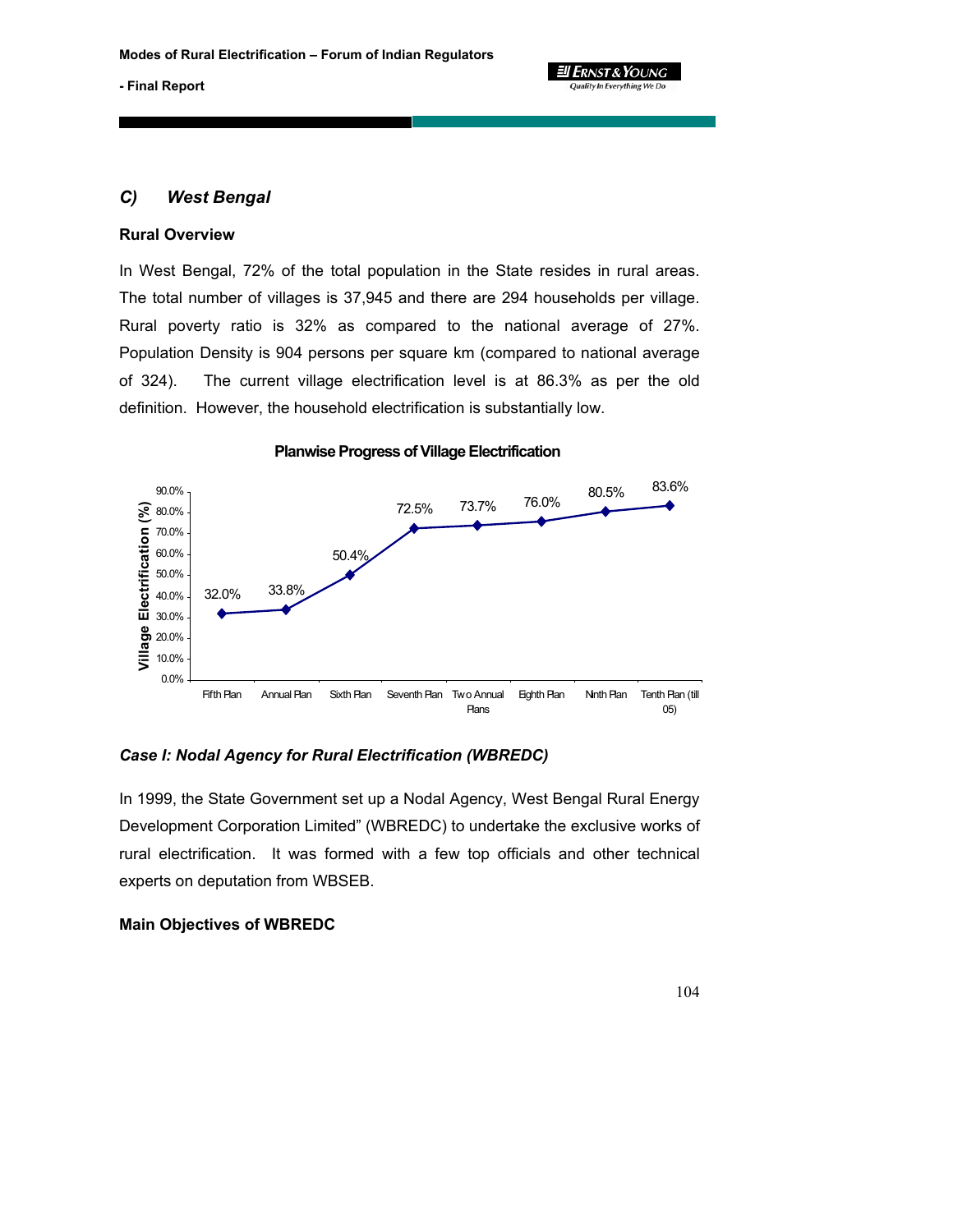### C) West Bengal

**Rural Overview**

In West Bengal, 72% of the total population in the State resides in rural areas. The total number of villages is 37,945 and there are 294 households per village. Rural poverty ratio is 32% as compared to the national average of 27%. Population Density is 904 persons per square km (compared to national average of 324). The current village electrification level is at 86.3% as per the old definition. However, the household electrification is substantially low.

**Planwise Progress of Village Electrification**

| Plan | Village Electrification (%) |
|---|---|
| Fifth Plan | 32.0% |
| Annual Plan | 33.8% |
| Sixth Plan | 50.4% |
| Seventh Plan | 72.5% |
| Two Annual Plans | 73.7% |
| Eighth Plan | 76.0% |
| Ninth Plan | 80.5% |
| Tenth Plan (till 05) | 83.6% |

***Case I: Nodal Agency for Rural Electrification (WBREDC)***

In 1999, the State Government set up a Nodal Agency, West Bengal Rural Energy Development Corporation Limited" (WBREDC) to undertake the exclusive works of rural electrification. It was formed with a few top officials and other technical experts on deputation from WBSEB.

**Main Objectives of WBREDC**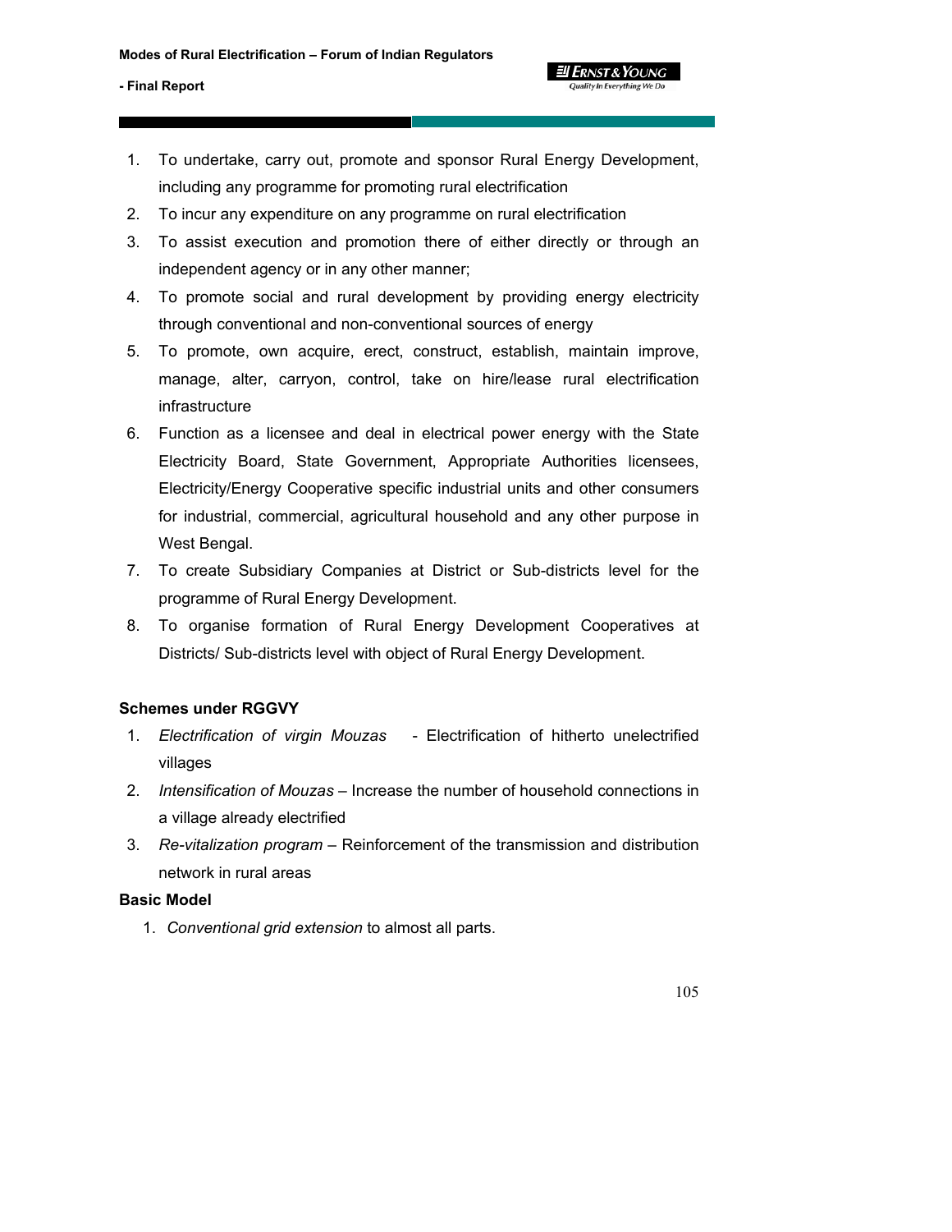1. To undertake, carry out, promote and sponsor Rural Energy Development, including any programme for promoting rural electrification
2. To incur any expenditure on any programme on rural electrification
3. To assist execution and promotion there of either directly or through an independent agency or in any other manner;
4. To promote social and rural development by providing energy electricity through conventional and non-conventional sources of energy
5. To promote, own acquire, erect, construct, establish, maintain improve, manage, alter, carryon, control, take on hire/lease rural electrification infrastructure
6. Function as a licensee and deal in electrical power energy with the State Electricity Board, State Government, Appropriate Authorities licensees, Electricity/Energy Cooperative specific industrial units and other consumers for industrial, commercial, agricultural household and any other purpose in West Bengal.
7. To create Subsidiary Companies at District or Sub-districts level for the programme of Rural Energy Development.
8. To organise formation of Rural Energy Development Cooperatives at Districts/ Sub-districts level with object of Rural Energy Development.

**Schemes under RGGVY**

1. *Electrification of virgin Mouzas* - Electrification of hitherto unelectrified villages
2. *Intensification of Mouzas* – Increase the number of household connections in a village already electrified
3. *Re-vitalization program* – Reinforcement of the transmission and distribution network in rural areas

**Basic Model**

1. *Conventional grid extension* to almost all parts.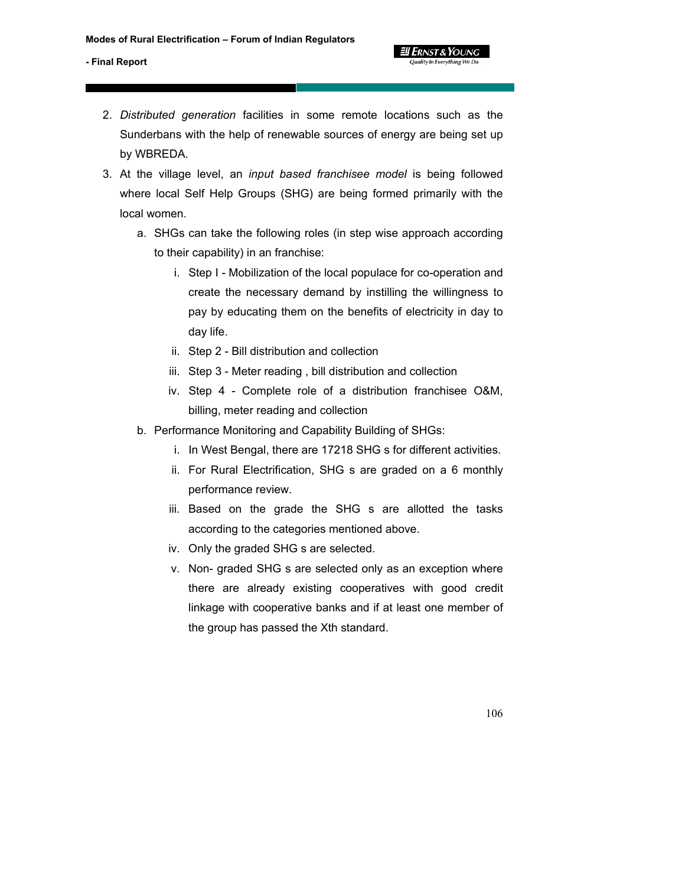2. *Distributed generation* facilities in some remote locations such as the Sunderbans with the help of renewable sources of energy are being set up by WBREDA.
3. At the village level, an *input based franchisee model* is being followed where local Self Help Groups (SHG) are being formed primarily with the local women.
   a. SHGs can take the following roles (in step wise approach according to their capability) in an franchise:
      i. Step I - Mobilization of the local populace for co-operation and create the necessary demand by instilling the willingness to pay by educating them on the benefits of electricity in day to day life.
      ii. Step 2 - Bill distribution and collection
      iii. Step 3 - Meter reading , bill distribution and collection
      iv. Step 4 - Complete role of a distribution franchisee O&M, billing, meter reading and collection
   b. Performance Monitoring and Capability Building of SHGs:
      i. In West Bengal, there are 17218 SHG s for different activities.
      ii. For Rural Electrification, SHG s are graded on a 6 monthly performance review.
      iii. Based on the grade the SHG s are allotted the tasks according to the categories mentioned above.
      iv. Only the graded SHG s are selected.
      v. Non- graded SHG s are selected only as an exception where there are already existing cooperatives with good credit linkage with cooperative banks and if at least one member of the group has passed the Xth standard.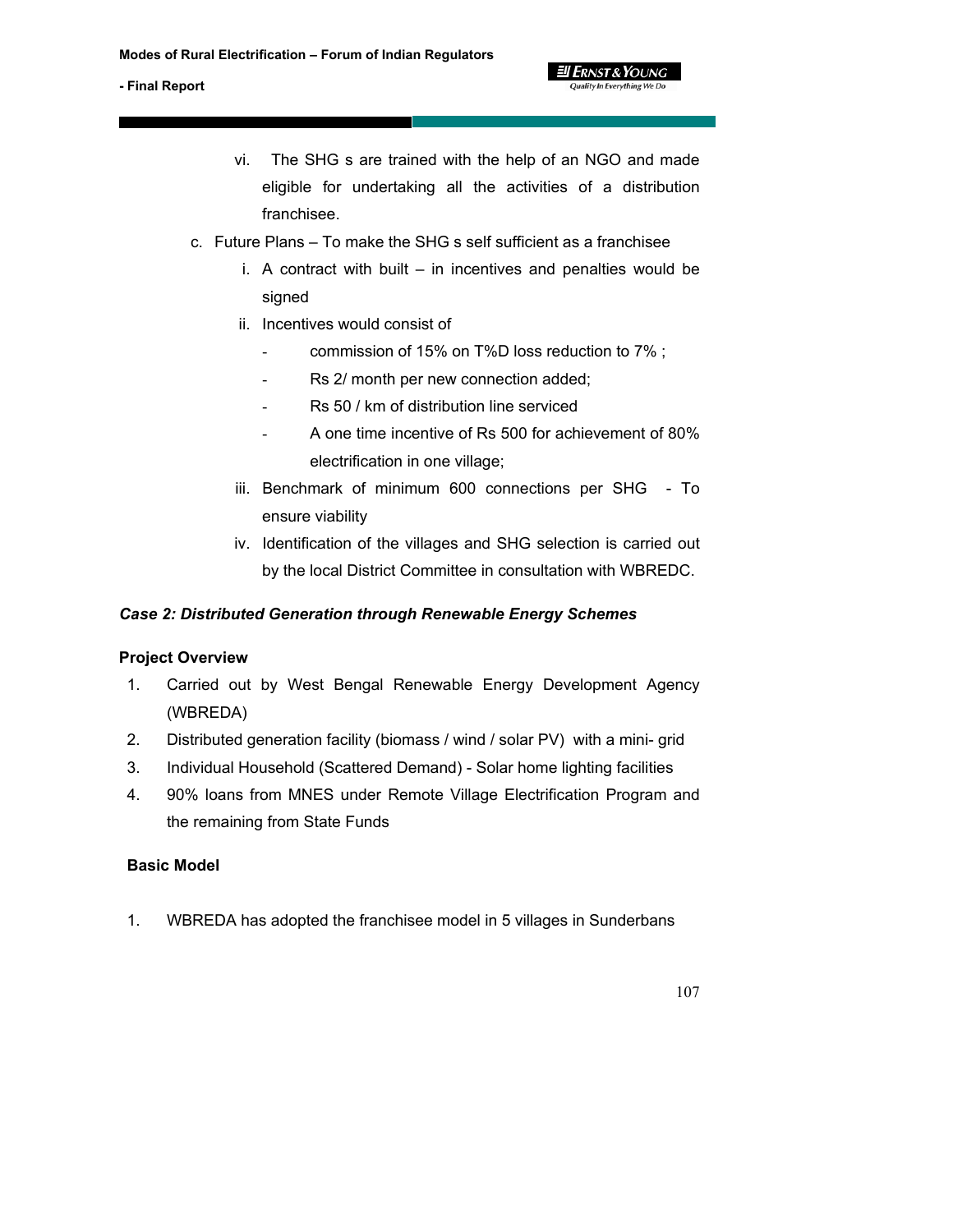vi. The SHG s are trained with the help of an NGO and made eligible for undertaking all the activities of a distribution franchisee.

c. Future Plans – To make the SHG s self sufficient as a franchisee

   i. A contract with built – in incentives and penalties would be signed

   ii. Incentives would consist of

      - commission of 15% on T%D loss reduction to 7% ;
      - Rs 2/ month per new connection added;
      - Rs 50 / km of distribution line serviced
      - A one time incentive of Rs 500 for achievement of 80% electrification in one village;

   iii. Benchmark of minimum 600 connections per SHG - To ensure viability

   iv. Identification of the villages and SHG selection is carried out by the local District Committee in consultation with WBREDC.

***Case 2: Distributed Generation through Renewable Energy Schemes***

**Project Overview**

1. Carried out by West Bengal Renewable Energy Development Agency (WBREDA)
2. Distributed generation facility (biomass / wind / solar PV) with a mini- grid
3. Individual Household (Scattered Demand) - Solar home lighting facilities
4. 90% loans from MNES under Remote Village Electrification Program and the remaining from State Funds

**Basic Model**

1. WBREDA has adopted the franchisee model in 5 villages in Sunderbans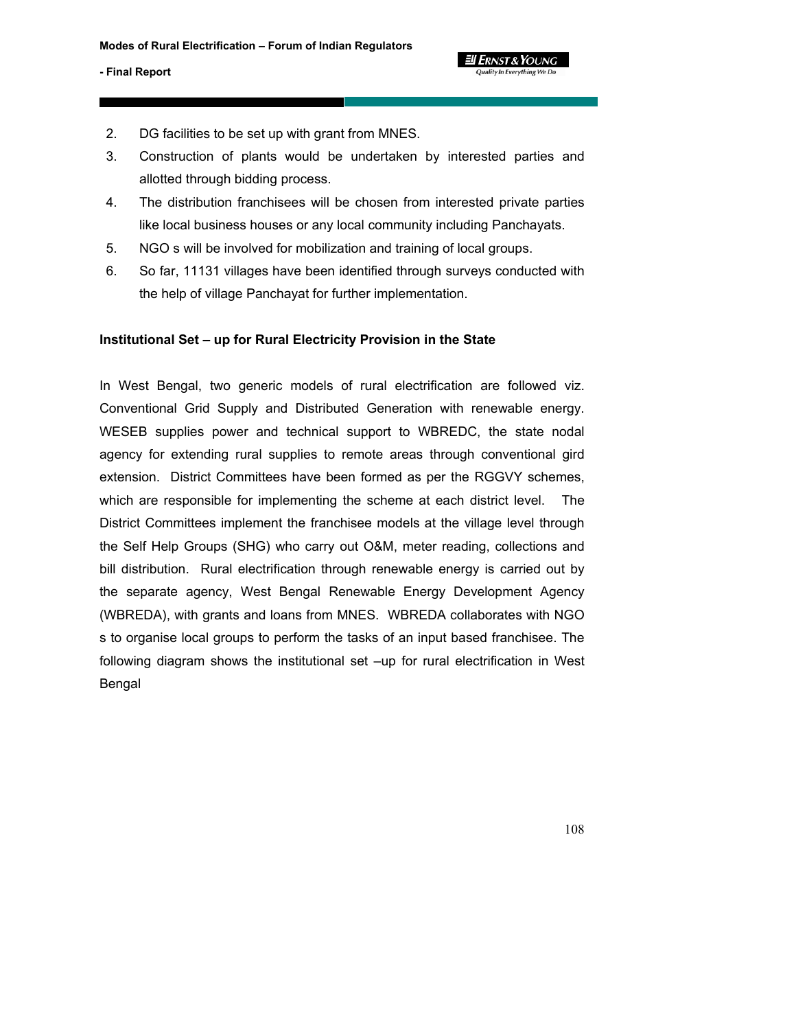2. DG facilities to be set up with grant from MNES.
3. Construction of plants would be undertaken by interested parties and allotted through bidding process.
4. The distribution franchisees will be chosen from interested private parties like local business houses or any local community including Panchayats.
5. NGO s will be involved for mobilization and training of local groups.
6. So far, 11131 villages have been identified through surveys conducted with the help of village Panchayat for further implementation.

**Institutional Set – up for Rural Electricity Provision in the State**

In West Bengal, two generic models of rural electrification are followed viz. Conventional Grid Supply and Distributed Generation with renewable energy. WESEB supplies power and technical support to WBREDC, the state nodal agency for extending rural supplies to remote areas through conventional gird extension. District Committees have been formed as per the RGGVY schemes, which are responsible for implementing the scheme at each district level. The District Committees implement the franchisee models at the village level through the Self Help Groups (SHG) who carry out O&M, meter reading, collections and bill distribution. Rural electrification through renewable energy is carried out by the separate agency, West Bengal Renewable Energy Development Agency (WBREDA), with grants and loans from MNES. WBREDA collaborates with NGO s to organise local groups to perform the tasks of an input based franchisee. The following diagram shows the institutional set –up for rural electrification in West Bengal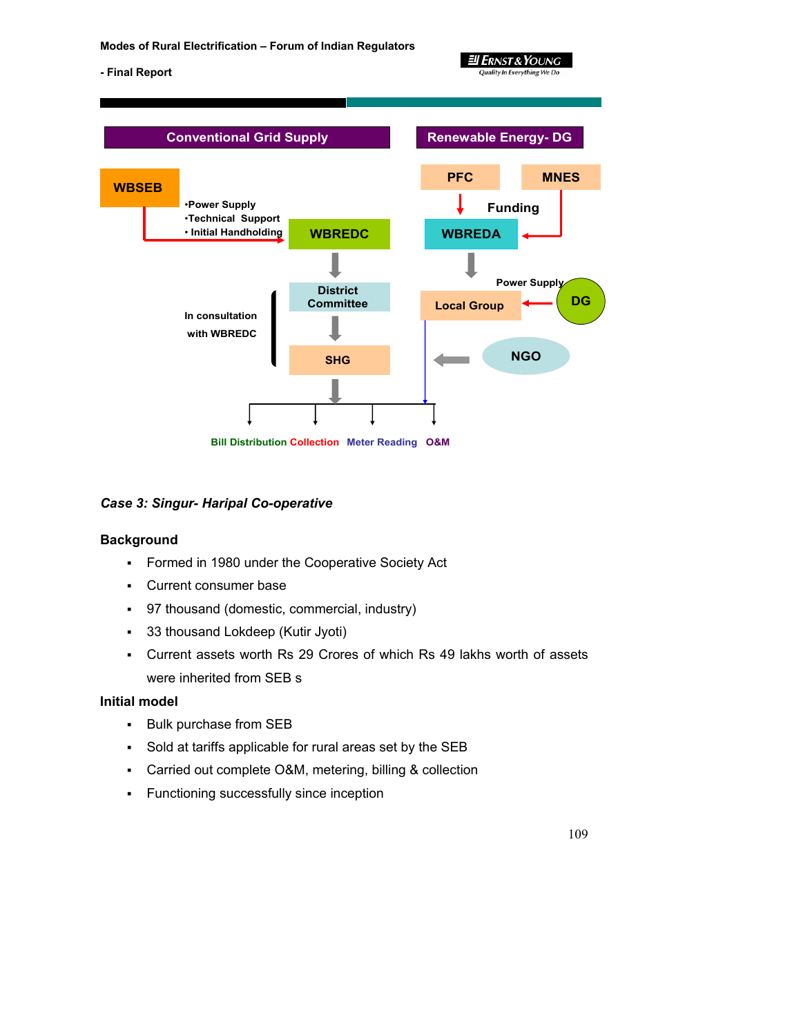Conventional Grid Supply

Renewable Energy- DG

WBSEB

- Power Supply
- Technical Support
- Initial Handholding

WBREDC

District Committee

In consultation with WBREDC

SHG

PFC

MNES

Funding

WBREDA

Power Supply

Local Group

DG

NGO

Bill Distribution Collection Meter Reading O&M

***Case 3: Singur- Haripal Co-operative***

**Background**

- Formed in 1980 under the Cooperative Society Act
- Current consumer base
- 97 thousand (domestic, commercial, industry)
- 33 thousand Lokdeep (Kutir Jyoti)
- Current assets worth Rs 29 Crores of which Rs 49 lakhs worth of assets were inherited from SEB s

**Initial model**

- Bulk purchase from SEB
- Sold at tariffs applicable for rural areas set by the SEB
- Carried out complete O&M, metering, billing & collection
- Functioning successfully since inception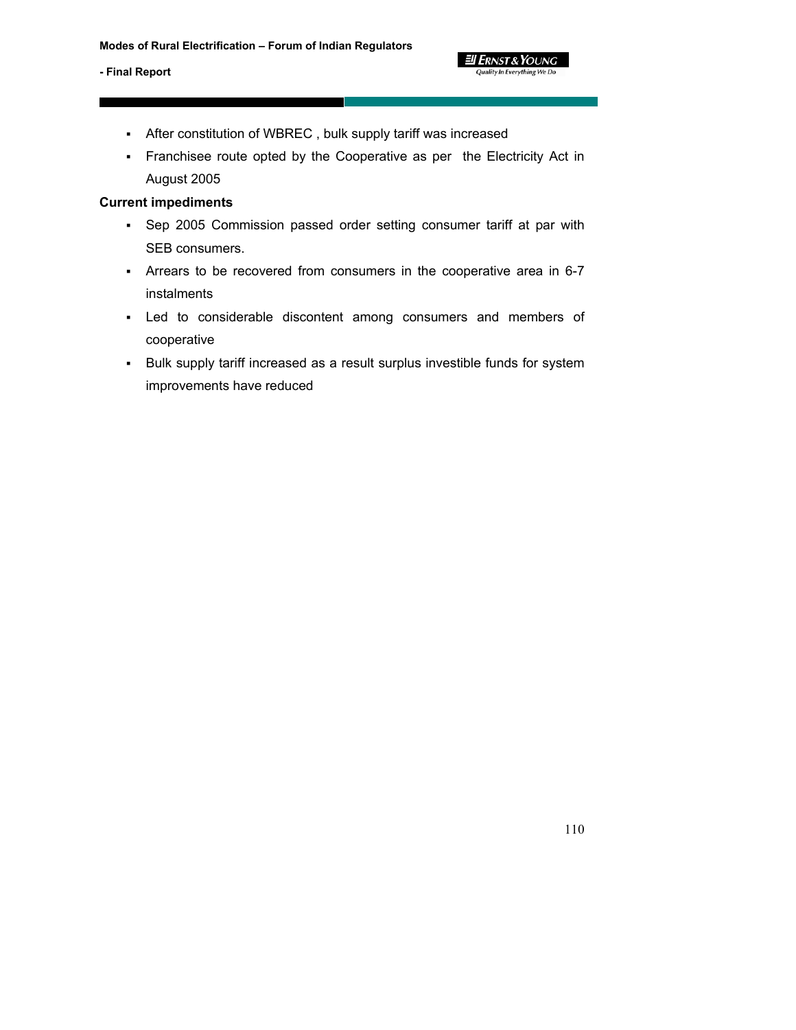- After constitution of WBREC , bulk supply tariff was increased
- Franchisee route opted by the Cooperative as per the Electricity Act in August 2005

**Current impediments**

- Sep 2005 Commission passed order setting consumer tariff at par with SEB consumers.
- Arrears to be recovered from consumers in the cooperative area in 6-7 instalments
- Led to considerable discontent among consumers and members of cooperative
- Bulk supply tariff increased as a result surplus investible funds for system improvements have reduced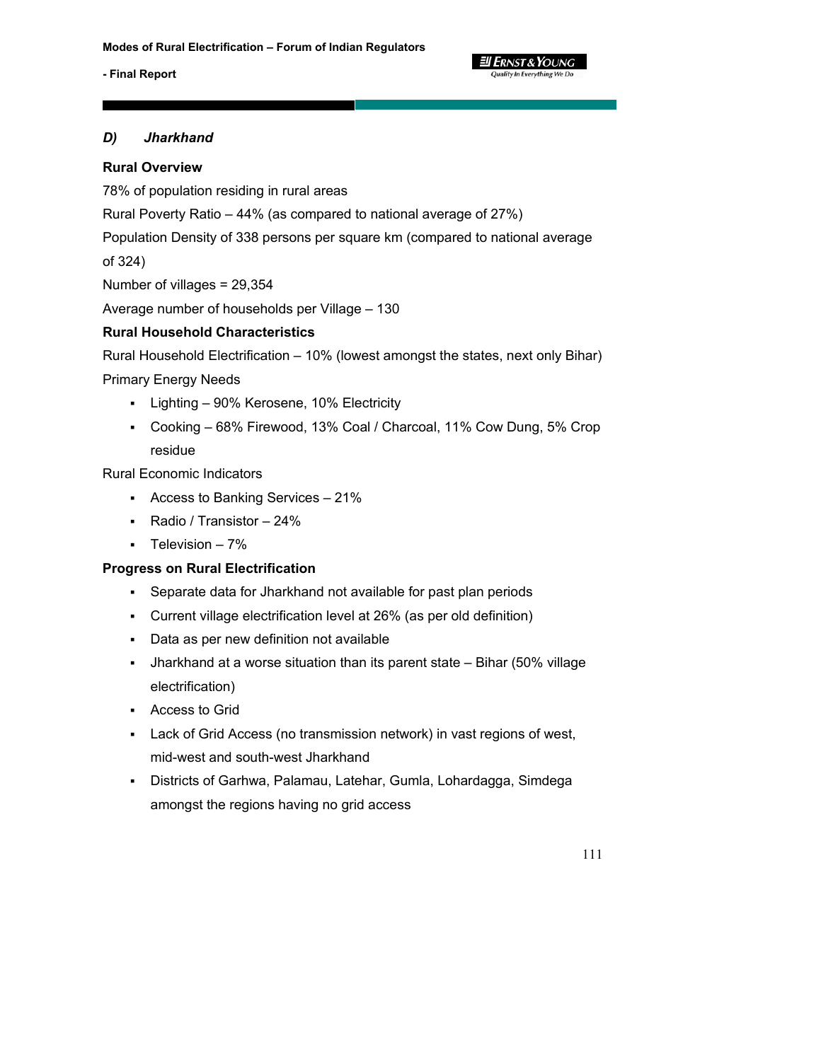### *D) Jharkhand*

**Rural Overview**

78% of population residing in rural areas

Rural Poverty Ratio – 44% (as compared to national average of 27%)

Population Density of 338 persons per square km (compared to national average of 324)

Number of villages = 29,354

Average number of households per Village – 130

**Rural Household Characteristics**

Rural Household Electrification – 10% (lowest amongst the states, next only Bihar)

Primary Energy Needs

- Lighting – 90% Kerosene, 10% Electricity
- Cooking – 68% Firewood, 13% Coal / Charcoal, 11% Cow Dung, 5% Crop residue

Rural Economic Indicators

- Access to Banking Services – 21%
- Radio / Transistor – 24%
- Television – 7%

**Progress on Rural Electrification**

- Separate data for Jharkhand not available for past plan periods
- Current village electrification level at 26% (as per old definition)
- Data as per new definition not available
- Jharkhand at a worse situation than its parent state – Bihar (50% village electrification)
- Access to Grid
- Lack of Grid Access (no transmission network) in vast regions of west, mid-west and south-west Jharkhand
- Districts of Garhwa, Palamau, Latehar, Gumla, Lohardagga, Simdega amongst the regions having no grid access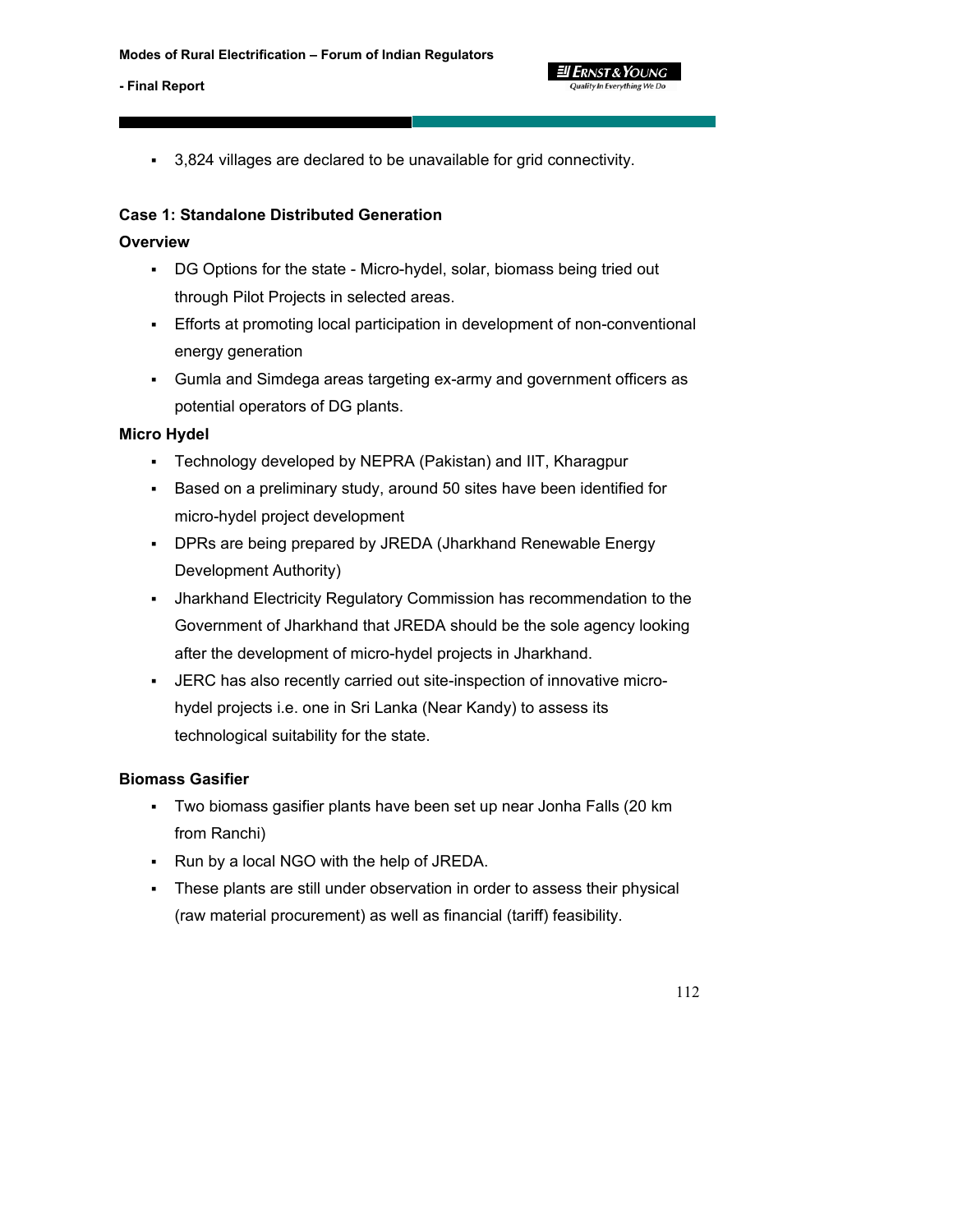- 3,824 villages are declared to be unavailable for grid connectivity.

**Case 1: Standalone Distributed Generation**

**Overview**

- DG Options for the state - Micro-hydel, solar, biomass being tried out through Pilot Projects in selected areas.
- Efforts at promoting local participation in development of non-conventional energy generation
- Gumla and Simdega areas targeting ex-army and government officers as potential operators of DG plants.

**Micro Hydel**

- Technology developed by NEPRA (Pakistan) and IIT, Kharagpur
- Based on a preliminary study, around 50 sites have been identified for micro-hydel project development
- DPRs are being prepared by JREDA (Jharkhand Renewable Energy Development Authority)
- Jharkhand Electricity Regulatory Commission has recommendation to the Government of Jharkhand that JREDA should be the sole agency looking after the development of micro-hydel projects in Jharkhand.
- JERC has also recently carried out site-inspection of innovative micro-hydel projects i.e. one in Sri Lanka (Near Kandy) to assess its technological suitability for the state.

**Biomass Gasifier**

- Two biomass gasifier plants have been set up near Jonha Falls (20 km from Ranchi)
- Run by a local NGO with the help of JREDA.
- These plants are still under observation in order to assess their physical (raw material procurement) as well as financial (tariff) feasibility.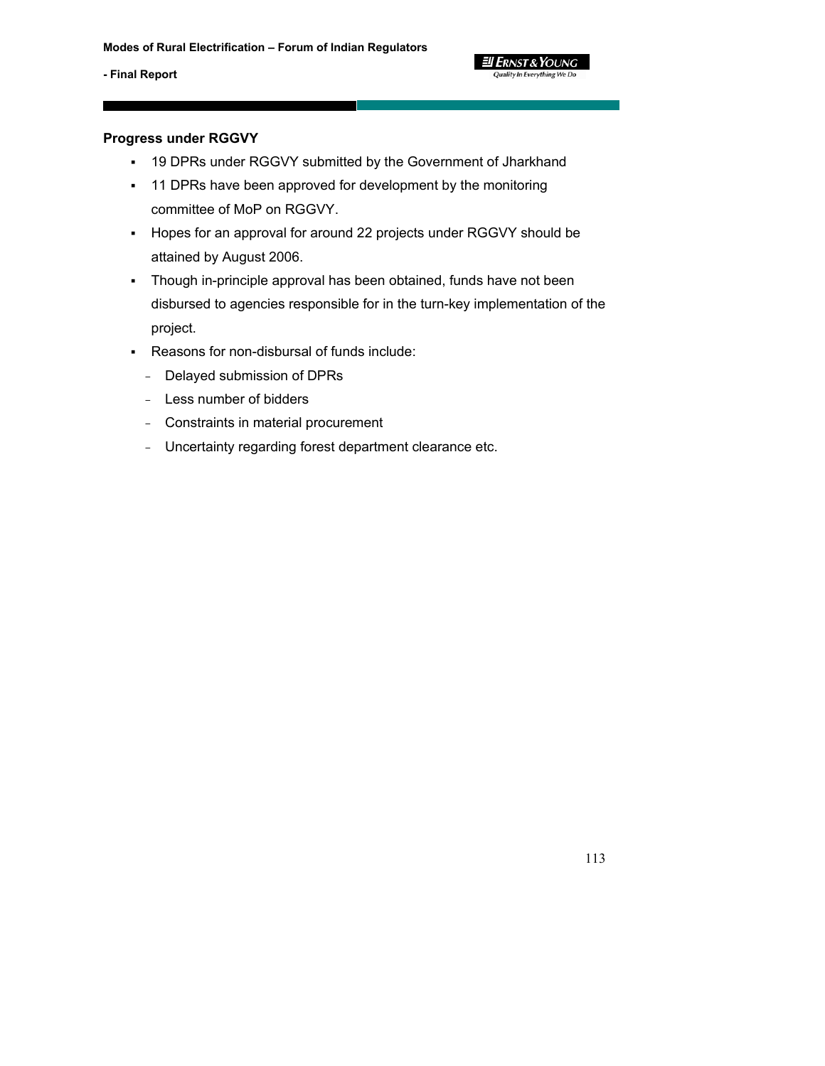**Progress under RGGVY**

- 19 DPRs under RGGVY submitted by the Government of Jharkhand
- 11 DPRs have been approved for development by the monitoring committee of MoP on RGGVY.
- Hopes for an approval for around 22 projects under RGGVY should be attained by August 2006.
- Though in-principle approval has been obtained, funds have not been disbursed to agencies responsible for in the turn-key implementation of the project.
- Reasons for non-disbursal of funds include:
  - Delayed submission of DPRs
  - Less number of bidders
  - Constraints in material procurement
  - Uncertainty regarding forest department clearance etc.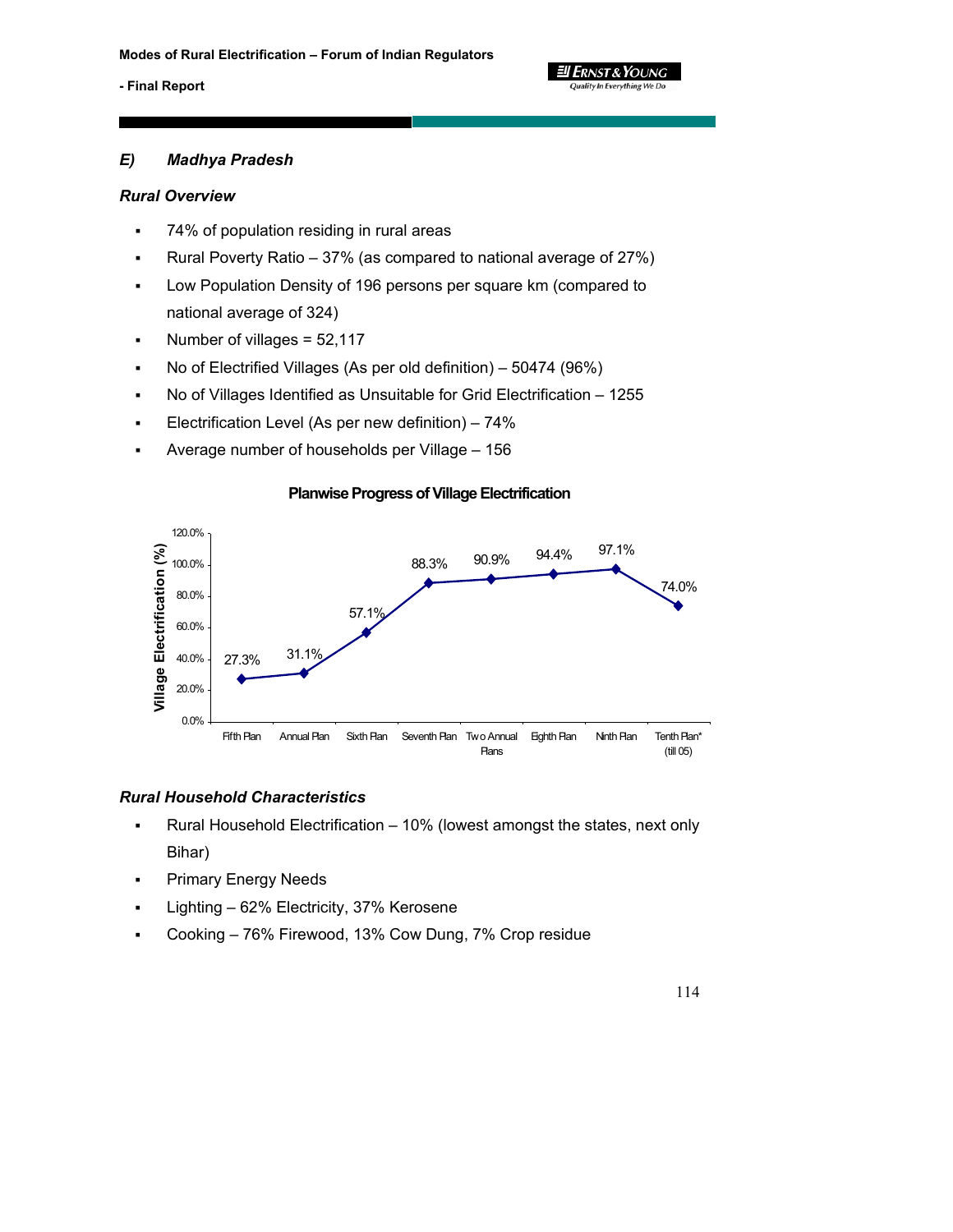### E) *Madhya Pradesh*

#### *Rural Overview*

- 74% of population residing in rural areas
- Rural Poverty Ratio – 37% (as compared to national average of 27%)
- Low Population Density of 196 persons per square km (compared to national average of 324)
- Number of villages = 52,117
- No of Electrified Villages (As per old definition) – 50474 (96%)
- No of Villages Identified as Unsuitable for Grid Electrification – 1255
- Electrification Level (As per new definition) – 74%
- Average number of households per Village – 156

**Planwise Progress of Village Electrification**

| Plan | Village Electrification (%) |
|---|---|
| Fifth Plan | 27.3% |
| Annual Plan | 31.1% |
| Sixth Plan | 57.1% |
| Seventh Plan | 88.3% |
| Two Annual Plans | 90.9% |
| Eighth Plan | 94.4% |
| Ninth Plan | 97.1% |
| Tenth Plan* (till 05) | 74.0% |

#### *Rural Household Characteristics*

- Rural Household Electrification – 10% (lowest amongst the states, next only Bihar)
- Primary Energy Needs
- Lighting – 62% Electricity, 37% Kerosene
- Cooking – 76% Firewood, 13% Cow Dung, 7% Crop residue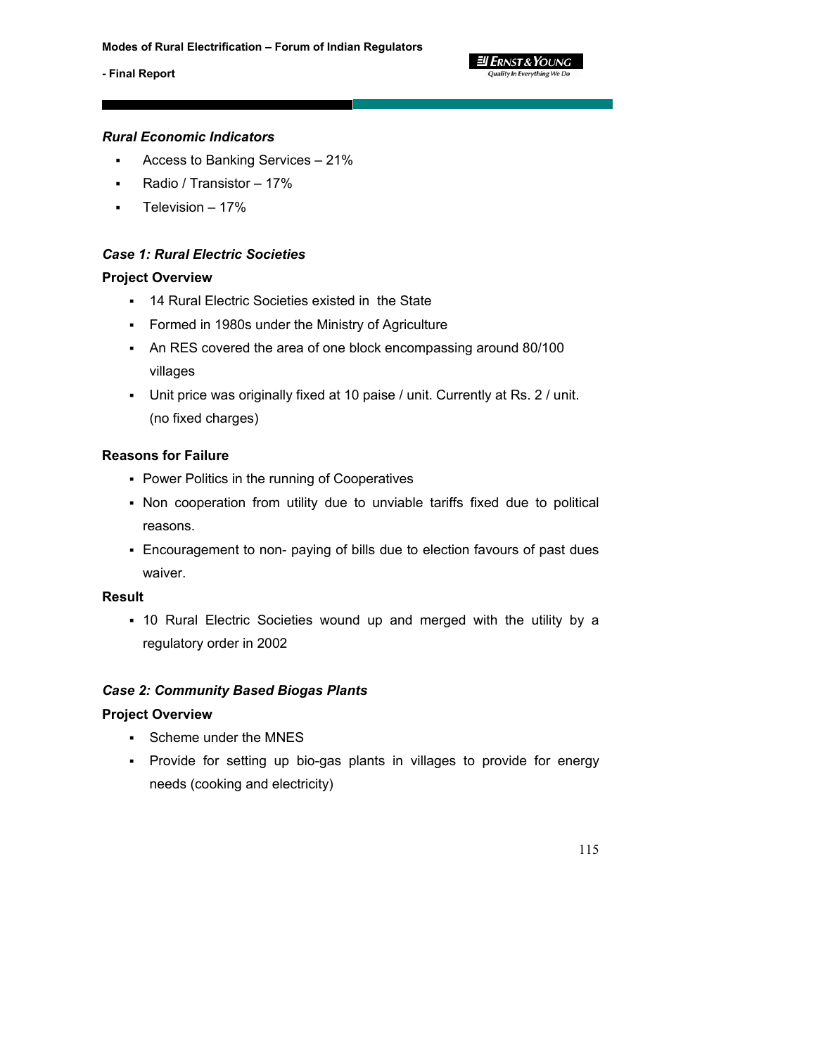***Rural Economic Indicators***

- Access to Banking Services – 21%
- Radio / Transistor – 17%
- Television – 17%

***Case 1: Rural Electric Societies***

**Project Overview**

- 14 Rural Electric Societies existed in the State
- Formed in 1980s under the Ministry of Agriculture
- An RES covered the area of one block encompassing around 80/100 villages
- Unit price was originally fixed at 10 paise / unit. Currently at Rs. 2 / unit. (no fixed charges)

**Reasons for Failure**

- Power Politics in the running of Cooperatives
- Non cooperation from utility due to unviable tariffs fixed due to political reasons.
- Encouragement to non- paying of bills due to election favours of past dues waiver.

**Result**

- 10 Rural Electric Societies wound up and merged with the utility by a regulatory order in 2002

***Case 2: Community Based Biogas Plants***

**Project Overview**

- Scheme under the MNES
- Provide for setting up bio-gas plants in villages to provide for energy needs (cooking and electricity)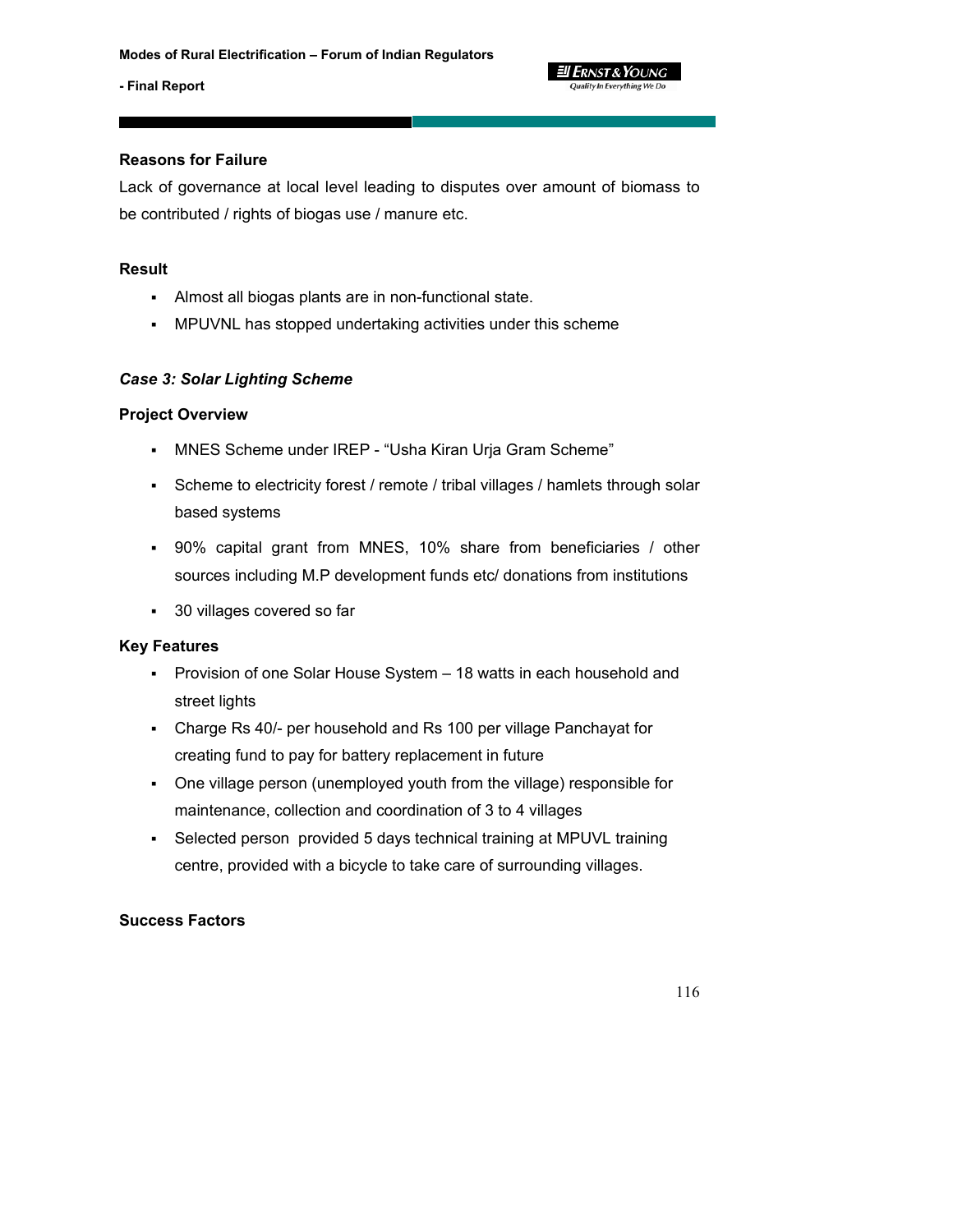**Reasons for Failure**

Lack of governance at local level leading to disputes over amount of biomass to be contributed / rights of biogas use / manure etc.

**Result**

- Almost all biogas plants are in non-functional state.
- MPUVNL has stopped undertaking activities under this scheme

***Case 3: Solar Lighting Scheme***

**Project Overview**

- MNES Scheme under IREP - "Usha Kiran Urja Gram Scheme"
- Scheme to electricity forest / remote / tribal villages / hamlets through solar based systems
- 90% capital grant from MNES, 10% share from beneficiaries / other sources including M.P development funds etc/ donations from institutions
- 30 villages covered so far

**Key Features**

- Provision of one Solar House System – 18 watts in each household and street lights
- Charge Rs 40/- per household and Rs 100 per village Panchayat for creating fund to pay for battery replacement in future
- One village person (unemployed youth from the village) responsible for maintenance, collection and coordination of 3 to 4 villages
- Selected person provided 5 days technical training at MPUVL training centre, provided with a bicycle to take care of surrounding villages.

**Success Factors**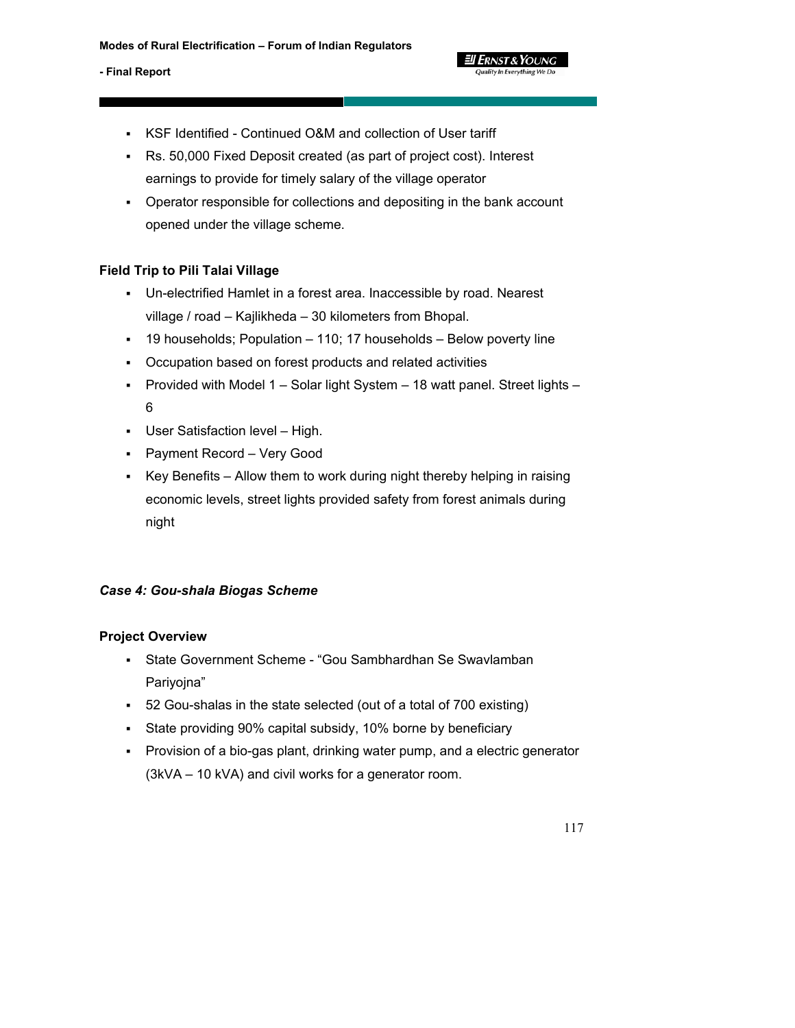- KSF Identified - Continued O&M and collection of User tariff
- Rs. 50,000 Fixed Deposit created (as part of project cost). Interest earnings to provide for timely salary of the village operator
- Operator responsible for collections and depositing in the bank account opened under the village scheme.

**Field Trip to Pili Talai Village**

- Un-electrified Hamlet in a forest area. Inaccessible by road. Nearest village / road – Kajlikheda – 30 kilometers from Bhopal.
- 19 households; Population – 110; 17 households – Below poverty line
- Occupation based on forest products and related activities
- Provided with Model 1 – Solar light System – 18 watt panel. Street lights – 6
- User Satisfaction level – High.
- Payment Record – Very Good
- Key Benefits – Allow them to work during night thereby helping in raising economic levels, street lights provided safety from forest animals during night

***Case 4: Gou-shala Biogas Scheme***

**Project Overview**

- State Government Scheme - "Gou Sambhardhan Se Swavlamban Pariyojna"
- 52 Gou-shalas in the state selected (out of a total of 700 existing)
- State providing 90% capital subsidy, 10% borne by beneficiary
- Provision of a bio-gas plant, drinking water pump, and a electric generator (3kVA – 10 kVA) and civil works for a generator room.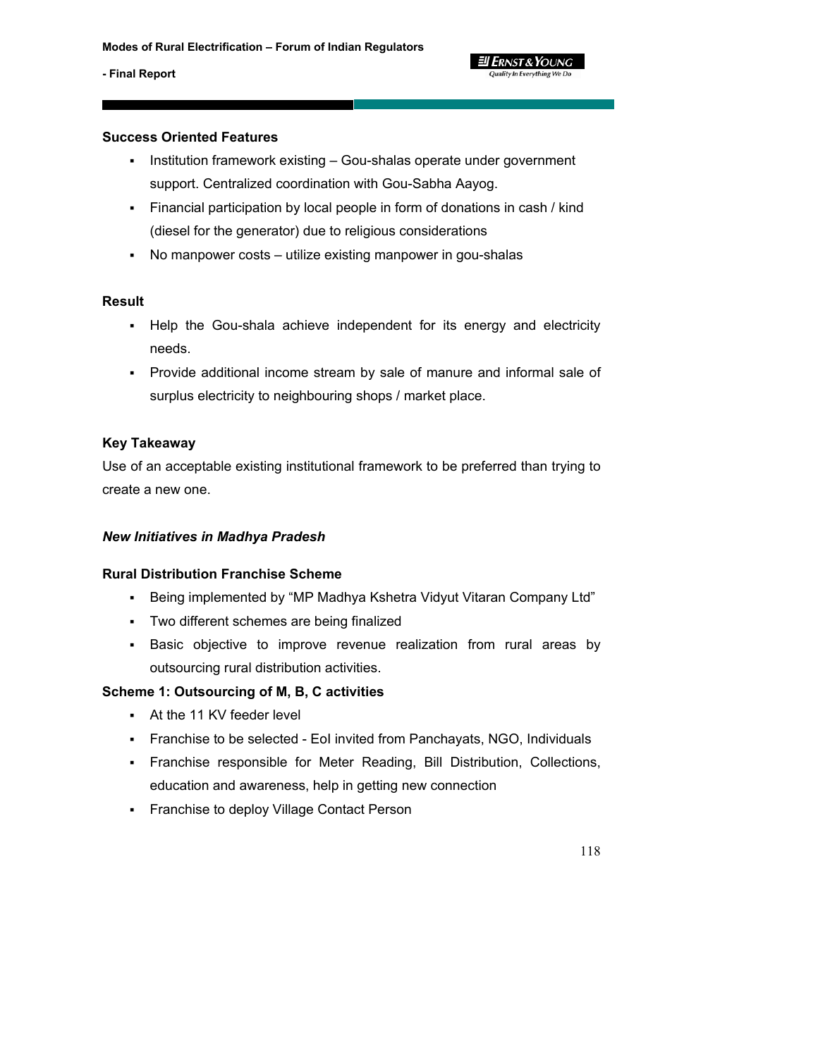**Success Oriented Features**

- Institution framework existing – Gou-shalas operate under government support. Centralized coordination with Gou-Sabha Aayog.
- Financial participation by local people in form of donations in cash / kind (diesel for the generator) due to religious considerations
- No manpower costs – utilize existing manpower in gou-shalas

**Result**

- Help the Gou-shala achieve independent for its energy and electricity needs.
- Provide additional income stream by sale of manure and informal sale of surplus electricity to neighbouring shops / market place.

**Key Takeaway**

Use of an acceptable existing institutional framework to be preferred than trying to create a new one.

***New Initiatives in Madhya Pradesh***

**Rural Distribution Franchise Scheme**

- Being implemented by "MP Madhya Kshetra Vidyut Vitaran Company Ltd"
- Two different schemes are being finalized
- Basic objective to improve revenue realization from rural areas by outsourcing rural distribution activities.

**Scheme 1: Outsourcing of M, B, C activities**

- At the 11 KV feeder level
- Franchise to be selected - EoI invited from Panchayats, NGO, Individuals
- Franchise responsible for Meter Reading, Bill Distribution, Collections, education and awareness, help in getting new connection
- Franchise to deploy Village Contact Person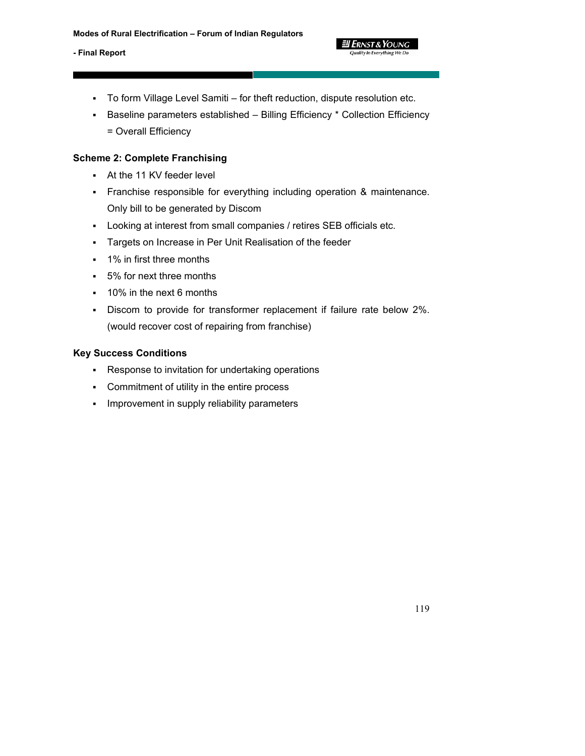- To form Village Level Samiti – for theft reduction, dispute resolution etc.
- Baseline parameters established – Billing Efficiency * Collection Efficiency = Overall Efficiency

**Scheme 2: Complete Franchising**

- At the 11 KV feeder level
- Franchise responsible for everything including operation & maintenance. Only bill to be generated by Discom
- Looking at interest from small companies / retires SEB officials etc.
- Targets on Increase in Per Unit Realisation of the feeder
- 1% in first three months
- 5% for next three months
- 10% in the next 6 months
- Discom to provide for transformer replacement if failure rate below 2%. (would recover cost of repairing from franchise)

**Key Success Conditions**

- Response to invitation for undertaking operations
- Commitment of utility in the entire process
- Improvement in supply reliability parameters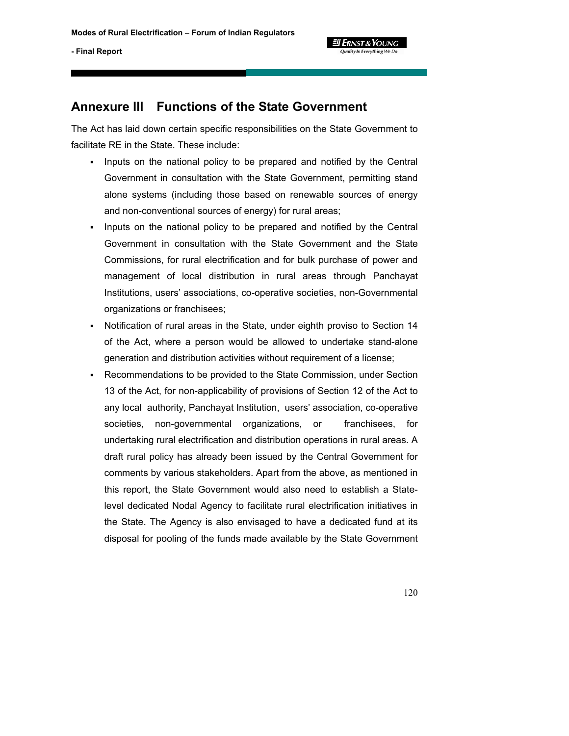## Annexure III Functions of the State Government

The Act has laid down certain specific responsibilities on the State Government to facilitate RE in the State. These include:

- Inputs on the national policy to be prepared and notified by the Central Government in consultation with the State Government, permitting stand alone systems (including those based on renewable sources of energy and non-conventional sources of energy) for rural areas;
- Inputs on the national policy to be prepared and notified by the Central Government in consultation with the State Government and the State Commissions, for rural electrification and for bulk purchase of power and management of local distribution in rural areas through Panchayat Institutions, users' associations, co-operative societies, non-Governmental organizations or franchisees;
- Notification of rural areas in the State, under eighth proviso to Section 14 of the Act, where a person would be allowed to undertake stand-alone generation and distribution activities without requirement of a license;
- Recommendations to be provided to the State Commission, under Section 13 of the Act, for non-applicability of provisions of Section 12 of the Act to any local authority, Panchayat Institution, users' association, co-operative societies, non-governmental organizations, or franchisees, for undertaking rural electrification and distribution operations in rural areas. A draft rural policy has already been issued by the Central Government for comments by various stakeholders. Apart from the above, as mentioned in this report, the State Government would also need to establish a State-level dedicated Nodal Agency to facilitate rural electrification initiatives in the State. The Agency is also envisaged to have a dedicated fund at its disposal for pooling of the funds made available by the State Government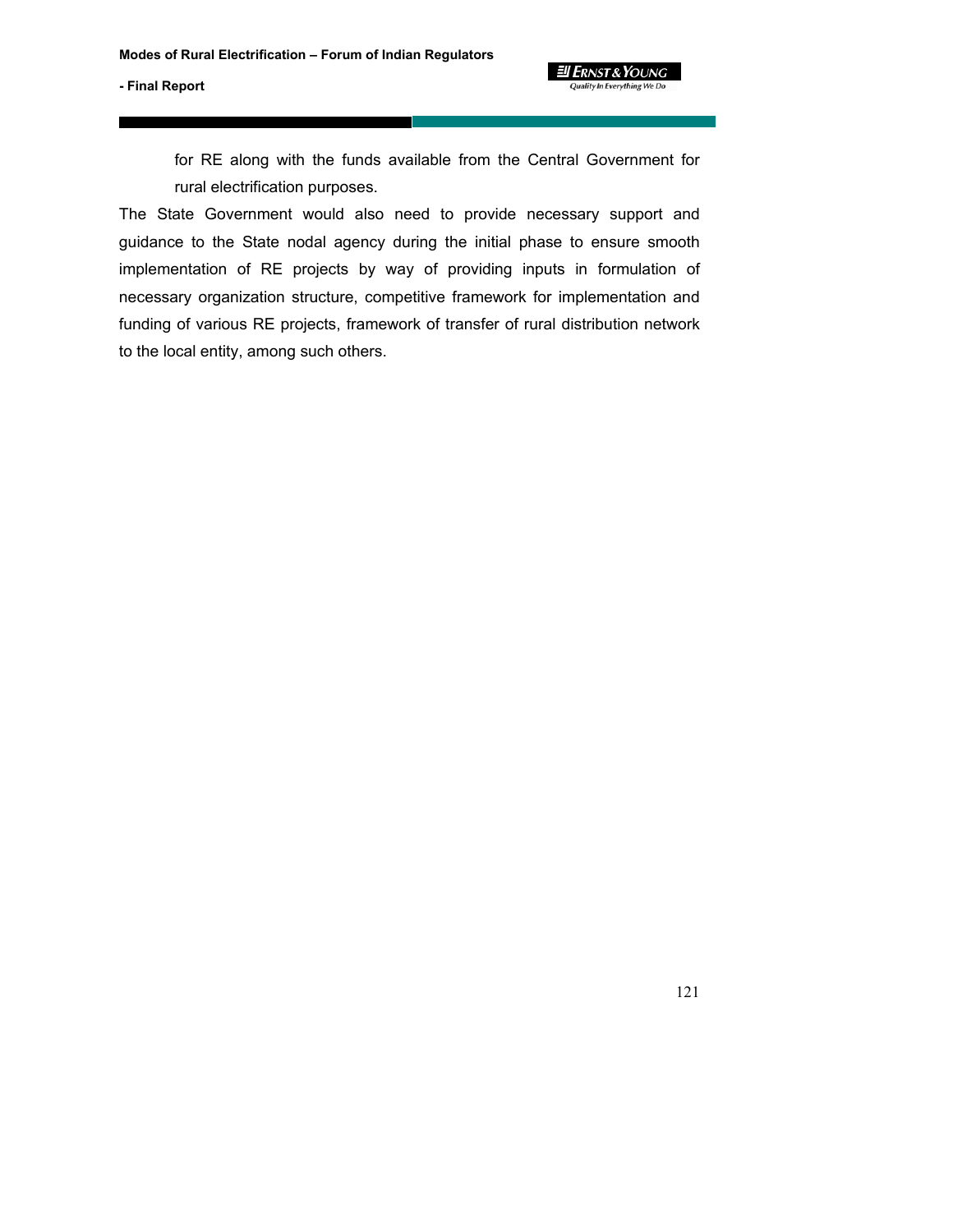for RE along with the funds available from the Central Government for rural electrification purposes.

The State Government would also need to provide necessary support and guidance to the State nodal agency during the initial phase to ensure smooth implementation of RE projects by way of providing inputs in formulation of necessary organization structure, competitive framework for implementation and funding of various RE projects, framework of transfer of rural distribution network to the local entity, among such others.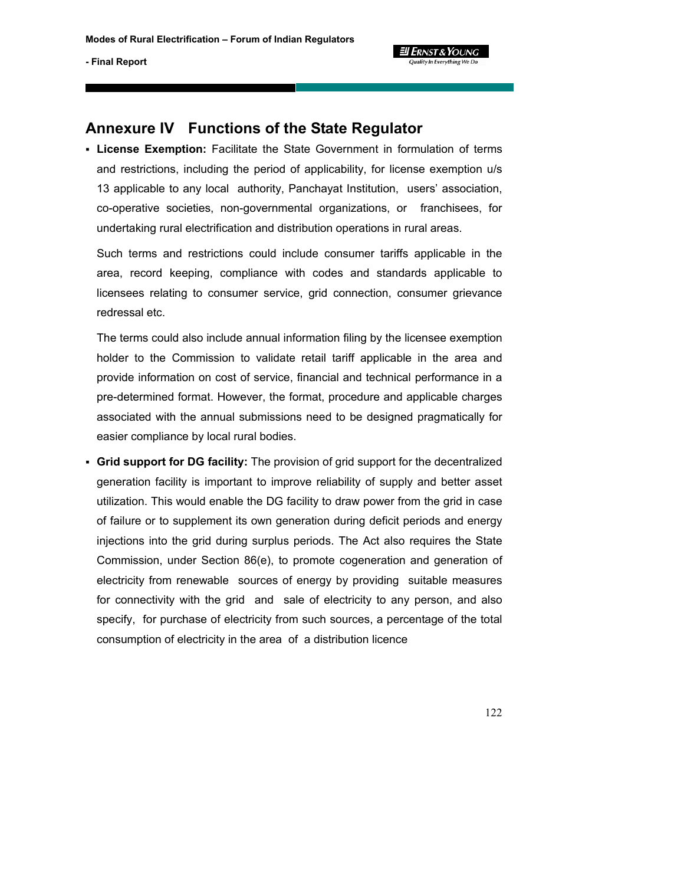## Annexure IV  Functions of the State Regulator

- **License Exemption:** Facilitate the State Government in formulation of terms and restrictions, including the period of applicability, for license exemption u/s 13 applicable to any local authority, Panchayat Institution, users' association, co-operative societies, non-governmental organizations, or franchisees, for undertaking rural electrification and distribution operations in rural areas.

  Such terms and restrictions could include consumer tariffs applicable in the area, record keeping, compliance with codes and standards applicable to licensees relating to consumer service, grid connection, consumer grievance redressal etc.

  The terms could also include annual information filing by the licensee exemption holder to the Commission to validate retail tariff applicable in the area and provide information on cost of service, financial and technical performance in a pre-determined format. However, the format, procedure and applicable charges associated with the annual submissions need to be designed pragmatically for easier compliance by local rural bodies.

- **Grid support for DG facility:** The provision of grid support for the decentralized generation facility is important to improve reliability of supply and better asset utilization. This would enable the DG facility to draw power from the grid in case of failure or to supplement its own generation during deficit periods and energy injections into the grid during surplus periods. The Act also requires the State Commission, under Section 86(e), to promote cogeneration and generation of electricity from renewable sources of energy by providing suitable measures for connectivity with the grid and sale of electricity to any person, and also specify, for purchase of electricity from such sources, a percentage of the total consumption of electricity in the area of a distribution licence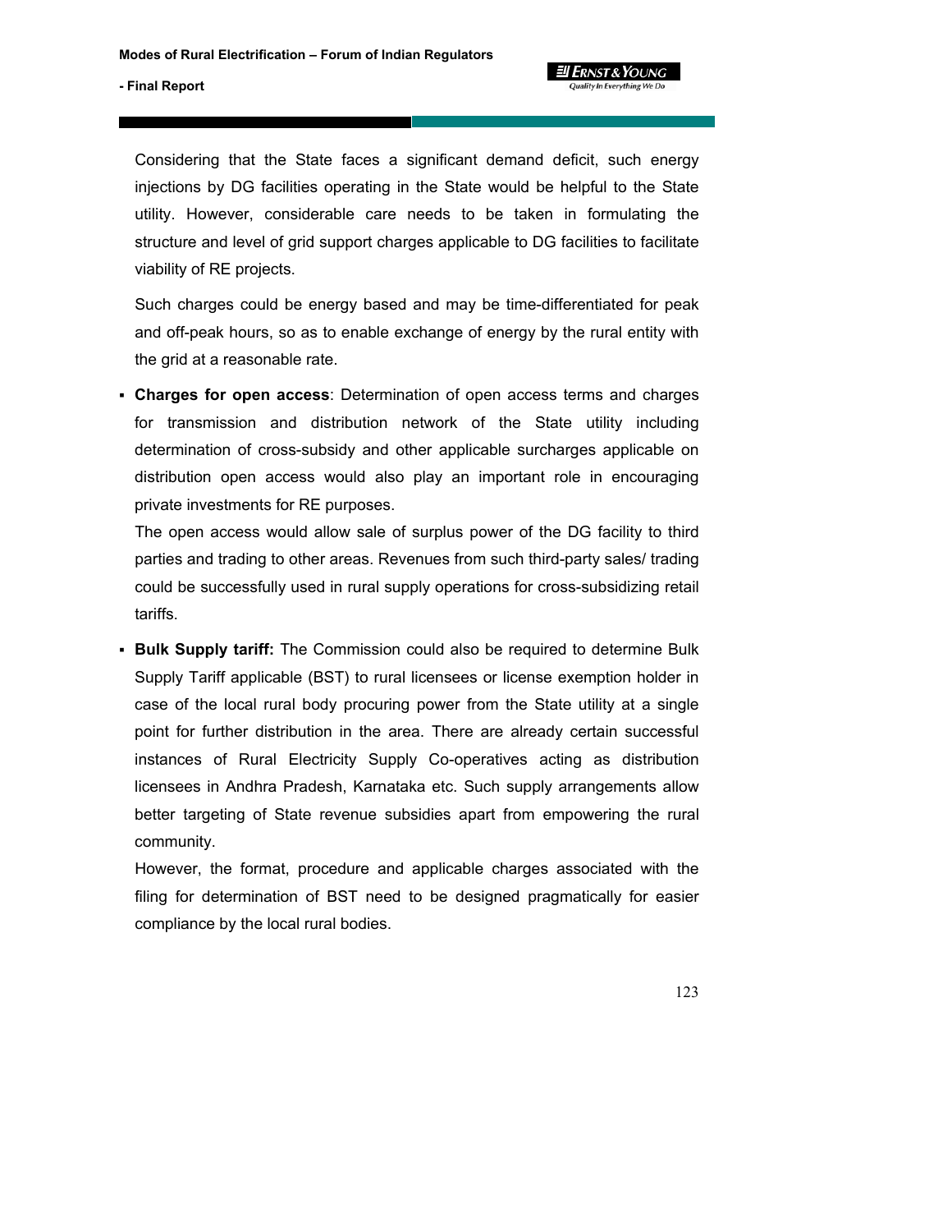Considering that the State faces a significant demand deficit, such energy injections by DG facilities operating in the State would be helpful to the State utility. However, considerable care needs to be taken in formulating the structure and level of grid support charges applicable to DG facilities to facilitate viability of RE projects.

Such charges could be energy based and may be time-differentiated for peak and off-peak hours, so as to enable exchange of energy by the rural entity with the grid at a reasonable rate.

- **Charges for open access**: Determination of open access terms and charges for transmission and distribution network of the State utility including determination of cross-subsidy and other applicable surcharges applicable on distribution open access would also play an important role in encouraging private investments for RE purposes.

  The open access would allow sale of surplus power of the DG facility to third parties and trading to other areas. Revenues from such third-party sales/ trading could be successfully used in rural supply operations for cross-subsidizing retail tariffs.

- **Bulk Supply tariff:** The Commission could also be required to determine Bulk Supply Tariff applicable (BST) to rural licensees or license exemption holder in case of the local rural body procuring power from the State utility at a single point for further distribution in the area. There are already certain successful instances of Rural Electricity Supply Co-operatives acting as distribution licensees in Andhra Pradesh, Karnataka etc. Such supply arrangements allow better targeting of State revenue subsidies apart from empowering the rural community.

  However, the format, procedure and applicable charges associated with the filing for determination of BST need to be designed pragmatically for easier compliance by the local rural bodies.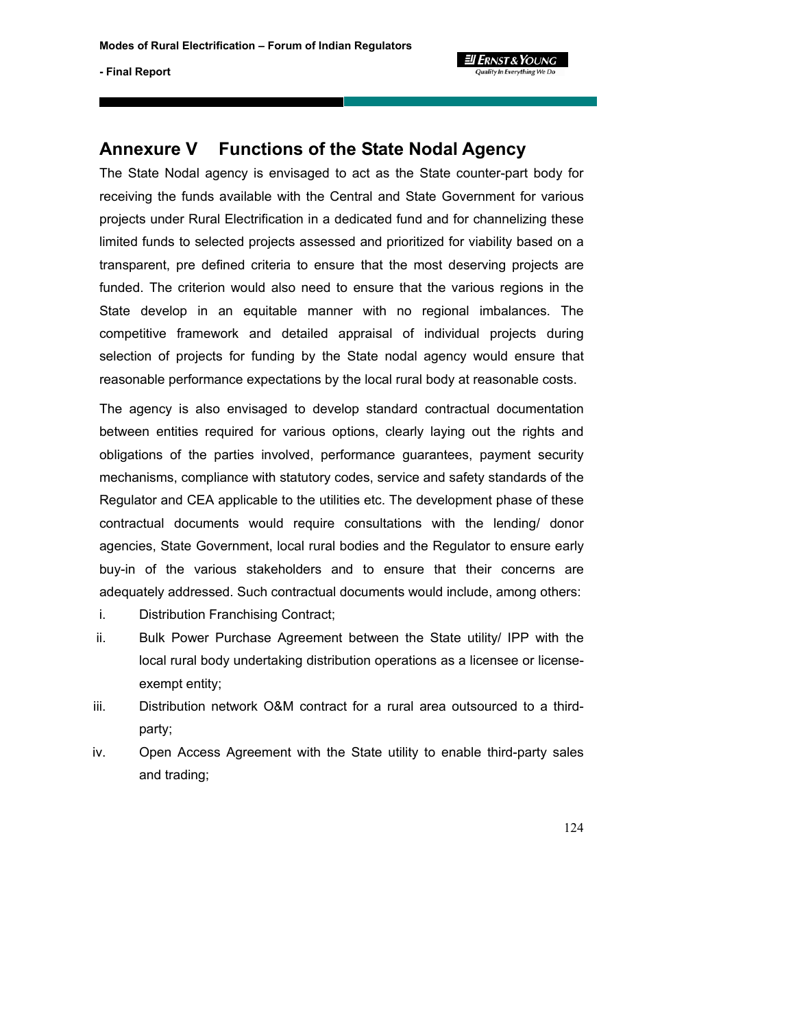# Annexure V Functions of the State Nodal Agency

The State Nodal agency is envisaged to act as the State counter-part body for receiving the funds available with the Central and State Government for various projects under Rural Electrification in a dedicated fund and for channelizing these limited funds to selected projects assessed and prioritized for viability based on a transparent, pre defined criteria to ensure that the most deserving projects are funded. The criterion would also need to ensure that the various regions in the State develop in an equitable manner with no regional imbalances. The competitive framework and detailed appraisal of individual projects during selection of projects for funding by the State nodal agency would ensure that reasonable performance expectations by the local rural body at reasonable costs.

The agency is also envisaged to develop standard contractual documentation between entities required for various options, clearly laying out the rights and obligations of the parties involved, performance guarantees, payment security mechanisms, compliance with statutory codes, service and safety standards of the Regulator and CEA applicable to the utilities etc. The development phase of these contractual documents would require consultations with the lending/ donor agencies, State Government, local rural bodies and the Regulator to ensure early buy-in of the various stakeholders and to ensure that their concerns are adequately addressed. Such contractual documents would include, among others:

i. Distribution Franchising Contract;

ii. Bulk Power Purchase Agreement between the State utility/ IPP with the local rural body undertaking distribution operations as a licensee or license-exempt entity;

iii. Distribution network O&M contract for a rural area outsourced to a third-party;

iv. Open Access Agreement with the State utility to enable third-party sales and trading;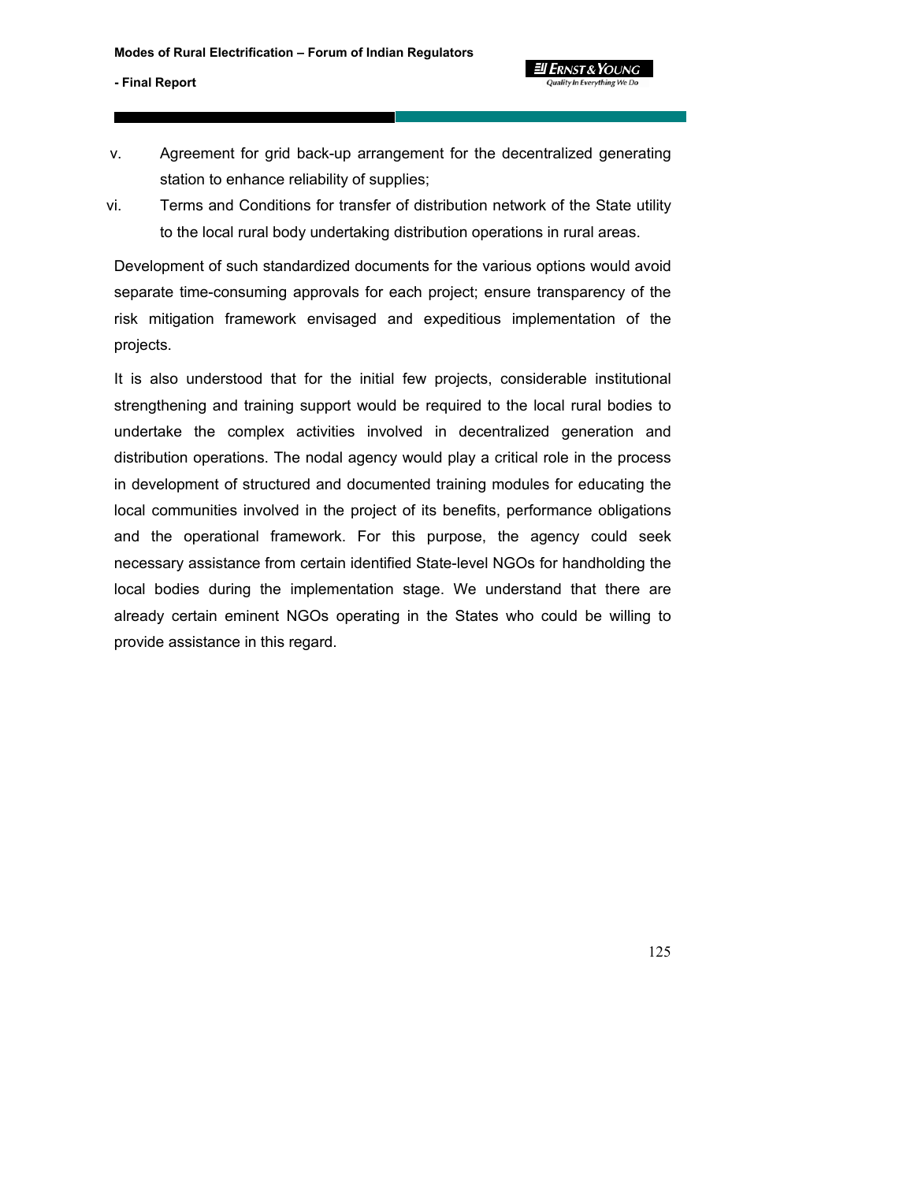v. Agreement for grid back-up arrangement for the decentralized generating station to enhance reliability of supplies;

vi. Terms and Conditions for transfer of distribution network of the State utility to the local rural body undertaking distribution operations in rural areas.

Development of such standardized documents for the various options would avoid separate time-consuming approvals for each project; ensure transparency of the risk mitigation framework envisaged and expeditious implementation of the projects.

It is also understood that for the initial few projects, considerable institutional strengthening and training support would be required to the local rural bodies to undertake the complex activities involved in decentralized generation and distribution operations. The nodal agency would play a critical role in the process in development of structured and documented training modules for educating the local communities involved in the project of its benefits, performance obligations and the operational framework. For this purpose, the agency could seek necessary assistance from certain identified State-level NGOs for handholding the local bodies during the implementation stage. We understand that there are already certain eminent NGOs operating in the States who could be willing to provide assistance in this regard.